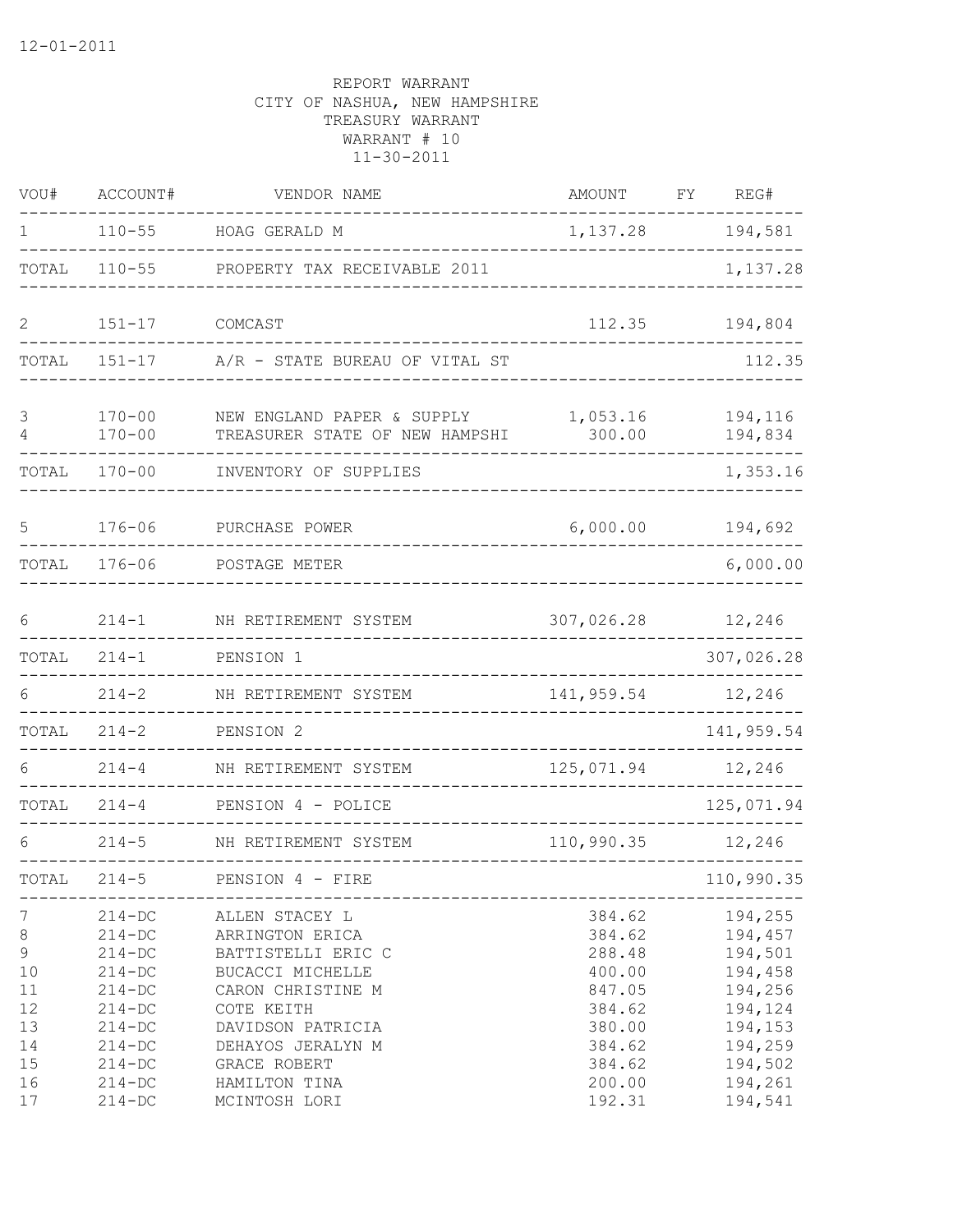12-01-2011

REPORT WARRANT
CITY OF NASHUA, NEW HAMPSHIRE
TREASURY WARRANT
WARRANT # 10
11-30-2011

| VOU# | ACCOUNT# | VENDOR NAME | AMOUNT | FY | REG# |
|---|---|---|---|---|---|
| 1 | 110-55 | HOAG GERALD M | 1,137.28 | | 194,581 |
| TOTAL | 110-55 | PROPERTY TAX RECEIVABLE 2011 | | | 1,137.28 |
| 2 | 151-17 | COMCAST | 112.35 | | 194,804 |
| TOTAL | 151-17 | A/R - STATE BUREAU OF VITAL ST | | | 112.35 |
| 3 | 170-00 | NEW ENGLAND PAPER & SUPPLY | 1,053.16 | | 194,116 |
| 4 | 170-00 | TREASURER STATE OF NEW HAMPSHI | 300.00 | | 194,834 |
| TOTAL | 170-00 | INVENTORY OF SUPPLIES | | | 1,353.16 |
| 5 | 176-06 | PURCHASE POWER | 6,000.00 | | 194,692 |
| TOTAL | 176-06 | POSTAGE METER | | | 6,000.00 |
| 6 | 214-1 | NH RETIREMENT SYSTEM | 307,026.28 | | 12,246 |
| TOTAL | 214-1 | PENSION 1 | | | 307,026.28 |
| 6 | 214-2 | NH RETIREMENT SYSTEM | 141,959.54 | | 12,246 |
| TOTAL | 214-2 | PENSION 2 | | | 141,959.54 |
| 6 | 214-4 | NH RETIREMENT SYSTEM | 125,071.94 | | 12,246 |
| TOTAL | 214-4 | PENSION 4 - POLICE | | | 125,071.94 |
| 6 | 214-5 | NH RETIREMENT SYSTEM | 110,990.35 | | 12,246 |
| TOTAL | 214-5 | PENSION 4 - FIRE | | | 110,990.35 |
| 7 | 214-DC | ALLEN STACEY L | 384.62 | | 194,255 |
| 8 | 214-DC | ARRINGTON ERICA | 384.62 | | 194,457 |
| 9 | 214-DC | BATTISTELLI ERIC C | 288.48 | | 194,501 |
| 10 | 214-DC | BUCACCI MICHELLE | 400.00 | | 194,458 |
| 11 | 214-DC | CARON CHRISTINE M | 847.05 | | 194,256 |
| 12 | 214-DC | COTE KEITH | 384.62 | | 194,124 |
| 13 | 214-DC | DAVIDSON PATRICIA | 380.00 | | 194,153 |
| 14 | 214-DC | DEHAYOS JERALYN M | 384.62 | | 194,259 |
| 15 | 214-DC | GRACE ROBERT | 384.62 | | 194,502 |
| 16 | 214-DC | HAMILTON TINA | 200.00 | | 194,261 |
| 17 | 214-DC | MCINTOSH LORI | 192.31 | | 194,541 |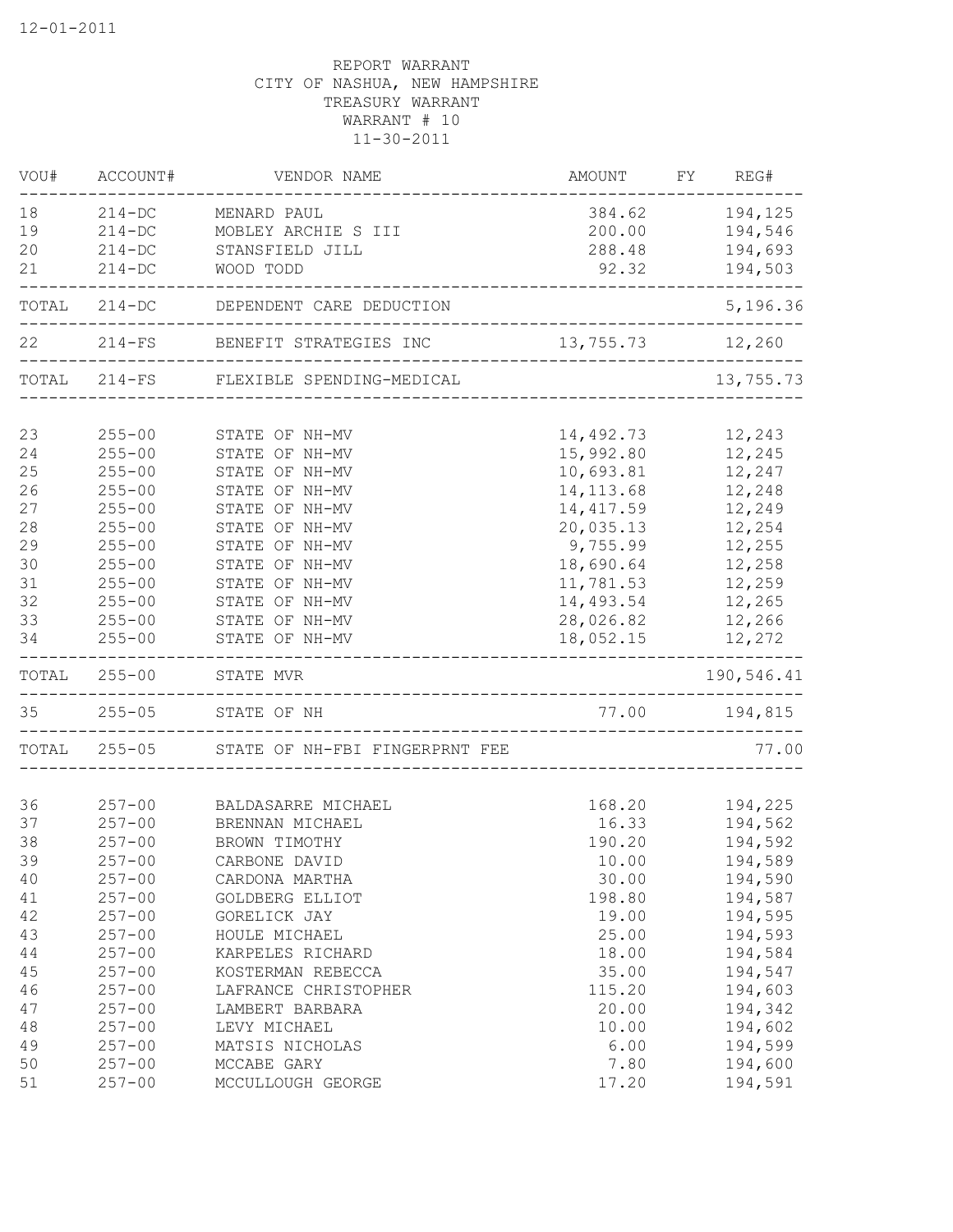12-01-2011

REPORT WARRANT
CITY OF NASHUA, NEW HAMPSHIRE
TREASURY WARRANT
WARRANT # 10
11-30-2011

| VOU# | ACCOUNT# | VENDOR NAME | AMOUNT | FY | REG# |
|---|---|---|---|---|---|
| 18 | 214-DC | MENARD PAUL | 384.62 | | 194,125 |
| 19 | 214-DC | MOBLEY ARCHIE S III | 200.00 | | 194,546 |
| 20 | 214-DC | STANSFIELD JILL | 288.48 | | 194,693 |
| 21 | 214-DC | WOOD TODD | 92.32 | | 194,503 |
| TOTAL | 214-DC | DEPENDENT CARE DEDUCTION | | | 5,196.36 |
| 22 | 214-FS | BENEFIT STRATEGIES INC | 13,755.73 | | 12,260 |
| TOTAL | 214-FS | FLEXIBLE SPENDING-MEDICAL | | | 13,755.73 |
| 23 | 255-00 | STATE OF NH-MV | 14,492.73 | | 12,243 |
| 24 | 255-00 | STATE OF NH-MV | 15,992.80 | | 12,245 |
| 25 | 255-00 | STATE OF NH-MV | 10,693.81 | | 12,247 |
| 26 | 255-00 | STATE OF NH-MV | 14,113.68 | | 12,248 |
| 27 | 255-00 | STATE OF NH-MV | 14,417.59 | | 12,249 |
| 28 | 255-00 | STATE OF NH-MV | 20,035.13 | | 12,254 |
| 29 | 255-00 | STATE OF NH-MV | 9,755.99 | | 12,255 |
| 30 | 255-00 | STATE OF NH-MV | 18,690.64 | | 12,258 |
| 31 | 255-00 | STATE OF NH-MV | 11,781.53 | | 12,259 |
| 32 | 255-00 | STATE OF NH-MV | 14,493.54 | | 12,265 |
| 33 | 255-00 | STATE OF NH-MV | 28,026.82 | | 12,266 |
| 34 | 255-00 | STATE OF NH-MV | 18,052.15 | | 12,272 |
| TOTAL | 255-00 | STATE MVR | | | 190,546.41 |
| 35 | 255-05 | STATE OF NH | 77.00 | | 194,815 |
| TOTAL | 255-05 | STATE OF NH-FBI FINGERPRNT FEE | | | 77.00 |
| 36 | 257-00 | BALDASARRE MICHAEL | 168.20 | | 194,225 |
| 37 | 257-00 | BRENNAN MICHAEL | 16.33 | | 194,562 |
| 38 | 257-00 | BROWN TIMOTHY | 190.20 | | 194,592 |
| 39 | 257-00 | CARBONE DAVID | 10.00 | | 194,589 |
| 40 | 257-00 | CARDONA MARTHA | 30.00 | | 194,590 |
| 41 | 257-00 | GOLDBERG ELLIOT | 198.80 | | 194,587 |
| 42 | 257-00 | GORELICK JAY | 19.00 | | 194,595 |
| 43 | 257-00 | HOULE MICHAEL | 25.00 | | 194,593 |
| 44 | 257-00 | KARPELES RICHARD | 18.00 | | 194,584 |
| 45 | 257-00 | KOSTERMAN REBECCA | 35.00 | | 194,547 |
| 46 | 257-00 | LAFRANCE CHRISTOPHER | 115.20 | | 194,603 |
| 47 | 257-00 | LAMBERT BARBARA | 20.00 | | 194,342 |
| 48 | 257-00 | LEVY MICHAEL | 10.00 | | 194,602 |
| 49 | 257-00 | MATSIS NICHOLAS | 6.00 | | 194,599 |
| 50 | 257-00 | MCCABE GARY | 7.80 | | 194,600 |
| 51 | 257-00 | MCCULLOUGH GEORGE | 17.20 | | 194,591 |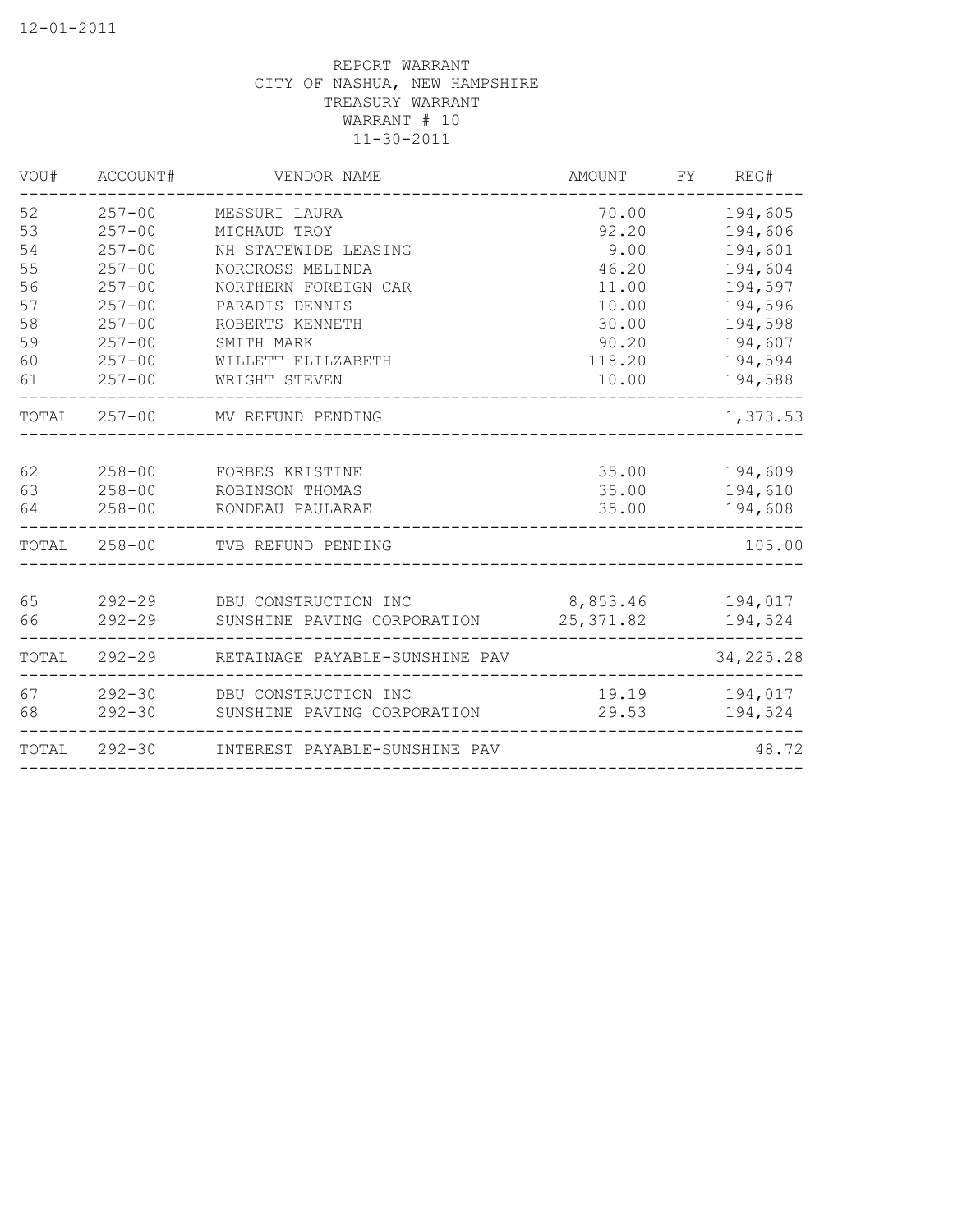REPORT WARRANT
CITY OF NASHUA, NEW HAMPSHIRE
TREASURY WARRANT
WARRANT # 10
11-30-2011

| VOU# | ACCOUNT# | VENDOR NAME | AMOUNT | FY | REG# |
|---|---|---|---|---|---|
| 52 | 257-00 | MESSURI LAURA | 70.00 | | 194,605 |
| 53 | 257-00 | MICHAUD TROY | 92.20 | | 194,606 |
| 54 | 257-00 | NH STATEWIDE LEASING | 9.00 | | 194,601 |
| 55 | 257-00 | NORCROSS MELINDA | 46.20 | | 194,604 |
| 56 | 257-00 | NORTHERN FOREIGN CAR | 11.00 | | 194,597 |
| 57 | 257-00 | PARADIS DENNIS | 10.00 | | 194,596 |
| 58 | 257-00 | ROBERTS KENNETH | 30.00 | | 194,598 |
| 59 | 257-00 | SMITH MARK | 90.20 | | 194,607 |
| 60 | 257-00 | WILLETT ELILZABETH | 118.20 | | 194,594 |
| 61 | 257-00 | WRIGHT STEVEN | 10.00 | | 194,588 |
| TOTAL | 257-00 | MV REFUND PENDING | | | 1,373.53 |
| 62 | 258-00 | FORBES KRISTINE | 35.00 | | 194,609 |
| 63 | 258-00 | ROBINSON THOMAS | 35.00 | | 194,610 |
| 64 | 258-00 | RONDEAU PAULARAE | 35.00 | | 194,608 |
| TOTAL | 258-00 | TVB REFUND PENDING | | | 105.00 |
| 65 | 292-29 | DBU CONSTRUCTION INC | 8,853.46 | | 194,017 |
| 66 | 292-29 | SUNSHINE PAVING CORPORATION | 25,371.82 | | 194,524 |
| TOTAL | 292-29 | RETAINAGE PAYABLE-SUNSHINE PAV | | | 34,225.28 |
| 67 | 292-30 | DBU CONSTRUCTION INC | 19.19 | | 194,017 |
| 68 | 292-30 | SUNSHINE PAVING CORPORATION | 29.53 | | 194,524 |
| TOTAL | 292-30 | INTEREST PAYABLE-SUNSHINE PAV | | | 48.72 |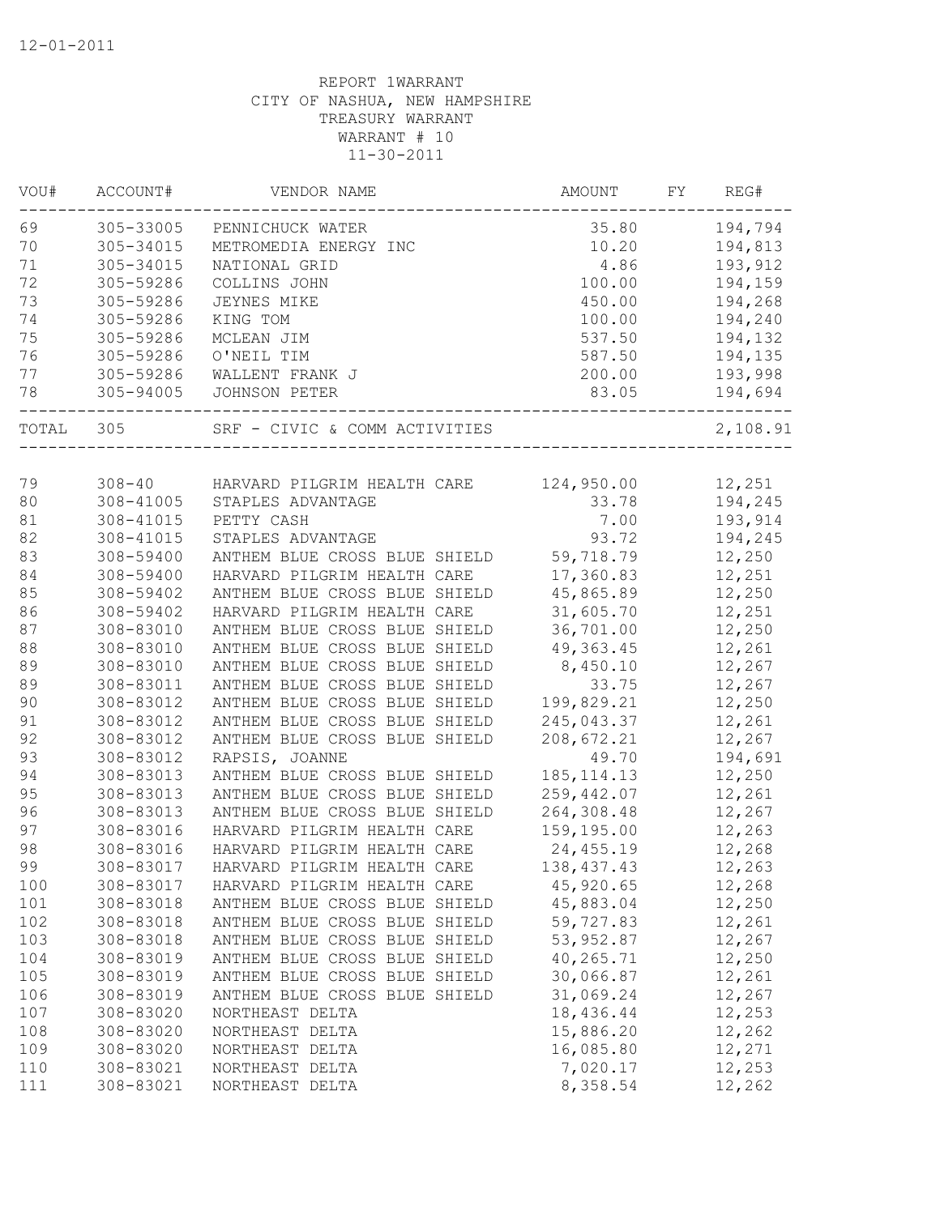12-01-2011

REPORT 1WARRANT
CITY OF NASHUA, NEW HAMPSHIRE
TREASURY WARRANT
WARRANT # 10
11-30-2011

| VOU# | ACCOUNT# | VENDOR NAME | AMOUNT | FY | REG# |
|---|---|---|---|---|---|
| 69 | 305-33005 | PENNICHUCK WATER | 35.80 | | 194,794 |
| 70 | 305-34015 | METROMEDIA ENERGY INC | 10.20 | | 194,813 |
| 71 | 305-34015 | NATIONAL GRID | 4.86 | | 193,912 |
| 72 | 305-59286 | COLLINS JOHN | 100.00 | | 194,159 |
| 73 | 305-59286 | JEYNES MIKE | 450.00 | | 194,268 |
| 74 | 305-59286 | KING TOM | 100.00 | | 194,240 |
| 75 | 305-59286 | MCLEAN JIM | 537.50 | | 194,132 |
| 76 | 305-59286 | O'NEIL TIM | 587.50 | | 194,135 |
| 77 | 305-59286 | WALLENT FRANK J | 200.00 | | 193,998 |
| 78 | 305-94005 | JOHNSON PETER | 83.05 | | 194,694 |
| TOTAL | 305 | SRF - CIVIC & COMM ACTIVITIES | | | 2,108.91 |
| 79 | 308-40 | HARVARD PILGRIM HEALTH CARE | 124,950.00 | | 12,251 |
| 80 | 308-41005 | STAPLES ADVANTAGE | 33.78 | | 194,245 |
| 81 | 308-41015 | PETTY CASH | 7.00 | | 193,914 |
| 82 | 308-41015 | STAPLES ADVANTAGE | 93.72 | | 194,245 |
| 83 | 308-59400 | ANTHEM BLUE CROSS BLUE SHIELD | 59,718.79 | | 12,250 |
| 84 | 308-59400 | HARVARD PILGRIM HEALTH CARE | 17,360.83 | | 12,251 |
| 85 | 308-59402 | ANTHEM BLUE CROSS BLUE SHIELD | 45,865.89 | | 12,250 |
| 86 | 308-59402 | HARVARD PILGRIM HEALTH CARE | 31,605.70 | | 12,251 |
| 87 | 308-83010 | ANTHEM BLUE CROSS BLUE SHIELD | 36,701.00 | | 12,250 |
| 88 | 308-83010 | ANTHEM BLUE CROSS BLUE SHIELD | 49,363.45 | | 12,261 |
| 89 | 308-83010 | ANTHEM BLUE CROSS BLUE SHIELD | 8,450.10 | | 12,267 |
| 89 | 308-83011 | ANTHEM BLUE CROSS BLUE SHIELD | 33.75 | | 12,267 |
| 90 | 308-83012 | ANTHEM BLUE CROSS BLUE SHIELD | 199,829.21 | | 12,250 |
| 91 | 308-83012 | ANTHEM BLUE CROSS BLUE SHIELD | 245,043.37 | | 12,261 |
| 92 | 308-83012 | ANTHEM BLUE CROSS BLUE SHIELD | 208,672.21 | | 12,267 |
| 93 | 308-83012 | RAPSIS, JOANNE | 49.70 | | 194,691 |
| 94 | 308-83013 | ANTHEM BLUE CROSS BLUE SHIELD | 185,114.13 | | 12,250 |
| 95 | 308-83013 | ANTHEM BLUE CROSS BLUE SHIELD | 259,442.07 | | 12,261 |
| 96 | 308-83013 | ANTHEM BLUE CROSS BLUE SHIELD | 264,308.48 | | 12,267 |
| 97 | 308-83016 | HARVARD PILGRIM HEALTH CARE | 159,195.00 | | 12,263 |
| 98 | 308-83016 | HARVARD PILGRIM HEALTH CARE | 24,455.19 | | 12,268 |
| 99 | 308-83017 | HARVARD PILGRIM HEALTH CARE | 138,437.43 | | 12,263 |
| 100 | 308-83017 | HARVARD PILGRIM HEALTH CARE | 45,920.65 | | 12,268 |
| 101 | 308-83018 | ANTHEM BLUE CROSS BLUE SHIELD | 45,883.04 | | 12,250 |
| 102 | 308-83018 | ANTHEM BLUE CROSS BLUE SHIELD | 59,727.83 | | 12,261 |
| 103 | 308-83018 | ANTHEM BLUE CROSS BLUE SHIELD | 53,952.87 | | 12,267 |
| 104 | 308-83019 | ANTHEM BLUE CROSS BLUE SHIELD | 40,265.71 | | 12,250 |
| 105 | 308-83019 | ANTHEM BLUE CROSS BLUE SHIELD | 30,066.87 | | 12,261 |
| 106 | 308-83019 | ANTHEM BLUE CROSS BLUE SHIELD | 31,069.24 | | 12,267 |
| 107 | 308-83020 | NORTHEAST DELTA | 18,436.44 | | 12,253 |
| 108 | 308-83020 | NORTHEAST DELTA | 15,886.20 | | 12,262 |
| 109 | 308-83020 | NORTHEAST DELTA | 16,085.80 | | 12,271 |
| 110 | 308-83021 | NORTHEAST DELTA | 7,020.17 | | 12,253 |
| 111 | 308-83021 | NORTHEAST DELTA | 8,358.54 | | 12,262 |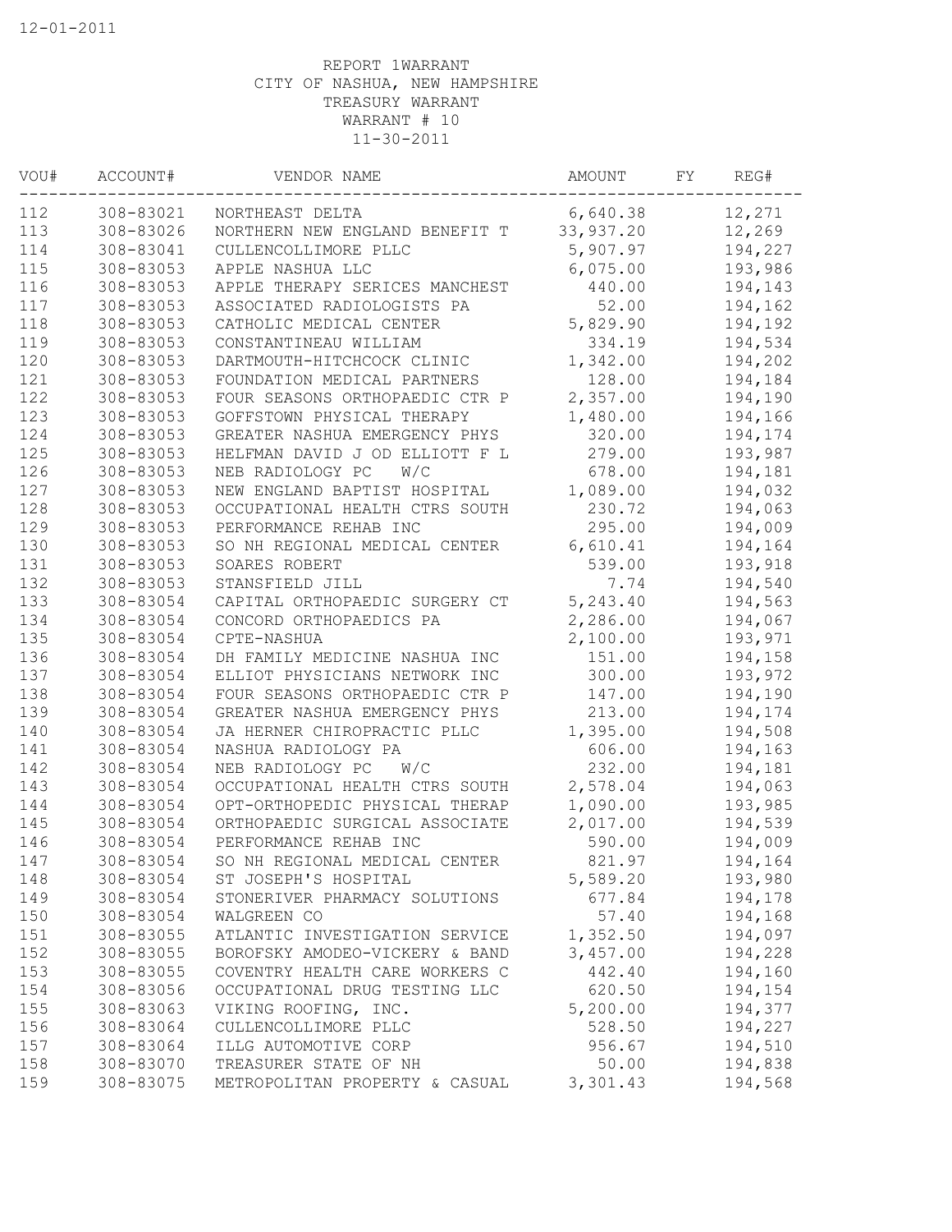12-01-2011

REPORT 1WARRANT
CITY OF NASHUA, NEW HAMPSHIRE
TREASURY WARRANT
WARRANT # 10
11-30-2011

| VOU# | ACCOUNT# | VENDOR NAME | AMOUNT | FY | REG# |
|---|---|---|---|---|---|
| 112 | 308-83021 | NORTHEAST DELTA | 6,640.38 | | 12,271 |
| 113 | 308-83026 | NORTHERN NEW ENGLAND BENEFIT T | 33,937.20 | | 12,269 |
| 114 | 308-83041 | CULLENCOLLIMORE PLLC | 5,907.97 | | 194,227 |
| 115 | 308-83053 | APPLE NASHUA LLC | 6,075.00 | | 193,986 |
| 116 | 308-83053 | APPLE THERAPY SERICES MANCHEST | 440.00 | | 194,143 |
| 117 | 308-83053 | ASSOCIATED RADIOLOGISTS PA | 52.00 | | 194,162 |
| 118 | 308-83053 | CATHOLIC MEDICAL CENTER | 5,829.90 | | 194,192 |
| 119 | 308-83053 | CONSTANTINEAU WILLIAM | 334.19 | | 194,534 |
| 120 | 308-83053 | DARTMOUTH-HITCHCOCK CLINIC | 1,342.00 | | 194,202 |
| 121 | 308-83053 | FOUNDATION MEDICAL PARTNERS | 128.00 | | 194,184 |
| 122 | 308-83053 | FOUR SEASONS ORTHOPAEDIC CTR P | 2,357.00 | | 194,190 |
| 123 | 308-83053 | GOFFSTOWN PHYSICAL THERAPY | 1,480.00 | | 194,166 |
| 124 | 308-83053 | GREATER NASHUA EMERGENCY PHYS | 320.00 | | 194,174 |
| 125 | 308-83053 | HELFMAN DAVID J OD ELLIOTT F L | 279.00 | | 193,987 |
| 126 | 308-83053 | NEB RADIOLOGY PC W/C | 678.00 | | 194,181 |
| 127 | 308-83053 | NEW ENGLAND BAPTIST HOSPITAL | 1,089.00 | | 194,032 |
| 128 | 308-83053 | OCCUPATIONAL HEALTH CTRS SOUTH | 230.72 | | 194,063 |
| 129 | 308-83053 | PERFORMANCE REHAB INC | 295.00 | | 194,009 |
| 130 | 308-83053 | SO NH REGIONAL MEDICAL CENTER | 6,610.41 | | 194,164 |
| 131 | 308-83053 | SOARES ROBERT | 539.00 | | 193,918 |
| 132 | 308-83053 | STANSFIELD JILL | 7.74 | | 194,540 |
| 133 | 308-83054 | CAPITAL ORTHOPAEDIC SURGERY CT | 5,243.40 | | 194,563 |
| 134 | 308-83054 | CONCORD ORTHOPAEDICS PA | 2,286.00 | | 194,067 |
| 135 | 308-83054 | CPTE-NASHUA | 2,100.00 | | 193,971 |
| 136 | 308-83054 | DH FAMILY MEDICINE NASHUA INC | 151.00 | | 194,158 |
| 137 | 308-83054 | ELLIOT PHYSICIANS NETWORK INC | 300.00 | | 193,972 |
| 138 | 308-83054 | FOUR SEASONS ORTHOPAEDIC CTR P | 147.00 | | 194,190 |
| 139 | 308-83054 | GREATER NASHUA EMERGENCY PHYS | 213.00 | | 194,174 |
| 140 | 308-83054 | JA HERNER CHIROPRACTIC PLLC | 1,395.00 | | 194,508 |
| 141 | 308-83054 | NASHUA RADIOLOGY PA | 606.00 | | 194,163 |
| 142 | 308-83054 | NEB RADIOLOGY PC W/C | 232.00 | | 194,181 |
| 143 | 308-83054 | OCCUPATIONAL HEALTH CTRS SOUTH | 2,578.04 | | 194,063 |
| 144 | 308-83054 | OPT-ORTHOPEDIC PHYSICAL THERAP | 1,090.00 | | 193,985 |
| 145 | 308-83054 | ORTHOPAEDIC SURGICAL ASSOCIATE | 2,017.00 | | 194,539 |
| 146 | 308-83054 | PERFORMANCE REHAB INC | 590.00 | | 194,009 |
| 147 | 308-83054 | SO NH REGIONAL MEDICAL CENTER | 821.97 | | 194,164 |
| 148 | 308-83054 | ST JOSEPH'S HOSPITAL | 5,589.20 | | 193,980 |
| 149 | 308-83054 | STONERIVER PHARMACY SOLUTIONS | 677.84 | | 194,178 |
| 150 | 308-83054 | WALGREEN CO | 57.40 | | 194,168 |
| 151 | 308-83055 | ATLANTIC INVESTIGATION SERVICE | 1,352.50 | | 194,097 |
| 152 | 308-83055 | BOROFSKY AMODEO-VICKERY & BAND | 3,457.00 | | 194,228 |
| 153 | 308-83055 | COVENTRY HEALTH CARE WORKERS C | 442.40 | | 194,160 |
| 154 | 308-83056 | OCCUPATIONAL DRUG TESTING LLC | 620.50 | | 194,154 |
| 155 | 308-83063 | VIKING ROOFING, INC. | 5,200.00 | | 194,377 |
| 156 | 308-83064 | CULLENCOLLIMORE PLLC | 528.50 | | 194,227 |
| 157 | 308-83064 | ILLG AUTOMOTIVE CORP | 956.67 | | 194,510 |
| 158 | 308-83070 | TREASURER STATE OF NH | 50.00 | | 194,838 |
| 159 | 308-83075 | METROPOLITAN PROPERTY & CASUAL | 3,301.43 | | 194,568 |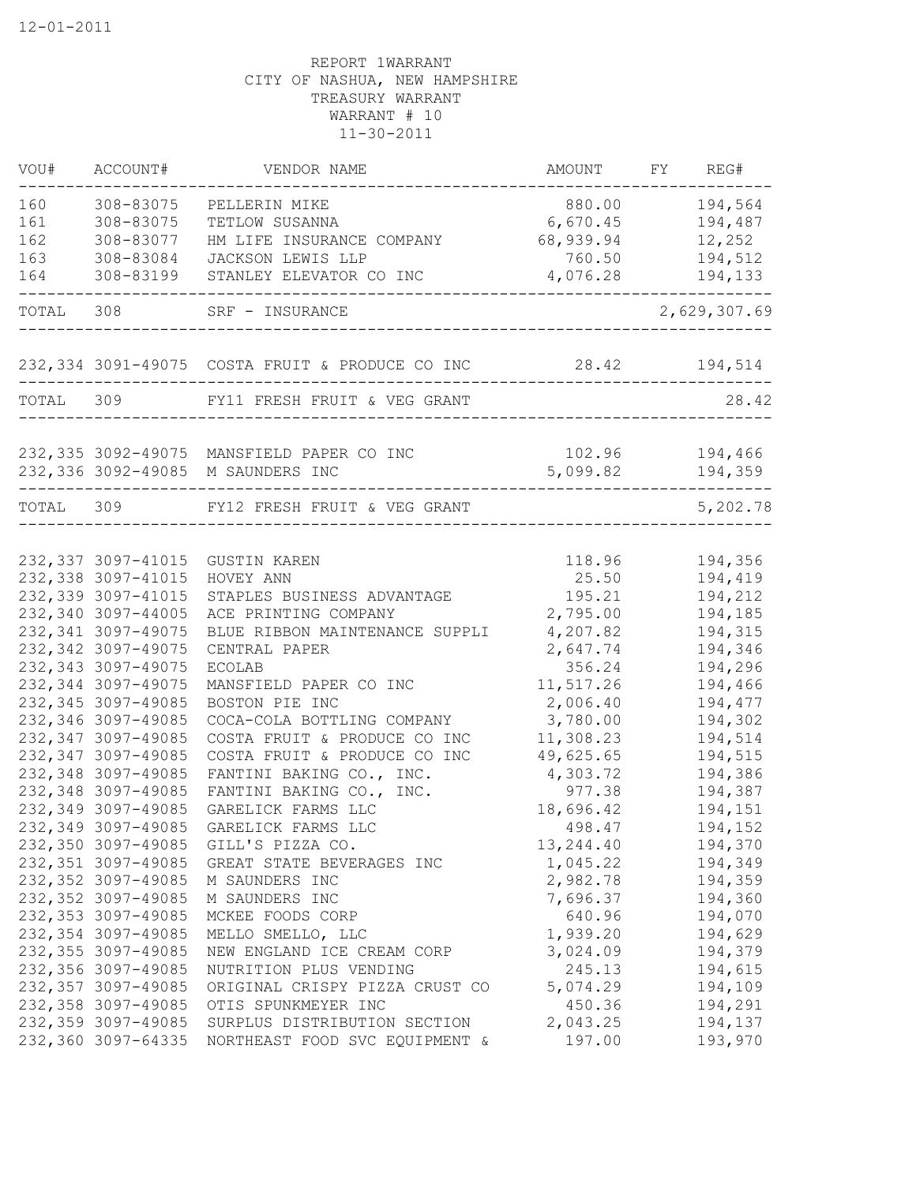12-01-2011

REPORT 1WARRANT
CITY OF NASHUA, NEW HAMPSHIRE
TREASURY WARRANT
WARRANT # 10
11-30-2011

| VOU# | ACCOUNT# | VENDOR NAME | AMOUNT | FY | REG# |
|---|---|---|---|---|---|
| 160 | 308-83075 | PELLERIN MIKE | 880.00 | | 194,564 |
| 161 | 308-83075 | TETLOW SUSANNA | 6,670.45 | | 194,487 |
| 162 | 308-83077 | HM LIFE INSURANCE COMPANY | 68,939.94 | | 12,252 |
| 163 | 308-83084 | JACKSON LEWIS LLP | 760.50 | | 194,512 |
| 164 | 308-83199 | STANLEY ELEVATOR CO INC | 4,076.28 | | 194,133 |
| TOTAL | 308 | SRF - INSURANCE | | | 2,629,307.69 |
| 232,334 | 3091-49075 | COSTA FRUIT & PRODUCE CO INC | 28.42 | | 194,514 |
| TOTAL | 309 | FY11 FRESH FRUIT & VEG GRANT | | | 28.42 |
| 232,335 | 3092-49075 | MANSFIELD PAPER CO INC | 102.96 | | 194,466 |
| 232,336 | 3092-49085 | M SAUNDERS INC | 5,099.82 | | 194,359 |
| TOTAL | 309 | FY12 FRESH FRUIT & VEG GRANT | | | 5,202.78 |
| 232,337 | 3097-41015 | GUSTIN KAREN | 118.96 | | 194,356 |
| 232,338 | 3097-41015 | HOVEY ANN | 25.50 | | 194,419 |
| 232,339 | 3097-41015 | STAPLES BUSINESS ADVANTAGE | 195.21 | | 194,212 |
| 232,340 | 3097-44005 | ACE PRINTING COMPANY | 2,795.00 | | 194,185 |
| 232,341 | 3097-49075 | BLUE RIBBON MAINTENANCE SUPPLI | 4,207.82 | | 194,315 |
| 232,342 | 3097-49075 | CENTRAL PAPER | 2,647.74 | | 194,346 |
| 232,343 | 3097-49075 | ECOLAB | 356.24 | | 194,296 |
| 232,344 | 3097-49075 | MANSFIELD PAPER CO INC | 11,517.26 | | 194,466 |
| 232,345 | 3097-49085 | BOSTON PIE INC | 2,006.40 | | 194,477 |
| 232,346 | 3097-49085 | COCA-COLA BOTTLING COMPANY | 3,780.00 | | 194,302 |
| 232,347 | 3097-49085 | COSTA FRUIT & PRODUCE CO INC | 11,308.23 | | 194,514 |
| 232,347 | 3097-49085 | COSTA FRUIT & PRODUCE CO INC | 49,625.65 | | 194,515 |
| 232,348 | 3097-49085 | FANTINI BAKING CO., INC. | 4,303.72 | | 194,386 |
| 232,348 | 3097-49085 | FANTINI BAKING CO., INC. | 977.38 | | 194,387 |
| 232,349 | 3097-49085 | GARELICK FARMS LLC | 18,696.42 | | 194,151 |
| 232,349 | 3097-49085 | GARELICK FARMS LLC | 498.47 | | 194,152 |
| 232,350 | 3097-49085 | GILL'S PIZZA CO. | 13,244.40 | | 194,370 |
| 232,351 | 3097-49085 | GREAT STATE BEVERAGES INC | 1,045.22 | | 194,349 |
| 232,352 | 3097-49085 | M SAUNDERS INC | 2,982.78 | | 194,359 |
| 232,352 | 3097-49085 | M SAUNDERS INC | 7,696.37 | | 194,360 |
| 232,353 | 3097-49085 | MCKEE FOODS CORP | 640.96 | | 194,070 |
| 232,354 | 3097-49085 | MELLO SMELLO, LLC | 1,939.20 | | 194,629 |
| 232,355 | 3097-49085 | NEW ENGLAND ICE CREAM CORP | 3,024.09 | | 194,379 |
| 232,356 | 3097-49085 | NUTRITION PLUS VENDING | 245.13 | | 194,615 |
| 232,357 | 3097-49085 | ORIGINAL CRISPY PIZZA CRUST CO | 5,074.29 | | 194,109 |
| 232,358 | 3097-49085 | OTIS SPUNKMEYER INC | 450.36 | | 194,291 |
| 232,359 | 3097-49085 | SURPLUS DISTRIBUTION SECTION | 2,043.25 | | 194,137 |
| 232,360 | 3097-64335 | NORTHEAST FOOD SVC EQUIPMENT & | 197.00 | | 193,970 |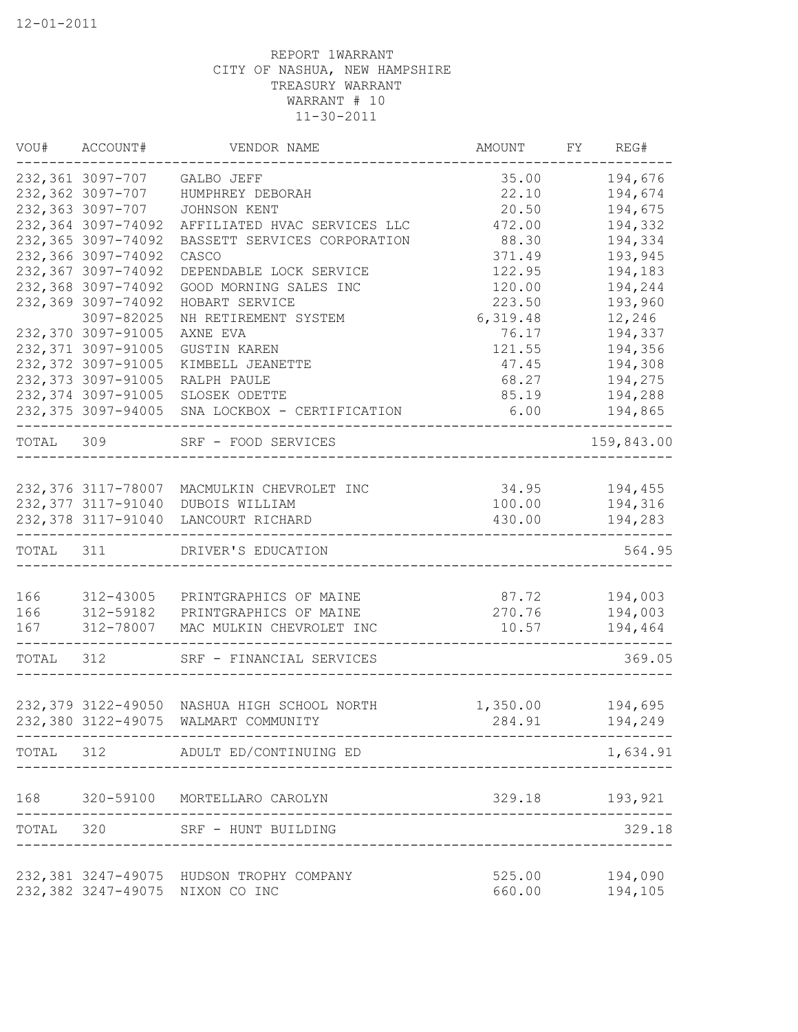12-01-2011

REPORT 1WARRANT
CITY OF NASHUA, NEW HAMPSHIRE
TREASURY WARRANT
WARRANT # 10
11-30-2011

| VOU# | ACCOUNT# | VENDOR NAME | AMOUNT | FY | REG# |
|---|---|---|---|---|---|
| 232,361 | 3097-707 | GALBO JEFF | 35.00 | | 194,676 |
| 232,362 | 3097-707 | HUMPHREY DEBORAH | 22.10 | | 194,674 |
| 232,363 | 3097-707 | JOHNSON KENT | 20.50 | | 194,675 |
| 232,364 | 3097-74092 | AFFILIATED HVAC SERVICES LLC | 472.00 | | 194,332 |
| 232,365 | 3097-74092 | BASSETT SERVICES CORPORATION | 88.30 | | 194,334 |
| 232,366 | 3097-74092 | CASCO | 371.49 | | 193,945 |
| 232,367 | 3097-74092 | DEPENDABLE LOCK SERVICE | 122.95 | | 194,183 |
| 232,368 | 3097-74092 | GOOD MORNING SALES INC | 120.00 | | 194,244 |
| 232,369 | 3097-74092 | HOBART SERVICE | 223.50 | | 193,960 |
| | 3097-82025 | NH RETIREMENT SYSTEM | 6,319.48 | | 12,246 |
| 232,370 | 3097-91005 | AXNE EVA | 76.17 | | 194,337 |
| 232,371 | 3097-91005 | GUSTIN KAREN | 121.55 | | 194,356 |
| 232,372 | 3097-91005 | KIMBELL JEANETTE | 47.45 | | 194,308 |
| 232,373 | 3097-91005 | RALPH PAULE | 68.27 | | 194,275 |
| 232,374 | 3097-91005 | SLOSEK ODETTE | 85.19 | | 194,288 |
| 232,375 | 3097-94005 | SNA LOCKBOX - CERTIFICATION | 6.00 | | 194,865 |
| TOTAL | 309 | SRF - FOOD SERVICES | | | 159,843.00 |
| 232,376 | 3117-78007 | MACMULKIN CHEVROLET INC | 34.95 | | 194,455 |
| 232,377 | 3117-91040 | DUBOIS WILLIAM | 100.00 | | 194,316 |
| 232,378 | 3117-91040 | LANCOURT RICHARD | 430.00 | | 194,283 |
| TOTAL | 311 | DRIVER'S EDUCATION | | | 564.95 |
| 166 | 312-43005 | PRINTGRAPHICS OF MAINE | 87.72 | | 194,003 |
| 166 | 312-59182 | PRINTGRAPHICS OF MAINE | 270.76 | | 194,003 |
| 167 | 312-78007 | MAC MULKIN CHEVROLET INC | 10.57 | | 194,464 |
| TOTAL | 312 | SRF - FINANCIAL SERVICES | | | 369.05 |
| 232,379 | 3122-49050 | NASHUA HIGH SCHOOL NORTH | 1,350.00 | | 194,695 |
| 232,380 | 3122-49075 | WALMART COMMUNITY | 284.91 | | 194,249 |
| TOTAL | 312 | ADULT ED/CONTINUING ED | | | 1,634.91 |
| 168 | 320-59100 | MORTELLARO CAROLYN | 329.18 | | 193,921 |
| TOTAL | 320 | SRF - HUNT BUILDING | | | 329.18 |
| 232,381 | 3247-49075 | HUDSON TROPHY COMPANY | 525.00 | | 194,090 |
| 232,382 | 3247-49075 | NIXON CO INC | 660.00 | | 194,105 |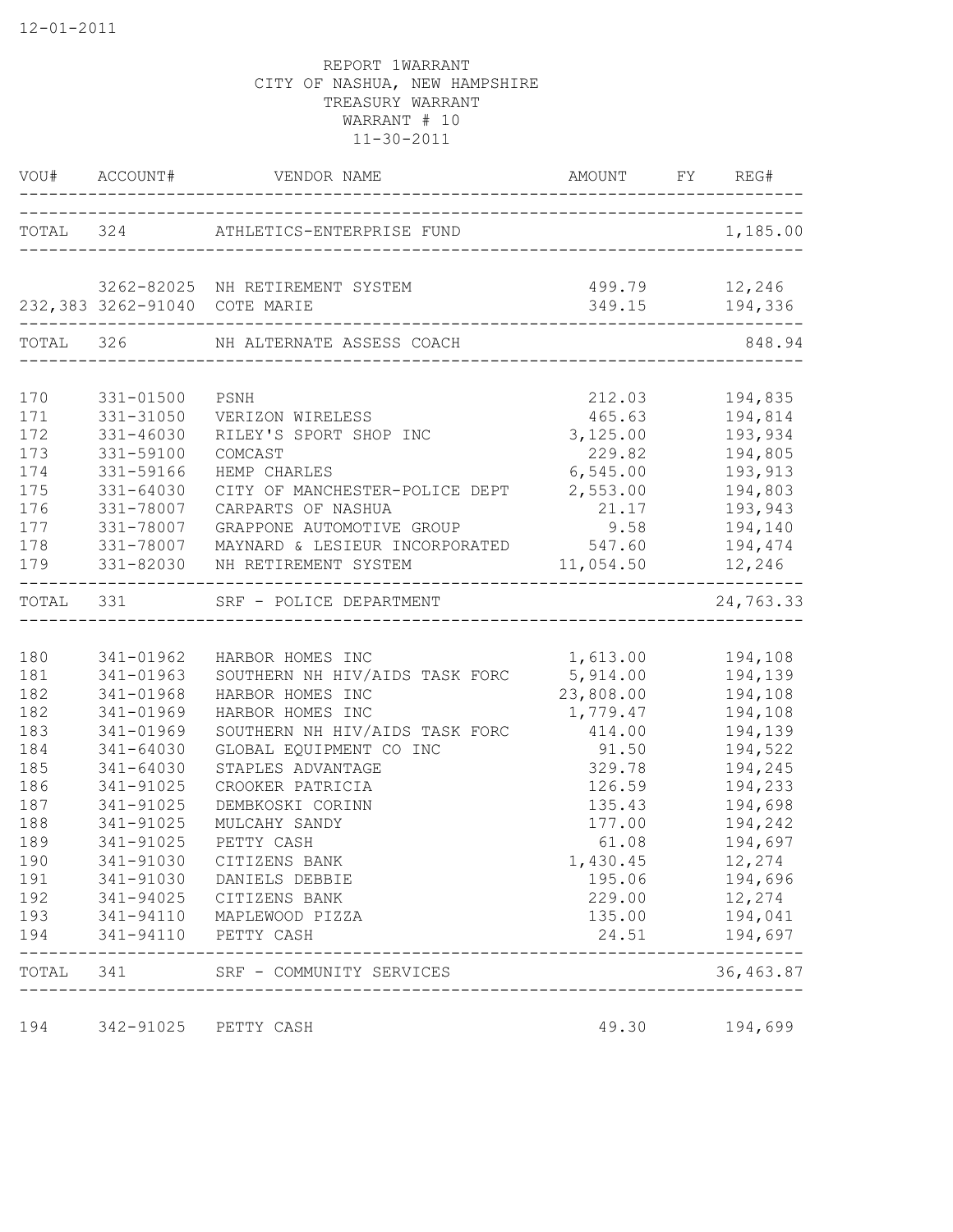12-01-2011

REPORT 1WARRANT
CITY OF NASHUA, NEW HAMPSHIRE
TREASURY WARRANT
WARRANT # 10
11-30-2011

| VOU# | ACCOUNT# | VENDOR NAME | AMOUNT | FY | REG# |
|---|---|---|---|---|---|
| TOTAL | 324 | ATHLETICS-ENTERPRISE FUND | | | 1,185.00 |
| | 3262-82025 | NH RETIREMENT SYSTEM | 499.79 | | 12,246 |
| 232,383 | 3262-91040 | COTE MARIE | 349.15 | | 194,336 |
| TOTAL | 326 | NH ALTERNATE ASSESS COACH | | | 848.94 |
| 170 | 331-01500 | PSNH | 212.03 | | 194,835 |
| 171 | 331-31050 | VERIZON WIRELESS | 465.63 | | 194,814 |
| 172 | 331-46030 | RILEY'S SPORT SHOP INC | 3,125.00 | | 193,934 |
| 173 | 331-59100 | COMCAST | 229.82 | | 194,805 |
| 174 | 331-59166 | HEMP CHARLES | 6,545.00 | | 193,913 |
| 175 | 331-64030 | CITY OF MANCHESTER-POLICE DEPT | 2,553.00 | | 194,803 |
| 176 | 331-78007 | CARPARTS OF NASHUA | 21.17 | | 193,943 |
| 177 | 331-78007 | GRAPPONE AUTOMOTIVE GROUP | 9.58 | | 194,140 |
| 178 | 331-78007 | MAYNARD & LESIEUR INCORPORATED | 547.60 | | 194,474 |
| 179 | 331-82030 | NH RETIREMENT SYSTEM | 11,054.50 | | 12,246 |
| TOTAL | 331 | SRF - POLICE DEPARTMENT | | | 24,763.33 |
| 180 | 341-01962 | HARBOR HOMES INC | 1,613.00 | | 194,108 |
| 181 | 341-01963 | SOUTHERN NH HIV/AIDS TASK FORC | 5,914.00 | | 194,139 |
| 182 | 341-01968 | HARBOR HOMES INC | 23,808.00 | | 194,108 |
| 182 | 341-01969 | HARBOR HOMES INC | 1,779.47 | | 194,108 |
| 183 | 341-01969 | SOUTHERN NH HIV/AIDS TASK FORC | 414.00 | | 194,139 |
| 184 | 341-64030 | GLOBAL EQUIPMENT CO INC | 91.50 | | 194,522 |
| 185 | 341-64030 | STAPLES ADVANTAGE | 329.78 | | 194,245 |
| 186 | 341-91025 | CROOKER PATRICIA | 126.59 | | 194,233 |
| 187 | 341-91025 | DEMBKOSKI CORINN | 135.43 | | 194,698 |
| 188 | 341-91025 | MULCAHY SANDY | 177.00 | | 194,242 |
| 189 | 341-91025 | PETTY CASH | 61.08 | | 194,697 |
| 190 | 341-91030 | CITIZENS BANK | 1,430.45 | | 12,274 |
| 191 | 341-91030 | DANIELS DEBBIE | 195.06 | | 194,696 |
| 192 | 341-94025 | CITIZENS BANK | 229.00 | | 12,274 |
| 193 | 341-94110 | MAPLEWOOD PIZZA | 135.00 | | 194,041 |
| 194 | 341-94110 | PETTY CASH | 24.51 | | 194,697 |
| TOTAL | 341 | SRF - COMMUNITY SERVICES | | | 36,463.87 |
| 194 | 342-91025 | PETTY CASH | 49.30 | | 194,699 |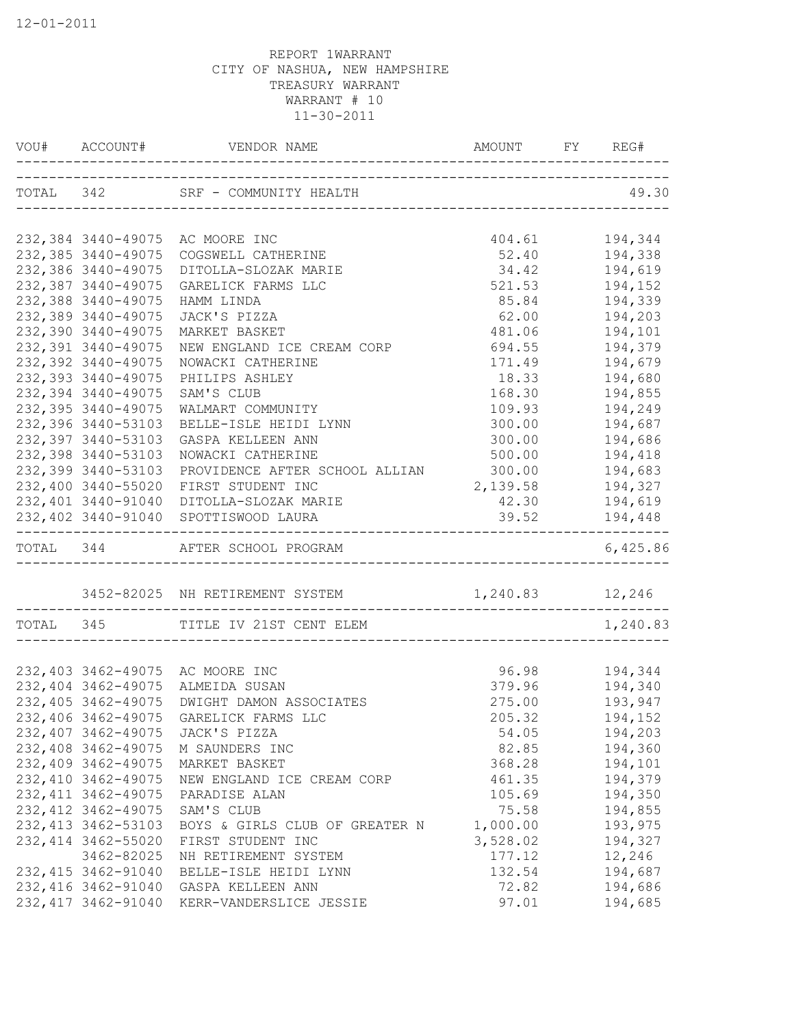12-01-2011

REPORT 1WARRANT
CITY OF NASHUA, NEW HAMPSHIRE
TREASURY WARRANT
WARRANT # 10
11-30-2011

| VOU# | ACCOUNT# | VENDOR NAME | AMOUNT | FY | REG# |
|---|---|---|---|---|---|
| TOTAL | 342 | SRF - COMMUNITY HEALTH | | | 49.30 |
| 232,384 | 3440-49075 | AC MOORE INC | 404.61 | | 194,344 |
| 232,385 | 3440-49075 | COGSWELL CATHERINE | 52.40 | | 194,338 |
| 232,386 | 3440-49075 | DITOLLA-SLOZAK MARIE | 34.42 | | 194,619 |
| 232,387 | 3440-49075 | GARELICK FARMS LLC | 521.53 | | 194,152 |
| 232,388 | 3440-49075 | HAMM LINDA | 85.84 | | 194,339 |
| 232,389 | 3440-49075 | JACK'S PIZZA | 62.00 | | 194,203 |
| 232,390 | 3440-49075 | MARKET BASKET | 481.06 | | 194,101 |
| 232,391 | 3440-49075 | NEW ENGLAND ICE CREAM CORP | 694.55 | | 194,379 |
| 232,392 | 3440-49075 | NOWACKI CATHERINE | 171.49 | | 194,679 |
| 232,393 | 3440-49075 | PHILIPS ASHLEY | 18.33 | | 194,680 |
| 232,394 | 3440-49075 | SAM'S CLUB | 168.30 | | 194,855 |
| 232,395 | 3440-49075 | WALMART COMMUNITY | 109.93 | | 194,249 |
| 232,396 | 3440-53103 | BELLE-ISLE HEIDI LYNN | 300.00 | | 194,687 |
| 232,397 | 3440-53103 | GASPA KELLEEN ANN | 300.00 | | 194,686 |
| 232,398 | 3440-53103 | NOWACKI CATHERINE | 500.00 | | 194,418 |
| 232,399 | 3440-53103 | PROVIDENCE AFTER SCHOOL ALLIAN | 300.00 | | 194,683 |
| 232,400 | 3440-55020 | FIRST STUDENT INC | 2,139.58 | | 194,327 |
| 232,401 | 3440-91040 | DITOLLA-SLOZAK MARIE | 42.30 | | 194,619 |
| 232,402 | 3440-91040 | SPOTTISWOOD LAURA | 39.52 | | 194,448 |
| TOTAL | 344 | AFTER SCHOOL PROGRAM | | | 6,425.86 |
| | 3452-82025 | NH RETIREMENT SYSTEM | 1,240.83 | | 12,246 |
| TOTAL | 345 | TITLE IV 21ST CENT ELEM | | | 1,240.83 |
| 232,403 | 3462-49075 | AC MOORE INC | 96.98 | | 194,344 |
| 232,404 | 3462-49075 | ALMEIDA SUSAN | 379.96 | | 194,340 |
| 232,405 | 3462-49075 | DWIGHT DAMON ASSOCIATES | 275.00 | | 193,947 |
| 232,406 | 3462-49075 | GARELICK FARMS LLC | 205.32 | | 194,152 |
| 232,407 | 3462-49075 | JACK'S PIZZA | 54.05 | | 194,203 |
| 232,408 | 3462-49075 | M SAUNDERS INC | 82.85 | | 194,360 |
| 232,409 | 3462-49075 | MARKET BASKET | 368.28 | | 194,101 |
| 232,410 | 3462-49075 | NEW ENGLAND ICE CREAM CORP | 461.35 | | 194,379 |
| 232,411 | 3462-49075 | PARADISE ALAN | 105.69 | | 194,350 |
| 232,412 | 3462-49075 | SAM'S CLUB | 75.58 | | 194,855 |
| 232,413 | 3462-53103 | BOYS & GIRLS CLUB OF GREATER N | 1,000.00 | | 193,975 |
| 232,414 | 3462-55020 | FIRST STUDENT INC | 3,528.02 | | 194,327 |
| | 3462-82025 | NH RETIREMENT SYSTEM | 177.12 | | 12,246 |
| 232,415 | 3462-91040 | BELLE-ISLE HEIDI LYNN | 132.54 | | 194,687 |
| 232,416 | 3462-91040 | GASPA KELLEEN ANN | 72.82 | | 194,686 |
| 232,417 | 3462-91040 | KERR-VANDERSLICE JESSIE | 97.01 | | 194,685 |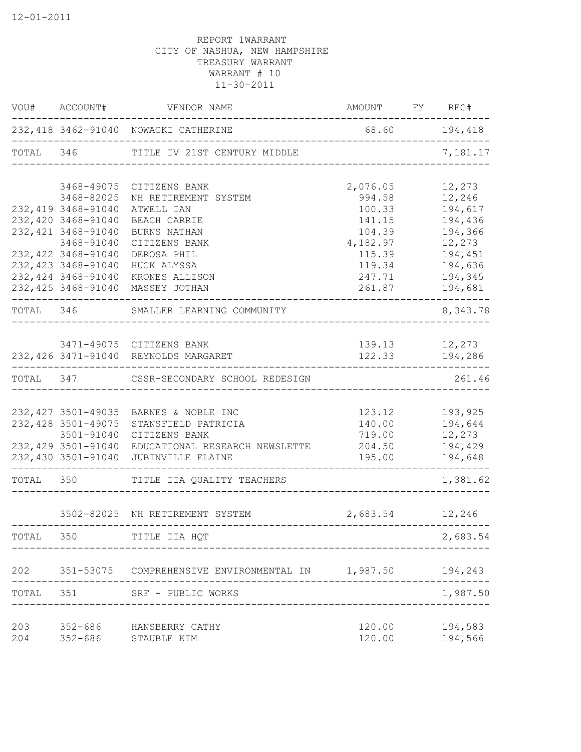12-01-2011

REPORT 1WARRANT
CITY OF NASHUA, NEW HAMPSHIRE
TREASURY WARRANT
WARRANT # 10
11-30-2011

| VOU# | ACCOUNT# | VENDOR NAME | AMOUNT | FY | REG# |
|---|---|---|---|---|---|
| 232,418 | 3462-91040 | NOWACKI CATHERINE | 68.60 | | 194,418 |
| TOTAL | 346 | TITLE IV 21ST CENTURY MIDDLE | | | 7,181.17 |
| | 3468-49075 | CITIZENS BANK | 2,076.05 | | 12,273 |
| | 3468-82025 | NH RETIREMENT SYSTEM | 994.58 | | 12,246 |
| 232,419 | 3468-91040 | ATWELL IAN | 100.33 | | 194,617 |
| 232,420 | 3468-91040 | BEACH CARRIE | 141.15 | | 194,436 |
| 232,421 | 3468-91040 | BURNS NATHAN | 104.39 | | 194,366 |
| | 3468-91040 | CITIZENS BANK | 4,182.97 | | 12,273 |
| 232,422 | 3468-91040 | DEROSA PHIL | 115.39 | | 194,451 |
| 232,423 | 3468-91040 | HUCK ALYSSA | 119.34 | | 194,636 |
| 232,424 | 3468-91040 | KRONES ALLISON | 247.71 | | 194,345 |
| 232,425 | 3468-91040 | MASSEY JOTHAN | 261.87 | | 194,681 |
| TOTAL | 346 | SMALLER LEARNING COMMUNITY | | | 8,343.78 |
| | 3471-49075 | CITIZENS BANK | 139.13 | | 12,273 |
| 232,426 | 3471-91040 | REYNOLDS MARGARET | 122.33 | | 194,286 |
| TOTAL | 347 | CSSR-SECONDARY SCHOOL REDESIGN | | | 261.46 |
| 232,427 | 3501-49035 | BARNES & NOBLE INC | 123.12 | | 193,925 |
| 232,428 | 3501-49075 | STANSFIELD PATRICIA | 140.00 | | 194,644 |
| | 3501-91040 | CITIZENS BANK | 719.00 | | 12,273 |
| 232,429 | 3501-91040 | EDUCATIONAL RESEARCH NEWSLETTE | 204.50 | | 194,429 |
| 232,430 | 3501-91040 | JUBINVILLE ELAINE | 195.00 | | 194,648 |
| TOTAL | 350 | TITLE IIA QUALITY TEACHERS | | | 1,381.62 |
| | 3502-82025 | NH RETIREMENT SYSTEM | 2,683.54 | | 12,246 |
| TOTAL | 350 | TITLE IIA HQT | | | 2,683.54 |
| 202 | 351-53075 | COMPREHENSIVE ENVIRONMENTAL IN | 1,987.50 | | 194,243 |
| TOTAL | 351 | SRF - PUBLIC WORKS | | | 1,987.50 |
| 203 | 352-686 | HANSBERRY CATHY | 120.00 | | 194,583 |
| 204 | 352-686 | STAUBLE KIM | 120.00 | | 194,566 |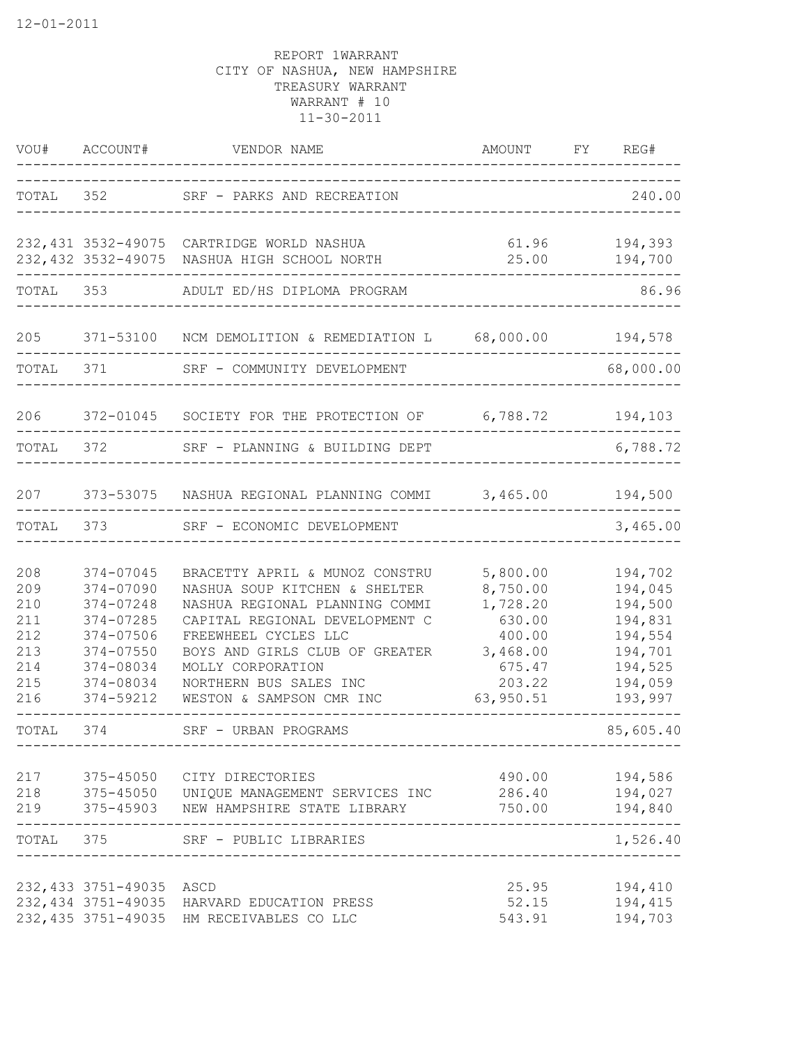12-01-2011

REPORT 1WARRANT
CITY OF NASHUA, NEW HAMPSHIRE
TREASURY WARRANT
WARRANT # 10
11-30-2011

| VOU# | ACCOUNT# | VENDOR NAME | AMOUNT | FY | REG# |
|---|---|---|---|---|---|
| TOTAL | 352 | SRF - PARKS AND RECREATION | | | 240.00 |
| 232,431 | 3532-49075 | CARTRIDGE WORLD NASHUA | 61.96 | | 194,393 |
| 232,432 | 3532-49075 | NASHUA HIGH SCHOOL NORTH | 25.00 | | 194,700 |
| TOTAL | 353 | ADULT ED/HS DIPLOMA PROGRAM | | | 86.96 |
| 205 | 371-53100 | NCM DEMOLITION & REMEDIATION L | 68,000.00 | | 194,578 |
| TOTAL | 371 | SRF - COMMUNITY DEVELOPMENT | | | 68,000.00 |
| 206 | 372-01045 | SOCIETY FOR THE PROTECTION OF | 6,788.72 | | 194,103 |
| TOTAL | 372 | SRF - PLANNING & BUILDING DEPT | | | 6,788.72 |
| 207 | 373-53075 | NASHUA REGIONAL PLANNING COMMI | 3,465.00 | | 194,500 |
| TOTAL | 373 | SRF - ECONOMIC DEVELOPMENT | | | 3,465.00 |
| 208 | 374-07045 | BRACETTY APRIL & MUNOZ CONSTRU | 5,800.00 | | 194,702 |
| 209 | 374-07090 | NASHUA SOUP KITCHEN & SHELTER | 8,750.00 | | 194,045 |
| 210 | 374-07248 | NASHUA REGIONAL PLANNING COMMI | 1,728.20 | | 194,500 |
| 211 | 374-07285 | CAPITAL REGIONAL DEVELOPMENT C | 630.00 | | 194,831 |
| 212 | 374-07506 | FREEWHEEL CYCLES LLC | 400.00 | | 194,554 |
| 213 | 374-07550 | BOYS AND GIRLS CLUB OF GREATER | 3,468.00 | | 194,701 |
| 214 | 374-08034 | MOLLY CORPORATION | 675.47 | | 194,525 |
| 215 | 374-08034 | NORTHERN BUS SALES INC | 203.22 | | 194,059 |
| 216 | 374-59212 | WESTON & SAMPSON CMR INC | 63,950.51 | | 193,997 |
| TOTAL | 374 | SRF - URBAN PROGRAMS | | | 85,605.40 |
| 217 | 375-45050 | CITY DIRECTORIES | 490.00 | | 194,586 |
| 218 | 375-45050 | UNIQUE MANAGEMENT SERVICES INC | 286.40 | | 194,027 |
| 219 | 375-45903 | NEW HAMPSHIRE STATE LIBRARY | 750.00 | | 194,840 |
| TOTAL | 375 | SRF - PUBLIC LIBRARIES | | | 1,526.40 |
| 232,433 | 3751-49035 | ASCD | 25.95 | | 194,410 |
| 232,434 | 3751-49035 | HARVARD EDUCATION PRESS | 52.15 | | 194,415 |
| 232,435 | 3751-49035 | HM RECEIVABLES CO LLC | 543.91 | | 194,703 |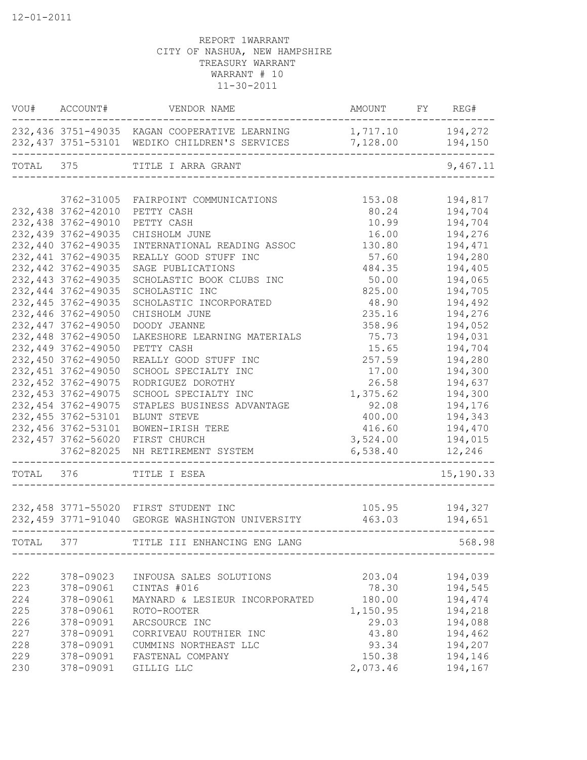12-01-2011

REPORT 1WARRANT
CITY OF NASHUA, NEW HAMPSHIRE
TREASURY WARRANT
WARRANT # 10
11-30-2011

| VOU# | ACCOUNT# | VENDOR NAME | AMOUNT | FY | REG# |
|---|---|---|---|---|---|
| 232,436 | 3751-49035 | KAGAN COOPERATIVE LEARNING | 1,717.10 | | 194,272 |
| 232,437 | 3751-53101 | WEDIKO CHILDREN'S SERVICES | 7,128.00 | | 194,150 |
| TOTAL | 375 | TITLE I ARRA GRANT | | | 9,467.11 |
| | 3762-31005 | FAIRPOINT COMMUNICATIONS | 153.08 | | 194,817 |
| 232,438 | 3762-42010 | PETTY CASH | 80.24 | | 194,704 |
| 232,438 | 3762-49010 | PETTY CASH | 10.99 | | 194,704 |
| 232,439 | 3762-49035 | CHISHOLM JUNE | 16.00 | | 194,276 |
| 232,440 | 3762-49035 | INTERNATIONAL READING ASSOC | 130.80 | | 194,471 |
| 232,441 | 3762-49035 | REALLY GOOD STUFF INC | 57.60 | | 194,280 |
| 232,442 | 3762-49035 | SAGE PUBLICATIONS | 484.35 | | 194,405 |
| 232,443 | 3762-49035 | SCHOLASTIC BOOK CLUBS INC | 50.00 | | 194,065 |
| 232,444 | 3762-49035 | SCHOLASTIC INC | 825.00 | | 194,705 |
| 232,445 | 3762-49035 | SCHOLASTIC INCORPORATED | 48.90 | | 194,492 |
| 232,446 | 3762-49050 | CHISHOLM JUNE | 235.16 | | 194,276 |
| 232,447 | 3762-49050 | DOODY JEANNE | 358.96 | | 194,052 |
| 232,448 | 3762-49050 | LAKESHORE LEARNING MATERIALS | 75.73 | | 194,031 |
| 232,449 | 3762-49050 | PETTY CASH | 15.65 | | 194,704 |
| 232,450 | 3762-49050 | REALLY GOOD STUFF INC | 257.59 | | 194,280 |
| 232,451 | 3762-49050 | SCHOOL SPECIALTY INC | 17.00 | | 194,300 |
| 232,452 | 3762-49075 | RODRIGUEZ DOROTHY | 26.58 | | 194,637 |
| 232,453 | 3762-49075 | SCHOOL SPECIALTY INC | 1,375.62 | | 194,300 |
| 232,454 | 3762-49075 | STAPLES BUSINESS ADVANTAGE | 92.08 | | 194,176 |
| 232,455 | 3762-53101 | BLUNT STEVE | 400.00 | | 194,343 |
| 232,456 | 3762-53101 | BOWEN-IRISH TERE | 416.60 | | 194,470 |
| 232,457 | 3762-56020 | FIRST CHURCH | 3,524.00 | | 194,015 |
| | 3762-82025 | NH RETIREMENT SYSTEM | 6,538.40 | | 12,246 |
| TOTAL | 376 | TITLE I ESEA | | | 15,190.33 |
| 232,458 | 3771-55020 | FIRST STUDENT INC | 105.95 | | 194,327 |
| 232,459 | 3771-91040 | GEORGE WASHINGTON UNIVERSITY | 463.03 | | 194,651 |
| TOTAL | 377 | TITLE III ENHANCING ENG LANG | | | 568.98 |
| 222 | 378-09023 | INFOUSA SALES SOLUTIONS | 203.04 | | 194,039 |
| 223 | 378-09061 | CINTAS #016 | 78.30 | | 194,545 |
| 224 | 378-09061 | MAYNARD & LESIEUR INCORPORATED | 180.00 | | 194,474 |
| 225 | 378-09061 | ROTO-ROOTER | 1,150.95 | | 194,218 |
| 226 | 378-09091 | ARCSOURCE INC | 29.03 | | 194,088 |
| 227 | 378-09091 | CORRIVEAU ROUTHIER INC | 43.80 | | 194,462 |
| 228 | 378-09091 | CUMMINS NORTHEAST LLC | 93.34 | | 194,207 |
| 229 | 378-09091 | FASTENAL COMPANY | 150.38 | | 194,146 |
| 230 | 378-09091 | GILLIG LLC | 2,073.46 | | 194,167 |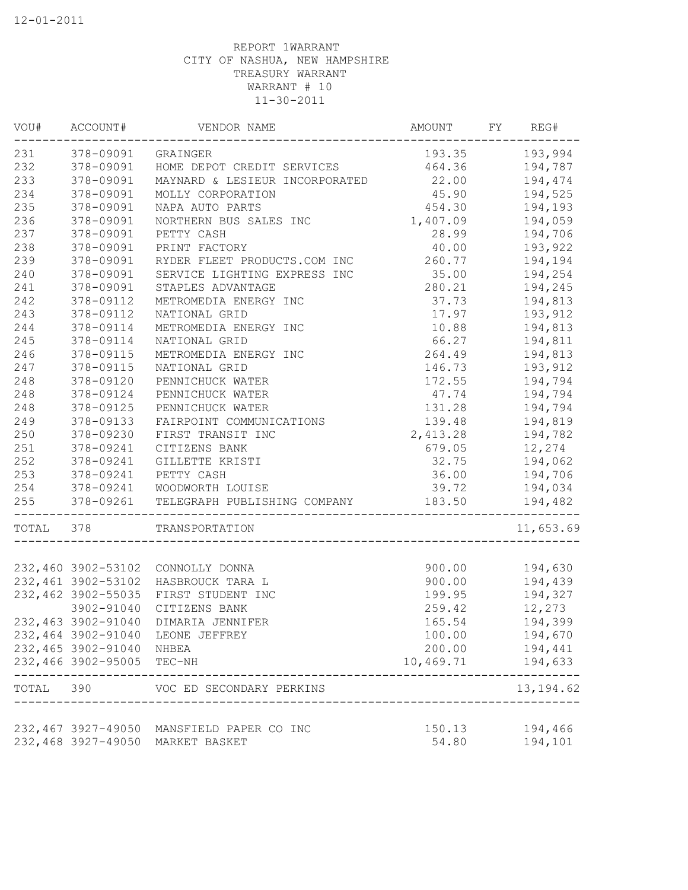12-01-2011

REPORT 1WARRANT
CITY OF NASHUA, NEW HAMPSHIRE
TREASURY WARRANT
WARRANT # 10
11-30-2011

| VOU# | ACCOUNT# | VENDOR NAME | AMOUNT | FY | REG# |
|---|---|---|---|---|---|
| 231 | 378-09091 | GRAINGER | 193.35 | | 193,994 |
| 232 | 378-09091 | HOME DEPOT CREDIT SERVICES | 464.36 | | 194,787 |
| 233 | 378-09091 | MAYNARD & LESIEUR INCORPORATED | 22.00 | | 194,474 |
| 234 | 378-09091 | MOLLY CORPORATION | 45.90 | | 194,525 |
| 235 | 378-09091 | NAPA AUTO PARTS | 454.30 | | 194,193 |
| 236 | 378-09091 | NORTHERN BUS SALES INC | 1,407.09 | | 194,059 |
| 237 | 378-09091 | PETTY CASH | 28.99 | | 194,706 |
| 238 | 378-09091 | PRINT FACTORY | 40.00 | | 193,922 |
| 239 | 378-09091 | RYDER FLEET PRODUCTS.COM INC | 260.77 | | 194,194 |
| 240 | 378-09091 | SERVICE LIGHTING EXPRESS INC | 35.00 | | 194,254 |
| 241 | 378-09091 | STAPLES ADVANTAGE | 280.21 | | 194,245 |
| 242 | 378-09112 | METROMEDIA ENERGY INC | 37.73 | | 194,813 |
| 243 | 378-09112 | NATIONAL GRID | 17.97 | | 193,912 |
| 244 | 378-09114 | METROMEDIA ENERGY INC | 10.88 | | 194,813 |
| 245 | 378-09114 | NATIONAL GRID | 66.27 | | 194,811 |
| 246 | 378-09115 | METROMEDIA ENERGY INC | 264.49 | | 194,813 |
| 247 | 378-09115 | NATIONAL GRID | 146.73 | | 193,912 |
| 248 | 378-09120 | PENNICHUCK WATER | 172.55 | | 194,794 |
| 248 | 378-09124 | PENNICHUCK WATER | 47.74 | | 194,794 |
| 248 | 378-09125 | PENNICHUCK WATER | 131.28 | | 194,794 |
| 249 | 378-09133 | FAIRPOINT COMMUNICATIONS | 139.48 | | 194,819 |
| 250 | 378-09230 | FIRST TRANSIT INC | 2,413.28 | | 194,782 |
| 251 | 378-09241 | CITIZENS BANK | 679.05 | | 12,274 |
| 252 | 378-09241 | GILLETTE KRISTI | 32.75 | | 194,062 |
| 253 | 378-09241 | PETTY CASH | 36.00 | | 194,706 |
| 254 | 378-09241 | WOODWORTH LOUISE | 39.72 | | 194,034 |
| 255 | 378-09261 | TELEGRAPH PUBLISHING COMPANY | 183.50 | | 194,482 |
| TOTAL | 378 | TRANSPORTATION | | | 11,653.69 |
| 232,460 | 3902-53102 | CONNOLLY DONNA | 900.00 | | 194,630 |
| 232,461 | 3902-53102 | HASBROUCK TARA L | 900.00 | | 194,439 |
| 232,462 | 3902-55035 | FIRST STUDENT INC | 199.95 | | 194,327 |
| | 3902-91040 | CITIZENS BANK | 259.42 | | 12,273 |
| 232,463 | 3902-91040 | DIMARIA JENNIFER | 165.54 | | 194,399 |
| 232,464 | 3902-91040 | LEONE JEFFREY | 100.00 | | 194,670 |
| 232,465 | 3902-91040 | NHBEA | 200.00 | | 194,441 |
| 232,466 | 3902-95005 | TEC-NH | 10,469.71 | | 194,633 |
| TOTAL | 390 | VOC ED SECONDARY PERKINS | | | 13,194.62 |
| 232,467 | 3927-49050 | MANSFIELD PAPER CO INC | 150.13 | | 194,466 |
| 232,468 | 3927-49050 | MARKET BASKET | 54.80 | | 194,101 |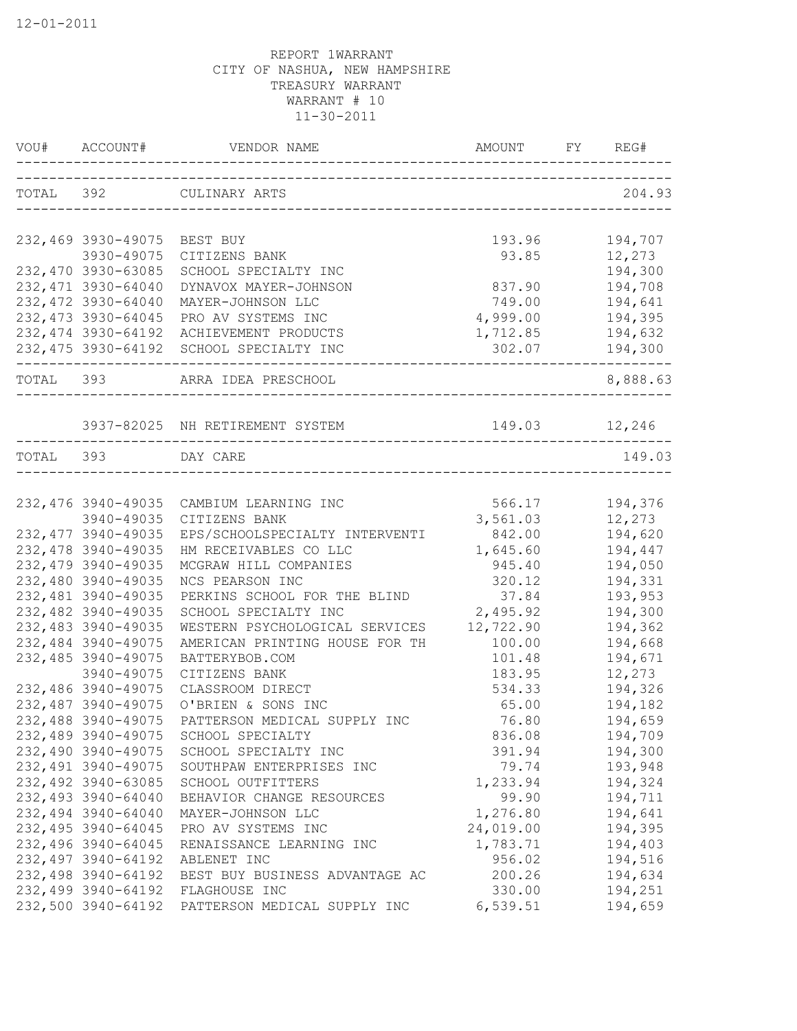12-01-2011

REPORT 1WARRANT
CITY OF NASHUA, NEW HAMPSHIRE
TREASURY WARRANT
WARRANT # 10
11-30-2011

| VOU# | ACCOUNT# | VENDOR NAME | AMOUNT | FY | REG# |
|---|---|---|---|---|---|
| TOTAL | 392 | CULINARY ARTS | | | 204.93 |
| 232,469 | 3930-49075 | BEST BUY | 193.96 | | 194,707 |
| | 3930-49075 | CITIZENS BANK | 93.85 | | 12,273 |
| 232,470 | 3930-63085 | SCHOOL SPECIALTY INC | | | 194,300 |
| 232,471 | 3930-64040 | DYNAVOX MAYER-JOHNSON | 837.90 | | 194,708 |
| 232,472 | 3930-64040 | MAYER-JOHNSON LLC | 749.00 | | 194,641 |
| 232,473 | 3930-64045 | PRO AV SYSTEMS INC | 4,999.00 | | 194,395 |
| 232,474 | 3930-64192 | ACHIEVEMENT PRODUCTS | 1,712.85 | | 194,632 |
| 232,475 | 3930-64192 | SCHOOL SPECIALTY INC | 302.07 | | 194,300 |
| TOTAL | 393 | ARRA IDEA PRESCHOOL | | | 8,888.63 |
| | 3937-82025 | NH RETIREMENT SYSTEM | 149.03 | | 12,246 |
| TOTAL | 393 | DAY CARE | | | 149.03 |
| 232,476 | 3940-49035 | CAMBIUM LEARNING INC | 566.17 | | 194,376 |
| | 3940-49035 | CITIZENS BANK | 3,561.03 | | 12,273 |
| 232,477 | 3940-49035 | EPS/SCHOOLSPECIALTY INTERVENTI | 842.00 | | 194,620 |
| 232,478 | 3940-49035 | HM RECEIVABLES CO LLC | 1,645.60 | | 194,447 |
| 232,479 | 3940-49035 | MCGRAW HILL COMPANIES | 945.40 | | 194,050 |
| 232,480 | 3940-49035 | NCS PEARSON INC | 320.12 | | 194,331 |
| 232,481 | 3940-49035 | PERKINS SCHOOL FOR THE BLIND | 37.84 | | 193,953 |
| 232,482 | 3940-49035 | SCHOOL SPECIALTY INC | 2,495.92 | | 194,300 |
| 232,483 | 3940-49035 | WESTERN PSYCHOLOGICAL SERVICES | 12,722.90 | | 194,362 |
| 232,484 | 3940-49075 | AMERICAN PRINTING HOUSE FOR TH | 100.00 | | 194,668 |
| 232,485 | 3940-49075 | BATTERYBOB.COM | 101.48 | | 194,671 |
| | 3940-49075 | CITIZENS BANK | 183.95 | | 12,273 |
| 232,486 | 3940-49075 | CLASSROOM DIRECT | 534.33 | | 194,326 |
| 232,487 | 3940-49075 | O'BRIEN & SONS INC | 65.00 | | 194,182 |
| 232,488 | 3940-49075 | PATTERSON MEDICAL SUPPLY INC | 76.80 | | 194,659 |
| 232,489 | 3940-49075 | SCHOOL SPECIALTY | 836.08 | | 194,709 |
| 232,490 | 3940-49075 | SCHOOL SPECIALTY INC | 391.94 | | 194,300 |
| 232,491 | 3940-49075 | SOUTHPAW ENTERPRISES INC | 79.74 | | 193,948 |
| 232,492 | 3940-63085 | SCHOOL OUTFITTERS | 1,233.94 | | 194,324 |
| 232,493 | 3940-64040 | BEHAVIOR CHANGE RESOURCES | 99.90 | | 194,711 |
| 232,494 | 3940-64040 | MAYER-JOHNSON LLC | 1,276.80 | | 194,641 |
| 232,495 | 3940-64045 | PRO AV SYSTEMS INC | 24,019.00 | | 194,395 |
| 232,496 | 3940-64045 | RENAISSANCE LEARNING INC | 1,783.71 | | 194,403 |
| 232,497 | 3940-64192 | ABLENET INC | 956.02 | | 194,516 |
| 232,498 | 3940-64192 | BEST BUY BUSINESS ADVANTAGE AC | 200.26 | | 194,634 |
| 232,499 | 3940-64192 | FLAGHOUSE INC | 330.00 | | 194,251 |
| 232,500 | 3940-64192 | PATTERSON MEDICAL SUPPLY INC | 6,539.51 | | 194,659 |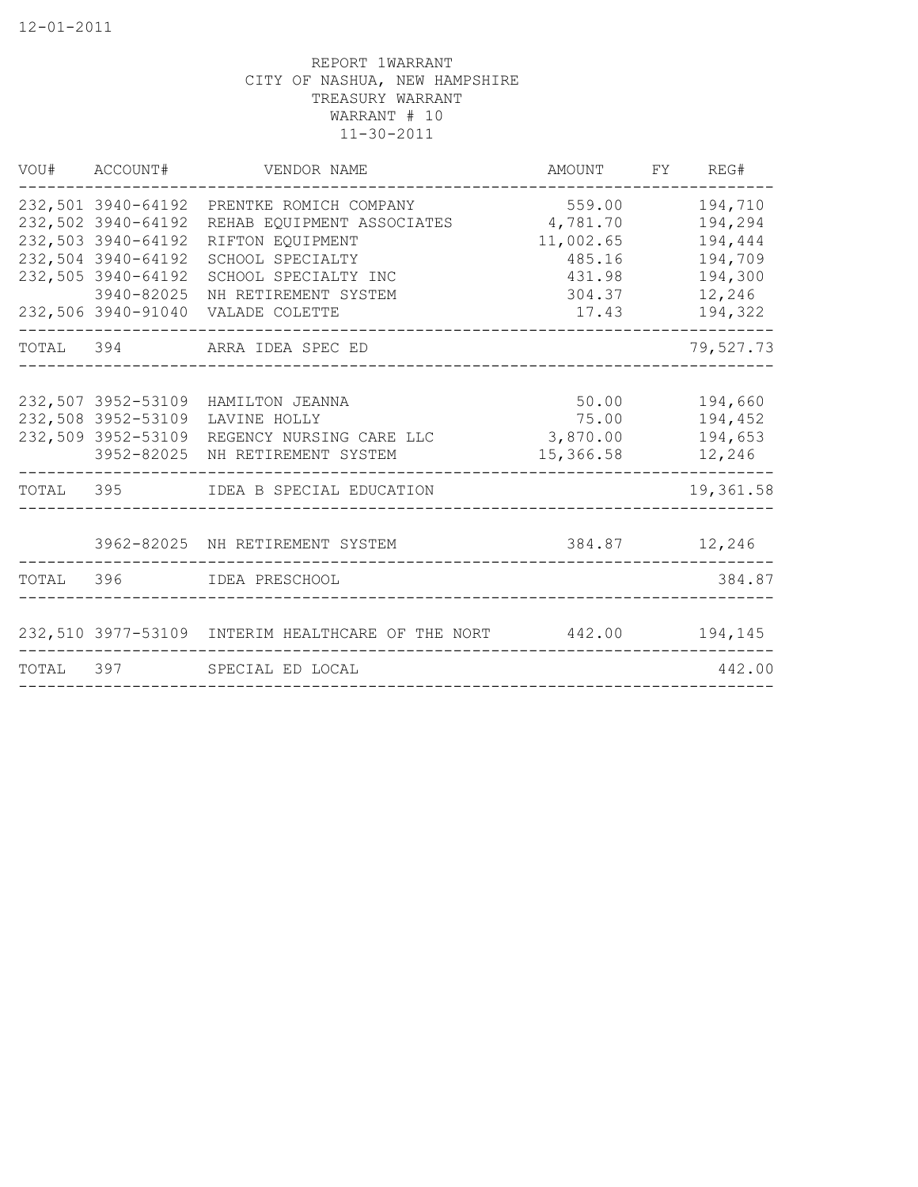REPORT 1WARRANT
CITY OF NASHUA, NEW HAMPSHIRE
TREASURY WARRANT
WARRANT # 10
11-30-2011

| VOU# | ACCOUNT# | VENDOR NAME | AMOUNT | FY | REG# |
|---|---|---|---|---|---|
| 232,501 | 3940-64192 | PRENTKE ROMICH COMPANY | 559.00 | | 194,710 |
| 232,502 | 3940-64192 | REHAB EQUIPMENT ASSOCIATES | 4,781.70 | | 194,294 |
| 232,503 | 3940-64192 | RIFTON EQUIPMENT | 11,002.65 | | 194,444 |
| 232,504 | 3940-64192 | SCHOOL SPECIALTY | 485.16 | | 194,709 |
| 232,505 | 3940-64192 | SCHOOL SPECIALTY INC | 431.98 | | 194,300 |
| | 3940-82025 | NH RETIREMENT SYSTEM | 304.37 | | 12,246 |
| 232,506 | 3940-91040 | VALADE COLETTE | 17.43 | | 194,322 |
| TOTAL | 394 | ARRA IDEA SPEC ED | | | 79,527.73 |
| 232,507 | 3952-53109 | HAMILTON JEANNA | 50.00 | | 194,660 |
| 232,508 | 3952-53109 | LAVINE HOLLY | 75.00 | | 194,452 |
| 232,509 | 3952-53109 | REGENCY NURSING CARE LLC | 3,870.00 | | 194,653 |
| | 3952-82025 | NH RETIREMENT SYSTEM | 15,366.58 | | 12,246 |
| TOTAL | 395 | IDEA B SPECIAL EDUCATION | | | 19,361.58 |
| | 3962-82025 | NH RETIREMENT SYSTEM | 384.87 | | 12,246 |
| TOTAL | 396 | IDEA PRESCHOOL | | | 384.87 |
| 232,510 | 3977-53109 | INTERIM HEALTHCARE OF THE NORT | 442.00 | | 194,145 |
| TOTAL | 397 | SPECIAL ED LOCAL | | | 442.00 |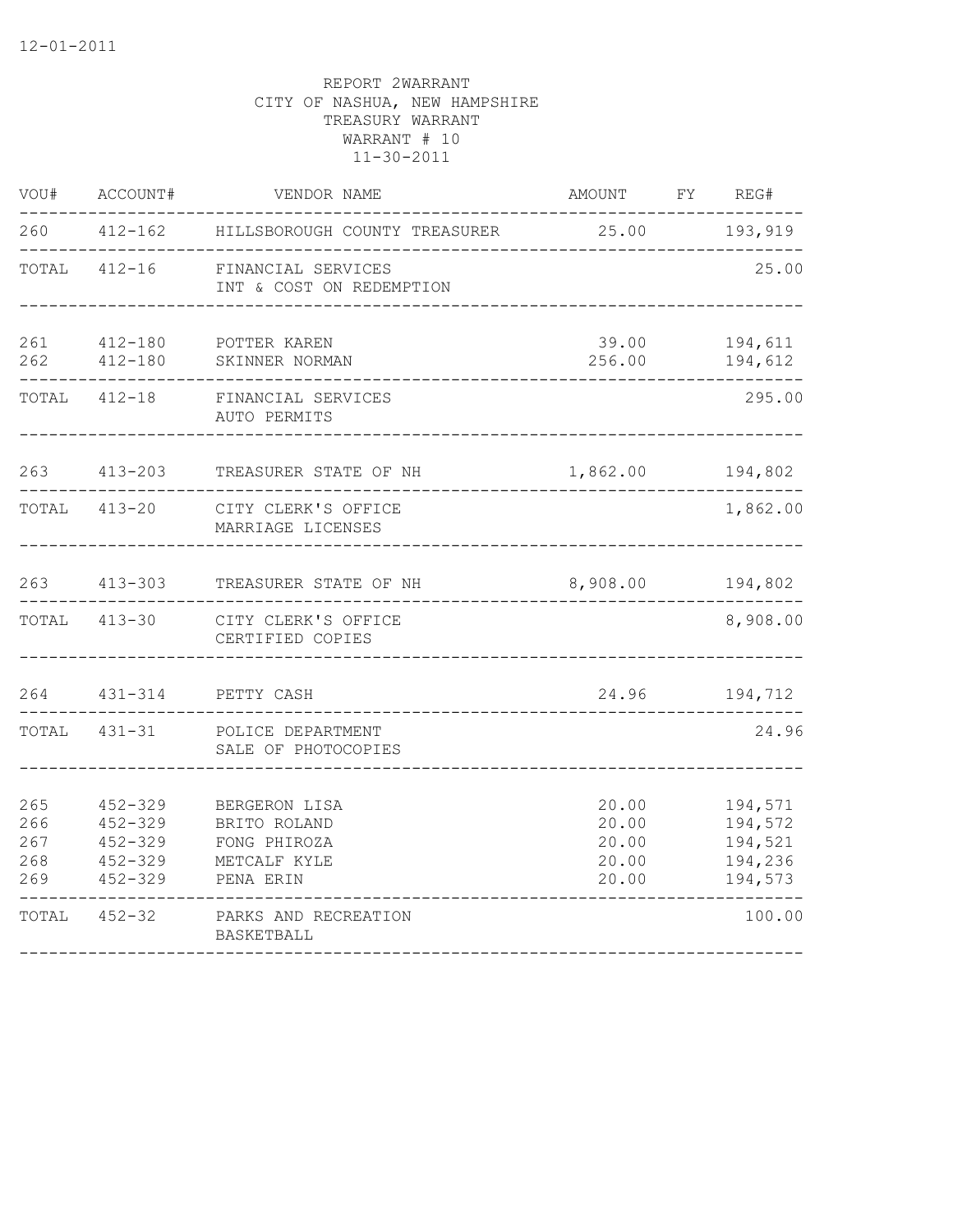12-01-2011

REPORT 2WARRANT
CITY OF NASHUA, NEW HAMPSHIRE
TREASURY WARRANT
WARRANT # 10
11-30-2011

| VOU# | ACCOUNT# | VENDOR NAME | AMOUNT | FY | REG# |
|---|---|---|---|---|---|
| 260 | 412-162 | HILLSBOROUGH COUNTY TREASURER | 25.00 | | 193,919 |
| TOTAL | 412-16 | FINANCIAL SERVICES INT & COST ON REDEMPTION | | | 25.00 |
| 261 | 412-180 | POTTER KAREN | 39.00 | | 194,611 |
| 262 | 412-180 | SKINNER NORMAN | 256.00 | | 194,612 |
| TOTAL | 412-18 | FINANCIAL SERVICES AUTO PERMITS | | | 295.00 |
| 263 | 413-203 | TREASURER STATE OF NH | 1,862.00 | | 194,802 |
| TOTAL | 413-20 | CITY CLERK'S OFFICE MARRIAGE LICENSES | | | 1,862.00 |
| 263 | 413-303 | TREASURER STATE OF NH | 8,908.00 | | 194,802 |
| TOTAL | 413-30 | CITY CLERK'S OFFICE CERTIFIED COPIES | | | 8,908.00 |
| 264 | 431-314 | PETTY CASH | 24.96 | | 194,712 |
| TOTAL | 431-31 | POLICE DEPARTMENT SALE OF PHOTOCOPIES | | | 24.96 |
| 265 | 452-329 | BERGERON LISA | 20.00 | | 194,571 |
| 266 | 452-329 | BRITO ROLAND | 20.00 | | 194,572 |
| 267 | 452-329 | FONG PHIROZA | 20.00 | | 194,521 |
| 268 | 452-329 | METCALF KYLE | 20.00 | | 194,236 |
| 269 | 452-329 | PENA ERIN | 20.00 | | 194,573 |
| TOTAL | 452-32 | PARKS AND RECREATION BASKETBALL | | | 100.00 |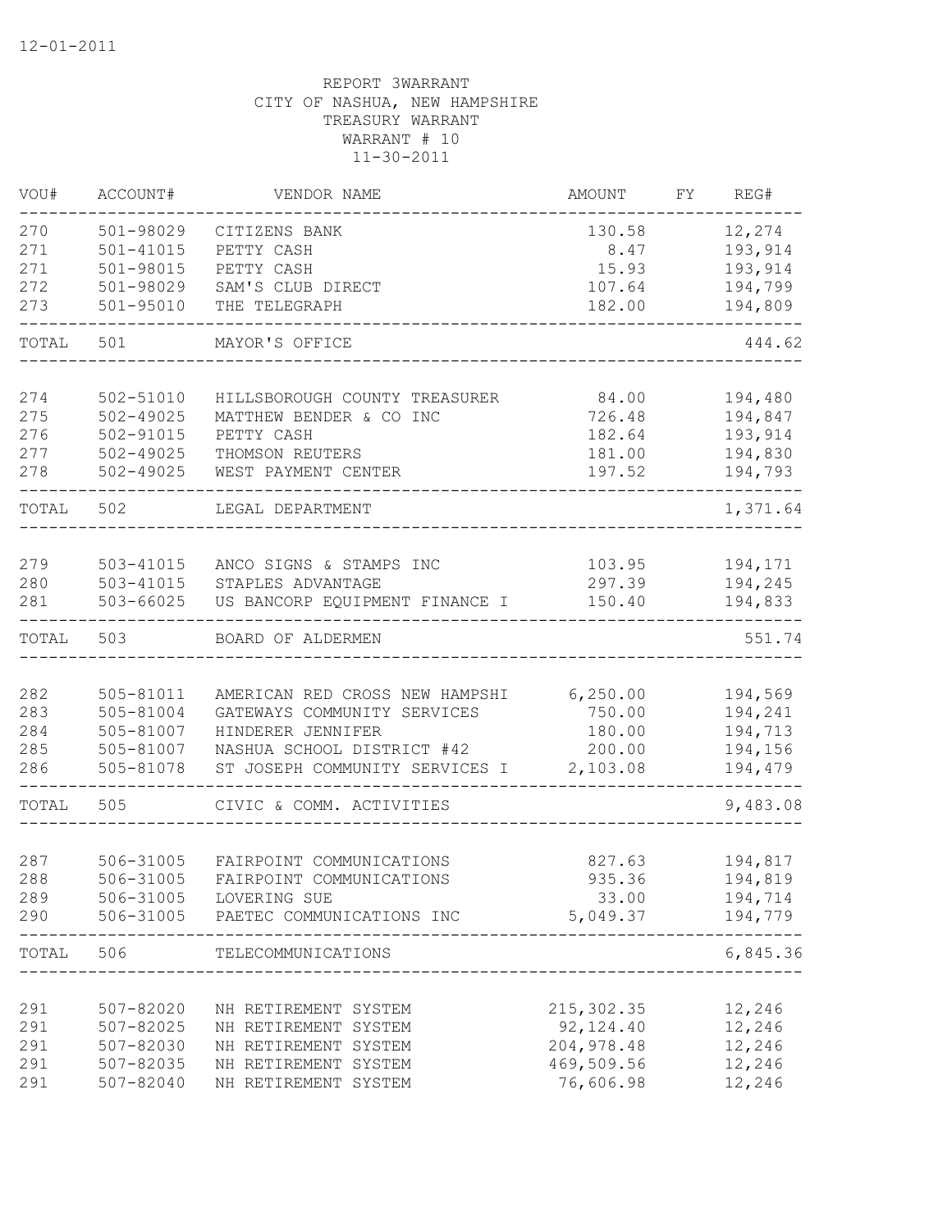12-01-2011

REPORT 3WARRANT
CITY OF NASHUA, NEW HAMPSHIRE
TREASURY WARRANT
WARRANT # 10
11-30-2011

| VOU# | ACCOUNT# | VENDOR NAME | AMOUNT | FY | REG# |
|---|---|---|---|---|---|
| 270 | 501-98029 | CITIZENS BANK | 130.58 | | 12,274 |
| 271 | 501-41015 | PETTY CASH | 8.47 | | 193,914 |
| 271 | 501-98015 | PETTY CASH | 15.93 | | 193,914 |
| 272 | 501-98029 | SAM'S CLUB DIRECT | 107.64 | | 194,799 |
| 273 | 501-95010 | THE TELEGRAPH | 182.00 | | 194,809 |
| TOTAL | 501 | MAYOR'S OFFICE | | | 444.62 |
| 274 | 502-51010 | HILLSBOROUGH COUNTY TREASURER | 84.00 | | 194,480 |
| 275 | 502-49025 | MATTHEW BENDER & CO INC | 726.48 | | 194,847 |
| 276 | 502-91015 | PETTY CASH | 182.64 | | 193,914 |
| 277 | 502-49025 | THOMSON REUTERS | 181.00 | | 194,830 |
| 278 | 502-49025 | WEST PAYMENT CENTER | 197.52 | | 194,793 |
| TOTAL | 502 | LEGAL DEPARTMENT | | | 1,371.64 |
| 279 | 503-41015 | ANCO SIGNS & STAMPS INC | 103.95 | | 194,171 |
| 280 | 503-41015 | STAPLES ADVANTAGE | 297.39 | | 194,245 |
| 281 | 503-66025 | US BANCORP EQUIPMENT FINANCE I | 150.40 | | 194,833 |
| TOTAL | 503 | BOARD OF ALDERMEN | | | 551.74 |
| 282 | 505-81011 | AMERICAN RED CROSS NEW HAMPSHI | 6,250.00 | | 194,569 |
| 283 | 505-81004 | GATEWAYS COMMUNITY SERVICES | 750.00 | | 194,241 |
| 284 | 505-81007 | HINDERER JENNIFER | 180.00 | | 194,713 |
| 285 | 505-81007 | NASHUA SCHOOL DISTRICT #42 | 200.00 | | 194,156 |
| 286 | 505-81078 | ST JOSEPH COMMUNITY SERVICES I | 2,103.08 | | 194,479 |
| TOTAL | 505 | CIVIC & COMM. ACTIVITIES | | | 9,483.08 |
| 287 | 506-31005 | FAIRPOINT COMMUNICATIONS | 827.63 | | 194,817 |
| 288 | 506-31005 | FAIRPOINT COMMUNICATIONS | 935.36 | | 194,819 |
| 289 | 506-31005 | LOVERING SUE | 33.00 | | 194,714 |
| 290 | 506-31005 | PAETEC COMMUNICATIONS INC | 5,049.37 | | 194,779 |
| TOTAL | 506 | TELECOMMUNICATIONS | | | 6,845.36 |
| 291 | 507-82020 | NH RETIREMENT SYSTEM | 215,302.35 | | 12,246 |
| 291 | 507-82025 | NH RETIREMENT SYSTEM | 92,124.40 | | 12,246 |
| 291 | 507-82030 | NH RETIREMENT SYSTEM | 204,978.48 | | 12,246 |
| 291 | 507-82035 | NH RETIREMENT SYSTEM | 469,509.56 | | 12,246 |
| 291 | 507-82040 | NH RETIREMENT SYSTEM | 76,606.98 | | 12,246 |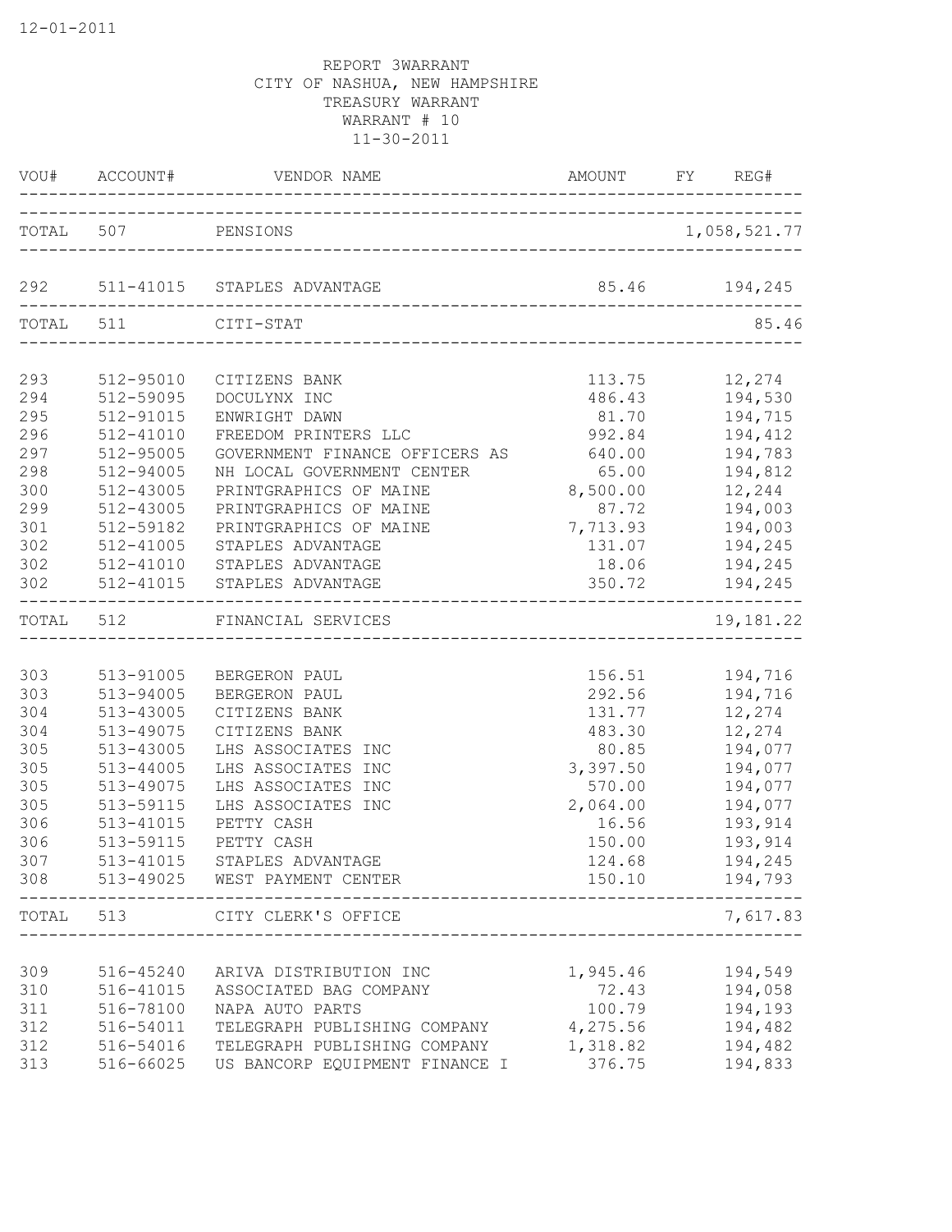12-01-2011

REPORT 3WARRANT
CITY OF NASHUA, NEW HAMPSHIRE
TREASURY WARRANT
WARRANT # 10
11-30-2011

| VOU# | ACCOUNT# | VENDOR NAME | AMOUNT | FY | REG# |
|---|---|---|---|---|---|
| TOTAL | 507 | PENSIONS | | | 1,058,521.77 |
| 292 | 511-41015 | STAPLES ADVANTAGE | 85.46 | | 194,245 |
| TOTAL | 511 | CITI-STAT | | | 85.46 |
| 293 | 512-95010 | CITIZENS BANK | 113.75 | | 12,274 |
| 294 | 512-59095 | DOCULYNX INC | 486.43 | | 194,530 |
| 295 | 512-91015 | ENWRIGHT DAWN | 81.70 | | 194,715 |
| 296 | 512-41010 | FREEDOM PRINTERS LLC | 992.84 | | 194,412 |
| 297 | 512-95005 | GOVERNMENT FINANCE OFFICERS AS | 640.00 | | 194,783 |
| 298 | 512-94005 | NH LOCAL GOVERNMENT CENTER | 65.00 | | 194,812 |
| 300 | 512-43005 | PRINTGRAPHICS OF MAINE | 8,500.00 | | 12,244 |
| 299 | 512-43005 | PRINTGRAPHICS OF MAINE | 87.72 | | 194,003 |
| 301 | 512-59182 | PRINTGRAPHICS OF MAINE | 7,713.93 | | 194,003 |
| 302 | 512-41005 | STAPLES ADVANTAGE | 131.07 | | 194,245 |
| 302 | 512-41010 | STAPLES ADVANTAGE | 18.06 | | 194,245 |
| 302 | 512-41015 | STAPLES ADVANTAGE | 350.72 | | 194,245 |
| TOTAL | 512 | FINANCIAL SERVICES | | | 19,181.22 |
| 303 | 513-91005 | BERGERON PAUL | 156.51 | | 194,716 |
| 303 | 513-94005 | BERGERON PAUL | 292.56 | | 194,716 |
| 304 | 513-43005 | CITIZENS BANK | 131.77 | | 12,274 |
| 304 | 513-49075 | CITIZENS BANK | 483.30 | | 12,274 |
| 305 | 513-43005 | LHS ASSOCIATES INC | 80.85 | | 194,077 |
| 305 | 513-44005 | LHS ASSOCIATES INC | 3,397.50 | | 194,077 |
| 305 | 513-49075 | LHS ASSOCIATES INC | 570.00 | | 194,077 |
| 305 | 513-59115 | LHS ASSOCIATES INC | 2,064.00 | | 194,077 |
| 306 | 513-41015 | PETTY CASH | 16.56 | | 193,914 |
| 306 | 513-59115 | PETTY CASH | 150.00 | | 193,914 |
| 307 | 513-41015 | STAPLES ADVANTAGE | 124.68 | | 194,245 |
| 308 | 513-49025 | WEST PAYMENT CENTER | 150.10 | | 194,793 |
| TOTAL | 513 | CITY CLERK'S OFFICE | | | 7,617.83 |
| 309 | 516-45240 | ARIVA DISTRIBUTION INC | 1,945.46 | | 194,549 |
| 310 | 516-41015 | ASSOCIATED BAG COMPANY | 72.43 | | 194,058 |
| 311 | 516-78100 | NAPA AUTO PARTS | 100.79 | | 194,193 |
| 312 | 516-54011 | TELEGRAPH PUBLISHING COMPANY | 4,275.56 | | 194,482 |
| 312 | 516-54016 | TELEGRAPH PUBLISHING COMPANY | 1,318.82 | | 194,482 |
| 313 | 516-66025 | US BANCORP EQUIPMENT FINANCE I | 376.75 | | 194,833 |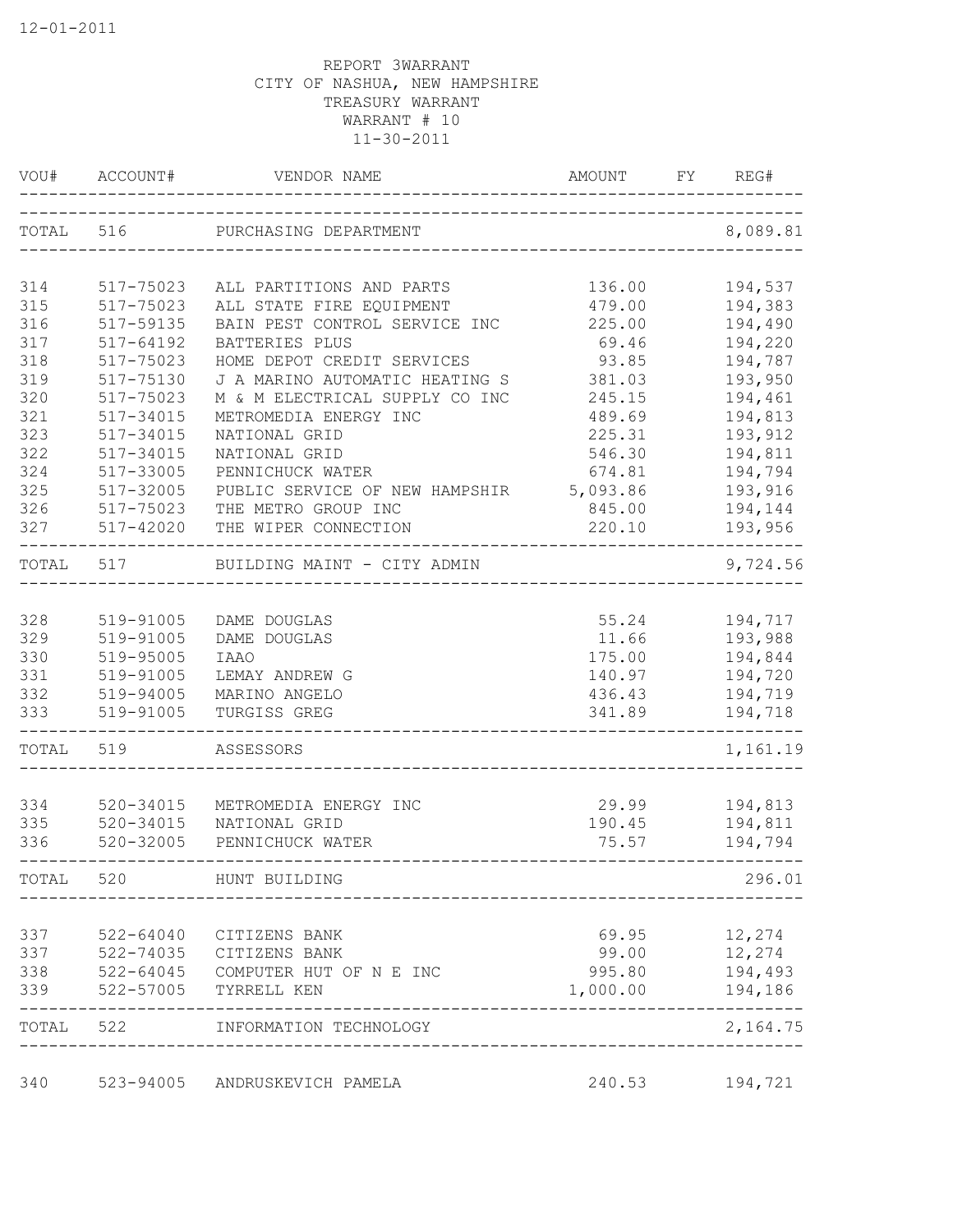12-01-2011

REPORT 3WARRANT
CITY OF NASHUA, NEW HAMPSHIRE
TREASURY WARRANT
WARRANT # 10
11-30-2011

| VOU# | ACCOUNT# | VENDOR NAME | AMOUNT | FY | REG# |
|---|---|---|---|---|---|
| TOTAL | 516 | PURCHASING DEPARTMENT | | | 8,089.81 |
| 314 | 517-75023 | ALL PARTITIONS AND PARTS | 136.00 | | 194,537 |
| 315 | 517-75023 | ALL STATE FIRE EQUIPMENT | 479.00 | | 194,383 |
| 316 | 517-59135 | BAIN PEST CONTROL SERVICE INC | 225.00 | | 194,490 |
| 317 | 517-64192 | BATTERIES PLUS | 69.46 | | 194,220 |
| 318 | 517-75023 | HOME DEPOT CREDIT SERVICES | 93.85 | | 194,787 |
| 319 | 517-75130 | J A MARINO AUTOMATIC HEATING S | 381.03 | | 193,950 |
| 320 | 517-75023 | M & M ELECTRICAL SUPPLY CO INC | 245.15 | | 194,461 |
| 321 | 517-34015 | METROMEDIA ENERGY INC | 489.69 | | 194,813 |
| 323 | 517-34015 | NATIONAL GRID | 225.31 | | 193,912 |
| 322 | 517-34015 | NATIONAL GRID | 546.30 | | 194,811 |
| 324 | 517-33005 | PENNICHUCK WATER | 674.81 | | 194,794 |
| 325 | 517-32005 | PUBLIC SERVICE OF NEW HAMPSHIR | 5,093.86 | | 193,916 |
| 326 | 517-75023 | THE METRO GROUP INC | 845.00 | | 194,144 |
| 327 | 517-42020 | THE WIPER CONNECTION | 220.10 | | 193,956 |
| TOTAL | 517 | BUILDING MAINT - CITY ADMIN | | | 9,724.56 |
| 328 | 519-91005 | DAME DOUGLAS | 55.24 | | 194,717 |
| 329 | 519-91005 | DAME DOUGLAS | 11.66 | | 193,988 |
| 330 | 519-95005 | IAAO | 175.00 | | 194,844 |
| 331 | 519-91005 | LEMAY ANDREW G | 140.97 | | 194,720 |
| 332 | 519-94005 | MARINO ANGELO | 436.43 | | 194,719 |
| 333 | 519-91005 | TURGISS GREG | 341.89 | | 194,718 |
| TOTAL | 519 | ASSESSORS | | | 1,161.19 |
| 334 | 520-34015 | METROMEDIA ENERGY INC | 29.99 | | 194,813 |
| 335 | 520-34015 | NATIONAL GRID | 190.45 | | 194,811 |
| 336 | 520-32005 | PENNICHUCK WATER | 75.57 | | 194,794 |
| TOTAL | 520 | HUNT BUILDING | | | 296.01 |
| 337 | 522-64040 | CITIZENS BANK | 69.95 | | 12,274 |
| 337 | 522-74035 | CITIZENS BANK | 99.00 | | 12,274 |
| 338 | 522-64045 | COMPUTER HUT OF N E INC | 995.80 | | 194,493 |
| 339 | 522-57005 | TYRRELL KEN | 1,000.00 | | 194,186 |
| TOTAL | 522 | INFORMATION TECHNOLOGY | | | 2,164.75 |
| 340 | 523-94005 | ANDRUSKEVICH PAMELA | 240.53 | | 194,721 |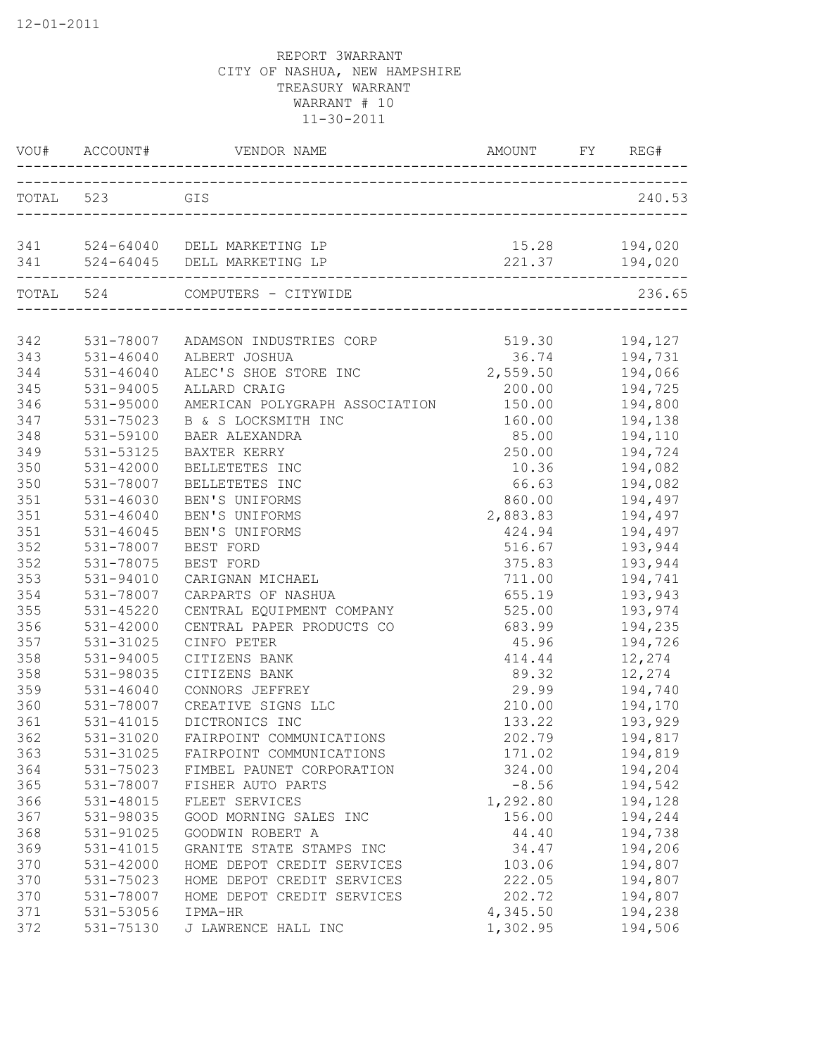12-01-2011

REPORT 3WARRANT
CITY OF NASHUA, NEW HAMPSHIRE
TREASURY WARRANT
WARRANT # 10
11-30-2011

| VOU# | ACCOUNT# | VENDOR NAME | AMOUNT | FY | REG# |
|---|---|---|---|---|---|
| TOTAL | 523 | GIS | | | 240.53 |
| 341 | 524-64040 | DELL MARKETING LP | 15.28 | | 194,020 |
| 341 | 524-64045 | DELL MARKETING LP | 221.37 | | 194,020 |
| TOTAL | 524 | COMPUTERS - CITYWIDE | | | 236.65 |
| 342 | 531-78007 | ADAMSON INDUSTRIES CORP | 519.30 | | 194,127 |
| 343 | 531-46040 | ALBERT JOSHUA | 36.74 | | 194,731 |
| 344 | 531-46040 | ALEC'S SHOE STORE INC | 2,559.50 | | 194,066 |
| 345 | 531-94005 | ALLARD CRAIG | 200.00 | | 194,725 |
| 346 | 531-95000 | AMERICAN POLYGRAPH ASSOCIATION | 150.00 | | 194,800 |
| 347 | 531-75023 | B & S LOCKSMITH INC | 160.00 | | 194,138 |
| 348 | 531-59100 | BAER ALEXANDRA | 85.00 | | 194,110 |
| 349 | 531-53125 | BAXTER KERRY | 250.00 | | 194,724 |
| 350 | 531-42000 | BELLETETES INC | 10.36 | | 194,082 |
| 350 | 531-78007 | BELLETETES INC | 66.63 | | 194,082 |
| 351 | 531-46030 | BEN'S UNIFORMS | 860.00 | | 194,497 |
| 351 | 531-46040 | BEN'S UNIFORMS | 2,883.83 | | 194,497 |
| 351 | 531-46045 | BEN'S UNIFORMS | 424.94 | | 194,497 |
| 352 | 531-78007 | BEST FORD | 516.67 | | 193,944 |
| 352 | 531-78075 | BEST FORD | 375.83 | | 193,944 |
| 353 | 531-94010 | CARIGNAN MICHAEL | 711.00 | | 194,741 |
| 354 | 531-78007 | CARPARTS OF NASHUA | 655.19 | | 193,943 |
| 355 | 531-45220 | CENTRAL EQUIPMENT COMPANY | 525.00 | | 193,974 |
| 356 | 531-42000 | CENTRAL PAPER PRODUCTS CO | 683.99 | | 194,235 |
| 357 | 531-31025 | CINFO PETER | 45.96 | | 194,726 |
| 358 | 531-94005 | CITIZENS BANK | 414.44 | | 12,274 |
| 358 | 531-98035 | CITIZENS BANK | 89.32 | | 12,274 |
| 359 | 531-46040 | CONNORS JEFFREY | 29.99 | | 194,740 |
| 360 | 531-78007 | CREATIVE SIGNS LLC | 210.00 | | 194,170 |
| 361 | 531-41015 | DICTRONICS INC | 133.22 | | 193,929 |
| 362 | 531-31020 | FAIRPOINT COMMUNICATIONS | 202.79 | | 194,817 |
| 363 | 531-31025 | FAIRPOINT COMMUNICATIONS | 171.02 | | 194,819 |
| 364 | 531-75023 | FIMBEL PAUNET CORPORATION | 324.00 | | 194,204 |
| 365 | 531-78007 | FISHER AUTO PARTS | -8.56 | | 194,542 |
| 366 | 531-48015 | FLEET SERVICES | 1,292.80 | | 194,128 |
| 367 | 531-98035 | GOOD MORNING SALES INC | 156.00 | | 194,244 |
| 368 | 531-91025 | GOODWIN ROBERT A | 44.40 | | 194,738 |
| 369 | 531-41015 | GRANITE STATE STAMPS INC | 34.47 | | 194,206 |
| 370 | 531-42000 | HOME DEPOT CREDIT SERVICES | 103.06 | | 194,807 |
| 370 | 531-75023 | HOME DEPOT CREDIT SERVICES | 222.05 | | 194,807 |
| 370 | 531-78007 | HOME DEPOT CREDIT SERVICES | 202.72 | | 194,807 |
| 371 | 531-53056 | IPMA-HR | 4,345.50 | | 194,238 |
| 372 | 531-75130 | J LAWRENCE HALL INC | 1,302.95 | | 194,506 |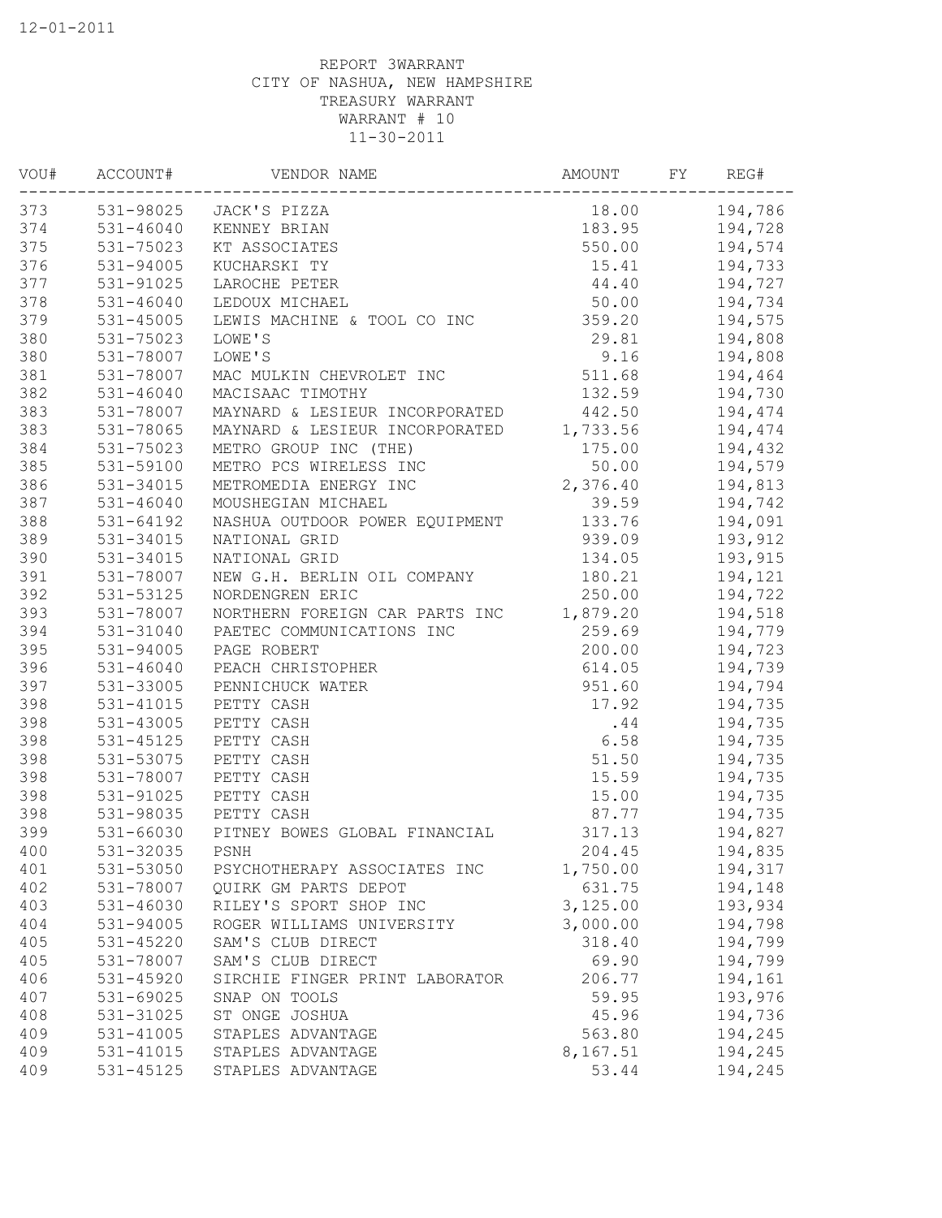12-01-2011

REPORT 3WARRANT
CITY OF NASHUA, NEW HAMPSHIRE
TREASURY WARRANT
WARRANT # 10
11-30-2011

| VOU# | ACCOUNT# | VENDOR NAME | AMOUNT | FY | REG# |
|---|---|---|---|---|---|
| 373 | 531-98025 | JACK'S PIZZA | 18.00 | | 194,786 |
| 374 | 531-46040 | KENNEY BRIAN | 183.95 | | 194,728 |
| 375 | 531-75023 | KT ASSOCIATES | 550.00 | | 194,574 |
| 376 | 531-94005 | KUCHARSKI TY | 15.41 | | 194,733 |
| 377 | 531-91025 | LAROCHE PETER | 44.40 | | 194,727 |
| 378 | 531-46040 | LEDOUX MICHAEL | 50.00 | | 194,734 |
| 379 | 531-45005 | LEWIS MACHINE & TOOL CO INC | 359.20 | | 194,575 |
| 380 | 531-75023 | LOWE'S | 29.81 | | 194,808 |
| 380 | 531-78007 | LOWE'S | 9.16 | | 194,808 |
| 381 | 531-78007 | MAC MULKIN CHEVROLET INC | 511.68 | | 194,464 |
| 382 | 531-46040 | MACISAAC TIMOTHY | 132.59 | | 194,730 |
| 383 | 531-78007 | MAYNARD & LESIEUR INCORPORATED | 442.50 | | 194,474 |
| 383 | 531-78065 | MAYNARD & LESIEUR INCORPORATED | 1,733.56 | | 194,474 |
| 384 | 531-75023 | METRO GROUP INC (THE) | 175.00 | | 194,432 |
| 385 | 531-59100 | METRO PCS WIRELESS INC | 50.00 | | 194,579 |
| 386 | 531-34015 | METROMEDIA ENERGY INC | 2,376.40 | | 194,813 |
| 387 | 531-46040 | MOUSHEGIAN MICHAEL | 39.59 | | 194,742 |
| 388 | 531-64192 | NASHUA OUTDOOR POWER EQUIPMENT | 133.76 | | 194,091 |
| 389 | 531-34015 | NATIONAL GRID | 939.09 | | 193,912 |
| 390 | 531-34015 | NATIONAL GRID | 134.05 | | 193,915 |
| 391 | 531-78007 | NEW G.H. BERLIN OIL COMPANY | 180.21 | | 194,121 |
| 392 | 531-53125 | NORDENGREN ERIC | 250.00 | | 194,722 |
| 393 | 531-78007 | NORTHERN FOREIGN CAR PARTS INC | 1,879.20 | | 194,518 |
| 394 | 531-31040 | PAETEC COMMUNICATIONS INC | 259.69 | | 194,779 |
| 395 | 531-94005 | PAGE ROBERT | 200.00 | | 194,723 |
| 396 | 531-46040 | PEACH CHRISTOPHER | 614.05 | | 194,739 |
| 397 | 531-33005 | PENNICHUCK WATER | 951.60 | | 194,794 |
| 398 | 531-41015 | PETTY CASH | 17.92 | | 194,735 |
| 398 | 531-43005 | PETTY CASH | .44 | | 194,735 |
| 398 | 531-45125 | PETTY CASH | 6.58 | | 194,735 |
| 398 | 531-53075 | PETTY CASH | 51.50 | | 194,735 |
| 398 | 531-78007 | PETTY CASH | 15.59 | | 194,735 |
| 398 | 531-91025 | PETTY CASH | 15.00 | | 194,735 |
| 398 | 531-98035 | PETTY CASH | 87.77 | | 194,735 |
| 399 | 531-66030 | PITNEY BOWES GLOBAL FINANCIAL | 317.13 | | 194,827 |
| 400 | 531-32035 | PSNH | 204.45 | | 194,835 |
| 401 | 531-53050 | PSYCHOTHERAPY ASSOCIATES INC | 1,750.00 | | 194,317 |
| 402 | 531-78007 | QUIRK GM PARTS DEPOT | 631.75 | | 194,148 |
| 403 | 531-46030 | RILEY'S SPORT SHOP INC | 3,125.00 | | 193,934 |
| 404 | 531-94005 | ROGER WILLIAMS UNIVERSITY | 3,000.00 | | 194,798 |
| 405 | 531-45220 | SAM'S CLUB DIRECT | 318.40 | | 194,799 |
| 405 | 531-78007 | SAM'S CLUB DIRECT | 69.90 | | 194,799 |
| 406 | 531-45920 | SIRCHIE FINGER PRINT LABORATOR | 206.77 | | 194,161 |
| 407 | 531-69025 | SNAP ON TOOLS | 59.95 | | 193,976 |
| 408 | 531-31025 | ST ONGE JOSHUA | 45.96 | | 194,736 |
| 409 | 531-41005 | STAPLES ADVANTAGE | 563.80 | | 194,245 |
| 409 | 531-41015 | STAPLES ADVANTAGE | 8,167.51 | | 194,245 |
| 409 | 531-45125 | STAPLES ADVANTAGE | 53.44 | | 194,245 |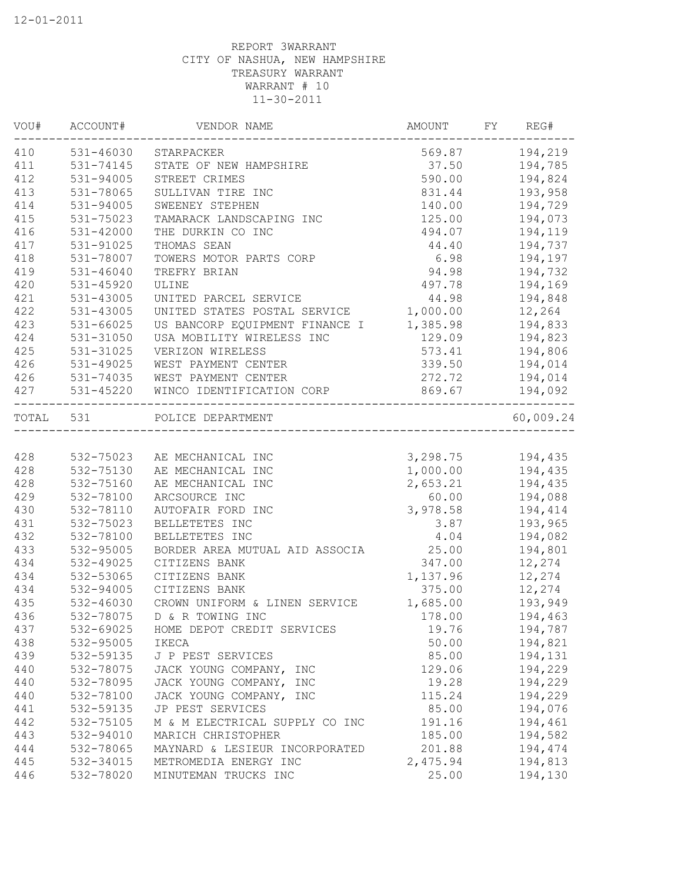12-01-2011

REPORT 3WARRANT
CITY OF NASHUA, NEW HAMPSHIRE
TREASURY WARRANT
WARRANT # 10
11-30-2011

| VOU# | ACCOUNT# | VENDOR NAME | AMOUNT | FY | REG# |
|---|---|---|---|---|---|
| 410 | 531-46030 | STARPACKER | 569.87 | | 194,219 |
| 411 | 531-74145 | STATE OF NEW HAMPSHIRE | 37.50 | | 194,785 |
| 412 | 531-94005 | STREET CRIMES | 590.00 | | 194,824 |
| 413 | 531-78065 | SULLIVAN TIRE INC | 831.44 | | 193,958 |
| 414 | 531-94005 | SWEENEY STEPHEN | 140.00 | | 194,729 |
| 415 | 531-75023 | TAMARACK LANDSCAPING INC | 125.00 | | 194,073 |
| 416 | 531-42000 | THE DURKIN CO INC | 494.07 | | 194,119 |
| 417 | 531-91025 | THOMAS SEAN | 44.40 | | 194,737 |
| 418 | 531-78007 | TOWERS MOTOR PARTS CORP | 6.98 | | 194,197 |
| 419 | 531-46040 | TREFRY BRIAN | 94.98 | | 194,732 |
| 420 | 531-45920 | ULINE | 497.78 | | 194,169 |
| 421 | 531-43005 | UNITED PARCEL SERVICE | 44.98 | | 194,848 |
| 422 | 531-43005 | UNITED STATES POSTAL SERVICE | 1,000.00 | | 12,264 |
| 423 | 531-66025 | US BANCORP EQUIPMENT FINANCE I | 1,385.98 | | 194,833 |
| 424 | 531-31050 | USA MOBILITY WIRELESS INC | 129.09 | | 194,823 |
| 425 | 531-31025 | VERIZON WIRELESS | 573.41 | | 194,806 |
| 426 | 531-49025 | WEST PAYMENT CENTER | 339.50 | | 194,014 |
| 426 | 531-74035 | WEST PAYMENT CENTER | 272.72 | | 194,014 |
| 427 | 531-45220 | WINCO IDENTIFICATION CORP | 869.67 | | 194,092 |
| TOTAL | 531 | POLICE DEPARTMENT | | | 60,009.24 |
| 428 | 532-75023 | AE MECHANICAL INC | 3,298.75 | | 194,435 |
| 428 | 532-75130 | AE MECHANICAL INC | 1,000.00 | | 194,435 |
| 428 | 532-75160 | AE MECHANICAL INC | 2,653.21 | | 194,435 |
| 429 | 532-78100 | ARCSOURCE INC | 60.00 | | 194,088 |
| 430 | 532-78110 | AUTOFAIR FORD INC | 3,978.58 | | 194,414 |
| 431 | 532-75023 | BELLETETES INC | 3.87 | | 193,965 |
| 432 | 532-78100 | BELLETETES INC | 4.04 | | 194,082 |
| 433 | 532-95005 | BORDER AREA MUTUAL AID ASSOCIA | 25.00 | | 194,801 |
| 434 | 532-49025 | CITIZENS BANK | 347.00 | | 12,274 |
| 434 | 532-53065 | CITIZENS BANK | 1,137.96 | | 12,274 |
| 434 | 532-94005 | CITIZENS BANK | 375.00 | | 12,274 |
| 435 | 532-46030 | CROWN UNIFORM & LINEN SERVICE | 1,685.00 | | 193,949 |
| 436 | 532-78075 | D & R TOWING INC | 178.00 | | 194,463 |
| 437 | 532-69025 | HOME DEPOT CREDIT SERVICES | 19.76 | | 194,787 |
| 438 | 532-95005 | IKECA | 50.00 | | 194,821 |
| 439 | 532-59135 | J P PEST SERVICES | 85.00 | | 194,131 |
| 440 | 532-78075 | JACK YOUNG COMPANY, INC | 129.06 | | 194,229 |
| 440 | 532-78095 | JACK YOUNG COMPANY, INC | 19.28 | | 194,229 |
| 440 | 532-78100 | JACK YOUNG COMPANY, INC | 115.24 | | 194,229 |
| 441 | 532-59135 | JP PEST SERVICES | 85.00 | | 194,076 |
| 442 | 532-75105 | M & M ELECTRICAL SUPPLY CO INC | 191.16 | | 194,461 |
| 443 | 532-94010 | MARICH CHRISTOPHER | 185.00 | | 194,582 |
| 444 | 532-78065 | MAYNARD & LESIEUR INCORPORATED | 201.88 | | 194,474 |
| 445 | 532-34015 | METROMEDIA ENERGY INC | 2,475.94 | | 194,813 |
| 446 | 532-78020 | MINUTEMAN TRUCKS INC | 25.00 | | 194,130 |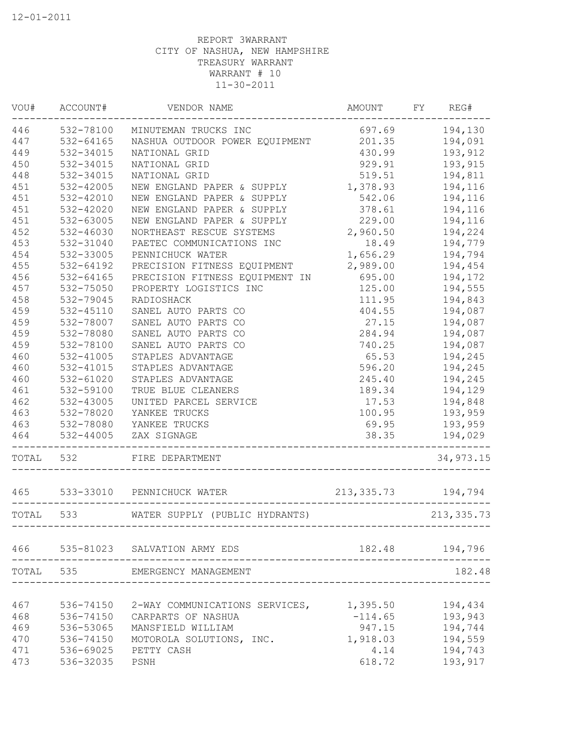12-01-2011

REPORT 3WARRANT
CITY OF NASHUA, NEW HAMPSHIRE
TREASURY WARRANT
WARRANT # 10
11-30-2011

| VOU# | ACCOUNT# | VENDOR NAME | AMOUNT | FY | REG# |
|---|---|---|---|---|---|
| 446 | 532-78100 | MINUTEMAN TRUCKS INC | 697.69 | | 194,130 |
| 447 | 532-64165 | NASHUA OUTDOOR POWER EQUIPMENT | 201.35 | | 194,091 |
| 449 | 532-34015 | NATIONAL GRID | 430.99 | | 193,912 |
| 450 | 532-34015 | NATIONAL GRID | 929.91 | | 193,915 |
| 448 | 532-34015 | NATIONAL GRID | 519.51 | | 194,811 |
| 451 | 532-42005 | NEW ENGLAND PAPER & SUPPLY | 1,378.93 | | 194,116 |
| 451 | 532-42010 | NEW ENGLAND PAPER & SUPPLY | 542.06 | | 194,116 |
| 451 | 532-42020 | NEW ENGLAND PAPER & SUPPLY | 378.61 | | 194,116 |
| 451 | 532-63005 | NEW ENGLAND PAPER & SUPPLY | 229.00 | | 194,116 |
| 452 | 532-46030 | NORTHEAST RESCUE SYSTEMS | 2,960.50 | | 194,224 |
| 453 | 532-31040 | PAETEC COMMUNICATIONS INC | 18.49 | | 194,779 |
| 454 | 532-33005 | PENNICHUCK WATER | 1,656.29 | | 194,794 |
| 455 | 532-64192 | PRECISION FITNESS EQUIPMENT | 2,989.00 | | 194,454 |
| 456 | 532-64165 | PRECISION FITNESS EQUIPMENT IN | 695.00 | | 194,172 |
| 457 | 532-75050 | PROPERTY LOGISTICS INC | 125.00 | | 194,555 |
| 458 | 532-79045 | RADIOSHACK | 111.95 | | 194,843 |
| 459 | 532-45110 | SANEL AUTO PARTS CO | 404.55 | | 194,087 |
| 459 | 532-78007 | SANEL AUTO PARTS CO | 27.15 | | 194,087 |
| 459 | 532-78080 | SANEL AUTO PARTS CO | 284.94 | | 194,087 |
| 459 | 532-78100 | SANEL AUTO PARTS CO | 740.25 | | 194,087 |
| 460 | 532-41005 | STAPLES ADVANTAGE | 65.53 | | 194,245 |
| 460 | 532-41015 | STAPLES ADVANTAGE | 596.20 | | 194,245 |
| 460 | 532-61020 | STAPLES ADVANTAGE | 245.40 | | 194,245 |
| 461 | 532-59100 | TRUE BLUE CLEANERS | 189.34 | | 194,129 |
| 462 | 532-43005 | UNITED PARCEL SERVICE | 17.53 | | 194,848 |
| 463 | 532-78020 | YANKEE TRUCKS | 100.95 | | 193,959 |
| 463 | 532-78080 | YANKEE TRUCKS | 69.95 | | 193,959 |
| 464 | 532-44005 | ZAX SIGNAGE | 38.35 | | 194,029 |
| TOTAL | 532 | FIRE DEPARTMENT | | | 34,973.15 |
| 465 | 533-33010 | PENNICHUCK WATER | 213,335.73 | | 194,794 |
| TOTAL | 533 | WATER SUPPLY (PUBLIC HYDRANTS) | | | 213,335.73 |
| 466 | 535-81023 | SALVATION ARMY EDS | 182.48 | | 194,796 |
| TOTAL | 535 | EMERGENCY MANAGEMENT | | | 182.48 |
| 467 | 536-74150 | 2-WAY COMMUNICATIONS SERVICES, | 1,395.50 | | 194,434 |
| 468 | 536-74150 | CARPARTS OF NASHUA | -114.65 | | 193,943 |
| 469 | 536-53065 | MANSFIELD WILLIAM | 947.15 | | 194,744 |
| 470 | 536-74150 | MOTOROLA SOLUTIONS, INC. | 1,918.03 | | 194,559 |
| 471 | 536-69025 | PETTY CASH | 4.14 | | 194,743 |
| 473 | 536-32035 | PSNH | 618.72 | | 193,917 |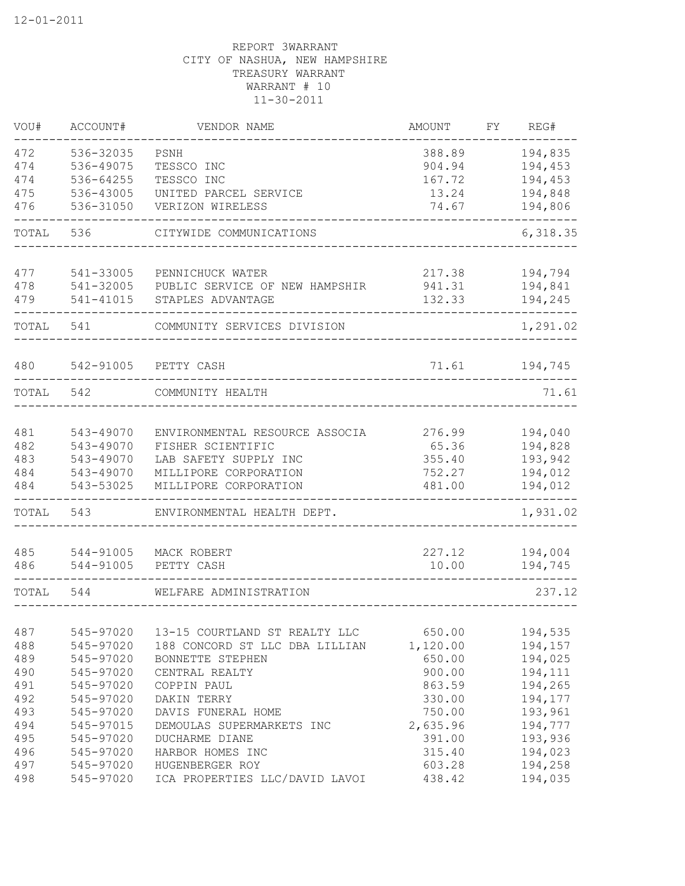12-01-2011

REPORT 3WARRANT
CITY OF NASHUA, NEW HAMPSHIRE
TREASURY WARRANT
WARRANT # 10
11-30-2011

| VOU# | ACCOUNT# | VENDOR NAME | AMOUNT | FY | REG# |
|---|---|---|---|---|---|
| 472 | 536-32035 | PSNH | 388.89 | | 194,835 |
| 474 | 536-49075 | TESSCO INC | 904.94 | | 194,453 |
| 474 | 536-64255 | TESSCO INC | 167.72 | | 194,453 |
| 475 | 536-43005 | UNITED PARCEL SERVICE | 13.24 | | 194,848 |
| 476 | 536-31050 | VERIZON WIRELESS | 74.67 | | 194,806 |
| TOTAL | 536 | CITYWIDE COMMUNICATIONS | | | 6,318.35 |
| 477 | 541-33005 | PENNICHUCK WATER | 217.38 | | 194,794 |
| 478 | 541-32005 | PUBLIC SERVICE OF NEW HAMPSHIR | 941.31 | | 194,841 |
| 479 | 541-41015 | STAPLES ADVANTAGE | 132.33 | | 194,245 |
| TOTAL | 541 | COMMUNITY SERVICES DIVISION | | | 1,291.02 |
| 480 | 542-91005 | PETTY CASH | 71.61 | | 194,745 |
| TOTAL | 542 | COMMUNITY HEALTH | | | 71.61 |
| 481 | 543-49070 | ENVIRONMENTAL RESOURCE ASSOCIA | 276.99 | | 194,040 |
| 482 | 543-49070 | FISHER SCIENTIFIC | 65.36 | | 194,828 |
| 483 | 543-49070 | LAB SAFETY SUPPLY INC | 355.40 | | 193,942 |
| 484 | 543-49070 | MILLIPORE CORPORATION | 752.27 | | 194,012 |
| 484 | 543-53025 | MILLIPORE CORPORATION | 481.00 | | 194,012 |
| TOTAL | 543 | ENVIRONMENTAL HEALTH DEPT. | | | 1,931.02 |
| 485 | 544-91005 | MACK ROBERT | 227.12 | | 194,004 |
| 486 | 544-91005 | PETTY CASH | 10.00 | | 194,745 |
| TOTAL | 544 | WELFARE ADMINISTRATION | | | 237.12 |
| 487 | 545-97020 | 13-15 COURTLAND ST REALTY LLC | 650.00 | | 194,535 |
| 488 | 545-97020 | 188 CONCORD ST LLC DBA LILLIAN | 1,120.00 | | 194,157 |
| 489 | 545-97020 | BONNETTE STEPHEN | 650.00 | | 194,025 |
| 490 | 545-97020 | CENTRAL REALTY | 900.00 | | 194,111 |
| 491 | 545-97020 | COPPIN PAUL | 863.59 | | 194,265 |
| 492 | 545-97020 | DAKIN TERRY | 330.00 | | 194,177 |
| 493 | 545-97020 | DAVIS FUNERAL HOME | 750.00 | | 193,961 |
| 494 | 545-97015 | DEMOULAS SUPERMARKETS INC | 2,635.96 | | 194,777 |
| 495 | 545-97020 | DUCHARME DIANE | 391.00 | | 193,936 |
| 496 | 545-97020 | HARBOR HOMES INC | 315.40 | | 194,023 |
| 497 | 545-97020 | HUGENBERGER ROY | 603.28 | | 194,258 |
| 498 | 545-97020 | ICA PROPERTIES LLC/DAVID LAVOI | 438.42 | | 194,035 |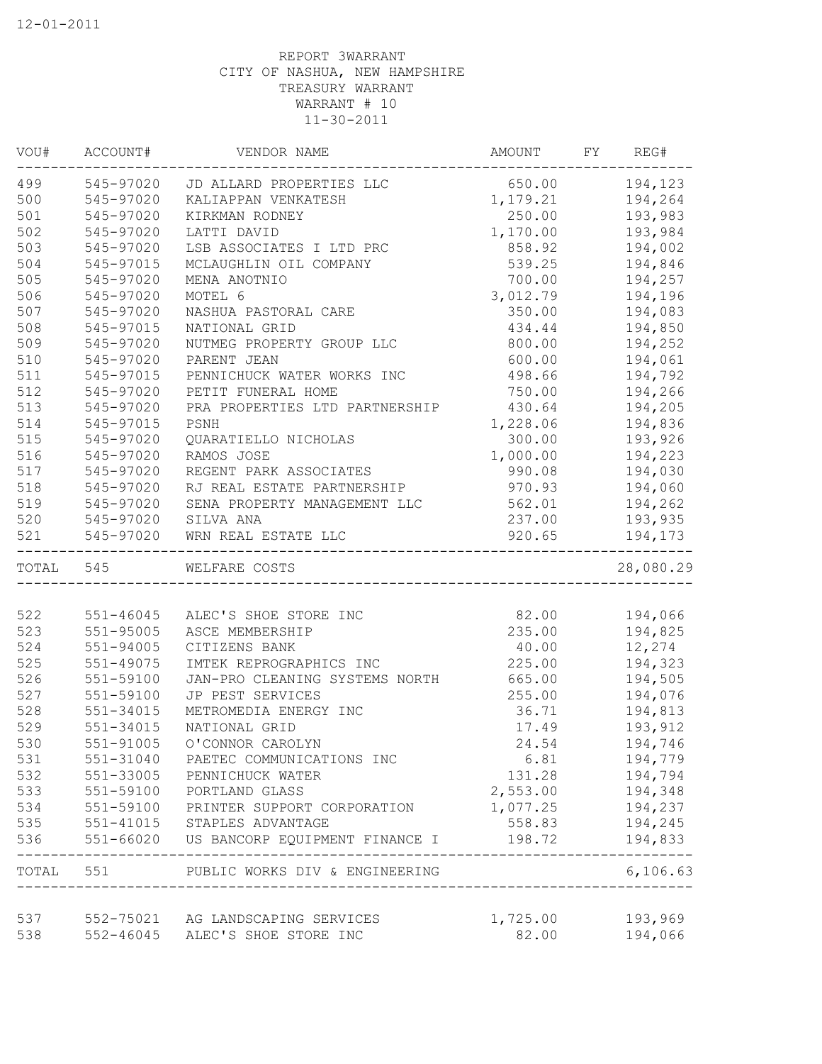12-01-2011

REPORT 3WARRANT
CITY OF NASHUA, NEW HAMPSHIRE
TREASURY WARRANT
WARRANT # 10
11-30-2011

| VOU# | ACCOUNT# | VENDOR NAME | AMOUNT | FY | REG# |
|---|---|---|---|---|---|
| 499 | 545-97020 | JD ALLARD PROPERTIES LLC | 650.00 | | 194,123 |
| 500 | 545-97020 | KALIAPPAN VENKATESH | 1,179.21 | | 194,264 |
| 501 | 545-97020 | KIRKMAN RODNEY | 250.00 | | 193,983 |
| 502 | 545-97020 | LATTI DAVID | 1,170.00 | | 193,984 |
| 503 | 545-97020 | LSB ASSOCIATES I LTD PRC | 858.92 | | 194,002 |
| 504 | 545-97015 | MCLAUGHLIN OIL COMPANY | 539.25 | | 194,846 |
| 505 | 545-97020 | MENA ANOTNIO | 700.00 | | 194,257 |
| 506 | 545-97020 | MOTEL 6 | 3,012.79 | | 194,196 |
| 507 | 545-97020 | NASHUA PASTORAL CARE | 350.00 | | 194,083 |
| 508 | 545-97015 | NATIONAL GRID | 434.44 | | 194,850 |
| 509 | 545-97020 | NUTMEG PROPERTY GROUP LLC | 800.00 | | 194,252 |
| 510 | 545-97020 | PARENT JEAN | 600.00 | | 194,061 |
| 511 | 545-97015 | PENNICHUCK WATER WORKS INC | 498.66 | | 194,792 |
| 512 | 545-97020 | PETIT FUNERAL HOME | 750.00 | | 194,266 |
| 513 | 545-97020 | PRA PROPERTIES LTD PARTNERSHIP | 430.64 | | 194,205 |
| 514 | 545-97015 | PSNH | 1,228.06 | | 194,836 |
| 515 | 545-97020 | QUARATIELLO NICHOLAS | 300.00 | | 193,926 |
| 516 | 545-97020 | RAMOS JOSE | 1,000.00 | | 194,223 |
| 517 | 545-97020 | REGENT PARK ASSOCIATES | 990.08 | | 194,030 |
| 518 | 545-97020 | RJ REAL ESTATE PARTNERSHIP | 970.93 | | 194,060 |
| 519 | 545-97020 | SENA PROPERTY MANAGEMENT LLC | 562.01 | | 194,262 |
| 520 | 545-97020 | SILVA ANA | 237.00 | | 193,935 |
| 521 | 545-97020 | WRN REAL ESTATE LLC | 920.65 | | 194,173 |
| TOTAL | 545 | WELFARE COSTS | | | 28,080.29 |
| 522 | 551-46045 | ALEC'S SHOE STORE INC | 82.00 | | 194,066 |
| 523 | 551-95005 | ASCE MEMBERSHIP | 235.00 | | 194,825 |
| 524 | 551-94005 | CITIZENS BANK | 40.00 | | 12,274 |
| 525 | 551-49075 | IMTEK REPROGRAPHICS INC | 225.00 | | 194,323 |
| 526 | 551-59100 | JAN-PRO CLEANING SYSTEMS NORTH | 665.00 | | 194,505 |
| 527 | 551-59100 | JP PEST SERVICES | 255.00 | | 194,076 |
| 528 | 551-34015 | METROMEDIA ENERGY INC | 36.71 | | 194,813 |
| 529 | 551-34015 | NATIONAL GRID | 17.49 | | 193,912 |
| 530 | 551-91005 | O'CONNOR CAROLYN | 24.54 | | 194,746 |
| 531 | 551-31040 | PAETEC COMMUNICATIONS INC | 6.81 | | 194,779 |
| 532 | 551-33005 | PENNICHUCK WATER | 131.28 | | 194,794 |
| 533 | 551-59100 | PORTLAND GLASS | 2,553.00 | | 194,348 |
| 534 | 551-59100 | PRINTER SUPPORT CORPORATION | 1,077.25 | | 194,237 |
| 535 | 551-41015 | STAPLES ADVANTAGE | 558.83 | | 194,245 |
| 536 | 551-66020 | US BANCORP EQUIPMENT FINANCE I | 198.72 | | 194,833 |
| TOTAL | 551 | PUBLIC WORKS DIV & ENGINEERING | | | 6,106.63 |
| 537 | 552-75021 | AG LANDSCAPING SERVICES | 1,725.00 | | 193,969 |
| 538 | 552-46045 | ALEC'S SHOE STORE INC | 82.00 | | 194,066 |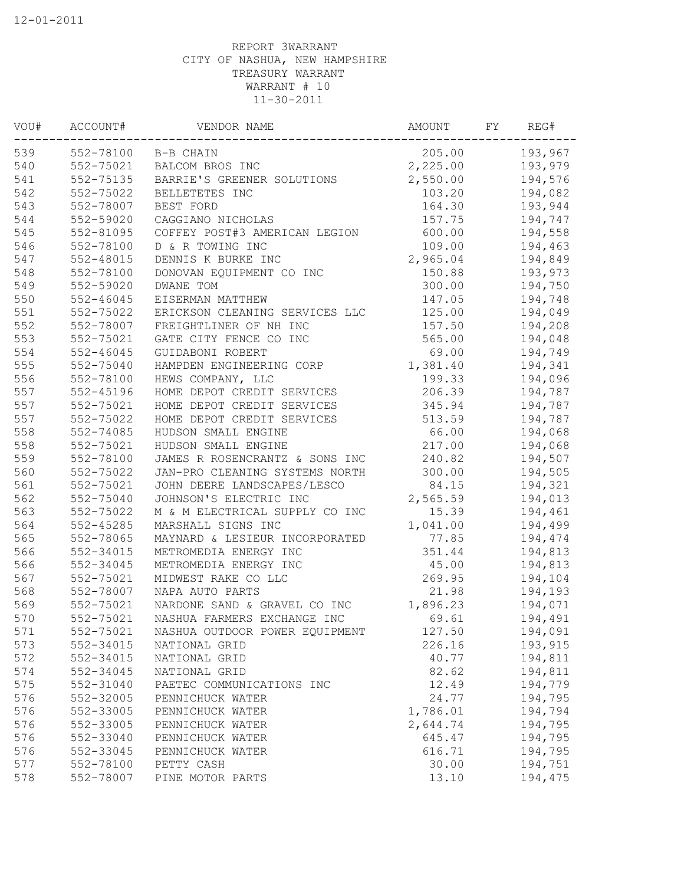12-01-2011

REPORT 3WARRANT
CITY OF NASHUA, NEW HAMPSHIRE
TREASURY WARRANT
WARRANT # 10
11-30-2011

| VOU# | ACCOUNT# | VENDOR NAME | AMOUNT | FY | REG# |
|---|---|---|---|---|---|
| 539 | 552-78100 | B-B CHAIN | 205.00 | | 193,967 |
| 540 | 552-75021 | BALCOM BROS INC | 2,225.00 | | 193,979 |
| 541 | 552-75135 | BARRIE'S GREENER SOLUTIONS | 2,550.00 | | 194,576 |
| 542 | 552-75022 | BELLETETES INC | 103.20 | | 194,082 |
| 543 | 552-78007 | BEST FORD | 164.30 | | 193,944 |
| 544 | 552-59020 | CAGGIANO NICHOLAS | 157.75 | | 194,747 |
| 545 | 552-81095 | COFFEY POST#3 AMERICAN LEGION | 600.00 | | 194,558 |
| 546 | 552-78100 | D & R TOWING INC | 109.00 | | 194,463 |
| 547 | 552-48015 | DENNIS K BURKE INC | 2,965.04 | | 194,849 |
| 548 | 552-78100 | DONOVAN EQUIPMENT CO INC | 150.88 | | 193,973 |
| 549 | 552-59020 | DWANE TOM | 300.00 | | 194,750 |
| 550 | 552-46045 | EISERMAN MATTHEW | 147.05 | | 194,748 |
| 551 | 552-75022 | ERICKSON CLEANING SERVICES LLC | 125.00 | | 194,049 |
| 552 | 552-78007 | FREIGHTLINER OF NH INC | 157.50 | | 194,208 |
| 553 | 552-75021 | GATE CITY FENCE CO INC | 565.00 | | 194,048 |
| 554 | 552-46045 | GUIDABONI ROBERT | 69.00 | | 194,749 |
| 555 | 552-75040 | HAMPDEN ENGINEERING CORP | 1,381.40 | | 194,341 |
| 556 | 552-78100 | HEWS COMPANY, LLC | 199.33 | | 194,096 |
| 557 | 552-45196 | HOME DEPOT CREDIT SERVICES | 206.39 | | 194,787 |
| 557 | 552-75021 | HOME DEPOT CREDIT SERVICES | 345.94 | | 194,787 |
| 557 | 552-75022 | HOME DEPOT CREDIT SERVICES | 513.59 | | 194,787 |
| 558 | 552-74085 | HUDSON SMALL ENGINE | 66.00 | | 194,068 |
| 558 | 552-75021 | HUDSON SMALL ENGINE | 217.00 | | 194,068 |
| 559 | 552-78100 | JAMES R ROSENCRANTZ & SONS INC | 240.82 | | 194,507 |
| 560 | 552-75022 | JAN-PRO CLEANING SYSTEMS NORTH | 300.00 | | 194,505 |
| 561 | 552-75021 | JOHN DEERE LANDSCAPES/LESCO | 84.15 | | 194,321 |
| 562 | 552-75040 | JOHNSON'S ELECTRIC INC | 2,565.59 | | 194,013 |
| 563 | 552-75022 | M & M ELECTRICAL SUPPLY CO INC | 15.39 | | 194,461 |
| 564 | 552-45285 | MARSHALL SIGNS INC | 1,041.00 | | 194,499 |
| 565 | 552-78065 | MAYNARD & LESIEUR INCORPORATED | 77.85 | | 194,474 |
| 566 | 552-34015 | METROMEDIA ENERGY INC | 351.44 | | 194,813 |
| 566 | 552-34045 | METROMEDIA ENERGY INC | 45.00 | | 194,813 |
| 567 | 552-75021 | MIDWEST RAKE CO LLC | 269.95 | | 194,104 |
| 568 | 552-78007 | NAPA AUTO PARTS | 21.98 | | 194,193 |
| 569 | 552-75021 | NARDONE SAND & GRAVEL CO INC | 1,896.23 | | 194,071 |
| 570 | 552-75021 | NASHUA FARMERS EXCHANGE INC | 69.61 | | 194,491 |
| 571 | 552-75021 | NASHUA OUTDOOR POWER EQUIPMENT | 127.50 | | 194,091 |
| 573 | 552-34015 | NATIONAL GRID | 226.16 | | 193,915 |
| 572 | 552-34015 | NATIONAL GRID | 40.77 | | 194,811 |
| 574 | 552-34045 | NATIONAL GRID | 82.62 | | 194,811 |
| 575 | 552-31040 | PAETEC COMMUNICATIONS INC | 12.49 | | 194,779 |
| 576 | 552-32005 | PENNICHUCK WATER | 24.77 | | 194,795 |
| 576 | 552-33005 | PENNICHUCK WATER | 1,786.01 | | 194,794 |
| 576 | 552-33005 | PENNICHUCK WATER | 2,644.74 | | 194,795 |
| 576 | 552-33040 | PENNICHUCK WATER | 645.47 | | 194,795 |
| 576 | 552-33045 | PENNICHUCK WATER | 616.71 | | 194,795 |
| 577 | 552-78100 | PETTY CASH | 30.00 | | 194,751 |
| 578 | 552-78007 | PINE MOTOR PARTS | 13.10 | | 194,475 |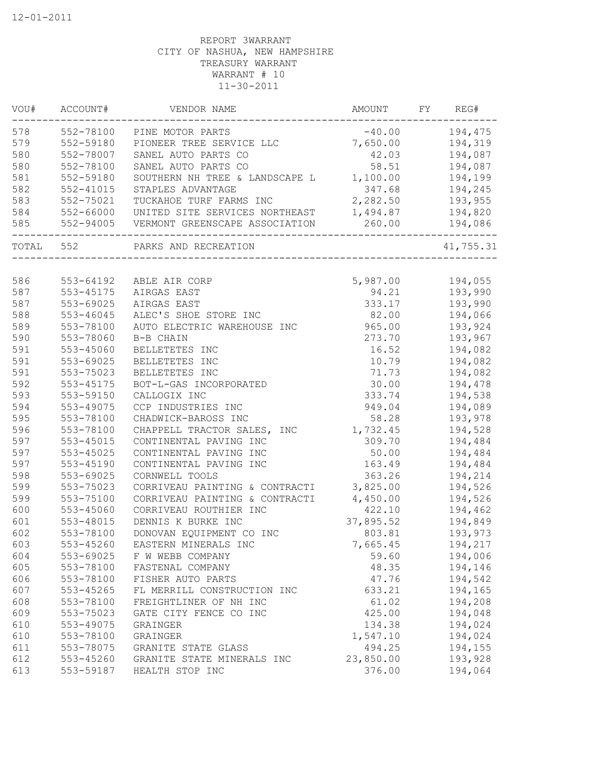12-01-2011

REPORT 3WARRANT
CITY OF NASHUA, NEW HAMPSHIRE
TREASURY WARRANT
WARRANT # 10
11-30-2011

| VOU# | ACCOUNT# | VENDOR NAME | AMOUNT | FY | REG# |
|---|---|---|---|---|---|
| 578 | 552-78100 | PINE MOTOR PARTS | -40.00 | | 194,475 |
| 579 | 552-59180 | PIONEER TREE SERVICE LLC | 7,650.00 | | 194,319 |
| 580 | 552-78007 | SANEL AUTO PARTS CO | 42.03 | | 194,087 |
| 580 | 552-78100 | SANEL AUTO PARTS CO | 58.51 | | 194,087 |
| 581 | 552-59180 | SOUTHERN NH TREE & LANDSCAPE L | 1,100.00 | | 194,199 |
| 582 | 552-41015 | STAPLES ADVANTAGE | 347.68 | | 194,245 |
| 583 | 552-75021 | TUCKAHOE TURF FARMS INC | 2,282.50 | | 193,955 |
| 584 | 552-66000 | UNITED SITE SERVICES NORTHEAST | 1,494.87 | | 194,820 |
| 585 | 552-94005 | VERMONT GREENSCAPE ASSOCIATION | 260.00 | | 194,086 |
| TOTAL | 552 | PARKS AND RECREATION | | | 41,755.31 |
| 586 | 553-64192 | ABLE AIR CORP | 5,987.00 | | 194,055 |
| 587 | 553-45175 | AIRGAS EAST | 94.21 | | 193,990 |
| 587 | 553-69025 | AIRGAS EAST | 333.17 | | 193,990 |
| 588 | 553-46045 | ALEC'S SHOE STORE INC | 82.00 | | 194,066 |
| 589 | 553-78100 | AUTO ELECTRIC WAREHOUSE INC | 965.00 | | 193,924 |
| 590 | 553-78060 | B-B CHAIN | 273.70 | | 193,967 |
| 591 | 553-45060 | BELLETETES INC | 16.52 | | 194,082 |
| 591 | 553-69025 | BELLETETES INC | 10.79 | | 194,082 |
| 591 | 553-75023 | BELLETETES INC | 71.73 | | 194,082 |
| 592 | 553-45175 | BOT-L-GAS INCORPORATED | 30.00 | | 194,478 |
| 593 | 553-59150 | CALLOGIX INC | 333.74 | | 194,538 |
| 594 | 553-49075 | CCP INDUSTRIES INC | 949.04 | | 194,089 |
| 595 | 553-78100 | CHADWICK-BAROSS INC | 58.28 | | 193,978 |
| 596 | 553-78100 | CHAPPELL TRACTOR SALES, INC | 1,732.45 | | 194,528 |
| 597 | 553-45015 | CONTINENTAL PAVING INC | 309.70 | | 194,484 |
| 597 | 553-45025 | CONTINENTAL PAVING INC | 50.00 | | 194,484 |
| 597 | 553-45190 | CONTINENTAL PAVING INC | 163.49 | | 194,484 |
| 598 | 553-69025 | CORNWELL TOOLS | 363.26 | | 194,214 |
| 599 | 553-75023 | CORRIVEAU PAINTING & CONTRACTI | 3,825.00 | | 194,526 |
| 599 | 553-75100 | CORRIVEAU PAINTING & CONTRACTI | 4,450.00 | | 194,526 |
| 600 | 553-45060 | CORRIVEAU ROUTHIER INC | 422.10 | | 194,462 |
| 601 | 553-48015 | DENNIS K BURKE INC | 37,895.52 | | 194,849 |
| 602 | 553-78100 | DONOVAN EQUIPMENT CO INC | 803.81 | | 193,973 |
| 603 | 553-45260 | EASTERN MINERALS INC | 7,665.45 | | 194,217 |
| 604 | 553-69025 | F W WEBB COMPANY | 59.60 | | 194,006 |
| 605 | 553-78100 | FASTENAL COMPANY | 48.35 | | 194,146 |
| 606 | 553-78100 | FISHER AUTO PARTS | 47.76 | | 194,542 |
| 607 | 553-45265 | FL MERRILL CONSTRUCTION INC | 633.21 | | 194,165 |
| 608 | 553-78100 | FREIGHTLINER OF NH INC | 61.02 | | 194,208 |
| 609 | 553-75023 | GATE CITY FENCE CO INC | 425.00 | | 194,048 |
| 610 | 553-49075 | GRAINGER | 134.38 | | 194,024 |
| 610 | 553-78100 | GRAINGER | 1,547.10 | | 194,024 |
| 611 | 553-78075 | GRANITE STATE GLASS | 494.25 | | 194,155 |
| 612 | 553-45260 | GRANITE STATE MINERALS INC | 23,850.00 | | 193,928 |
| 613 | 553-59187 | HEALTH STOP INC | 376.00 | | 194,064 |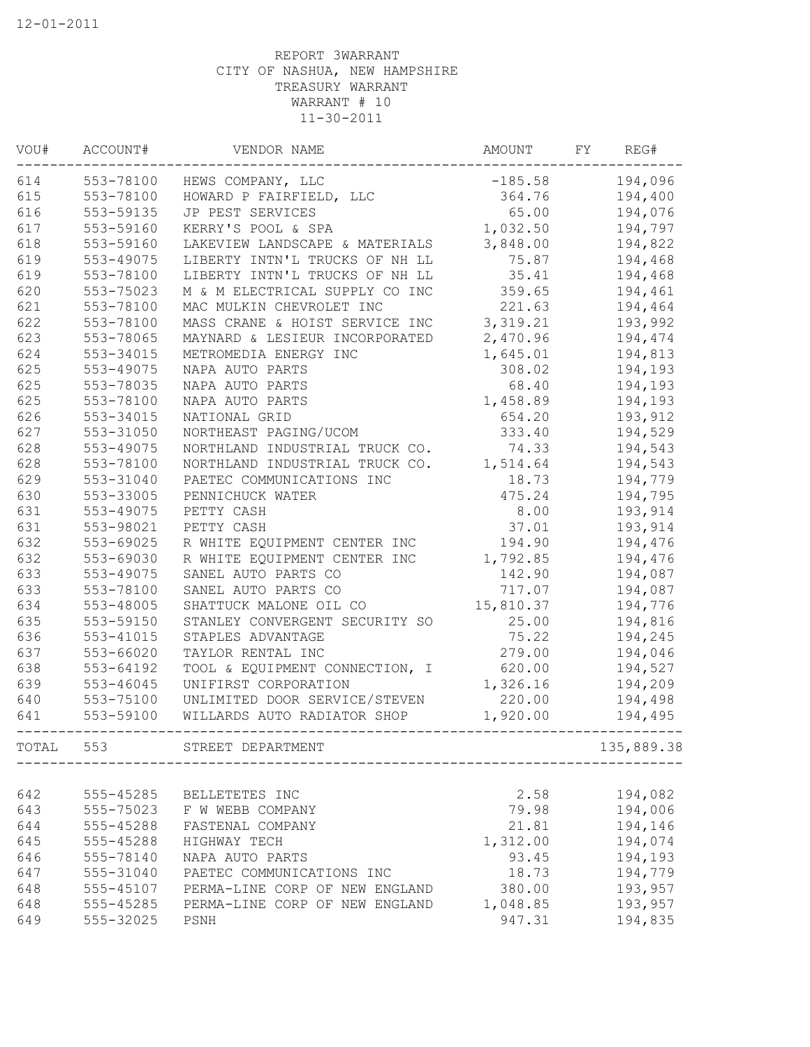12-01-2011

REPORT 3WARRANT
CITY OF NASHUA, NEW HAMPSHIRE
TREASURY WARRANT
WARRANT # 10
11-30-2011

| VOU# | ACCOUNT# | VENDOR NAME | AMOUNT | FY | REG# |
|---|---|---|---|---|---|
| 614 | 553-78100 | HEWS COMPANY, LLC | -185.58 | | 194,096 |
| 615 | 553-78100 | HOWARD P FAIRFIELD, LLC | 364.76 | | 194,400 |
| 616 | 553-59135 | JP PEST SERVICES | 65.00 | | 194,076 |
| 617 | 553-59160 | KERRY'S POOL & SPA | 1,032.50 | | 194,797 |
| 618 | 553-59160 | LAKEVIEW LANDSCAPE & MATERIALS | 3,848.00 | | 194,822 |
| 619 | 553-49075 | LIBERTY INTN'L TRUCKS OF NH LL | 75.87 | | 194,468 |
| 619 | 553-78100 | LIBERTY INTN'L TRUCKS OF NH LL | 35.41 | | 194,468 |
| 620 | 553-75023 | M & M ELECTRICAL SUPPLY CO INC | 359.65 | | 194,461 |
| 621 | 553-78100 | MAC MULKIN CHEVROLET INC | 221.63 | | 194,464 |
| 622 | 553-78100 | MASS CRANE & HOIST SERVICE INC | 3,319.21 | | 193,992 |
| 623 | 553-78065 | MAYNARD & LESIEUR INCORPORATED | 2,470.96 | | 194,474 |
| 624 | 553-34015 | METROMEDIA ENERGY INC | 1,645.01 | | 194,813 |
| 625 | 553-49075 | NAPA AUTO PARTS | 308.02 | | 194,193 |
| 625 | 553-78035 | NAPA AUTO PARTS | 68.40 | | 194,193 |
| 625 | 553-78100 | NAPA AUTO PARTS | 1,458.89 | | 194,193 |
| 626 | 553-34015 | NATIONAL GRID | 654.20 | | 193,912 |
| 627 | 553-31050 | NORTHEAST PAGING/UCOM | 333.40 | | 194,529 |
| 628 | 553-49075 | NORTHLAND INDUSTRIAL TRUCK CO. | 74.33 | | 194,543 |
| 628 | 553-78100 | NORTHLAND INDUSTRIAL TRUCK CO. | 1,514.64 | | 194,543 |
| 629 | 553-31040 | PAETEC COMMUNICATIONS INC | 18.73 | | 194,779 |
| 630 | 553-33005 | PENNICHUCK WATER | 475.24 | | 194,795 |
| 631 | 553-49075 | PETTY CASH | 8.00 | | 193,914 |
| 631 | 553-98021 | PETTY CASH | 37.01 | | 193,914 |
| 632 | 553-69025 | R WHITE EQUIPMENT CENTER INC | 194.90 | | 194,476 |
| 632 | 553-69030 | R WHITE EQUIPMENT CENTER INC | 1,792.85 | | 194,476 |
| 633 | 553-49075 | SANEL AUTO PARTS CO | 142.90 | | 194,087 |
| 633 | 553-78100 | SANEL AUTO PARTS CO | 717.07 | | 194,087 |
| 634 | 553-48005 | SHATTUCK MALONE OIL CO | 15,810.37 | | 194,776 |
| 635 | 553-59150 | STANLEY CONVERGENT SECURITY SO | 25.00 | | 194,816 |
| 636 | 553-41015 | STAPLES ADVANTAGE | 75.22 | | 194,245 |
| 637 | 553-66020 | TAYLOR RENTAL INC | 279.00 | | 194,046 |
| 638 | 553-64192 | TOOL & EQUIPMENT CONNECTION, I | 620.00 | | 194,527 |
| 639 | 553-46045 | UNIFIRST CORPORATION | 1,326.16 | | 194,209 |
| 640 | 553-75100 | UNLIMITED DOOR SERVICE/STEVEN | 220.00 | | 194,498 |
| 641 | 553-59100 | WILLARDS AUTO RADIATOR SHOP | 1,920.00 | | 194,495 |
| TOTAL | 553 | STREET DEPARTMENT | | | 135,889.38 |
| 642 | 555-45285 | BELLETETES INC | 2.58 | | 194,082 |
| 643 | 555-75023 | F W WEBB COMPANY | 79.98 | | 194,006 |
| 644 | 555-45288 | FASTENAL COMPANY | 21.81 | | 194,146 |
| 645 | 555-45288 | HIGHWAY TECH | 1,312.00 | | 194,074 |
| 646 | 555-78140 | NAPA AUTO PARTS | 93.45 | | 194,193 |
| 647 | 555-31040 | PAETEC COMMUNICATIONS INC | 18.73 | | 194,779 |
| 648 | 555-45107 | PERMA-LINE CORP OF NEW ENGLAND | 380.00 | | 193,957 |
| 648 | 555-45285 | PERMA-LINE CORP OF NEW ENGLAND | 1,048.85 | | 193,957 |
| 649 | 555-32025 | PSNH | 947.31 | | 194,835 |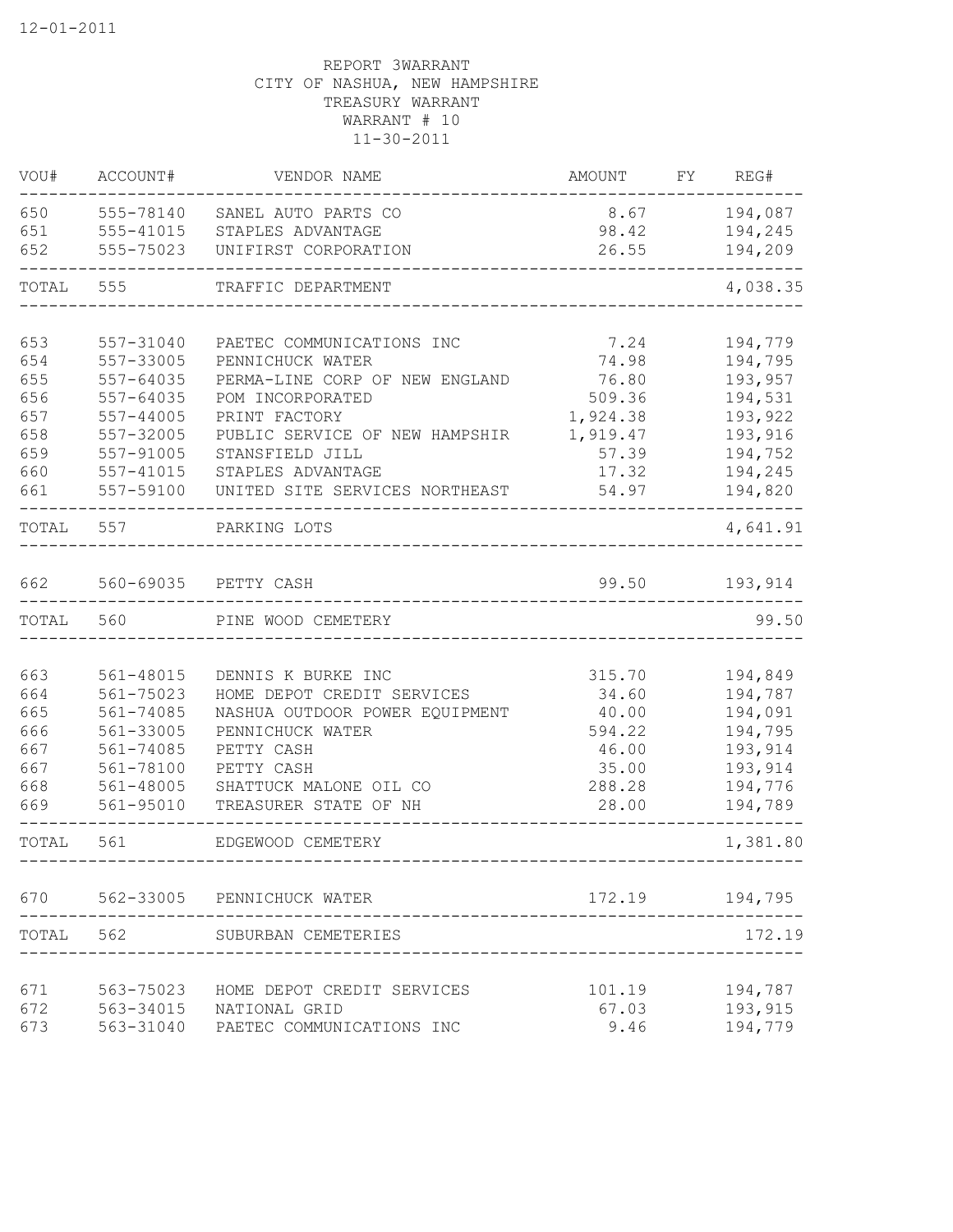12-01-2011

REPORT 3WARRANT
CITY OF NASHUA, NEW HAMPSHIRE
TREASURY WARRANT
WARRANT # 10
11-30-2011

| VOU# | ACCOUNT# | VENDOR NAME | AMOUNT | FY | REG# |
|---|---|---|---|---|---|
| 650 | 555-78140 | SANEL AUTO PARTS CO | 8.67 | | 194,087 |
| 651 | 555-41015 | STAPLES ADVANTAGE | 98.42 | | 194,245 |
| 652 | 555-75023 | UNIFIRST CORPORATION | 26.55 | | 194,209 |
| TOTAL | 555 | TRAFFIC DEPARTMENT | | | 4,038.35 |
| 653 | 557-31040 | PAETEC COMMUNICATIONS INC | 7.24 | | 194,779 |
| 654 | 557-33005 | PENNICHUCK WATER | 74.98 | | 194,795 |
| 655 | 557-64035 | PERMA-LINE CORP OF NEW ENGLAND | 76.80 | | 193,957 |
| 656 | 557-64035 | POM INCORPORATED | 509.36 | | 194,531 |
| 657 | 557-44005 | PRINT FACTORY | 1,924.38 | | 193,922 |
| 658 | 557-32005 | PUBLIC SERVICE OF NEW HAMPSHIR | 1,919.47 | | 193,916 |
| 659 | 557-91005 | STANSFIELD JILL | 57.39 | | 194,752 |
| 660 | 557-41015 | STAPLES ADVANTAGE | 17.32 | | 194,245 |
| 661 | 557-59100 | UNITED SITE SERVICES NORTHEAST | 54.97 | | 194,820 |
| TOTAL | 557 | PARKING LOTS | | | 4,641.91 |
| 662 | 560-69035 | PETTY CASH | 99.50 | | 193,914 |
| TOTAL | 560 | PINE WOOD CEMETERY | | | 99.50 |
| 663 | 561-48015 | DENNIS K BURKE INC | 315.70 | | 194,849 |
| 664 | 561-75023 | HOME DEPOT CREDIT SERVICES | 34.60 | | 194,787 |
| 665 | 561-74085 | NASHUA OUTDOOR POWER EQUIPMENT | 40.00 | | 194,091 |
| 666 | 561-33005 | PENNICHUCK WATER | 594.22 | | 194,795 |
| 667 | 561-74085 | PETTY CASH | 46.00 | | 193,914 |
| 667 | 561-78100 | PETTY CASH | 35.00 | | 193,914 |
| 668 | 561-48005 | SHATTUCK MALONE OIL CO | 288.28 | | 194,776 |
| 669 | 561-95010 | TREASURER STATE OF NH | 28.00 | | 194,789 |
| TOTAL | 561 | EDGEWOOD CEMETERY | | | 1,381.80 |
| 670 | 562-33005 | PENNICHUCK WATER | 172.19 | | 194,795 |
| TOTAL | 562 | SUBURBAN CEMETERIES | | | 172.19 |
| 671 | 563-75023 | HOME DEPOT CREDIT SERVICES | 101.19 | | 194,787 |
| 672 | 563-34015 | NATIONAL GRID | 67.03 | | 193,915 |
| 673 | 563-31040 | PAETEC COMMUNICATIONS INC | 9.46 | | 194,779 |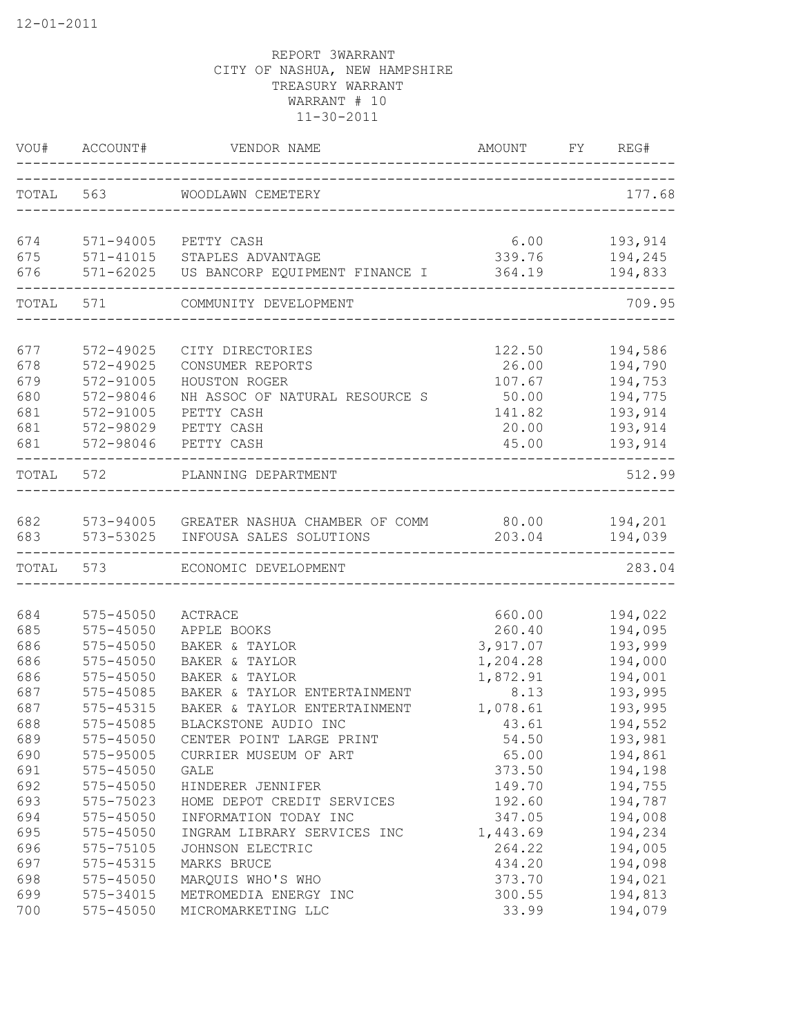12-01-2011

REPORT 3WARRANT
CITY OF NASHUA, NEW HAMPSHIRE
TREASURY WARRANT
WARRANT # 10
11-30-2011

| VOU# | ACCOUNT# | VENDOR NAME | AMOUNT | FY | REG# |
|---|---|---|---|---|---|
| TOTAL | 563 | WOODLAWN CEMETERY | | | 177.68 |
| 674 | 571-94005 | PETTY CASH | 6.00 | | 193,914 |
| 675 | 571-41015 | STAPLES ADVANTAGE | 339.76 | | 194,245 |
| 676 | 571-62025 | US BANCORP EQUIPMENT FINANCE I | 364.19 | | 194,833 |
| TOTAL | 571 | COMMUNITY DEVELOPMENT | | | 709.95 |
| 677 | 572-49025 | CITY DIRECTORIES | 122.50 | | 194,586 |
| 678 | 572-49025 | CONSUMER REPORTS | 26.00 | | 194,790 |
| 679 | 572-91005 | HOUSTON ROGER | 107.67 | | 194,753 |
| 680 | 572-98046 | NH ASSOC OF NATURAL RESOURCE S | 50.00 | | 194,775 |
| 681 | 572-91005 | PETTY CASH | 141.82 | | 193,914 |
| 681 | 572-98029 | PETTY CASH | 20.00 | | 193,914 |
| 681 | 572-98046 | PETTY CASH | 45.00 | | 193,914 |
| TOTAL | 572 | PLANNING DEPARTMENT | | | 512.99 |
| 682 | 573-94005 | GREATER NASHUA CHAMBER OF COMM | 80.00 | | 194,201 |
| 683 | 573-53025 | INFOUSA SALES SOLUTIONS | 203.04 | | 194,039 |
| TOTAL | 573 | ECONOMIC DEVELOPMENT | | | 283.04 |
| 684 | 575-45050 | ACTRACE | 660.00 | | 194,022 |
| 685 | 575-45050 | APPLE BOOKS | 260.40 | | 194,095 |
| 686 | 575-45050 | BAKER & TAYLOR | 3,917.07 | | 193,999 |
| 686 | 575-45050 | BAKER & TAYLOR | 1,204.28 | | 194,000 |
| 686 | 575-45050 | BAKER & TAYLOR | 1,872.91 | | 194,001 |
| 687 | 575-45085 | BAKER & TAYLOR ENTERTAINMENT | 8.13 | | 193,995 |
| 687 | 575-45315 | BAKER & TAYLOR ENTERTAINMENT | 1,078.61 | | 193,995 |
| 688 | 575-45085 | BLACKSTONE AUDIO INC | 43.61 | | 194,552 |
| 689 | 575-45050 | CENTER POINT LARGE PRINT | 54.50 | | 193,981 |
| 690 | 575-95005 | CURRIER MUSEUM OF ART | 65.00 | | 194,861 |
| 691 | 575-45050 | GALE | 373.50 | | 194,198 |
| 692 | 575-45050 | HINDERER JENNIFER | 149.70 | | 194,755 |
| 693 | 575-75023 | HOME DEPOT CREDIT SERVICES | 192.60 | | 194,787 |
| 694 | 575-45050 | INFORMATION TODAY INC | 347.05 | | 194,008 |
| 695 | 575-45050 | INGRAM LIBRARY SERVICES INC | 1,443.69 | | 194,234 |
| 696 | 575-75105 | JOHNSON ELECTRIC | 264.22 | | 194,005 |
| 697 | 575-45315 | MARKS BRUCE | 434.20 | | 194,098 |
| 698 | 575-45050 | MARQUIS WHO'S WHO | 373.70 | | 194,021 |
| 699 | 575-34015 | METROMEDIA ENERGY INC | 300.55 | | 194,813 |
| 700 | 575-45050 | MICROMARKETING LLC | 33.99 | | 194,079 |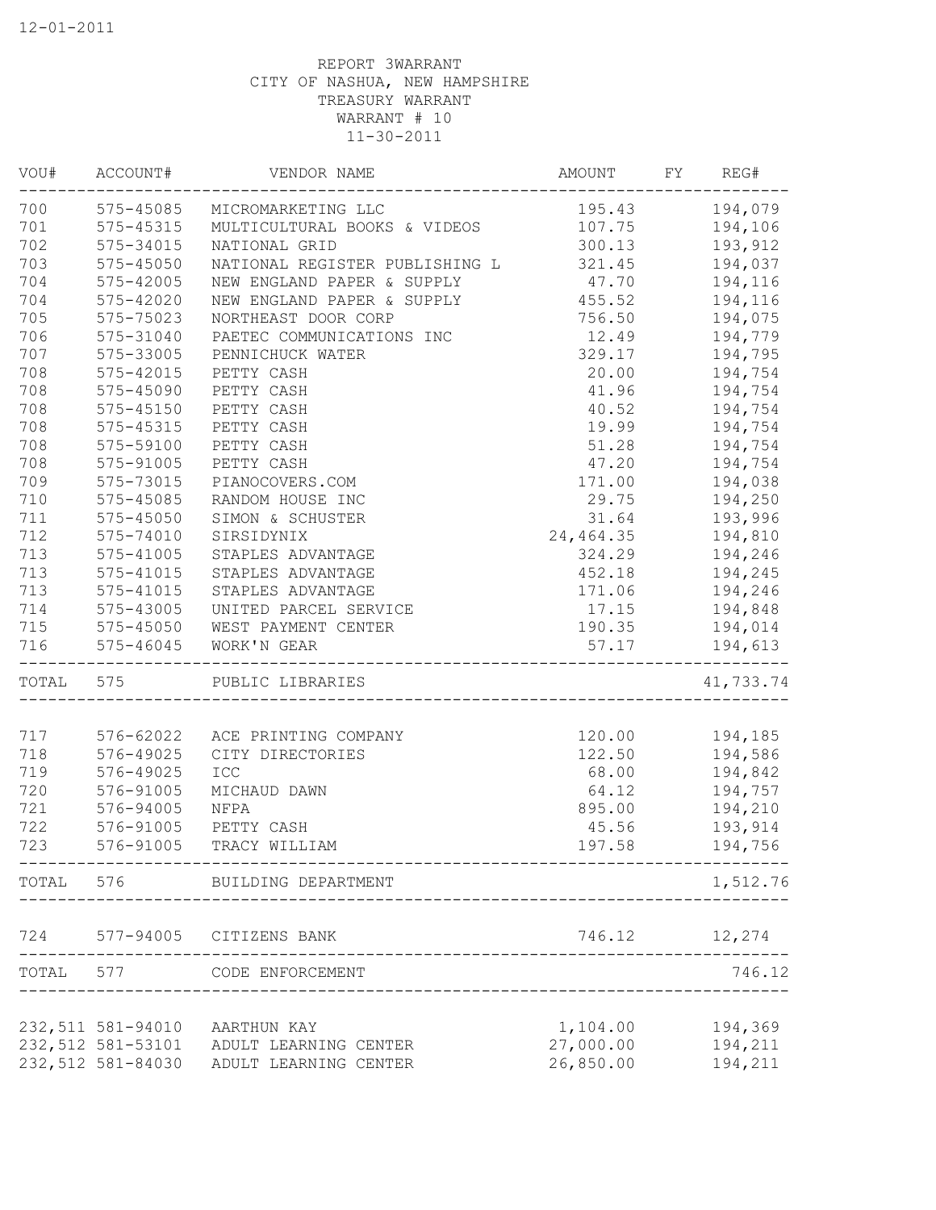12-01-2011

REPORT 3WARRANT
CITY OF NASHUA, NEW HAMPSHIRE
TREASURY WARRANT
WARRANT # 10
11-30-2011

| VOU# | ACCOUNT# | VENDOR NAME | AMOUNT | FY | REG# |
|---|---|---|---|---|---|
| 700 | 575-45085 | MICROMARKETING LLC | 195.43 | | 194,079 |
| 701 | 575-45315 | MULTICULTURAL BOOKS & VIDEOS | 107.75 | | 194,106 |
| 702 | 575-34015 | NATIONAL GRID | 300.13 | | 193,912 |
| 703 | 575-45050 | NATIONAL REGISTER PUBLISHING L | 321.45 | | 194,037 |
| 704 | 575-42005 | NEW ENGLAND PAPER & SUPPLY | 47.70 | | 194,116 |
| 704 | 575-42020 | NEW ENGLAND PAPER & SUPPLY | 455.52 | | 194,116 |
| 705 | 575-75023 | NORTHEAST DOOR CORP | 756.50 | | 194,075 |
| 706 | 575-31040 | PAETEC COMMUNICATIONS INC | 12.49 | | 194,779 |
| 707 | 575-33005 | PENNICHUCK WATER | 329.17 | | 194,795 |
| 708 | 575-42015 | PETTY CASH | 20.00 | | 194,754 |
| 708 | 575-45090 | PETTY CASH | 41.96 | | 194,754 |
| 708 | 575-45150 | PETTY CASH | 40.52 | | 194,754 |
| 708 | 575-45315 | PETTY CASH | 19.99 | | 194,754 |
| 708 | 575-59100 | PETTY CASH | 51.28 | | 194,754 |
| 708 | 575-91005 | PETTY CASH | 47.20 | | 194,754 |
| 709 | 575-73015 | PIANOCOVERS.COM | 171.00 | | 194,038 |
| 710 | 575-45085 | RANDOM HOUSE INC | 29.75 | | 194,250 |
| 711 | 575-45050 | SIMON & SCHUSTER | 31.64 | | 193,996 |
| 712 | 575-74010 | SIRSIDYNIX | 24,464.35 | | 194,810 |
| 713 | 575-41005 | STAPLES ADVANTAGE | 324.29 | | 194,246 |
| 713 | 575-41015 | STAPLES ADVANTAGE | 452.18 | | 194,245 |
| 713 | 575-41015 | STAPLES ADVANTAGE | 171.06 | | 194,246 |
| 714 | 575-43005 | UNITED PARCEL SERVICE | 17.15 | | 194,848 |
| 715 | 575-45050 | WEST PAYMENT CENTER | 190.35 | | 194,014 |
| 716 | 575-46045 | WORK'N GEAR | 57.17 | | 194,613 |
| TOTAL | 575 | PUBLIC LIBRARIES | | | 41,733.74 |
| 717 | 576-62022 | ACE PRINTING COMPANY | 120.00 | | 194,185 |
| 718 | 576-49025 | CITY DIRECTORIES | 122.50 | | 194,586 |
| 719 | 576-49025 | ICC | 68.00 | | 194,842 |
| 720 | 576-91005 | MICHAUD DAWN | 64.12 | | 194,757 |
| 721 | 576-94005 | NFPA | 895.00 | | 194,210 |
| 722 | 576-91005 | PETTY CASH | 45.56 | | 193,914 |
| 723 | 576-91005 | TRACY WILLIAM | 197.58 | | 194,756 |
| TOTAL | 576 | BUILDING DEPARTMENT | | | 1,512.76 |
| 724 | 577-94005 | CITIZENS BANK | 746.12 | | 12,274 |
| TOTAL | 577 | CODE ENFORCEMENT | | | 746.12 |
| 232,511 | 581-94010 | AARTHUN KAY | 1,104.00 | | 194,369 |
| 232,512 | 581-53101 | ADULT LEARNING CENTER | 27,000.00 | | 194,211 |
| 232,512 | 581-84030 | ADULT LEARNING CENTER | 26,850.00 | | 194,211 |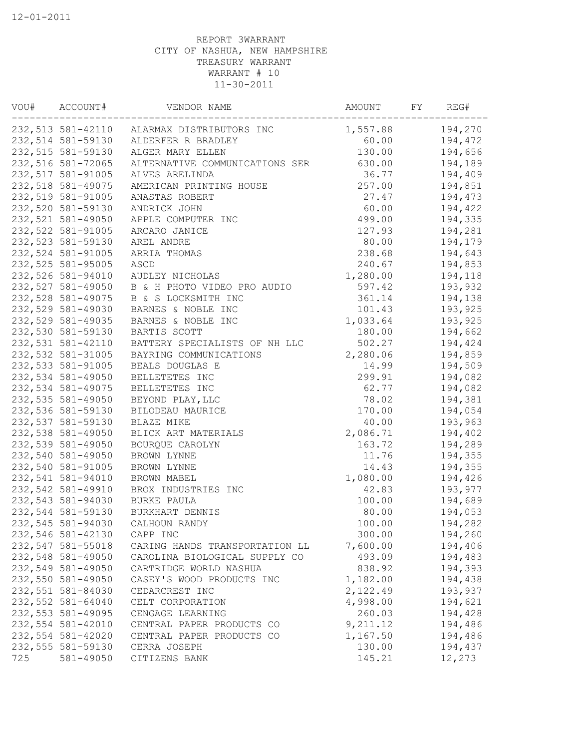12-01-2011

REPORT 3WARRANT
CITY OF NASHUA, NEW HAMPSHIRE
TREASURY WARRANT
WARRANT # 10
11-30-2011

| VOU# | ACCOUNT# | VENDOR NAME | AMOUNT | FY | REG# |
|---|---|---|---|---|---|
| 232,513 | 581-42110 | ALARMAX DISTRIBUTORS INC | 1,557.88 | | 194,270 |
| 232,514 | 581-59130 | ALDERFER R BRADLEY | 60.00 | | 194,472 |
| 232,515 | 581-59130 | ALGER MARY ELLEN | 130.00 | | 194,656 |
| 232,516 | 581-72065 | ALTERNATIVE COMMUNICATIONS SER | 630.00 | | 194,189 |
| 232,517 | 581-91005 | ALVES ARELINDA | 36.77 | | 194,409 |
| 232,518 | 581-49075 | AMERICAN PRINTING HOUSE | 257.00 | | 194,851 |
| 232,519 | 581-91005 | ANASTAS ROBERT | 27.47 | | 194,473 |
| 232,520 | 581-59130 | ANDRICK JOHN | 60.00 | | 194,422 |
| 232,521 | 581-49050 | APPLE COMPUTER INC | 499.00 | | 194,335 |
| 232,522 | 581-91005 | ARCARO JANICE | 127.93 | | 194,281 |
| 232,523 | 581-59130 | AREL ANDRE | 80.00 | | 194,179 |
| 232,524 | 581-91005 | ARRIA THOMAS | 238.68 | | 194,643 |
| 232,525 | 581-95005 | ASCD | 240.67 | | 194,853 |
| 232,526 | 581-94010 | AUDLEY NICHOLAS | 1,280.00 | | 194,118 |
| 232,527 | 581-49050 | B & H PHOTO VIDEO PRO AUDIO | 597.42 | | 193,932 |
| 232,528 | 581-49075 | B & S LOCKSMITH INC | 361.14 | | 194,138 |
| 232,529 | 581-49030 | BARNES & NOBLE INC | 101.43 | | 193,925 |
| 232,529 | 581-49035 | BARNES & NOBLE INC | 1,033.64 | | 193,925 |
| 232,530 | 581-59130 | BARTIS SCOTT | 180.00 | | 194,662 |
| 232,531 | 581-42110 | BATTERY SPECIALISTS OF NH LLC | 502.27 | | 194,424 |
| 232,532 | 581-31005 | BAYRING COMMUNICATIONS | 2,280.06 | | 194,859 |
| 232,533 | 581-91005 | BEALS DOUGLAS E | 14.99 | | 194,509 |
| 232,534 | 581-49050 | BELLETETES INC | 299.91 | | 194,082 |
| 232,534 | 581-49075 | BELLETETES INC | 62.77 | | 194,082 |
| 232,535 | 581-49050 | BEYOND PLAY,LLC | 78.02 | | 194,381 |
| 232,536 | 581-59130 | BILODEAU MAURICE | 170.00 | | 194,054 |
| 232,537 | 581-59130 | BLAZE MIKE | 40.00 | | 193,963 |
| 232,538 | 581-49050 | BLICK ART MATERIALS | 2,086.71 | | 194,402 |
| 232,539 | 581-49050 | BOURQUE CAROLYN | 163.72 | | 194,289 |
| 232,540 | 581-49050 | BROWN LYNNE | 11.76 | | 194,355 |
| 232,540 | 581-91005 | BROWN LYNNE | 14.43 | | 194,355 |
| 232,541 | 581-94010 | BROWN MABEL | 1,080.00 | | 194,426 |
| 232,542 | 581-49910 | BROX INDUSTRIES INC | 42.83 | | 193,977 |
| 232,543 | 581-94030 | BURKE PAULA | 100.00 | | 194,689 |
| 232,544 | 581-59130 | BURKHART DENNIS | 80.00 | | 194,053 |
| 232,545 | 581-94030 | CALHOUN RANDY | 100.00 | | 194,282 |
| 232,546 | 581-42130 | CAPP INC | 300.00 | | 194,260 |
| 232,547 | 581-55018 | CARING HANDS TRANSPORTATION LL | 7,600.00 | | 194,406 |
| 232,548 | 581-49050 | CAROLINA BIOLOGICAL SUPPLY CO | 493.09 | | 194,483 |
| 232,549 | 581-49050 | CARTRIDGE WORLD NASHUA | 838.92 | | 194,393 |
| 232,550 | 581-49050 | CASEY'S WOOD PRODUCTS INC | 1,182.00 | | 194,438 |
| 232,551 | 581-84030 | CEDARCREST INC | 2,122.49 | | 193,937 |
| 232,552 | 581-64040 | CELT CORPORATION | 4,998.00 | | 194,621 |
| 232,553 | 581-49095 | CENGAGE LEARNING | 260.03 | | 194,428 |
| 232,554 | 581-42010 | CENTRAL PAPER PRODUCTS CO | 9,211.12 | | 194,486 |
| 232,554 | 581-42020 | CENTRAL PAPER PRODUCTS CO | 1,167.50 | | 194,486 |
| 232,555 | 581-59130 | CERRA JOSEPH | 130.00 | | 194,437 |
| 725 | 581-49050 | CITIZENS BANK | 145.21 | | 12,273 |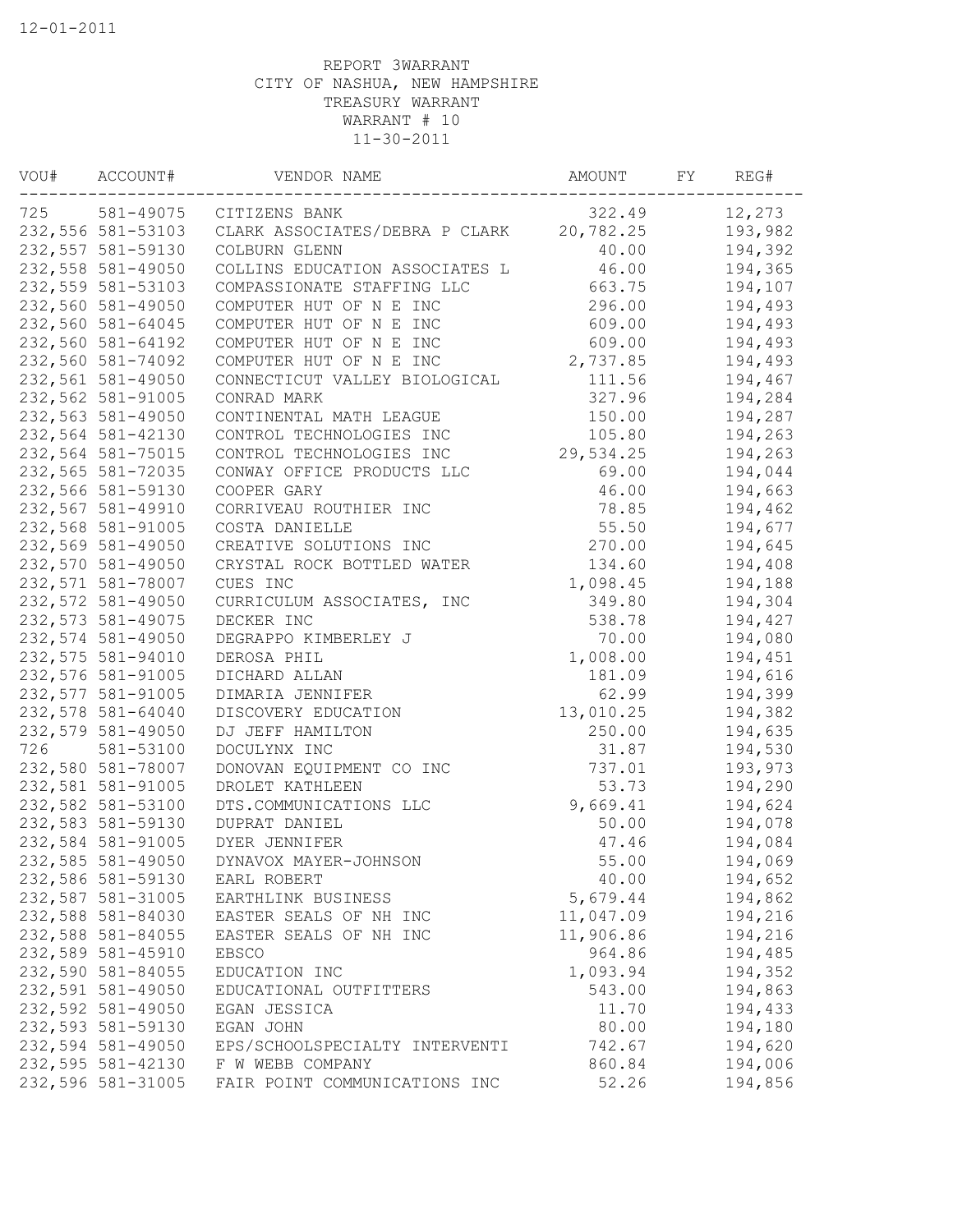12-01-2011

REPORT 3WARRANT
CITY OF NASHUA, NEW HAMPSHIRE
TREASURY WARRANT
WARRANT # 10
11-30-2011

| VOU# | ACCOUNT# | VENDOR NAME | AMOUNT | FY | REG# |
|---|---|---|---|---|---|
| 725 | 581-49075 | CITIZENS BANK | 322.49 | | 12,273 |
| 232,556 | 581-53103 | CLARK ASSOCIATES/DEBRA P CLARK | 20,782.25 | | 193,982 |
| 232,557 | 581-59130 | COLBURN GLENN | 40.00 | | 194,392 |
| 232,558 | 581-49050 | COLLINS EDUCATION ASSOCIATES L | 46.00 | | 194,365 |
| 232,559 | 581-53103 | COMPASSIONATE STAFFING LLC | 663.75 | | 194,107 |
| 232,560 | 581-49050 | COMPUTER HUT OF N E INC | 296.00 | | 194,493 |
| 232,560 | 581-64045 | COMPUTER HUT OF N E INC | 609.00 | | 194,493 |
| 232,560 | 581-64192 | COMPUTER HUT OF N E INC | 609.00 | | 194,493 |
| 232,560 | 581-74092 | COMPUTER HUT OF N E INC | 2,737.85 | | 194,493 |
| 232,561 | 581-49050 | CONNECTICUT VALLEY BIOLOGICAL | 111.56 | | 194,467 |
| 232,562 | 581-91005 | CONRAD MARK | 327.96 | | 194,284 |
| 232,563 | 581-49050 | CONTINENTAL MATH LEAGUE | 150.00 | | 194,287 |
| 232,564 | 581-42130 | CONTROL TECHNOLOGIES INC | 105.80 | | 194,263 |
| 232,564 | 581-75015 | CONTROL TECHNOLOGIES INC | 29,534.25 | | 194,263 |
| 232,565 | 581-72035 | CONWAY OFFICE PRODUCTS LLC | 69.00 | | 194,044 |
| 232,566 | 581-59130 | COOPER GARY | 46.00 | | 194,663 |
| 232,567 | 581-49910 | CORRIVEAU ROUTHIER INC | 78.85 | | 194,462 |
| 232,568 | 581-91005 | COSTA DANIELLE | 55.50 | | 194,677 |
| 232,569 | 581-49050 | CREATIVE SOLUTIONS INC | 270.00 | | 194,645 |
| 232,570 | 581-49050 | CRYSTAL ROCK BOTTLED WATER | 134.60 | | 194,408 |
| 232,571 | 581-78007 | CUES INC | 1,098.45 | | 194,188 |
| 232,572 | 581-49050 | CURRICULUM ASSOCIATES, INC | 349.80 | | 194,304 |
| 232,573 | 581-49075 | DECKER INC | 538.78 | | 194,427 |
| 232,574 | 581-49050 | DEGRAPPO KIMBERLEY J | 70.00 | | 194,080 |
| 232,575 | 581-94010 | DEROSA PHIL | 1,008.00 | | 194,451 |
| 232,576 | 581-91005 | DICHARD ALLAN | 181.09 | | 194,616 |
| 232,577 | 581-91005 | DIMARIA JENNIFER | 62.99 | | 194,399 |
| 232,578 | 581-64040 | DISCOVERY EDUCATION | 13,010.25 | | 194,382 |
| 232,579 | 581-49050 | DJ JEFF HAMILTON | 250.00 | | 194,635 |
| 726 | 581-53100 | DOCULYNX INC | 31.87 | | 194,530 |
| 232,580 | 581-78007 | DONOVAN EQUIPMENT CO INC | 737.01 | | 193,973 |
| 232,581 | 581-91005 | DROLET KATHLEEN | 53.73 | | 194,290 |
| 232,582 | 581-53100 | DTS.COMMUNICATIONS LLC | 9,669.41 | | 194,624 |
| 232,583 | 581-59130 | DUPRAT DANIEL | 50.00 | | 194,078 |
| 232,584 | 581-91005 | DYER JENNIFER | 47.46 | | 194,084 |
| 232,585 | 581-49050 | DYNAVOX MAYER-JOHNSON | 55.00 | | 194,069 |
| 232,586 | 581-59130 | EARL ROBERT | 40.00 | | 194,652 |
| 232,587 | 581-31005 | EARTHLINK BUSINESS | 5,679.44 | | 194,862 |
| 232,588 | 581-84030 | EASTER SEALS OF NH INC | 11,047.09 | | 194,216 |
| 232,588 | 581-84055 | EASTER SEALS OF NH INC | 11,906.86 | | 194,216 |
| 232,589 | 581-45910 | EBSCO | 964.86 | | 194,485 |
| 232,590 | 581-84055 | EDUCATION INC | 1,093.94 | | 194,352 |
| 232,591 | 581-49050 | EDUCATIONAL OUTFITTERS | 543.00 | | 194,863 |
| 232,592 | 581-49050 | EGAN JESSICA | 11.70 | | 194,433 |
| 232,593 | 581-59130 | EGAN JOHN | 80.00 | | 194,180 |
| 232,594 | 581-49050 | EPS/SCHOOLSPECIALTY INTERVENTI | 742.67 | | 194,620 |
| 232,595 | 581-42130 | F W WEBB COMPANY | 860.84 | | 194,006 |
| 232,596 | 581-31005 | FAIR POINT COMMUNICATIONS INC | 52.26 | | 194,856 |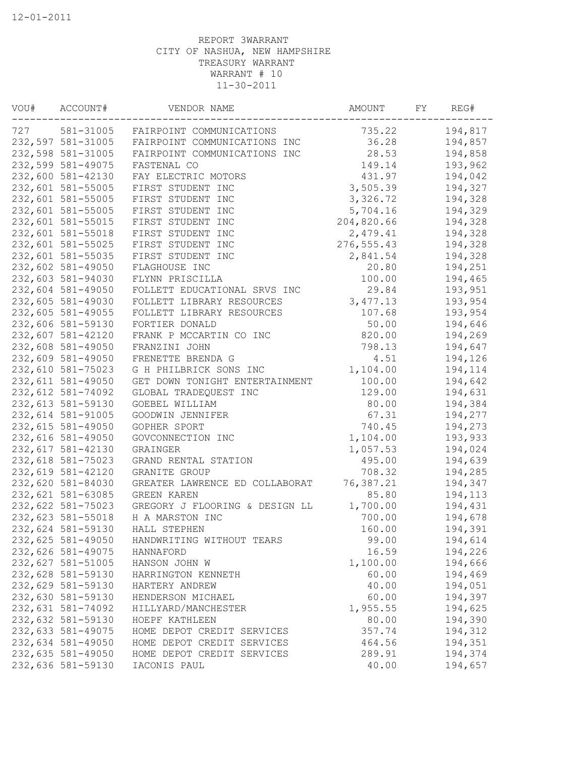12-01-2011

REPORT 3WARRANT
CITY OF NASHUA, NEW HAMPSHIRE
TREASURY WARRANT
WARRANT # 10
11-30-2011

| VOU# | ACCOUNT# | VENDOR NAME | AMOUNT | FY | REG# |
|---|---|---|---|---|---|
| 727 | 581-31005 | FAIRPOINT COMMUNICATIONS | 735.22 | | 194,817 |
| 232,597 | 581-31005 | FAIRPOINT COMMUNICATIONS INC | 36.28 | | 194,857 |
| 232,598 | 581-31005 | FAIRPOINT COMMUNICATIONS INC | 28.53 | | 194,858 |
| 232,599 | 581-49075 | FASTENAL CO | 149.14 | | 193,962 |
| 232,600 | 581-42130 | FAY ELECTRIC MOTORS | 431.97 | | 194,042 |
| 232,601 | 581-55005 | FIRST STUDENT INC | 3,505.39 | | 194,327 |
| 232,601 | 581-55005 | FIRST STUDENT INC | 3,326.72 | | 194,328 |
| 232,601 | 581-55005 | FIRST STUDENT INC | 5,704.16 | | 194,329 |
| 232,601 | 581-55015 | FIRST STUDENT INC | 204,820.66 | | 194,328 |
| 232,601 | 581-55018 | FIRST STUDENT INC | 2,479.41 | | 194,328 |
| 232,601 | 581-55025 | FIRST STUDENT INC | 276,555.43 | | 194,328 |
| 232,601 | 581-55035 | FIRST STUDENT INC | 2,841.54 | | 194,328 |
| 232,602 | 581-49050 | FLAGHOUSE INC | 20.80 | | 194,251 |
| 232,603 | 581-94030 | FLYNN PRISCILLA | 100.00 | | 194,465 |
| 232,604 | 581-49050 | FOLLETT EDUCATIONAL SRVS INC | 29.84 | | 193,951 |
| 232,605 | 581-49030 | FOLLETT LIBRARY RESOURCES | 3,477.13 | | 193,954 |
| 232,605 | 581-49055 | FOLLETT LIBRARY RESOURCES | 107.68 | | 193,954 |
| 232,606 | 581-59130 | FORTIER DONALD | 50.00 | | 194,646 |
| 232,607 | 581-42120 | FRANK P MCCARTIN CO INC | 820.00 | | 194,269 |
| 232,608 | 581-49050 | FRANZINI JOHN | 798.13 | | 194,647 |
| 232,609 | 581-49050 | FRENETTE BRENDA G | 4.51 | | 194,126 |
| 232,610 | 581-75023 | G H PHILBRICK SONS INC | 1,104.00 | | 194,114 |
| 232,611 | 581-49050 | GET DOWN TONIGHT ENTERTAINMENT | 100.00 | | 194,642 |
| 232,612 | 581-74092 | GLOBAL TRADEQUEST INC | 129.00 | | 194,631 |
| 232,613 | 581-59130 | GOEBEL WILLIAM | 80.00 | | 194,384 |
| 232,614 | 581-91005 | GOODWIN JENNIFER | 67.31 | | 194,277 |
| 232,615 | 581-49050 | GOPHER SPORT | 740.45 | | 194,273 |
| 232,616 | 581-49050 | GOVCONNECTION INC | 1,104.00 | | 193,933 |
| 232,617 | 581-42130 | GRAINGER | 1,057.53 | | 194,024 |
| 232,618 | 581-75023 | GRAND RENTAL STATION | 495.00 | | 194,639 |
| 232,619 | 581-42120 | GRANITE GROUP | 708.32 | | 194,285 |
| 232,620 | 581-84030 | GREATER LAWRENCE ED COLLABORAT | 76,387.21 | | 194,347 |
| 232,621 | 581-63085 | GREEN KAREN | 85.80 | | 194,113 |
| 232,622 | 581-75023 | GREGORY J FLOORING & DESIGN LL | 1,700.00 | | 194,431 |
| 232,623 | 581-55018 | H A MARSTON INC | 700.00 | | 194,678 |
| 232,624 | 581-59130 | HALL STEPHEN | 160.00 | | 194,391 |
| 232,625 | 581-49050 | HANDWRITING WITHOUT TEARS | 99.00 | | 194,614 |
| 232,626 | 581-49075 | HANNAFORD | 16.59 | | 194,226 |
| 232,627 | 581-51005 | HANSON JOHN W | 1,100.00 | | 194,666 |
| 232,628 | 581-59130 | HARRINGTON KENNETH | 60.00 | | 194,469 |
| 232,629 | 581-59130 | HARTERY ANDREW | 40.00 | | 194,051 |
| 232,630 | 581-59130 | HENDERSON MICHAEL | 60.00 | | 194,397 |
| 232,631 | 581-74092 | HILLYARD/MANCHESTER | 1,955.55 | | 194,625 |
| 232,632 | 581-59130 | HOEPF KATHLEEN | 80.00 | | 194,390 |
| 232,633 | 581-49075 | HOME DEPOT CREDIT SERVICES | 357.74 | | 194,312 |
| 232,634 | 581-49050 | HOME DEPOT CREDIT SERVICES | 464.56 | | 194,351 |
| 232,635 | 581-49050 | HOME DEPOT CREDIT SERVICES | 289.91 | | 194,374 |
| 232,636 | 581-59130 | IACONIS PAUL | 40.00 | | 194,657 |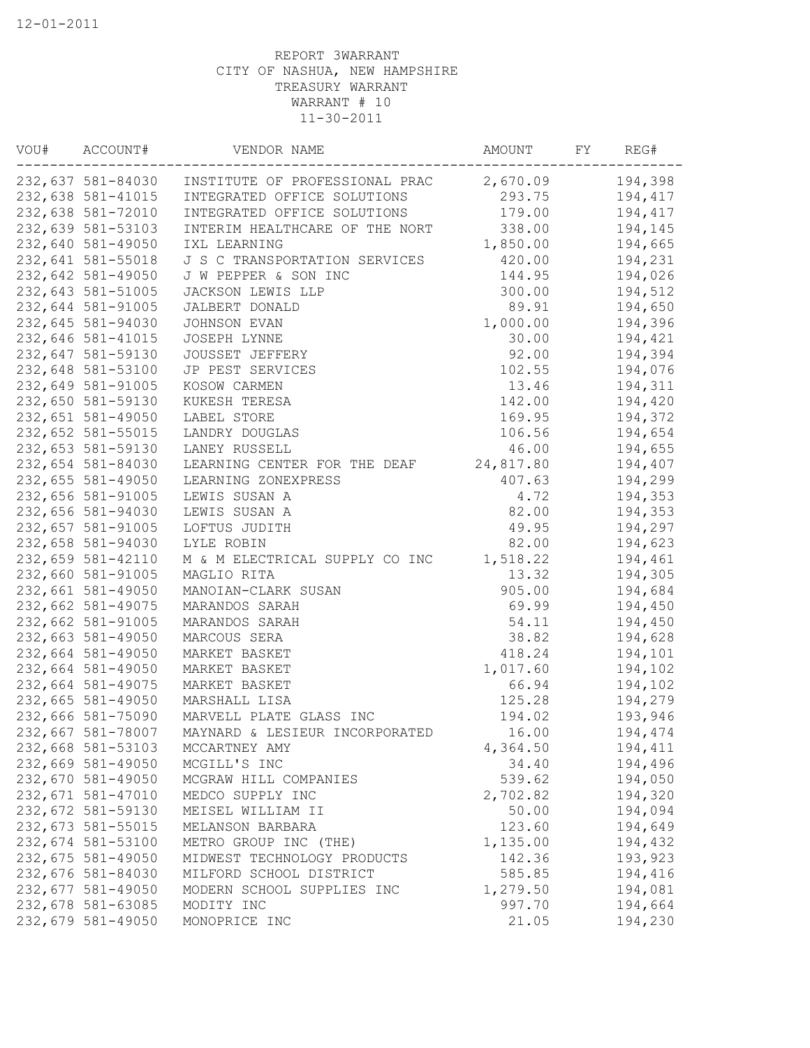12-01-2011

REPORT 3WARRANT
CITY OF NASHUA, NEW HAMPSHIRE
TREASURY WARRANT
WARRANT # 10
11-30-2011

| VOU# | ACCOUNT# | VENDOR NAME | AMOUNT | FY | REG# |
|---|---|---|---|---|---|
| 232,637 | 581-84030 | INSTITUTE OF PROFESSIONAL PRAC | 2,670.09 | | 194,398 |
| 232,638 | 581-41015 | INTEGRATED OFFICE SOLUTIONS | 293.75 | | 194,417 |
| 232,638 | 581-72010 | INTEGRATED OFFICE SOLUTIONS | 179.00 | | 194,417 |
| 232,639 | 581-53103 | INTERIM HEALTHCARE OF THE NORT | 338.00 | | 194,145 |
| 232,640 | 581-49050 | IXL LEARNING | 1,850.00 | | 194,665 |
| 232,641 | 581-55018 | J S C TRANSPORTATION SERVICES | 420.00 | | 194,231 |
| 232,642 | 581-49050 | J W PEPPER & SON INC | 144.95 | | 194,026 |
| 232,643 | 581-51005 | JACKSON LEWIS LLP | 300.00 | | 194,512 |
| 232,644 | 581-91005 | JALBERT DONALD | 89.91 | | 194,650 |
| 232,645 | 581-94030 | JOHNSON EVAN | 1,000.00 | | 194,396 |
| 232,646 | 581-41015 | JOSEPH LYNNE | 30.00 | | 194,421 |
| 232,647 | 581-59130 | JOUSSET JEFFERY | 92.00 | | 194,394 |
| 232,648 | 581-53100 | JP PEST SERVICES | 102.55 | | 194,076 |
| 232,649 | 581-91005 | KOSOW CARMEN | 13.46 | | 194,311 |
| 232,650 | 581-59130 | KUKESH TERESA | 142.00 | | 194,420 |
| 232,651 | 581-49050 | LABEL STORE | 169.95 | | 194,372 |
| 232,652 | 581-55015 | LANDRY DOUGLAS | 106.56 | | 194,654 |
| 232,653 | 581-59130 | LANEY RUSSELL | 46.00 | | 194,655 |
| 232,654 | 581-84030 | LEARNING CENTER FOR THE DEAF | 24,817.80 | | 194,407 |
| 232,655 | 581-49050 | LEARNING ZONEXPRESS | 407.63 | | 194,299 |
| 232,656 | 581-91005 | LEWIS SUSAN A | 4.72 | | 194,353 |
| 232,656 | 581-94030 | LEWIS SUSAN A | 82.00 | | 194,353 |
| 232,657 | 581-91005 | LOFTUS JUDITH | 49.95 | | 194,297 |
| 232,658 | 581-94030 | LYLE ROBIN | 82.00 | | 194,623 |
| 232,659 | 581-42110 | M & M ELECTRICAL SUPPLY CO INC | 1,518.22 | | 194,461 |
| 232,660 | 581-91005 | MAGLIO RITA | 13.32 | | 194,305 |
| 232,661 | 581-49050 | MANOIAN-CLARK SUSAN | 905.00 | | 194,684 |
| 232,662 | 581-49075 | MARANDOS SARAH | 69.99 | | 194,450 |
| 232,662 | 581-91005 | MARANDOS SARAH | 54.11 | | 194,450 |
| 232,663 | 581-49050 | MARCOUS SERA | 38.82 | | 194,628 |
| 232,664 | 581-49050 | MARKET BASKET | 418.24 | | 194,101 |
| 232,664 | 581-49050 | MARKET BASKET | 1,017.60 | | 194,102 |
| 232,664 | 581-49075 | MARKET BASKET | 66.94 | | 194,102 |
| 232,665 | 581-49050 | MARSHALL LISA | 125.28 | | 194,279 |
| 232,666 | 581-75090 | MARVELL PLATE GLASS INC | 194.02 | | 193,946 |
| 232,667 | 581-78007 | MAYNARD & LESIEUR INCORPORATED | 16.00 | | 194,474 |
| 232,668 | 581-53103 | MCCARTNEY AMY | 4,364.50 | | 194,411 |
| 232,669 | 581-49050 | MCGILL'S INC | 34.40 | | 194,496 |
| 232,670 | 581-49050 | MCGRAW HILL COMPANIES | 539.62 | | 194,050 |
| 232,671 | 581-47010 | MEDCO SUPPLY INC | 2,702.82 | | 194,320 |
| 232,672 | 581-59130 | MEISEL WILLIAM II | 50.00 | | 194,094 |
| 232,673 | 581-55015 | MELANSON BARBARA | 123.60 | | 194,649 |
| 232,674 | 581-53100 | METRO GROUP INC (THE) | 1,135.00 | | 194,432 |
| 232,675 | 581-49050 | MIDWEST TECHNOLOGY PRODUCTS | 142.36 | | 193,923 |
| 232,676 | 581-84030 | MILFORD SCHOOL DISTRICT | 585.85 | | 194,416 |
| 232,677 | 581-49050 | MODERN SCHOOL SUPPLIES INC | 1,279.50 | | 194,081 |
| 232,678 | 581-63085 | MODITY INC | 997.70 | | 194,664 |
| 232,679 | 581-49050 | MONOPRICE INC | 21.05 | | 194,230 |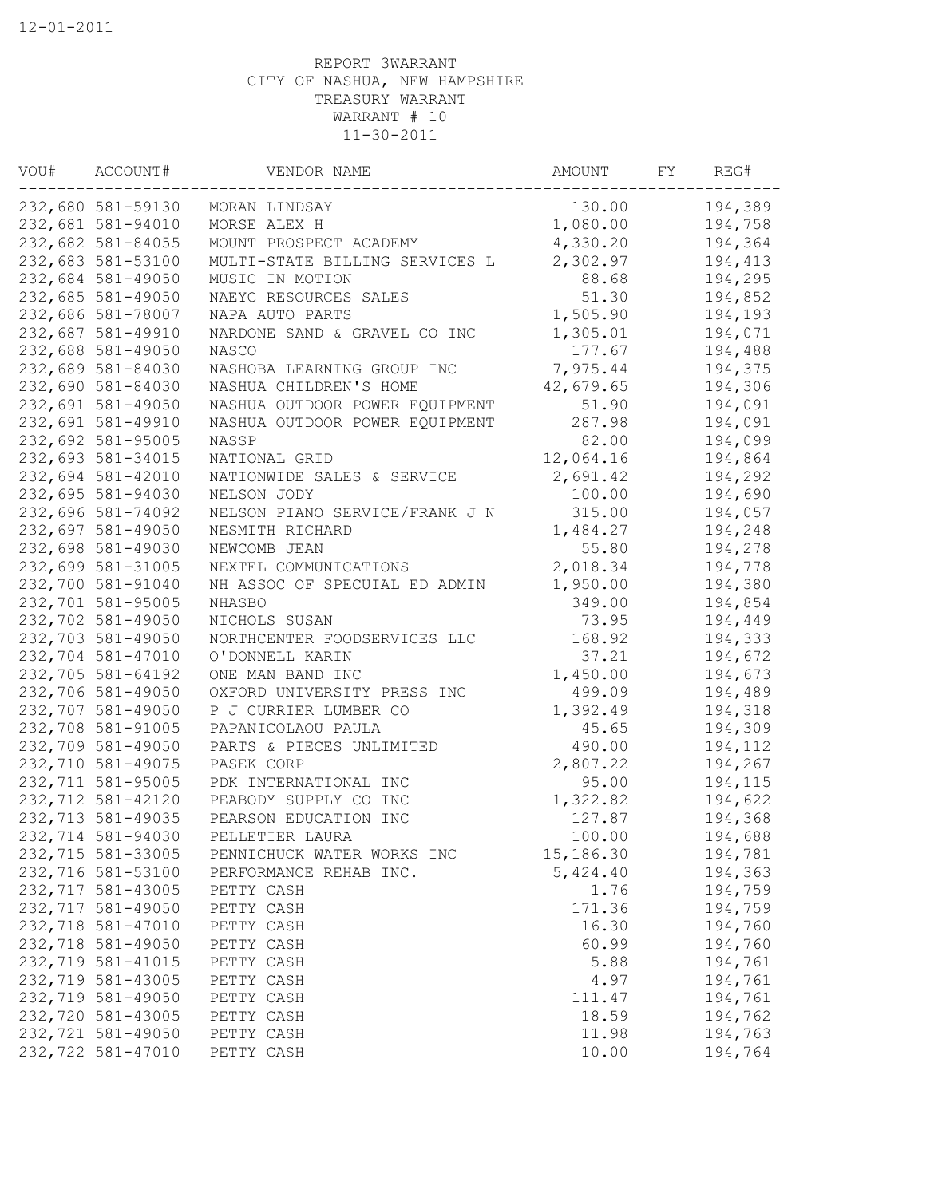12-01-2011

REPORT 3WARRANT
CITY OF NASHUA, NEW HAMPSHIRE
TREASURY WARRANT
WARRANT # 10
11-30-2011

| VOU# | ACCOUNT# | VENDOR NAME | AMOUNT | FY | REG# |
|---|---|---|---|---|---|
| 232,680 | 581-59130 | MORAN LINDSAY | 130.00 | | 194,389 |
| 232,681 | 581-94010 | MORSE ALEX H | 1,080.00 | | 194,758 |
| 232,682 | 581-84055 | MOUNT PROSPECT ACADEMY | 4,330.20 | | 194,364 |
| 232,683 | 581-53100 | MULTI-STATE BILLING SERVICES L | 2,302.97 | | 194,413 |
| 232,684 | 581-49050 | MUSIC IN MOTION | 88.68 | | 194,295 |
| 232,685 | 581-49050 | NAEYC RESOURCES SALES | 51.30 | | 194,852 |
| 232,686 | 581-78007 | NAPA AUTO PARTS | 1,505.90 | | 194,193 |
| 232,687 | 581-49910 | NARDONE SAND & GRAVEL CO INC | 1,305.01 | | 194,071 |
| 232,688 | 581-49050 | NASCO | 177.67 | | 194,488 |
| 232,689 | 581-84030 | NASHOBA LEARNING GROUP INC | 7,975.44 | | 194,375 |
| 232,690 | 581-84030 | NASHUA CHILDREN'S HOME | 42,679.65 | | 194,306 |
| 232,691 | 581-49050 | NASHUA OUTDOOR POWER EQUIPMENT | 51.90 | | 194,091 |
| 232,691 | 581-49910 | NASHUA OUTDOOR POWER EQUIPMENT | 287.98 | | 194,091 |
| 232,692 | 581-95005 | NASSP | 82.00 | | 194,099 |
| 232,693 | 581-34015 | NATIONAL GRID | 12,064.16 | | 194,864 |
| 232,694 | 581-42010 | NATIONWIDE SALES & SERVICE | 2,691.42 | | 194,292 |
| 232,695 | 581-94030 | NELSON JODY | 100.00 | | 194,690 |
| 232,696 | 581-74092 | NELSON PIANO SERVICE/FRANK J N | 315.00 | | 194,057 |
| 232,697 | 581-49050 | NESMITH RICHARD | 1,484.27 | | 194,248 |
| 232,698 | 581-49030 | NEWCOMB JEAN | 55.80 | | 194,278 |
| 232,699 | 581-31005 | NEXTEL COMMUNICATIONS | 2,018.34 | | 194,778 |
| 232,700 | 581-91040 | NH ASSOC OF SPECUIAL ED ADMIN | 1,950.00 | | 194,380 |
| 232,701 | 581-95005 | NHASBO | 349.00 | | 194,854 |
| 232,702 | 581-49050 | NICHOLS SUSAN | 73.95 | | 194,449 |
| 232,703 | 581-49050 | NORTHCENTER FOODSERVICES LLC | 168.92 | | 194,333 |
| 232,704 | 581-47010 | O'DONNELL KARIN | 37.21 | | 194,672 |
| 232,705 | 581-64192 | ONE MAN BAND INC | 1,450.00 | | 194,673 |
| 232,706 | 581-49050 | OXFORD UNIVERSITY PRESS INC | 499.09 | | 194,489 |
| 232,707 | 581-49050 | P J CURRIER LUMBER CO | 1,392.49 | | 194,318 |
| 232,708 | 581-91005 | PAPANICOLAOU PAULA | 45.65 | | 194,309 |
| 232,709 | 581-49050 | PARTS & PIECES UNLIMITED | 490.00 | | 194,112 |
| 232,710 | 581-49075 | PASEK CORP | 2,807.22 | | 194,267 |
| 232,711 | 581-95005 | PDK INTERNATIONAL INC | 95.00 | | 194,115 |
| 232,712 | 581-42120 | PEABODY SUPPLY CO INC | 1,322.82 | | 194,622 |
| 232,713 | 581-49035 | PEARSON EDUCATION INC | 127.87 | | 194,368 |
| 232,714 | 581-94030 | PELLETIER LAURA | 100.00 | | 194,688 |
| 232,715 | 581-33005 | PENNICHUCK WATER WORKS INC | 15,186.30 | | 194,781 |
| 232,716 | 581-53100 | PERFORMANCE REHAB INC. | 5,424.40 | | 194,363 |
| 232,717 | 581-43005 | PETTY CASH | 1.76 | | 194,759 |
| 232,717 | 581-49050 | PETTY CASH | 171.36 | | 194,759 |
| 232,718 | 581-47010 | PETTY CASH | 16.30 | | 194,760 |
| 232,718 | 581-49050 | PETTY CASH | 60.99 | | 194,760 |
| 232,719 | 581-41015 | PETTY CASH | 5.88 | | 194,761 |
| 232,719 | 581-43005 | PETTY CASH | 4.97 | | 194,761 |
| 232,719 | 581-49050 | PETTY CASH | 111.47 | | 194,761 |
| 232,720 | 581-43005 | PETTY CASH | 18.59 | | 194,762 |
| 232,721 | 581-49050 | PETTY CASH | 11.98 | | 194,763 |
| 232,722 | 581-47010 | PETTY CASH | 10.00 | | 194,764 |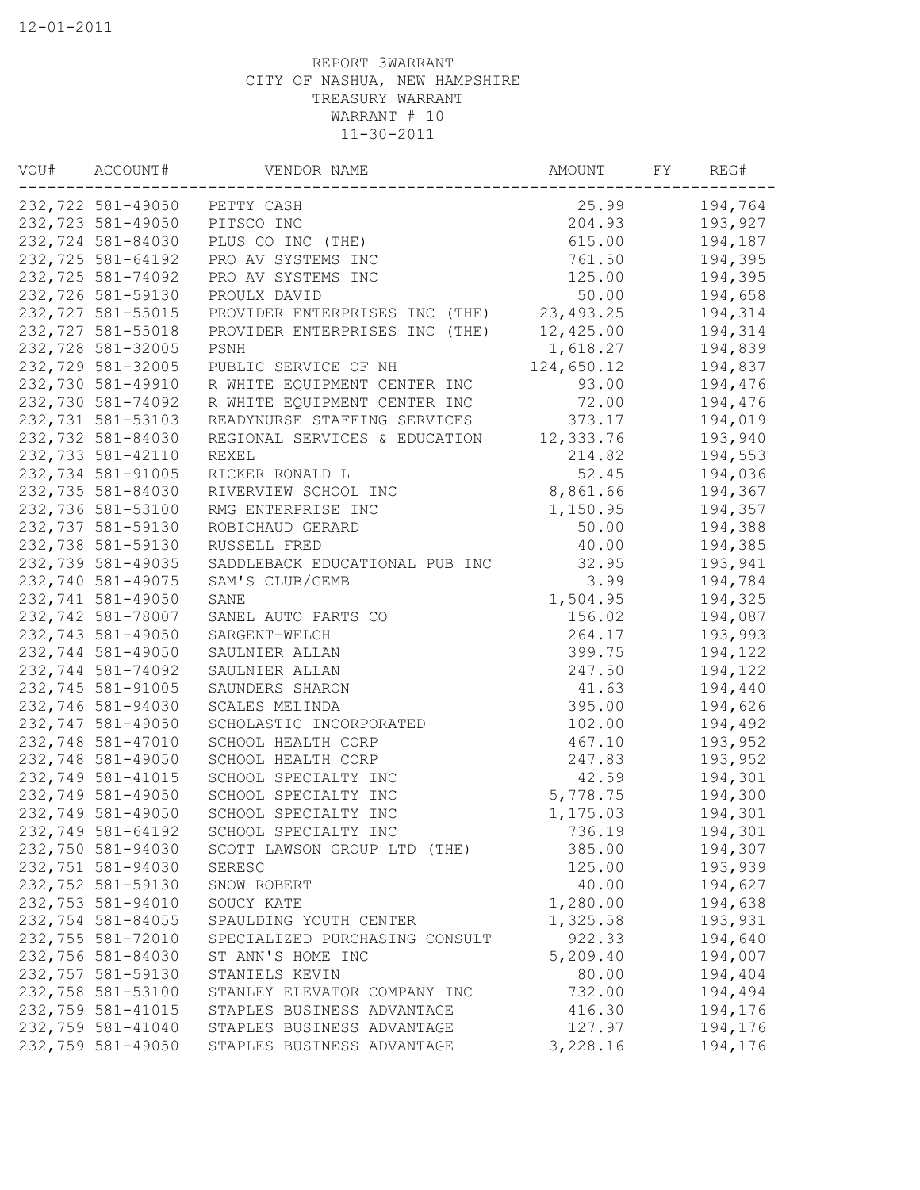12-01-2011

REPORT 3WARRANT
CITY OF NASHUA, NEW HAMPSHIRE
TREASURY WARRANT
WARRANT # 10
11-30-2011

| VOU# | ACCOUNT# | VENDOR NAME | AMOUNT | FY | REG# |
|---|---|---|---|---|---|
| 232,722 | 581-49050 | PETTY CASH | 25.99 | | 194,764 |
| 232,723 | 581-49050 | PITSCO INC | 204.93 | | 193,927 |
| 232,724 | 581-84030 | PLUS CO INC (THE) | 615.00 | | 194,187 |
| 232,725 | 581-64192 | PRO AV SYSTEMS INC | 761.50 | | 194,395 |
| 232,725 | 581-74092 | PRO AV SYSTEMS INC | 125.00 | | 194,395 |
| 232,726 | 581-59130 | PROULX DAVID | 50.00 | | 194,658 |
| 232,727 | 581-55015 | PROVIDER ENTERPRISES INC (THE) | 23,493.25 | | 194,314 |
| 232,727 | 581-55018 | PROVIDER ENTERPRISES INC (THE) | 12,425.00 | | 194,314 |
| 232,728 | 581-32005 | PSNH | 1,618.27 | | 194,839 |
| 232,729 | 581-32005 | PUBLIC SERVICE OF NH | 124,650.12 | | 194,837 |
| 232,730 | 581-49910 | R WHITE EQUIPMENT CENTER INC | 93.00 | | 194,476 |
| 232,730 | 581-74092 | R WHITE EQUIPMENT CENTER INC | 72.00 | | 194,476 |
| 232,731 | 581-53103 | READYNURSE STAFFING SERVICES | 373.17 | | 194,019 |
| 232,732 | 581-84030 | REGIONAL SERVICES & EDUCATION | 12,333.76 | | 193,940 |
| 232,733 | 581-42110 | REXEL | 214.82 | | 194,553 |
| 232,734 | 581-91005 | RICKER RONALD L | 52.45 | | 194,036 |
| 232,735 | 581-84030 | RIVERVIEW SCHOOL INC | 8,861.66 | | 194,367 |
| 232,736 | 581-53100 | RMG ENTERPRISE INC | 1,150.95 | | 194,357 |
| 232,737 | 581-59130 | ROBICHAUD GERARD | 50.00 | | 194,388 |
| 232,738 | 581-59130 | RUSSELL FRED | 40.00 | | 194,385 |
| 232,739 | 581-49035 | SADDLEBACK EDUCATIONAL PUB INC | 32.95 | | 193,941 |
| 232,740 | 581-49075 | SAM'S CLUB/GEMB | 3.99 | | 194,784 |
| 232,741 | 581-49050 | SANE | 1,504.95 | | 194,325 |
| 232,742 | 581-78007 | SANEL AUTO PARTS CO | 156.02 | | 194,087 |
| 232,743 | 581-49050 | SARGENT-WELCH | 264.17 | | 193,993 |
| 232,744 | 581-49050 | SAULNIER ALLAN | 399.75 | | 194,122 |
| 232,744 | 581-74092 | SAULNIER ALLAN | 247.50 | | 194,122 |
| 232,745 | 581-91005 | SAUNDERS SHARON | 41.63 | | 194,440 |
| 232,746 | 581-94030 | SCALES MELINDA | 395.00 | | 194,626 |
| 232,747 | 581-49050 | SCHOLASTIC INCORPORATED | 102.00 | | 194,492 |
| 232,748 | 581-47010 | SCHOOL HEALTH CORP | 467.10 | | 193,952 |
| 232,748 | 581-49050 | SCHOOL HEALTH CORP | 247.83 | | 193,952 |
| 232,749 | 581-41015 | SCHOOL SPECIALTY INC | 42.59 | | 194,301 |
| 232,749 | 581-49050 | SCHOOL SPECIALTY INC | 5,778.75 | | 194,300 |
| 232,749 | 581-49050 | SCHOOL SPECIALTY INC | 1,175.03 | | 194,301 |
| 232,749 | 581-64192 | SCHOOL SPECIALTY INC | 736.19 | | 194,301 |
| 232,750 | 581-94030 | SCOTT LAWSON GROUP LTD (THE) | 385.00 | | 194,307 |
| 232,751 | 581-94030 | SERESC | 125.00 | | 193,939 |
| 232,752 | 581-59130 | SNOW ROBERT | 40.00 | | 194,627 |
| 232,753 | 581-94010 | SOUCY KATE | 1,280.00 | | 194,638 |
| 232,754 | 581-84055 | SPAULDING YOUTH CENTER | 1,325.58 | | 193,931 |
| 232,755 | 581-72010 | SPECIALIZED PURCHASING CONSULT | 922.33 | | 194,640 |
| 232,756 | 581-84030 | ST ANN'S HOME INC | 5,209.40 | | 194,007 |
| 232,757 | 581-59130 | STANIELS KEVIN | 80.00 | | 194,404 |
| 232,758 | 581-53100 | STANLEY ELEVATOR COMPANY INC | 732.00 | | 194,494 |
| 232,759 | 581-41015 | STAPLES BUSINESS ADVANTAGE | 416.30 | | 194,176 |
| 232,759 | 581-41040 | STAPLES BUSINESS ADVANTAGE | 127.97 | | 194,176 |
| 232,759 | 581-49050 | STAPLES BUSINESS ADVANTAGE | 3,228.16 | | 194,176 |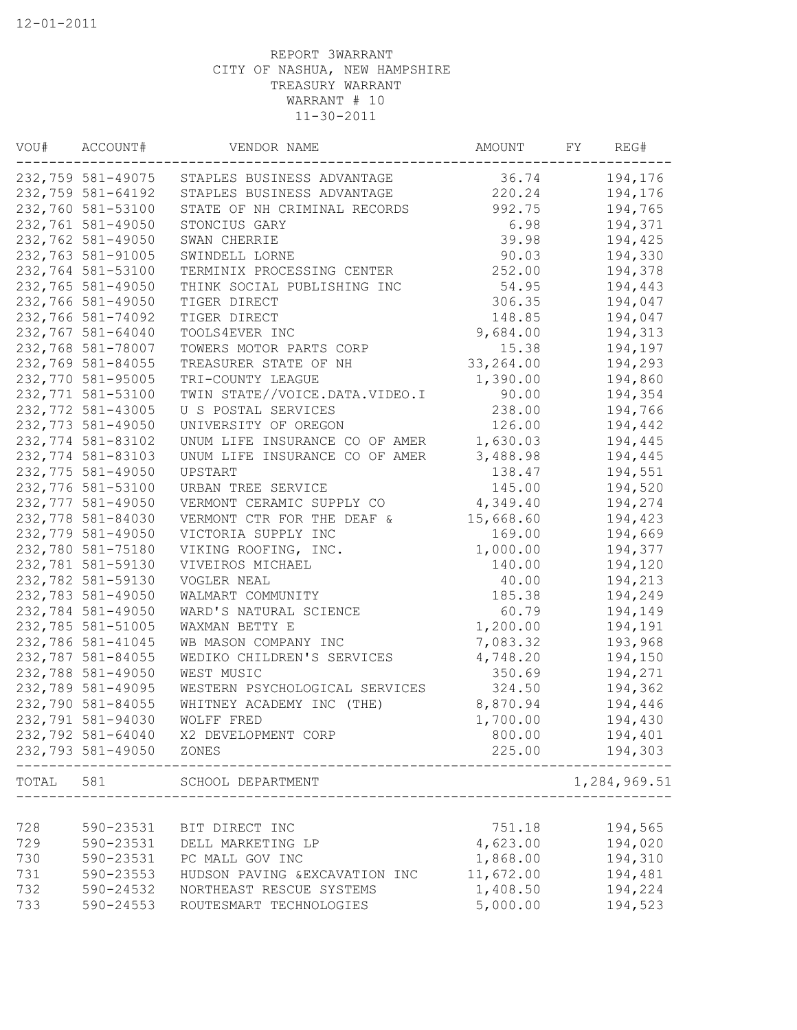12-01-2011

REPORT 3WARRANT
CITY OF NASHUA, NEW HAMPSHIRE
TREASURY WARRANT
WARRANT # 10
11-30-2011

| VOU# | ACCOUNT# | VENDOR NAME | AMOUNT | FY | REG# |
|---|---|---|---|---|---|
| 232,759 | 581-49075 | STAPLES BUSINESS ADVANTAGE | 36.74 | | 194,176 |
| 232,759 | 581-64192 | STAPLES BUSINESS ADVANTAGE | 220.24 | | 194,176 |
| 232,760 | 581-53100 | STATE OF NH CRIMINAL RECORDS | 992.75 | | 194,765 |
| 232,761 | 581-49050 | STONCIUS GARY | 6.98 | | 194,371 |
| 232,762 | 581-49050 | SWAN CHERRIE | 39.98 | | 194,425 |
| 232,763 | 581-91005 | SWINDELL LORNE | 90.03 | | 194,330 |
| 232,764 | 581-53100 | TERMINIX PROCESSING CENTER | 252.00 | | 194,378 |
| 232,765 | 581-49050 | THINK SOCIAL PUBLISHING INC | 54.95 | | 194,443 |
| 232,766 | 581-49050 | TIGER DIRECT | 306.35 | | 194,047 |
| 232,766 | 581-74092 | TIGER DIRECT | 148.85 | | 194,047 |
| 232,767 | 581-64040 | TOOLS4EVER INC | 9,684.00 | | 194,313 |
| 232,768 | 581-78007 | TOWERS MOTOR PARTS CORP | 15.38 | | 194,197 |
| 232,769 | 581-84055 | TREASURER STATE OF NH | 33,264.00 | | 194,293 |
| 232,770 | 581-95005 | TRI-COUNTY LEAGUE | 1,390.00 | | 194,860 |
| 232,771 | 581-53100 | TWIN STATE//VOICE.DATA.VIDEO.I | 90.00 | | 194,354 |
| 232,772 | 581-43005 | U S POSTAL SERVICES | 238.00 | | 194,766 |
| 232,773 | 581-49050 | UNIVERSITY OF OREGON | 126.00 | | 194,442 |
| 232,774 | 581-83102 | UNUM LIFE INSURANCE CO OF AMER | 1,630.03 | | 194,445 |
| 232,774 | 581-83103 | UNUM LIFE INSURANCE CO OF AMER | 3,488.98 | | 194,445 |
| 232,775 | 581-49050 | UPSTART | 138.47 | | 194,551 |
| 232,776 | 581-53100 | URBAN TREE SERVICE | 145.00 | | 194,520 |
| 232,777 | 581-49050 | VERMONT CERAMIC SUPPLY CO | 4,349.40 | | 194,274 |
| 232,778 | 581-84030 | VERMONT CTR FOR THE DEAF & | 15,668.60 | | 194,423 |
| 232,779 | 581-49050 | VICTORIA SUPPLY INC | 169.00 | | 194,669 |
| 232,780 | 581-75180 | VIKING ROOFING, INC. | 1,000.00 | | 194,377 |
| 232,781 | 581-59130 | VIVEIROS MICHAEL | 140.00 | | 194,120 |
| 232,782 | 581-59130 | VOGLER NEAL | 40.00 | | 194,213 |
| 232,783 | 581-49050 | WALMART COMMUNITY | 185.38 | | 194,249 |
| 232,784 | 581-49050 | WARD'S NATURAL SCIENCE | 60.79 | | 194,149 |
| 232,785 | 581-51005 | WAXMAN BETTY E | 1,200.00 | | 194,191 |
| 232,786 | 581-41045 | WB MASON COMPANY INC | 7,083.32 | | 193,968 |
| 232,787 | 581-84055 | WEDIKO CHILDREN'S SERVICES | 4,748.20 | | 194,150 |
| 232,788 | 581-49050 | WEST MUSIC | 350.69 | | 194,271 |
| 232,789 | 581-49095 | WESTERN PSYCHOLOGICAL SERVICES | 324.50 | | 194,362 |
| 232,790 | 581-84055 | WHITNEY ACADEMY INC (THE) | 8,870.94 | | 194,446 |
| 232,791 | 581-94030 | WOLFF FRED | 1,700.00 | | 194,430 |
| 232,792 | 581-64040 | X2 DEVELOPMENT CORP | 800.00 | | 194,401 |
| 232,793 | 581-49050 | ZONES | 225.00 | | 194,303 |
| TOTAL | 581 | SCHOOL DEPARTMENT | | | 1,284,969.51 |
| 728 | 590-23531 | BIT DIRECT INC | 751.18 | | 194,565 |
| 729 | 590-23531 | DELL MARKETING LP | 4,623.00 | | 194,020 |
| 730 | 590-23531 | PC MALL GOV INC | 1,868.00 | | 194,310 |
| 731 | 590-23553 | HUDSON PAVING &EXCAVATION INC | 11,672.00 | | 194,481 |
| 732 | 590-24532 | NORTHEAST RESCUE SYSTEMS | 1,408.50 | | 194,224 |
| 733 | 590-24553 | ROUTESMART TECHNOLOGIES | 5,000.00 | | 194,523 |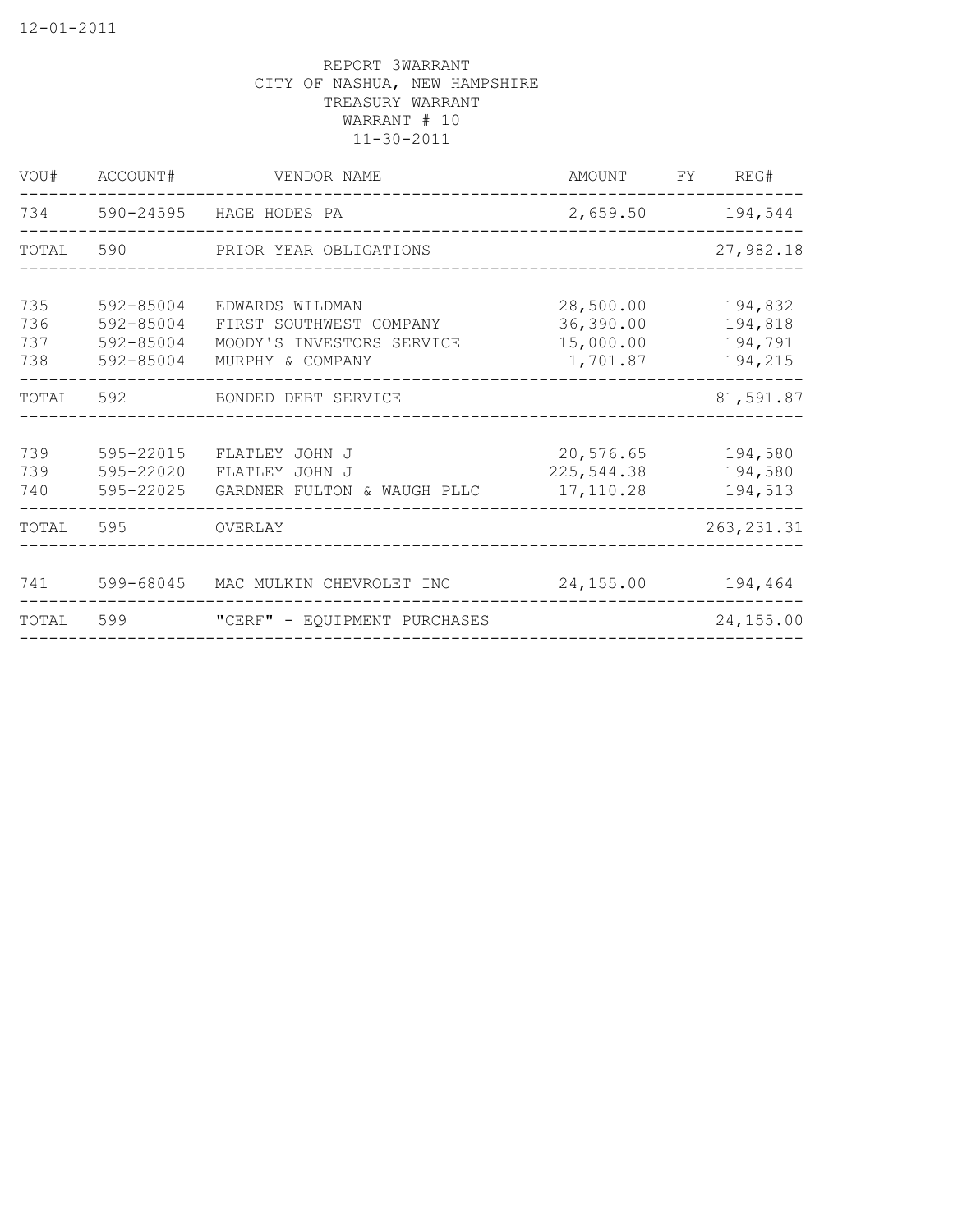REPORT 3WARRANT
CITY OF NASHUA, NEW HAMPSHIRE
TREASURY WARRANT
WARRANT # 10
11-30-2011

| VOU# | ACCOUNT# | VENDOR NAME | AMOUNT | FY | REG# |
|---|---|---|---|---|---|
| 734 | 590-24595 | HAGE HODES PA | 2,659.50 | | 194,544 |
| TOTAL | 590 | PRIOR YEAR OBLIGATIONS | | | 27,982.18 |
| 735 | 592-85004 | EDWARDS WILDMAN | 28,500.00 | | 194,832 |
| 736 | 592-85004 | FIRST SOUTHWEST COMPANY | 36,390.00 | | 194,818 |
| 737 | 592-85004 | MOODY'S INVESTORS SERVICE | 15,000.00 | | 194,791 |
| 738 | 592-85004 | MURPHY & COMPANY | 1,701.87 | | 194,215 |
| TOTAL | 592 | BONDED DEBT SERVICE | | | 81,591.87 |
| 739 | 595-22015 | FLATLEY JOHN J | 20,576.65 | | 194,580 |
| 739 | 595-22020 | FLATLEY JOHN J | 225,544.38 | | 194,580 |
| 740 | 595-22025 | GARDNER FULTON & WAUGH PLLC | 17,110.28 | | 194,513 |
| TOTAL | 595 | OVERLAY | | | 263,231.31 |
| 741 | 599-68045 | MAC MULKIN CHEVROLET INC | 24,155.00 | | 194,464 |
| TOTAL | 599 | "CERF" - EQUIPMENT PURCHASES | | | 24,155.00 |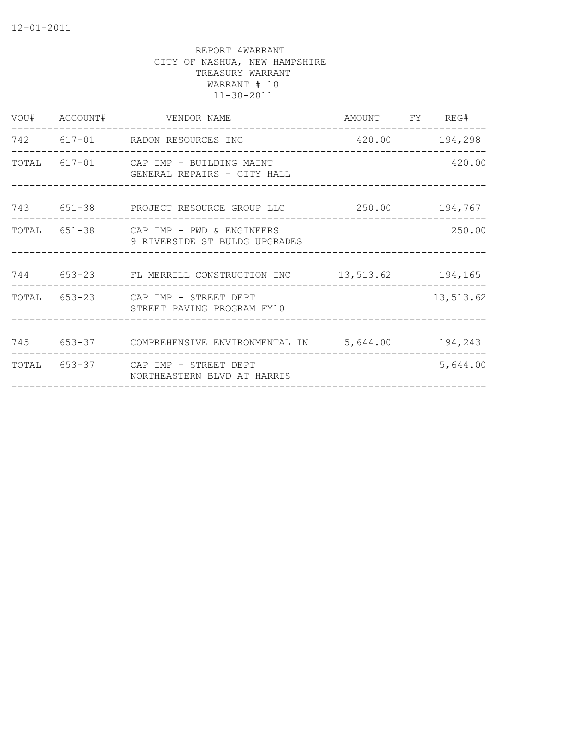12-01-2011

REPORT 4WARRANT
CITY OF NASHUA, NEW HAMPSHIRE
TREASURY WARRANT
WARRANT # 10
11-30-2011

| VOU# | ACCOUNT# | VENDOR NAME | AMOUNT | FY | REG# |
|---|---|---|---|---|---|
| 742 | 617-01 | RADON RESOURCES INC | 420.00 | | 194,298 |
| TOTAL | 617-01 | CAP IMP - BUILDING MAINT<br>GENERAL REPAIRS - CITY HALL | | | 420.00 |
| 743 | 651-38 | PROJECT RESOURCE GROUP LLC | 250.00 | | 194,767 |
| TOTAL | 651-38 | CAP IMP - PWD & ENGINEERS<br>9 RIVERSIDE ST BULDG UPGRADES | | | 250.00 |
| 744 | 653-23 | FL MERRILL CONSTRUCTION INC | 13,513.62 | | 194,165 |
| TOTAL | 653-23 | CAP IMP - STREET DEPT<br>STREET PAVING PROGRAM FY10 | | | 13,513.62 |
| 745 | 653-37 | COMPREHENSIVE ENVIRONMENTAL IN | 5,644.00 | | 194,243 |
| TOTAL | 653-37 | CAP IMP - STREET DEPT<br>NORTHEASTERN BLVD AT HARRIS | | | 5,644.00 |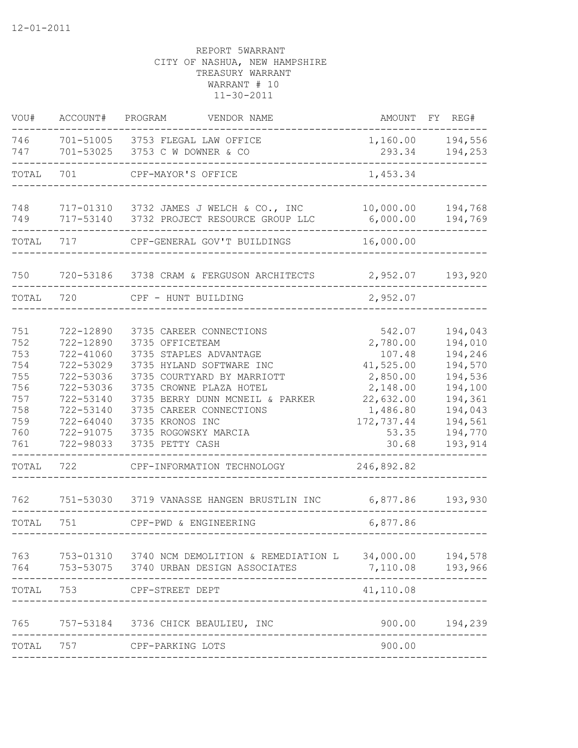12-01-2011

REPORT 5WARRANT
CITY OF NASHUA, NEW HAMPSHIRE
TREASURY WARRANT
WARRANT # 10
11-30-2011

| VOU# | ACCOUNT# | PROGRAM | VENDOR NAME | AMOUNT | FY | REG# |
|---|---|---|---|---|---|---|
| 746 | 701-51005 | 3753 | FLEGAL LAW OFFICE | 1,160.00 | | 194,556 |
| 747 | 701-53025 | 3753 | C W DOWNER & CO | 293.34 | | 194,253 |
| TOTAL | 701 | | CPF-MAYOR'S OFFICE | 1,453.34 | | |
| 748 | 717-01310 | 3732 | JAMES J WELCH & CO., INC | 10,000.00 | | 194,768 |
| 749 | 717-53140 | 3732 | PROJECT RESOURCE GROUP LLC | 6,000.00 | | 194,769 |
| TOTAL | 717 | | CPF-GENERAL GOV'T BUILDINGS | 16,000.00 | | |
| 750 | 720-53186 | 3738 | CRAM & FERGUSON ARCHITECTS | 2,952.07 | | 193,920 |
| TOTAL | 720 | | CPF - HUNT BUILDING | 2,952.07 | | |
| 751 | 722-12890 | 3735 | CAREER CONNECTIONS | 542.07 | | 194,043 |
| 752 | 722-12890 | 3735 | OFFICETEAM | 2,780.00 | | 194,010 |
| 753 | 722-41060 | 3735 | STAPLES ADVANTAGE | 107.48 | | 194,246 |
| 754 | 722-53029 | 3735 | HYLAND SOFTWARE INC | 41,525.00 | | 194,570 |
| 755 | 722-53036 | 3735 | COURTYARD BY MARRIOTT | 2,850.00 | | 194,536 |
| 756 | 722-53036 | 3735 | CROWNE PLAZA HOTEL | 2,148.00 | | 194,100 |
| 757 | 722-53140 | 3735 | BERRY DUNN MCNEIL & PARKER | 22,632.00 | | 194,361 |
| 758 | 722-53140 | 3735 | CAREER CONNECTIONS | 1,486.80 | | 194,043 |
| 759 | 722-64040 | 3735 | KRONOS INC | 172,737.44 | | 194,561 |
| 760 | 722-91075 | 3735 | ROGOWSKY MARCIA | 53.35 | | 194,770 |
| 761 | 722-98033 | 3735 | PETTY CASH | 30.68 | | 193,914 |
| TOTAL | 722 | | CPF-INFORMATION TECHNOLOGY | 246,892.82 | | |
| 762 | 751-53030 | 3719 | VANASSE HANGEN BRUSTLIN INC | 6,877.86 | | 193,930 |
| TOTAL | 751 | | CPF-PWD & ENGINEERING | 6,877.86 | | |
| 763 | 753-01310 | 3740 | NCM DEMOLITION & REMEDIATION L | 34,000.00 | | 194,578 |
| 764 | 753-53075 | 3740 | URBAN DESIGN ASSOCIATES | 7,110.08 | | 193,966 |
| TOTAL | 753 | | CPF-STREET DEPT | 41,110.08 | | |
| 765 | 757-53184 | 3736 | CHICK BEAULIEU, INC | 900.00 | | 194,239 |
| TOTAL | 757 | | CPF-PARKING LOTS | 900.00 | | |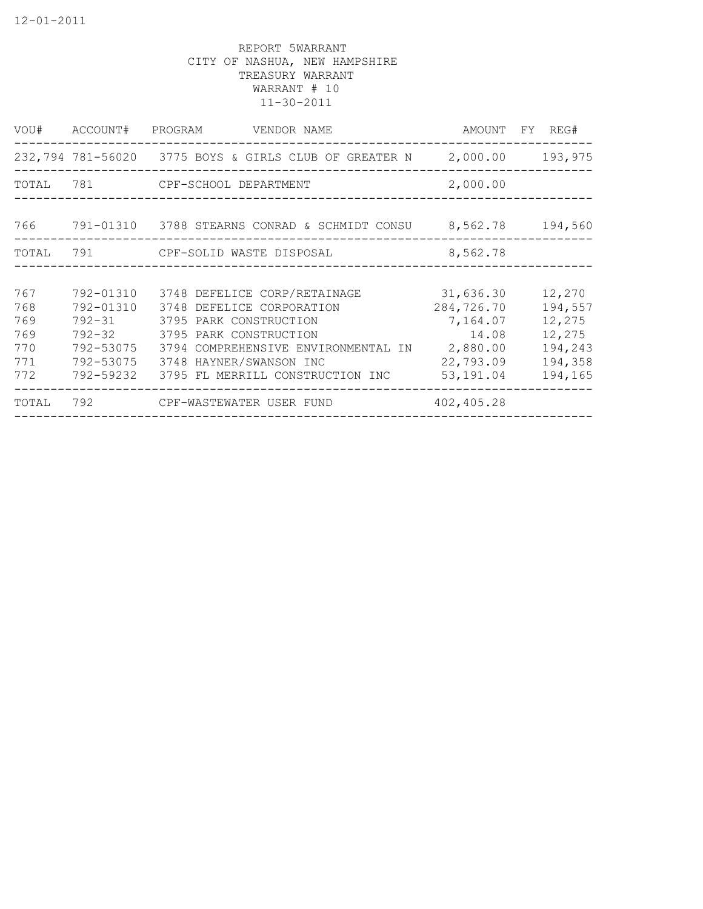12-01-2011

REPORT 5WARRANT
CITY OF NASHUA, NEW HAMPSHIRE
TREASURY WARRANT
WARRANT # 10
11-30-2011

| VOU# | ACCOUNT# | PROGRAM | VENDOR NAME | AMOUNT | FY | REG# |
|---|---|---|---|---|---|---|
| 232,794 | 781-56020 | 3775 | BOYS & GIRLS CLUB OF GREATER N | 2,000.00 | | 193,975 |
| TOTAL | 781 | | CPF-SCHOOL DEPARTMENT | 2,000.00 | | |
| 766 | 791-01310 | 3788 | STEARNS CONRAD & SCHMIDT CONSU | 8,562.78 | | 194,560 |
| TOTAL | 791 | | CPF-SOLID WASTE DISPOSAL | 8,562.78 | | |
| 767 | 792-01310 | 3748 | DEFELICE CORP/RETAINAGE | 31,636.30 | | 12,270 |
| 768 | 792-01310 | 3748 | DEFELICE CORPORATION | 284,726.70 | | 194,557 |
| 769 | 792-31 | 3795 | PARK CONSTRUCTION | 7,164.07 | | 12,275 |
| 769 | 792-32 | 3795 | PARK CONSTRUCTION | 14.08 | | 12,275 |
| 770 | 792-53075 | 3794 | COMPREHENSIVE ENVIRONMENTAL IN | 2,880.00 | | 194,243 |
| 771 | 792-53075 | 3748 | HAYNER/SWANSON INC | 22,793.09 | | 194,358 |
| 772 | 792-59232 | 3795 | FL MERRILL CONSTRUCTION INC | 53,191.04 | | 194,165 |
| TOTAL | 792 | | CPF-WASTEWATER USER FUND | 402,405.28 | | |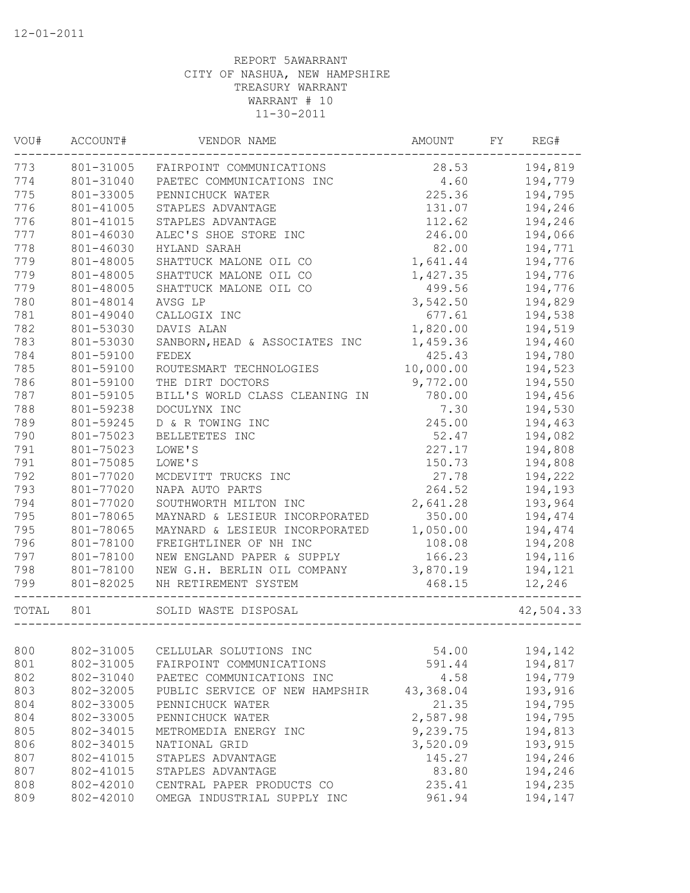12-01-2011

REPORT 5AWARRANT
CITY OF NASHUA, NEW HAMPSHIRE
TREASURY WARRANT
WARRANT # 10
11-30-2011

| VOU# | ACCOUNT# | VENDOR NAME | AMOUNT | FY | REG# |
|---|---|---|---|---|---|
| 773 | 801-31005 | FAIRPOINT COMMUNICATIONS | 28.53 | | 194,819 |
| 774 | 801-31040 | PAETEC COMMUNICATIONS INC | 4.60 | | 194,779 |
| 775 | 801-33005 | PENNICHUCK WATER | 225.36 | | 194,795 |
| 776 | 801-41005 | STAPLES ADVANTAGE | 131.07 | | 194,246 |
| 776 | 801-41015 | STAPLES ADVANTAGE | 112.62 | | 194,246 |
| 777 | 801-46030 | ALEC'S SHOE STORE INC | 246.00 | | 194,066 |
| 778 | 801-46030 | HYLAND SARAH | 82.00 | | 194,771 |
| 779 | 801-48005 | SHATTUCK MALONE OIL CO | 1,641.44 | | 194,776 |
| 779 | 801-48005 | SHATTUCK MALONE OIL CO | 1,427.35 | | 194,776 |
| 779 | 801-48005 | SHATTUCK MALONE OIL CO | 499.56 | | 194,776 |
| 780 | 801-48014 | AVSG LP | 3,542.50 | | 194,829 |
| 781 | 801-49040 | CALLOGIX INC | 677.61 | | 194,538 |
| 782 | 801-53030 | DAVIS ALAN | 1,820.00 | | 194,519 |
| 783 | 801-53030 | SANBORN,HEAD & ASSOCIATES INC | 1,459.36 | | 194,460 |
| 784 | 801-59100 | FEDEX | 425.43 | | 194,780 |
| 785 | 801-59100 | ROUTESMART TECHNOLOGIES | 10,000.00 | | 194,523 |
| 786 | 801-59100 | THE DIRT DOCTORS | 9,772.00 | | 194,550 |
| 787 | 801-59105 | BILL'S WORLD CLASS CLEANING IN | 780.00 | | 194,456 |
| 788 | 801-59238 | DOCULYNX INC | 7.30 | | 194,530 |
| 789 | 801-59245 | D & R TOWING INC | 245.00 | | 194,463 |
| 790 | 801-75023 | BELLETETES INC | 52.47 | | 194,082 |
| 791 | 801-75023 | LOWE'S | 227.17 | | 194,808 |
| 791 | 801-75085 | LOWE'S | 150.73 | | 194,808 |
| 792 | 801-77020 | MCDEVITT TRUCKS INC | 27.78 | | 194,222 |
| 793 | 801-77020 | NAPA AUTO PARTS | 264.52 | | 194,193 |
| 794 | 801-77020 | SOUTHWORTH MILTON INC | 2,641.28 | | 193,964 |
| 795 | 801-78065 | MAYNARD & LESIEUR INCORPORATED | 350.00 | | 194,474 |
| 795 | 801-78065 | MAYNARD & LESIEUR INCORPORATED | 1,050.00 | | 194,474 |
| 796 | 801-78100 | FREIGHTLINER OF NH INC | 108.08 | | 194,208 |
| 797 | 801-78100 | NEW ENGLAND PAPER & SUPPLY | 166.23 | | 194,116 |
| 798 | 801-78100 | NEW G.H. BERLIN OIL COMPANY | 3,870.19 | | 194,121 |
| 799 | 801-82025 | NH RETIREMENT SYSTEM | 468.15 | | 12,246 |
| TOTAL | 801 | SOLID WASTE DISPOSAL | | | 42,504.33 |
| 800 | 802-31005 | CELLULAR SOLUTIONS INC | 54.00 | | 194,142 |
| 801 | 802-31005 | FAIRPOINT COMMUNICATIONS | 591.44 | | 194,817 |
| 802 | 802-31040 | PAETEC COMMUNICATIONS INC | 4.58 | | 194,779 |
| 803 | 802-32005 | PUBLIC SERVICE OF NEW HAMPSHIR | 43,368.04 | | 193,916 |
| 804 | 802-33005 | PENNICHUCK WATER | 21.35 | | 194,795 |
| 804 | 802-33005 | PENNICHUCK WATER | 2,587.98 | | 194,795 |
| 805 | 802-34015 | METROMEDIA ENERGY INC | 9,239.75 | | 194,813 |
| 806 | 802-34015 | NATIONAL GRID | 3,520.09 | | 193,915 |
| 807 | 802-41015 | STAPLES ADVANTAGE | 145.27 | | 194,246 |
| 807 | 802-41015 | STAPLES ADVANTAGE | 83.80 | | 194,246 |
| 808 | 802-42010 | CENTRAL PAPER PRODUCTS CO | 235.41 | | 194,235 |
| 809 | 802-42010 | OMEGA INDUSTRIAL SUPPLY INC | 961.94 | | 194,147 |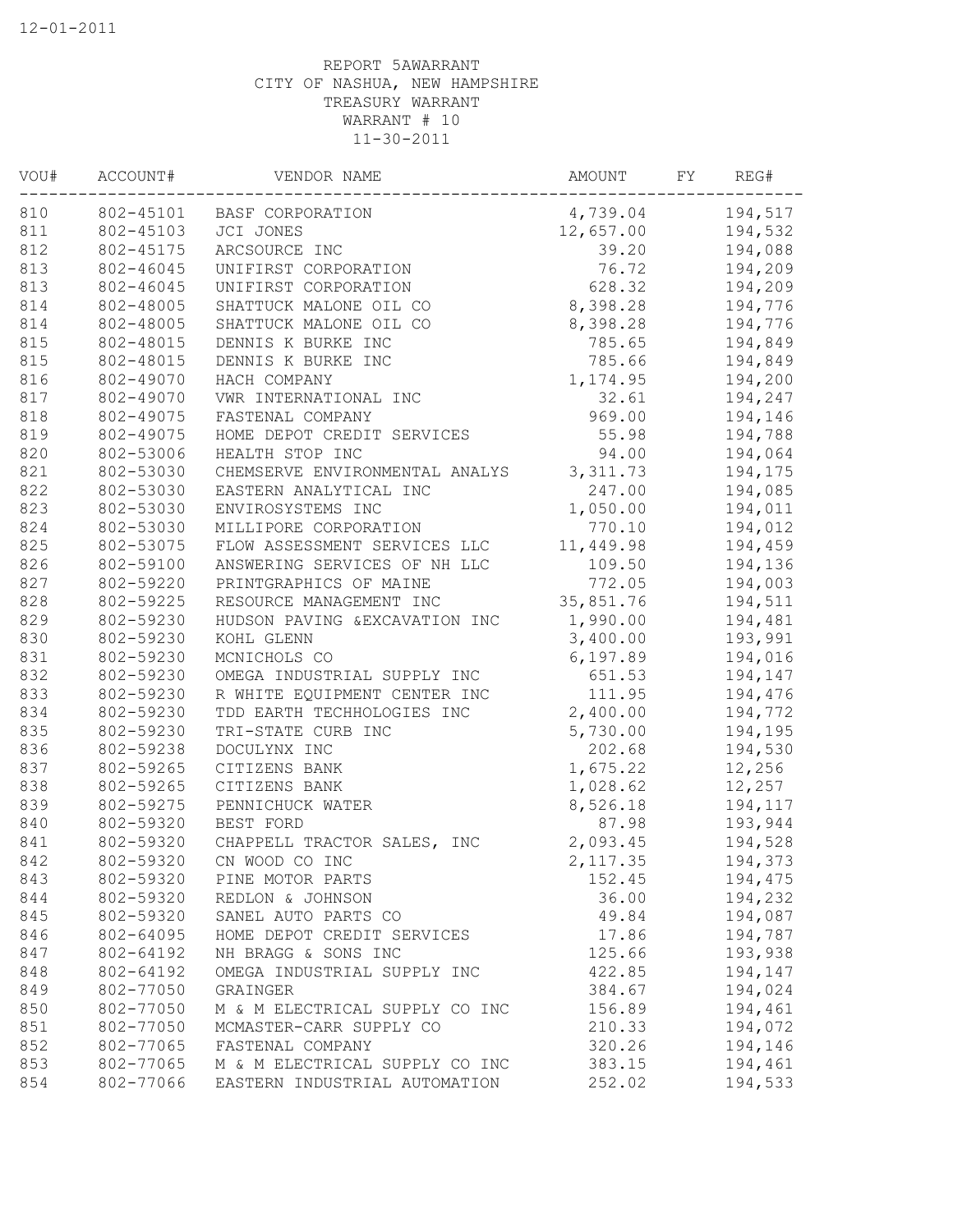12-01-2011

REPORT 5AWARRANT
CITY OF NASHUA, NEW HAMPSHIRE
TREASURY WARRANT
WARRANT # 10
11-30-2011

| VOU# | ACCOUNT# | VENDOR NAME | AMOUNT | FY | REG# |
|---|---|---|---|---|---|
| 810 | 802-45101 | BASF CORPORATION | 4,739.04 | | 194,517 |
| 811 | 802-45103 | JCI JONES | 12,657.00 | | 194,532 |
| 812 | 802-45175 | ARCSOURCE INC | 39.20 | | 194,088 |
| 813 | 802-46045 | UNIFIRST CORPORATION | 76.72 | | 194,209 |
| 813 | 802-46045 | UNIFIRST CORPORATION | 628.32 | | 194,209 |
| 814 | 802-48005 | SHATTUCK MALONE OIL CO | 8,398.28 | | 194,776 |
| 814 | 802-48005 | SHATTUCK MALONE OIL CO | 8,398.28 | | 194,776 |
| 815 | 802-48015 | DENNIS K BURKE INC | 785.65 | | 194,849 |
| 815 | 802-48015 | DENNIS K BURKE INC | 785.66 | | 194,849 |
| 816 | 802-49070 | HACH COMPANY | 1,174.95 | | 194,200 |
| 817 | 802-49070 | VWR INTERNATIONAL INC | 32.61 | | 194,247 |
| 818 | 802-49075 | FASTENAL COMPANY | 969.00 | | 194,146 |
| 819 | 802-49075 | HOME DEPOT CREDIT SERVICES | 55.98 | | 194,788 |
| 820 | 802-53006 | HEALTH STOP INC | 94.00 | | 194,064 |
| 821 | 802-53030 | CHEMSERVE ENVIRONMENTAL ANALYS | 3,311.73 | | 194,175 |
| 822 | 802-53030 | EASTERN ANALYTICAL INC | 247.00 | | 194,085 |
| 823 | 802-53030 | ENVIROSYSTEMS INC | 1,050.00 | | 194,011 |
| 824 | 802-53030 | MILLIPORE CORPORATION | 770.10 | | 194,012 |
| 825 | 802-53075 | FLOW ASSESSMENT SERVICES LLC | 11,449.98 | | 194,459 |
| 826 | 802-59100 | ANSWERING SERVICES OF NH LLC | 109.50 | | 194,136 |
| 827 | 802-59220 | PRINTGRAPHICS OF MAINE | 772.05 | | 194,003 |
| 828 | 802-59225 | RESOURCE MANAGEMENT INC | 35,851.76 | | 194,511 |
| 829 | 802-59230 | HUDSON PAVING &EXCAVATION INC | 1,990.00 | | 194,481 |
| 830 | 802-59230 | KOHL GLENN | 3,400.00 | | 193,991 |
| 831 | 802-59230 | MCNICHOLS CO | 6,197.89 | | 194,016 |
| 832 | 802-59230 | OMEGA INDUSTRIAL SUPPLY INC | 651.53 | | 194,147 |
| 833 | 802-59230 | R WHITE EQUIPMENT CENTER INC | 111.95 | | 194,476 |
| 834 | 802-59230 | TDD EARTH TECHHOLOGIES INC | 2,400.00 | | 194,772 |
| 835 | 802-59230 | TRI-STATE CURB INC | 5,730.00 | | 194,195 |
| 836 | 802-59238 | DOCULYNX INC | 202.68 | | 194,530 |
| 837 | 802-59265 | CITIZENS BANK | 1,675.22 | | 12,256 |
| 838 | 802-59265 | CITIZENS BANK | 1,028.62 | | 12,257 |
| 839 | 802-59275 | PENNICHUCK WATER | 8,526.18 | | 194,117 |
| 840 | 802-59320 | BEST FORD | 87.98 | | 193,944 |
| 841 | 802-59320 | CHAPPELL TRACTOR SALES, INC | 2,093.45 | | 194,528 |
| 842 | 802-59320 | CN WOOD CO INC | 2,117.35 | | 194,373 |
| 843 | 802-59320 | PINE MOTOR PARTS | 152.45 | | 194,475 |
| 844 | 802-59320 | REDLON & JOHNSON | 36.00 | | 194,232 |
| 845 | 802-59320 | SANEL AUTO PARTS CO | 49.84 | | 194,087 |
| 846 | 802-64095 | HOME DEPOT CREDIT SERVICES | 17.86 | | 194,787 |
| 847 | 802-64192 | NH BRAGG & SONS INC | 125.66 | | 193,938 |
| 848 | 802-64192 | OMEGA INDUSTRIAL SUPPLY INC | 422.85 | | 194,147 |
| 849 | 802-77050 | GRAINGER | 384.67 | | 194,024 |
| 850 | 802-77050 | M & M ELECTRICAL SUPPLY CO INC | 156.89 | | 194,461 |
| 851 | 802-77050 | MCMASTER-CARR SUPPLY CO | 210.33 | | 194,072 |
| 852 | 802-77065 | FASTENAL COMPANY | 320.26 | | 194,146 |
| 853 | 802-77065 | M & M ELECTRICAL SUPPLY CO INC | 383.15 | | 194,461 |
| 854 | 802-77066 | EASTERN INDUSTRIAL AUTOMATION | 252.02 | | 194,533 |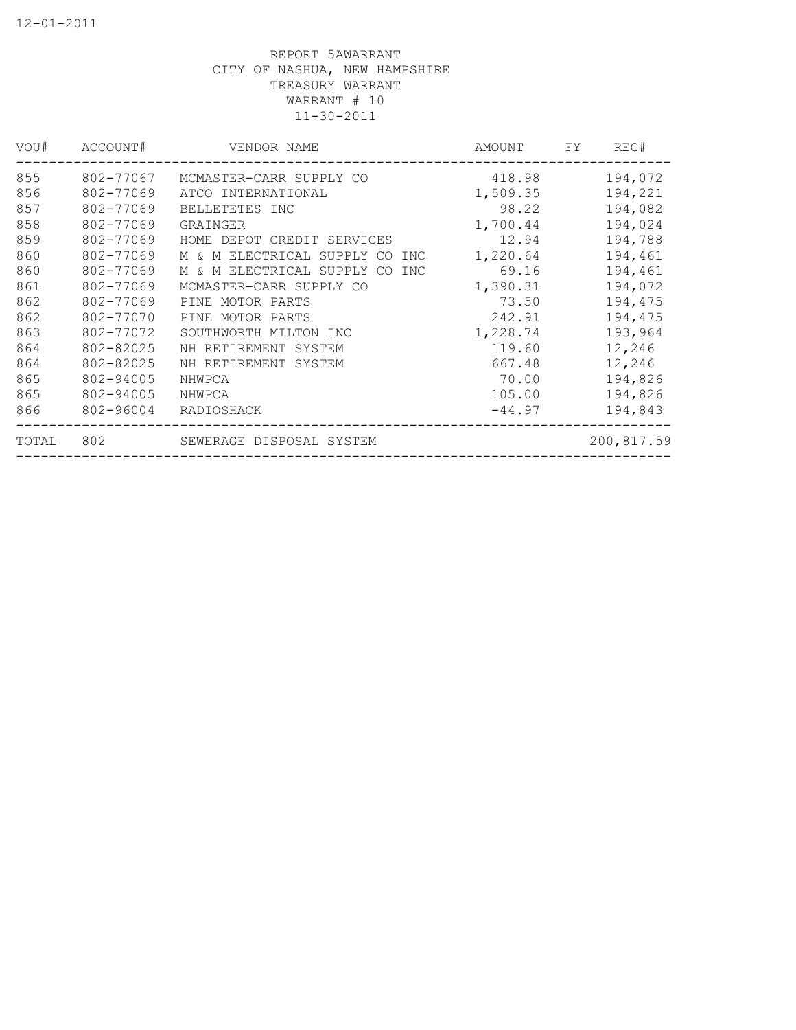12-01-2011

REPORT 5AWARRANT
CITY OF NASHUA, NEW HAMPSHIRE
TREASURY WARRANT
WARRANT # 10
11-30-2011

| VOU# | ACCOUNT# | VENDOR NAME | AMOUNT | FY | REG# |
|---|---|---|---|---|---|
| 855 | 802-77067 | MCMASTER-CARR SUPPLY CO | 418.98 | | 194,072 |
| 856 | 802-77069 | ATCO INTERNATIONAL | 1,509.35 | | 194,221 |
| 857 | 802-77069 | BELLETETES INC | 98.22 | | 194,082 |
| 858 | 802-77069 | GRAINGER | 1,700.44 | | 194,024 |
| 859 | 802-77069 | HOME DEPOT CREDIT SERVICES | 12.94 | | 194,788 |
| 860 | 802-77069 | M & M ELECTRICAL SUPPLY CO INC | 1,220.64 | | 194,461 |
| 860 | 802-77069 | M & M ELECTRICAL SUPPLY CO INC | 69.16 | | 194,461 |
| 861 | 802-77069 | MCMASTER-CARR SUPPLY CO | 1,390.31 | | 194,072 |
| 862 | 802-77069 | PINE MOTOR PARTS | 73.50 | | 194,475 |
| 862 | 802-77070 | PINE MOTOR PARTS | 242.91 | | 194,475 |
| 863 | 802-77072 | SOUTHWORTH MILTON INC | 1,228.74 | | 193,964 |
| 864 | 802-82025 | NH RETIREMENT SYSTEM | 119.60 | | 12,246 |
| 864 | 802-82025 | NH RETIREMENT SYSTEM | 667.48 | | 12,246 |
| 865 | 802-94005 | NHWPCA | 70.00 | | 194,826 |
| 865 | 802-94005 | NHWPCA | 105.00 | | 194,826 |
| 866 | 802-96004 | RADIOSHACK | -44.97 | | 194,843 |
| TOTAL | 802 | SEWERAGE DISPOSAL SYSTEM | | | 200,817.59 |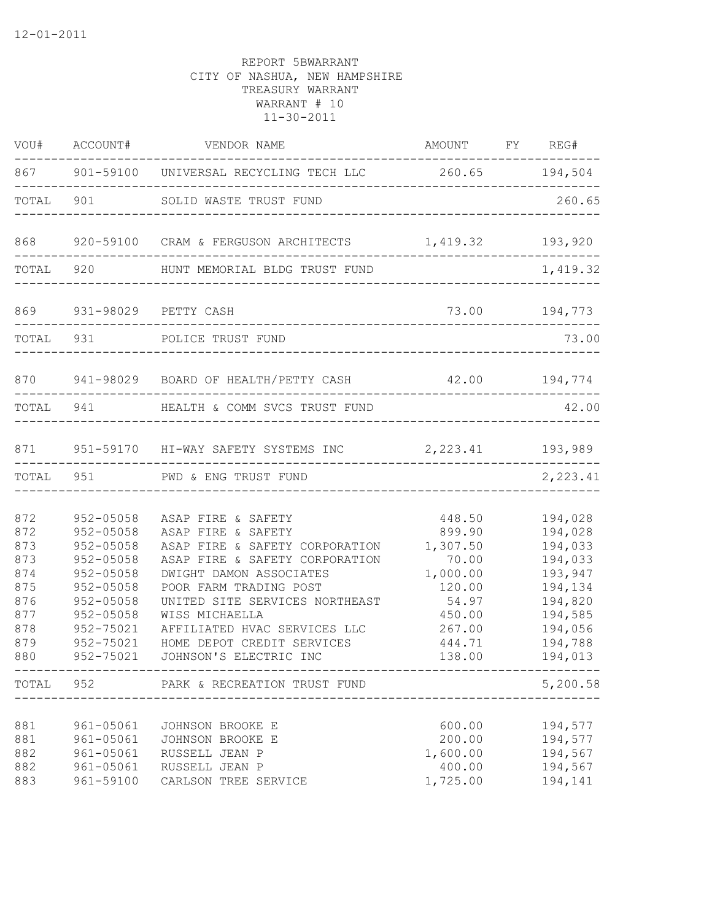12-01-2011

REPORT 5BWARRANT
CITY OF NASHUA, NEW HAMPSHIRE
TREASURY WARRANT
WARRANT # 10
11-30-2011

| VOU# | ACCOUNT# | VENDOR NAME | AMOUNT | FY | REG# |
|---|---|---|---|---|---|
| 867 | 901-59100 | UNIVERSAL RECYCLING TECH LLC | 260.65 | | 194,504 |
| TOTAL | 901 | SOLID WASTE TRUST FUND | | | 260.65 |
| 868 | 920-59100 | CRAM & FERGUSON ARCHITECTS | 1,419.32 | | 193,920 |
| TOTAL | 920 | HUNT MEMORIAL BLDG TRUST FUND | | | 1,419.32 |
| 869 | 931-98029 | PETTY CASH | 73.00 | | 194,773 |
| TOTAL | 931 | POLICE TRUST FUND | | | 73.00 |
| 870 | 941-98029 | BOARD OF HEALTH/PETTY CASH | 42.00 | | 194,774 |
| TOTAL | 941 | HEALTH & COMM SVCS TRUST FUND | | | 42.00 |
| 871 | 951-59170 | HI-WAY SAFETY SYSTEMS INC | 2,223.41 | | 193,989 |
| TOTAL | 951 | PWD & ENG TRUST FUND | | | 2,223.41 |
| 872 | 952-05058 | ASAP FIRE & SAFETY | 448.50 | | 194,028 |
| 872 | 952-05058 | ASAP FIRE & SAFETY | 899.90 | | 194,028 |
| 873 | 952-05058 | ASAP FIRE & SAFETY CORPORATION | 1,307.50 | | 194,033 |
| 873 | 952-05058 | ASAP FIRE & SAFETY CORPORATION | 70.00 | | 194,033 |
| 874 | 952-05058 | DWIGHT DAMON ASSOCIATES | 1,000.00 | | 193,947 |
| 875 | 952-05058 | POOR FARM TRADING POST | 120.00 | | 194,134 |
| 876 | 952-05058 | UNITED SITE SERVICES NORTHEAST | 54.97 | | 194,820 |
| 877 | 952-05058 | WISS MICHAELLA | 450.00 | | 194,585 |
| 878 | 952-75021 | AFFILIATED HVAC SERVICES LLC | 267.00 | | 194,056 |
| 879 | 952-75021 | HOME DEPOT CREDIT SERVICES | 444.71 | | 194,788 |
| 880 | 952-75021 | JOHNSON'S ELECTRIC INC | 138.00 | | 194,013 |
| TOTAL | 952 | PARK & RECREATION TRUST FUND | | | 5,200.58 |
| 881 | 961-05061 | JOHNSON BROOKE E | 600.00 | | 194,577 |
| 881 | 961-05061 | JOHNSON BROOKE E | 200.00 | | 194,577 |
| 882 | 961-05061 | RUSSELL JEAN P | 1,600.00 | | 194,567 |
| 882 | 961-05061 | RUSSELL JEAN P | 400.00 | | 194,567 |
| 883 | 961-59100 | CARLSON TREE SERVICE | 1,725.00 | | 194,141 |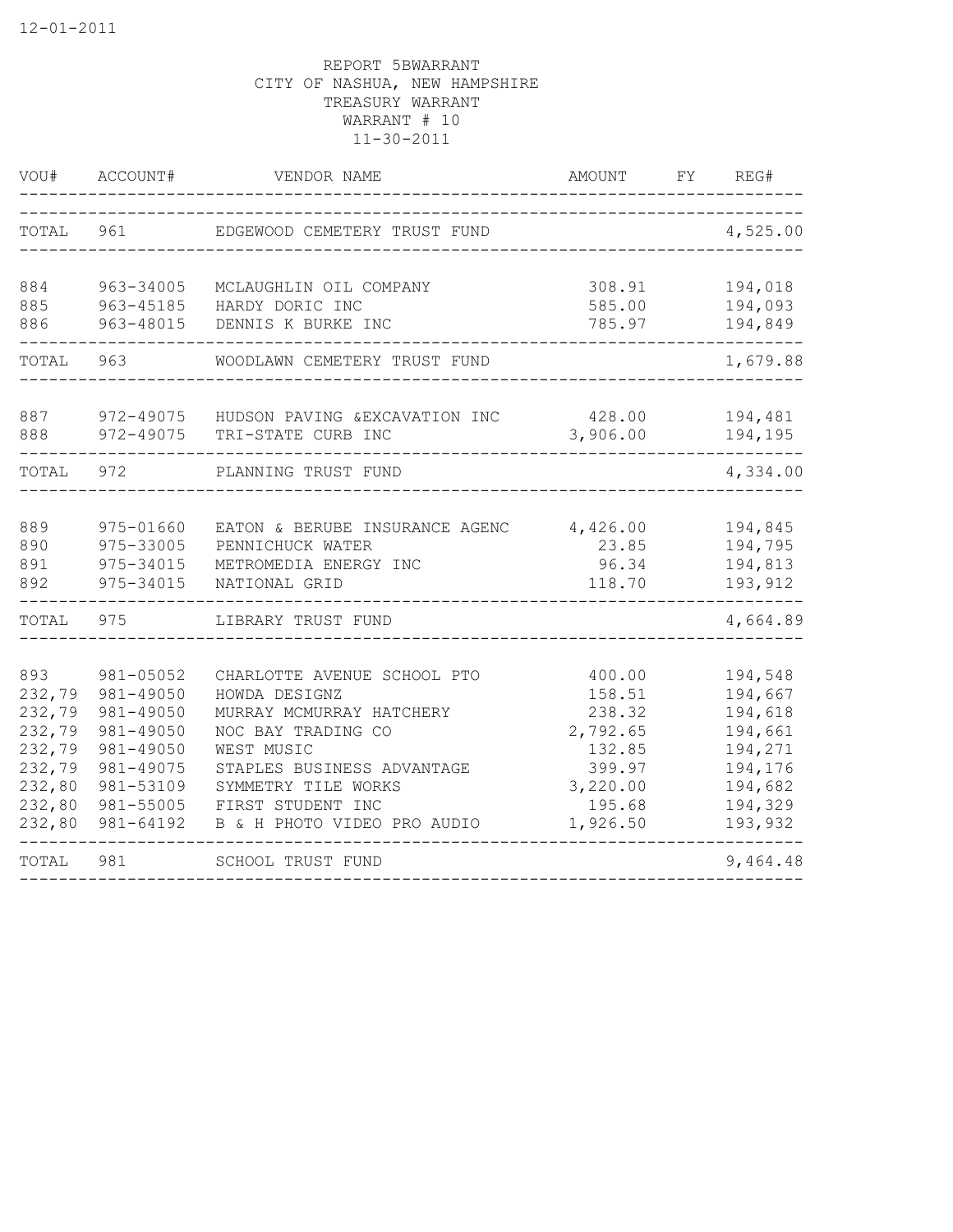12-01-2011

REPORT 5BWARRANT
CITY OF NASHUA, NEW HAMPSHIRE
TREASURY WARRANT
WARRANT # 10
11-30-2011

| VOU# | ACCOUNT# | VENDOR NAME | AMOUNT | FY | REG# |
|---|---|---|---|---|---|
| TOTAL | 961 | EDGEWOOD CEMETERY TRUST FUND | | | 4,525.00 |
| 884 | 963-34005 | MCLAUGHLIN OIL COMPANY | 308.91 | | 194,018 |
| 885 | 963-45185 | HARDY DORIC INC | 585.00 | | 194,093 |
| 886 | 963-48015 | DENNIS K BURKE INC | 785.97 | | 194,849 |
| TOTAL | 963 | WOODLAWN CEMETERY TRUST FUND | | | 1,679.88 |
| 887 | 972-49075 | HUDSON PAVING &EXCAVATION INC | 428.00 | | 194,481 |
| 888 | 972-49075 | TRI-STATE CURB INC | 3,906.00 | | 194,195 |
| TOTAL | 972 | PLANNING TRUST FUND | | | 4,334.00 |
| 889 | 975-01660 | EATON & BERUBE INSURANCE AGENC | 4,426.00 | | 194,845 |
| 890 | 975-33005 | PENNICHUCK WATER | 23.85 | | 194,795 |
| 891 | 975-34015 | METROMEDIA ENERGY INC | 96.34 | | 194,813 |
| 892 | 975-34015 | NATIONAL GRID | 118.70 | | 193,912 |
| TOTAL | 975 | LIBRARY TRUST FUND | | | 4,664.89 |
| 893 | 981-05052 | CHARLOTTE AVENUE SCHOOL PTO | 400.00 | | 194,548 |
| 232,79 | 981-49050 | HOWDA DESIGNZ | 158.51 | | 194,667 |
| 232,79 | 981-49050 | MURRAY MCMURRAY HATCHERY | 238.32 | | 194,618 |
| 232,79 | 981-49050 | NOC BAY TRADING CO | 2,792.65 | | 194,661 |
| 232,79 | 981-49050 | WEST MUSIC | 132.85 | | 194,271 |
| 232,79 | 981-49075 | STAPLES BUSINESS ADVANTAGE | 399.97 | | 194,176 |
| 232,80 | 981-53109 | SYMMETRY TILE WORKS | 3,220.00 | | 194,682 |
| 232,80 | 981-55005 | FIRST STUDENT INC | 195.68 | | 194,329 |
| 232,80 | 981-64192 | B & H PHOTO VIDEO PRO AUDIO | 1,926.50 | | 193,932 |
| TOTAL | 981 | SCHOOL TRUST FUND | | | 9,464.48 |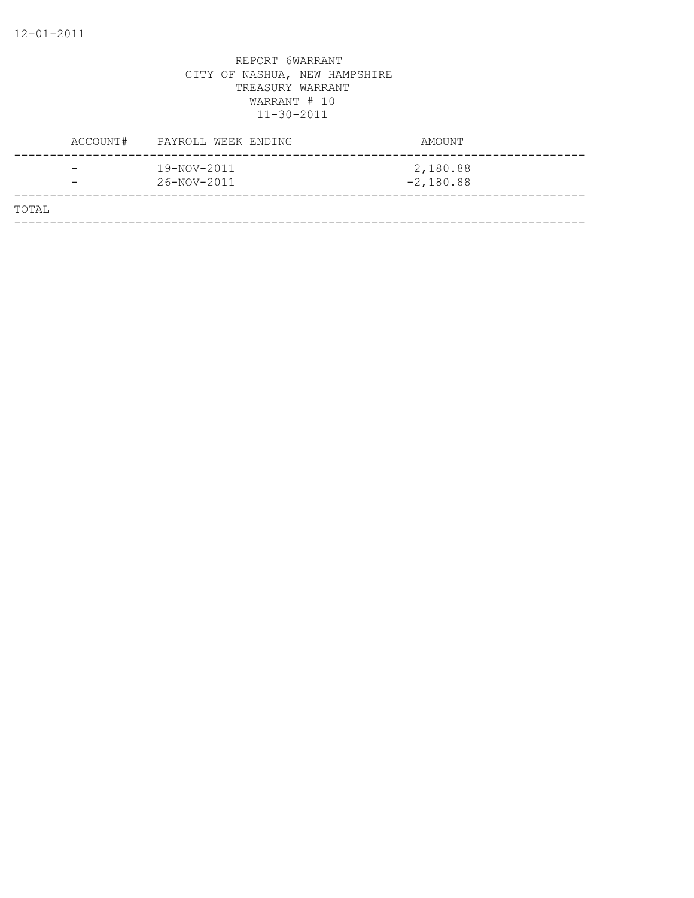REPORT 6WARRANT
CITY OF NASHUA, NEW HAMPSHIRE
TREASURY WARRANT
WARRANT # 10
11-30-2011

| ACCOUNT# | PAYROLL WEEK ENDING | AMOUNT |
|---|---|---|
| - | 19-NOV-2011 | 2,180.88 |
| - | 26-NOV-2011 | -2,180.88 |
| TOTAL | | |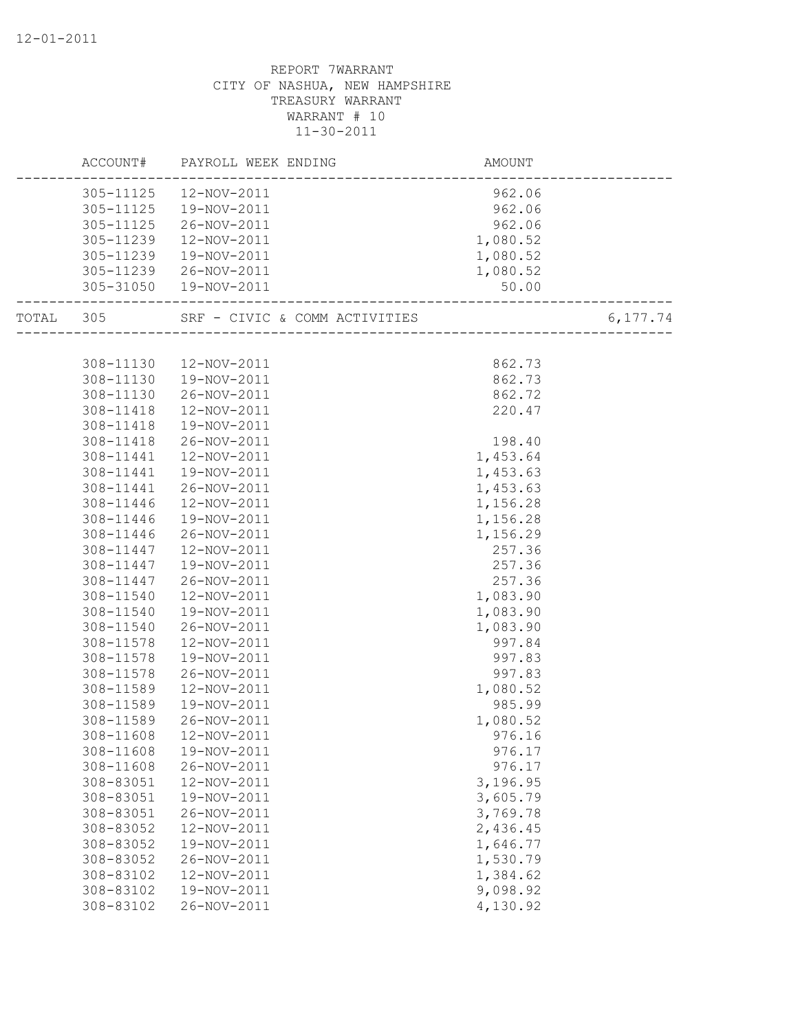REPORT 7WARRANT
CITY OF NASHUA, NEW HAMPSHIRE
TREASURY WARRANT
WARRANT # 10
11-30-2011

| | ACCOUNT# | PAYROLL WEEK ENDING | AMOUNT | |
|---|---|---|---|---|
| | 305-11125 | 12-NOV-2011 | 962.06 | |
| | 305-11125 | 19-NOV-2011 | 962.06 | |
| | 305-11125 | 26-NOV-2011 | 962.06 | |
| | 305-11239 | 12-NOV-2011 | 1,080.52 | |
| | 305-11239 | 19-NOV-2011 | 1,080.52 | |
| | 305-11239 | 26-NOV-2011 | 1,080.52 | |
| | 305-31050 | 19-NOV-2011 | 50.00 | |
| TOTAL | 305 | SRF - CIVIC & COMM ACTIVITIES | | 6,177.74 |
| | 308-11130 | 12-NOV-2011 | 862.73 | |
| | 308-11130 | 19-NOV-2011 | 862.73 | |
| | 308-11130 | 26-NOV-2011 | 862.72 | |
| | 308-11418 | 12-NOV-2011 | 220.47 | |
| | 308-11418 | 19-NOV-2011 | | |
| | 308-11418 | 26-NOV-2011 | 198.40 | |
| | 308-11441 | 12-NOV-2011 | 1,453.64 | |
| | 308-11441 | 19-NOV-2011 | 1,453.63 | |
| | 308-11441 | 26-NOV-2011 | 1,453.63 | |
| | 308-11446 | 12-NOV-2011 | 1,156.28 | |
| | 308-11446 | 19-NOV-2011 | 1,156.28 | |
| | 308-11446 | 26-NOV-2011 | 1,156.29 | |
| | 308-11447 | 12-NOV-2011 | 257.36 | |
| | 308-11447 | 19-NOV-2011 | 257.36 | |
| | 308-11447 | 26-NOV-2011 | 257.36 | |
| | 308-11540 | 12-NOV-2011 | 1,083.90 | |
| | 308-11540 | 19-NOV-2011 | 1,083.90 | |
| | 308-11540 | 26-NOV-2011 | 1,083.90 | |
| | 308-11578 | 12-NOV-2011 | 997.84 | |
| | 308-11578 | 19-NOV-2011 | 997.83 | |
| | 308-11578 | 26-NOV-2011 | 997.83 | |
| | 308-11589 | 12-NOV-2011 | 1,080.52 | |
| | 308-11589 | 19-NOV-2011 | 985.99 | |
| | 308-11589 | 26-NOV-2011 | 1,080.52 | |
| | 308-11608 | 12-NOV-2011 | 976.16 | |
| | 308-11608 | 19-NOV-2011 | 976.17 | |
| | 308-11608 | 26-NOV-2011 | 976.17 | |
| | 308-83051 | 12-NOV-2011 | 3,196.95 | |
| | 308-83051 | 19-NOV-2011 | 3,605.79 | |
| | 308-83051 | 26-NOV-2011 | 3,769.78 | |
| | 308-83052 | 12-NOV-2011 | 2,436.45 | |
| | 308-83052 | 19-NOV-2011 | 1,646.77 | |
| | 308-83052 | 26-NOV-2011 | 1,530.79 | |
| | 308-83102 | 12-NOV-2011 | 1,384.62 | |
| | 308-83102 | 19-NOV-2011 | 9,098.92 | |
| | 308-83102 | 26-NOV-2011 | 4,130.92 | |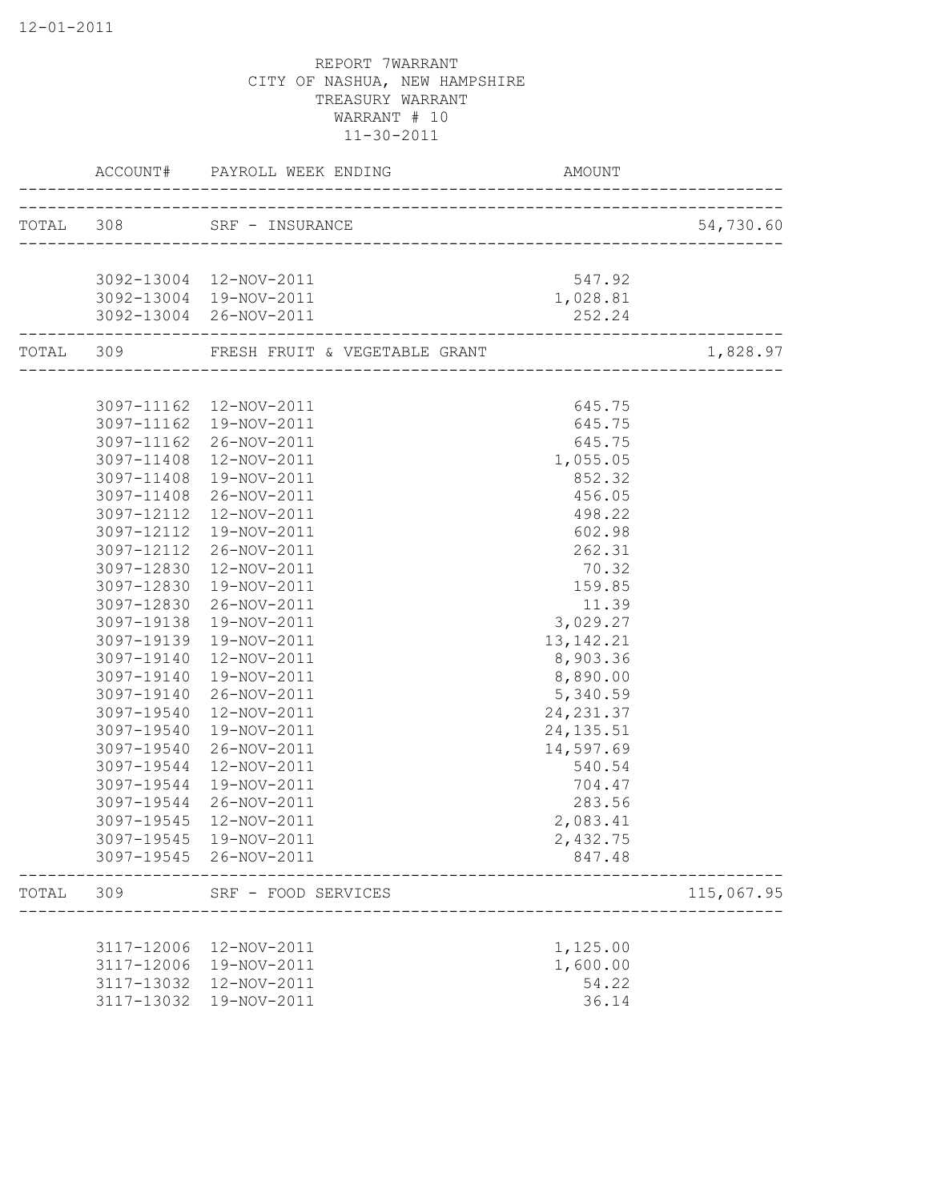REPORT 7WARRANT
CITY OF NASHUA, NEW HAMPSHIRE
TREASURY WARRANT
WARRANT # 10
11-30-2011

| | ACCOUNT# | PAYROLL WEEK ENDING | AMOUNT | |
|---|---|---|---|---|
| TOTAL | 308 | SRF - INSURANCE | | 54,730.60 |
| | 3092-13004 | 12-NOV-2011 | 547.92 | |
| | 3092-13004 | 19-NOV-2011 | 1,028.81 | |
| | 3092-13004 | 26-NOV-2011 | 252.24 | |
| TOTAL | 309 | FRESH FRUIT & VEGETABLE GRANT | | 1,828.97 |
| | 3097-11162 | 12-NOV-2011 | 645.75 | |
| | 3097-11162 | 19-NOV-2011 | 645.75 | |
| | 3097-11162 | 26-NOV-2011 | 645.75 | |
| | 3097-11408 | 12-NOV-2011 | 1,055.05 | |
| | 3097-11408 | 19-NOV-2011 | 852.32 | |
| | 3097-11408 | 26-NOV-2011 | 456.05 | |
| | 3097-12112 | 12-NOV-2011 | 498.22 | |
| | 3097-12112 | 19-NOV-2011 | 602.98 | |
| | 3097-12112 | 26-NOV-2011 | 262.31 | |
| | 3097-12830 | 12-NOV-2011 | 70.32 | |
| | 3097-12830 | 19-NOV-2011 | 159.85 | |
| | 3097-12830 | 26-NOV-2011 | 11.39 | |
| | 3097-19138 | 19-NOV-2011 | 3,029.27 | |
| | 3097-19139 | 19-NOV-2011 | 13,142.21 | |
| | 3097-19140 | 12-NOV-2011 | 8,903.36 | |
| | 3097-19140 | 19-NOV-2011 | 8,890.00 | |
| | 3097-19140 | 26-NOV-2011 | 5,340.59 | |
| | 3097-19540 | 12-NOV-2011 | 24,231.37 | |
| | 3097-19540 | 19-NOV-2011 | 24,135.51 | |
| | 3097-19540 | 26-NOV-2011 | 14,597.69 | |
| | 3097-19544 | 12-NOV-2011 | 540.54 | |
| | 3097-19544 | 19-NOV-2011 | 704.47 | |
| | 3097-19544 | 26-NOV-2011 | 283.56 | |
| | 3097-19545 | 12-NOV-2011 | 2,083.41 | |
| | 3097-19545 | 19-NOV-2011 | 2,432.75 | |
| | 3097-19545 | 26-NOV-2011 | 847.48 | |
| TOTAL | 309 | SRF - FOOD SERVICES | | 115,067.95 |
| | 3117-12006 | 12-NOV-2011 | 1,125.00 | |
| | 3117-12006 | 19-NOV-2011 | 1,600.00 | |
| | 3117-13032 | 12-NOV-2011 | 54.22 | |
| | 3117-13032 | 19-NOV-2011 | 36.14 | |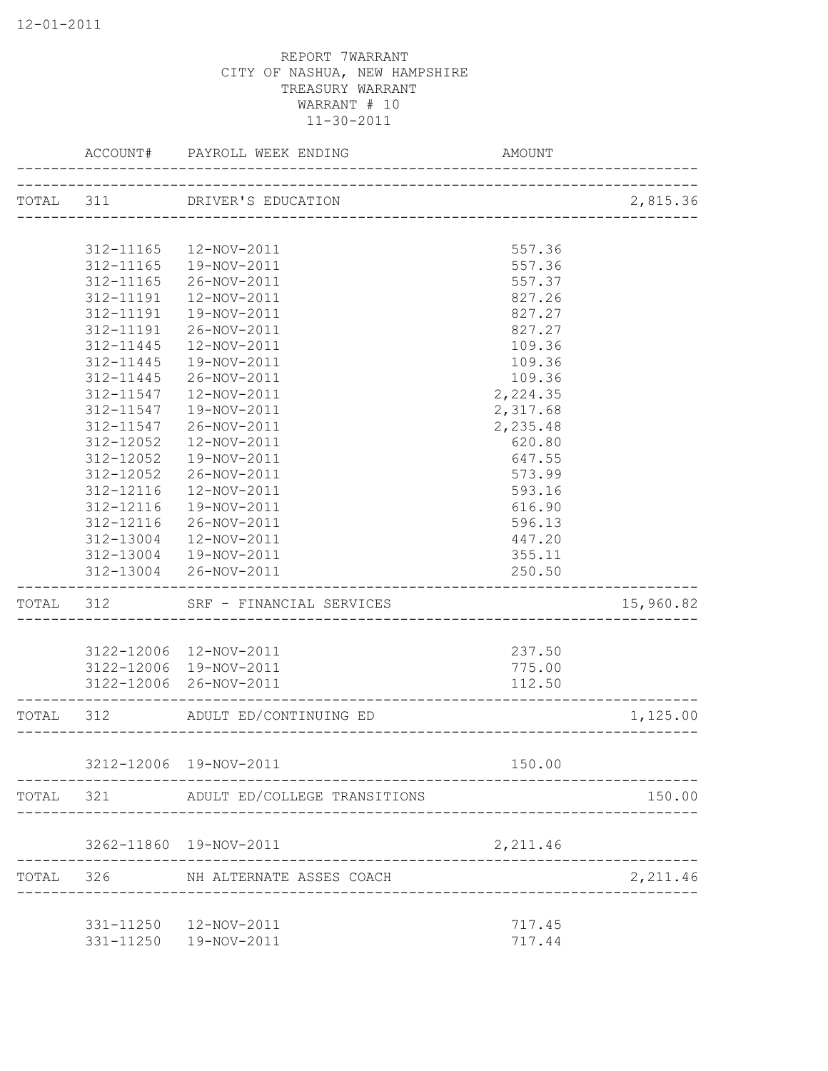12-01-2011

REPORT 7WARRANT
CITY OF NASHUA, NEW HAMPSHIRE
TREASURY WARRANT
WARRANT # 10
11-30-2011

| | ACCOUNT# | PAYROLL WEEK ENDING | AMOUNT | |
|---|---|---|---|---|
| TOTAL | 311 | DRIVER'S EDUCATION | | 2,815.36 |
| | 312-11165 | 12-NOV-2011 | 557.36 | |
| | 312-11165 | 19-NOV-2011 | 557.36 | |
| | 312-11165 | 26-NOV-2011 | 557.37 | |
| | 312-11191 | 12-NOV-2011 | 827.26 | |
| | 312-11191 | 19-NOV-2011 | 827.27 | |
| | 312-11191 | 26-NOV-2011 | 827.27 | |
| | 312-11445 | 12-NOV-2011 | 109.36 | |
| | 312-11445 | 19-NOV-2011 | 109.36 | |
| | 312-11445 | 26-NOV-2011 | 109.36 | |
| | 312-11547 | 12-NOV-2011 | 2,224.35 | |
| | 312-11547 | 19-NOV-2011 | 2,317.68 | |
| | 312-11547 | 26-NOV-2011 | 2,235.48 | |
| | 312-12052 | 12-NOV-2011 | 620.80 | |
| | 312-12052 | 19-NOV-2011 | 647.55 | |
| | 312-12052 | 26-NOV-2011 | 573.99 | |
| | 312-12116 | 12-NOV-2011 | 593.16 | |
| | 312-12116 | 19-NOV-2011 | 616.90 | |
| | 312-12116 | 26-NOV-2011 | 596.13 | |
| | 312-13004 | 12-NOV-2011 | 447.20 | |
| | 312-13004 | 19-NOV-2011 | 355.11 | |
| | 312-13004 | 26-NOV-2011 | 250.50 | |
| TOTAL | 312 | SRF - FINANCIAL SERVICES | | 15,960.82 |
| | 3122-12006 | 12-NOV-2011 | 237.50 | |
| | 3122-12006 | 19-NOV-2011 | 775.00 | |
| | 3122-12006 | 26-NOV-2011 | 112.50 | |
| TOTAL | 312 | ADULT ED/CONTINUING ED | | 1,125.00 |
| | 3212-12006 | 19-NOV-2011 | 150.00 | |
| TOTAL | 321 | ADULT ED/COLLEGE TRANSITIONS | | 150.00 |
| | 3262-11860 | 19-NOV-2011 | 2,211.46 | |
| TOTAL | 326 | NH ALTERNATE ASSES COACH | | 2,211.46 |
| | 331-11250 | 12-NOV-2011 | 717.45 | |
| | 331-11250 | 19-NOV-2011 | 717.44 | |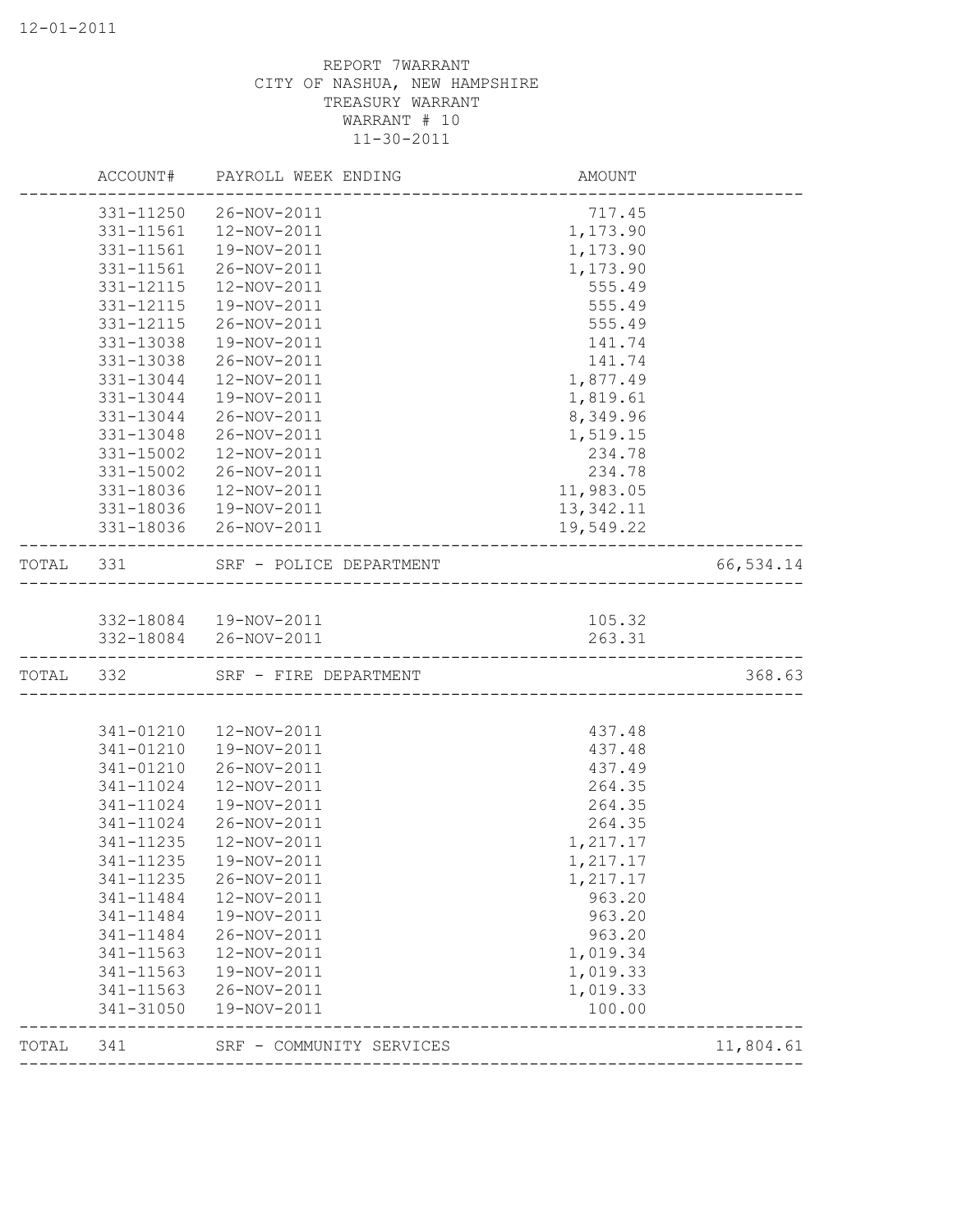12-01-2011

REPORT 7WARRANT
CITY OF NASHUA, NEW HAMPSHIRE
TREASURY WARRANT
WARRANT # 10
11-30-2011

| | ACCOUNT# | PAYROLL WEEK ENDING | AMOUNT | |
|---|---|---|---|---|
| | 331-11250 | 26-NOV-2011 | 717.45 | |
| | 331-11561 | 12-NOV-2011 | 1,173.90 | |
| | 331-11561 | 19-NOV-2011 | 1,173.90 | |
| | 331-11561 | 26-NOV-2011 | 1,173.90 | |
| | 331-12115 | 12-NOV-2011 | 555.49 | |
| | 331-12115 | 19-NOV-2011 | 555.49 | |
| | 331-12115 | 26-NOV-2011 | 555.49 | |
| | 331-13038 | 19-NOV-2011 | 141.74 | |
| | 331-13038 | 26-NOV-2011 | 141.74 | |
| | 331-13044 | 12-NOV-2011 | 1,877.49 | |
| | 331-13044 | 19-NOV-2011 | 1,819.61 | |
| | 331-13044 | 26-NOV-2011 | 8,349.96 | |
| | 331-13048 | 26-NOV-2011 | 1,519.15 | |
| | 331-15002 | 12-NOV-2011 | 234.78 | |
| | 331-15002 | 26-NOV-2011 | 234.78 | |
| | 331-18036 | 12-NOV-2011 | 11,983.05 | |
| | 331-18036 | 19-NOV-2011 | 13,342.11 | |
| | 331-18036 | 26-NOV-2011 | 19,549.22 | |
| TOTAL | 331 | SRF - POLICE DEPARTMENT | | 66,534.14 |
| | 332-18084 | 19-NOV-2011 | 105.32 | |
| | 332-18084 | 26-NOV-2011 | 263.31 | |
| TOTAL | 332 | SRF - FIRE DEPARTMENT | | 368.63 |
| | 341-01210 | 12-NOV-2011 | 437.48 | |
| | 341-01210 | 19-NOV-2011 | 437.48 | |
| | 341-01210 | 26-NOV-2011 | 437.49 | |
| | 341-11024 | 12-NOV-2011 | 264.35 | |
| | 341-11024 | 19-NOV-2011 | 264.35 | |
| | 341-11024 | 26-NOV-2011 | 264.35 | |
| | 341-11235 | 12-NOV-2011 | 1,217.17 | |
| | 341-11235 | 19-NOV-2011 | 1,217.17 | |
| | 341-11235 | 26-NOV-2011 | 1,217.17 | |
| | 341-11484 | 12-NOV-2011 | 963.20 | |
| | 341-11484 | 19-NOV-2011 | 963.20 | |
| | 341-11484 | 26-NOV-2011 | 963.20 | |
| | 341-11563 | 12-NOV-2011 | 1,019.34 | |
| | 341-11563 | 19-NOV-2011 | 1,019.33 | |
| | 341-11563 | 26-NOV-2011 | 1,019.33 | |
| | 341-31050 | 19-NOV-2011 | 100.00 | |
| TOTAL | 341 | SRF - COMMUNITY SERVICES | | 11,804.61 |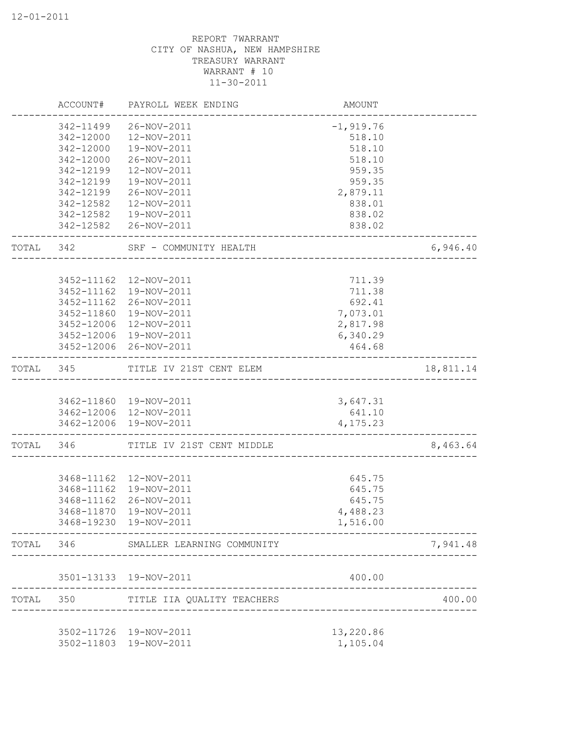REPORT 7WARRANT
CITY OF NASHUA, NEW HAMPSHIRE
TREASURY WARRANT
WARRANT # 10
11-30-2011

| | ACCOUNT# | PAYROLL WEEK ENDING | AMOUNT | |
|---|---|---|---|---|
| | 342-11499 | 26-NOV-2011 | -1,919.76 | |
| | 342-12000 | 12-NOV-2011 | 518.10 | |
| | 342-12000 | 19-NOV-2011 | 518.10 | |
| | 342-12000 | 26-NOV-2011 | 518.10 | |
| | 342-12199 | 12-NOV-2011 | 959.35 | |
| | 342-12199 | 19-NOV-2011 | 959.35 | |
| | 342-12199 | 26-NOV-2011 | 2,879.11 | |
| | 342-12582 | 12-NOV-2011 | 838.01 | |
| | 342-12582 | 19-NOV-2011 | 838.02 | |
| | 342-12582 | 26-NOV-2011 | 838.02 | |
| TOTAL | 342 | SRF - COMMUNITY HEALTH | | 6,946.40 |
| | 3452-11162 | 12-NOV-2011 | 711.39 | |
| | 3452-11162 | 19-NOV-2011 | 711.38 | |
| | 3452-11162 | 26-NOV-2011 | 692.41 | |
| | 3452-11860 | 19-NOV-2011 | 7,073.01 | |
| | 3452-12006 | 12-NOV-2011 | 2,817.98 | |
| | 3452-12006 | 19-NOV-2011 | 6,340.29 | |
| | 3452-12006 | 26-NOV-2011 | 464.68 | |
| TOTAL | 345 | TITLE IV 21ST CENT ELEM | | 18,811.14 |
| | 3462-11860 | 19-NOV-2011 | 3,647.31 | |
| | 3462-12006 | 12-NOV-2011 | 641.10 | |
| | 3462-12006 | 19-NOV-2011 | 4,175.23 | |
| TOTAL | 346 | TITLE IV 21ST CENT MIDDLE | | 8,463.64 |
| | 3468-11162 | 12-NOV-2011 | 645.75 | |
| | 3468-11162 | 19-NOV-2011 | 645.75 | |
| | 3468-11162 | 26-NOV-2011 | 645.75 | |
| | 3468-11870 | 19-NOV-2011 | 4,488.23 | |
| | 3468-19230 | 19-NOV-2011 | 1,516.00 | |
| TOTAL | 346 | SMALLER LEARNING COMMUNITY | | 7,941.48 |
| | 3501-13133 | 19-NOV-2011 | 400.00 | |
| TOTAL | 350 | TITLE IIA QUALITY TEACHERS | | 400.00 |
| | 3502-11726 | 19-NOV-2011 | 13,220.86 | |
| | 3502-11803 | 19-NOV-2011 | 1,105.04 | |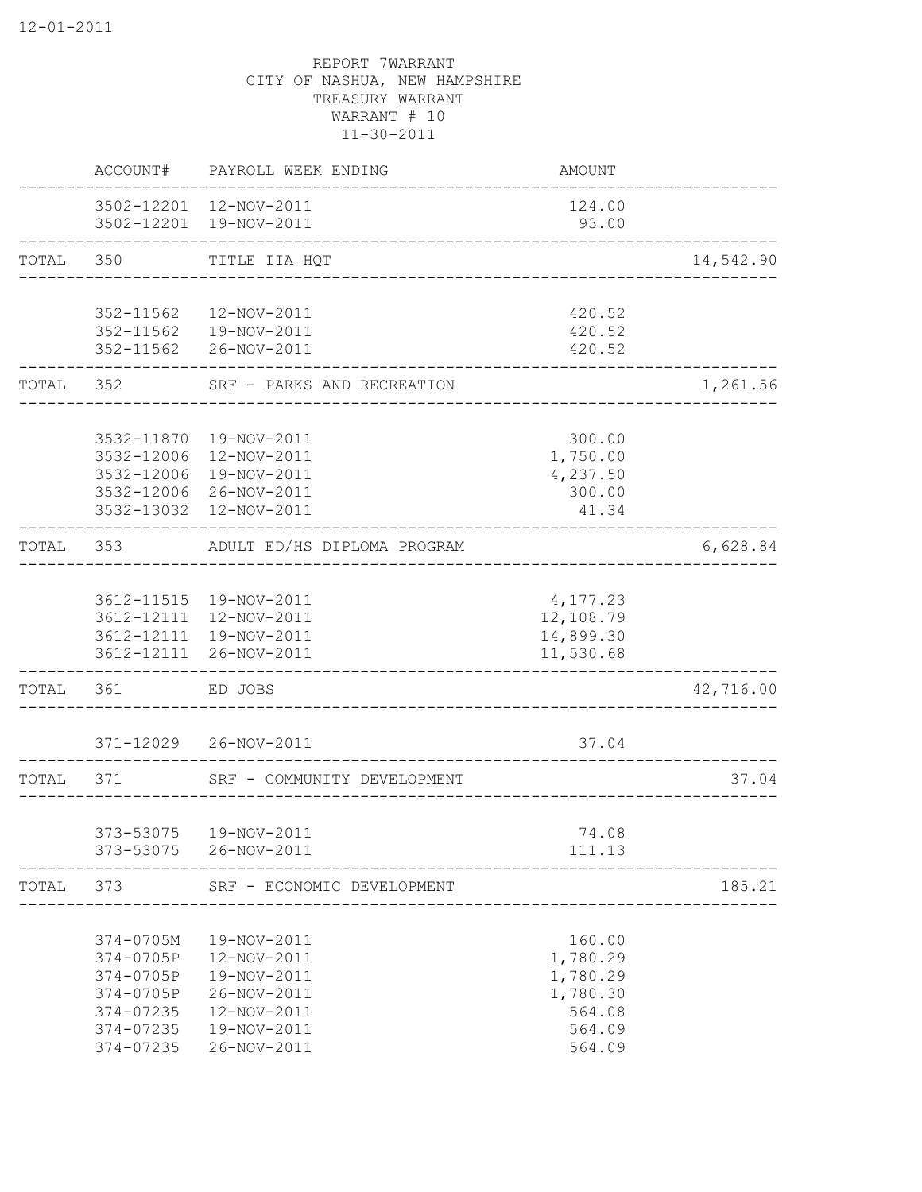REPORT 7WARRANT
CITY OF NASHUA, NEW HAMPSHIRE
TREASURY WARRANT
WARRANT # 10
11-30-2011

| | ACCOUNT# | PAYROLL WEEK ENDING | AMOUNT | |
|---|---|---|---|---|
| | 3502-12201 | 12-NOV-2011 | 124.00 | |
| | 3502-12201 | 19-NOV-2011 | 93.00 | |
| TOTAL | 350 | TITLE IIA HQT | | 14,542.90 |
| | 352-11562 | 12-NOV-2011 | 420.52 | |
| | 352-11562 | 19-NOV-2011 | 420.52 | |
| | 352-11562 | 26-NOV-2011 | 420.52 | |
| TOTAL | 352 | SRF - PARKS AND RECREATION | | 1,261.56 |
| | 3532-11870 | 19-NOV-2011 | 300.00 | |
| | 3532-12006 | 12-NOV-2011 | 1,750.00 | |
| | 3532-12006 | 19-NOV-2011 | 4,237.50 | |
| | 3532-12006 | 26-NOV-2011 | 300.00 | |
| | 3532-13032 | 12-NOV-2011 | 41.34 | |
| TOTAL | 353 | ADULT ED/HS DIPLOMA PROGRAM | | 6,628.84 |
| | 3612-11515 | 19-NOV-2011 | 4,177.23 | |
| | 3612-12111 | 12-NOV-2011 | 12,108.79 | |
| | 3612-12111 | 19-NOV-2011 | 14,899.30 | |
| | 3612-12111 | 26-NOV-2011 | 11,530.68 | |
| TOTAL | 361 | ED JOBS | | 42,716.00 |
| | 371-12029 | 26-NOV-2011 | 37.04 | |
| TOTAL | 371 | SRF - COMMUNITY DEVELOPMENT | | 37.04 |
| | 373-53075 | 19-NOV-2011 | 74.08 | |
| | 373-53075 | 26-NOV-2011 | 111.13 | |
| TOTAL | 373 | SRF - ECONOMIC DEVELOPMENT | | 185.21 |
| | 374-0705M | 19-NOV-2011 | 160.00 | |
| | 374-0705P | 12-NOV-2011 | 1,780.29 | |
| | 374-0705P | 19-NOV-2011 | 1,780.29 | |
| | 374-0705P | 26-NOV-2011 | 1,780.30 | |
| | 374-07235 | 12-NOV-2011 | 564.08 | |
| | 374-07235 | 19-NOV-2011 | 564.09 | |
| | 374-07235 | 26-NOV-2011 | 564.09 | |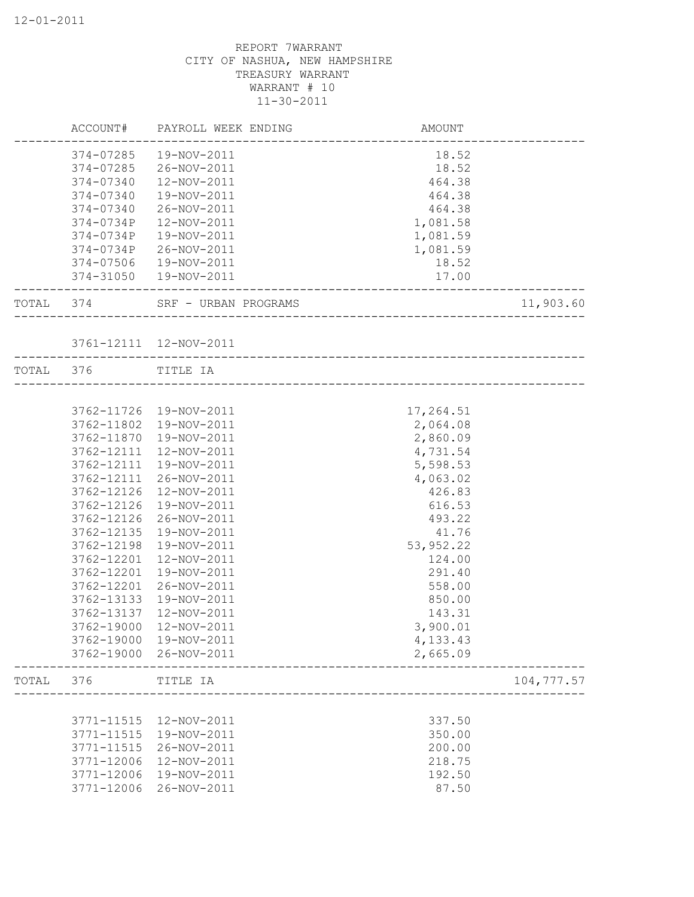REPORT 7WARRANT
CITY OF NASHUA, NEW HAMPSHIRE
TREASURY WARRANT
WARRANT # 10
11-30-2011

| | ACCOUNT# | PAYROLL WEEK ENDING | AMOUNT | |
|---|---|---|---|---|
| | 374-07285 | 19-NOV-2011 | 18.52 | |
| | 374-07285 | 26-NOV-2011 | 18.52 | |
| | 374-07340 | 12-NOV-2011 | 464.38 | |
| | 374-07340 | 19-NOV-2011 | 464.38 | |
| | 374-07340 | 26-NOV-2011 | 464.38 | |
| | 374-0734P | 12-NOV-2011 | 1,081.58 | |
| | 374-0734P | 19-NOV-2011 | 1,081.59 | |
| | 374-0734P | 26-NOV-2011 | 1,081.59 | |
| | 374-07506 | 19-NOV-2011 | 18.52 | |
| | 374-31050 | 19-NOV-2011 | 17.00 | |
| TOTAL | 374 | SRF - URBAN PROGRAMS | | 11,903.60 |
| | 3761-12111 | 12-NOV-2011 | | |
| TOTAL | 376 | TITLE IA | | |
| | 3762-11726 | 19-NOV-2011 | 17,264.51 | |
| | 3762-11802 | 19-NOV-2011 | 2,064.08 | |
| | 3762-11870 | 19-NOV-2011 | 2,860.09 | |
| | 3762-12111 | 12-NOV-2011 | 4,731.54 | |
| | 3762-12111 | 19-NOV-2011 | 5,598.53 | |
| | 3762-12111 | 26-NOV-2011 | 4,063.02 | |
| | 3762-12126 | 12-NOV-2011 | 426.83 | |
| | 3762-12126 | 19-NOV-2011 | 616.53 | |
| | 3762-12126 | 26-NOV-2011 | 493.22 | |
| | 3762-12135 | 19-NOV-2011 | 41.76 | |
| | 3762-12198 | 19-NOV-2011 | 53,952.22 | |
| | 3762-12201 | 12-NOV-2011 | 124.00 | |
| | 3762-12201 | 19-NOV-2011 | 291.40 | |
| | 3762-12201 | 26-NOV-2011 | 558.00 | |
| | 3762-13133 | 19-NOV-2011 | 850.00 | |
| | 3762-13137 | 12-NOV-2011 | 143.31 | |
| | 3762-19000 | 12-NOV-2011 | 3,900.01 | |
| | 3762-19000 | 19-NOV-2011 | 4,133.43 | |
| | 3762-19000 | 26-NOV-2011 | 2,665.09 | |
| TOTAL | 376 | TITLE IA | | 104,777.57 |
| | 3771-11515 | 12-NOV-2011 | 337.50 | |
| | 3771-11515 | 19-NOV-2011 | 350.00 | |
| | 3771-11515 | 26-NOV-2011 | 200.00 | |
| | 3771-12006 | 12-NOV-2011 | 218.75 | |
| | 3771-12006 | 19-NOV-2011 | 192.50 | |
| | 3771-12006 | 26-NOV-2011 | 87.50 | |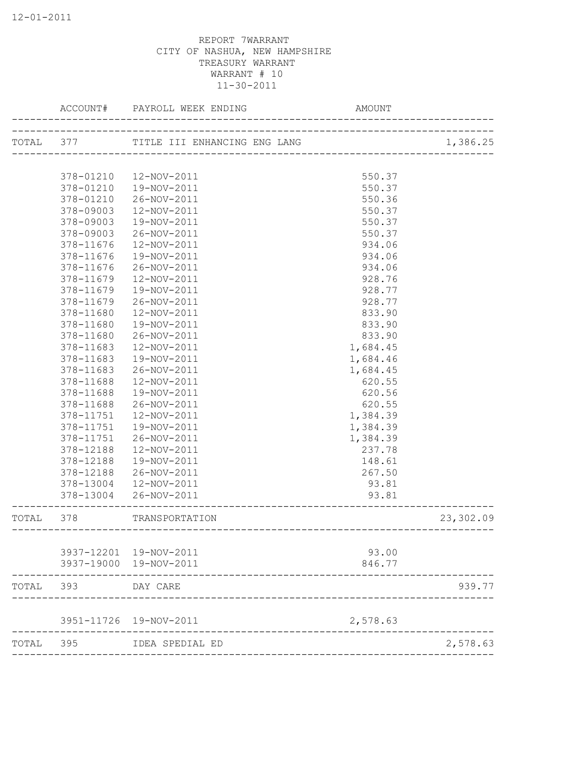12-01-2011

REPORT 7WARRANT
CITY OF NASHUA, NEW HAMPSHIRE
TREASURY WARRANT
WARRANT # 10
11-30-2011

| | ACCOUNT# | PAYROLL WEEK ENDING | AMOUNT | |
|---|---|---|---|---|
| TOTAL | 377 | TITLE III ENHANCING ENG LANG | | 1,386.25 |
| | 378-01210 | 12-NOV-2011 | 550.37 | |
| | 378-01210 | 19-NOV-2011 | 550.37 | |
| | 378-01210 | 26-NOV-2011 | 550.36 | |
| | 378-09003 | 12-NOV-2011 | 550.37 | |
| | 378-09003 | 19-NOV-2011 | 550.37 | |
| | 378-09003 | 26-NOV-2011 | 550.37 | |
| | 378-11676 | 12-NOV-2011 | 934.06 | |
| | 378-11676 | 19-NOV-2011 | 934.06 | |
| | 378-11676 | 26-NOV-2011 | 934.06 | |
| | 378-11679 | 12-NOV-2011 | 928.76 | |
| | 378-11679 | 19-NOV-2011 | 928.77 | |
| | 378-11679 | 26-NOV-2011 | 928.77 | |
| | 378-11680 | 12-NOV-2011 | 833.90 | |
| | 378-11680 | 19-NOV-2011 | 833.90 | |
| | 378-11680 | 26-NOV-2011 | 833.90 | |
| | 378-11683 | 12-NOV-2011 | 1,684.45 | |
| | 378-11683 | 19-NOV-2011 | 1,684.46 | |
| | 378-11683 | 26-NOV-2011 | 1,684.45 | |
| | 378-11688 | 12-NOV-2011 | 620.55 | |
| | 378-11688 | 19-NOV-2011 | 620.56 | |
| | 378-11688 | 26-NOV-2011 | 620.55 | |
| | 378-11751 | 12-NOV-2011 | 1,384.39 | |
| | 378-11751 | 19-NOV-2011 | 1,384.39 | |
| | 378-11751 | 26-NOV-2011 | 1,384.39 | |
| | 378-12188 | 12-NOV-2011 | 237.78 | |
| | 378-12188 | 19-NOV-2011 | 148.61 | |
| | 378-12188 | 26-NOV-2011 | 267.50 | |
| | 378-13004 | 12-NOV-2011 | 93.81 | |
| | 378-13004 | 26-NOV-2011 | 93.81 | |
| TOTAL | 378 | TRANSPORTATION | | 23,302.09 |
| | 3937-12201 | 19-NOV-2011 | 93.00 | |
| | 3937-19000 | 19-NOV-2011 | 846.77 | |
| TOTAL | 393 | DAY CARE | | 939.77 |
| | 3951-11726 | 19-NOV-2011 | 2,578.63 | |
| TOTAL | 395 | IDEA SPEDIAL ED | | 2,578.63 |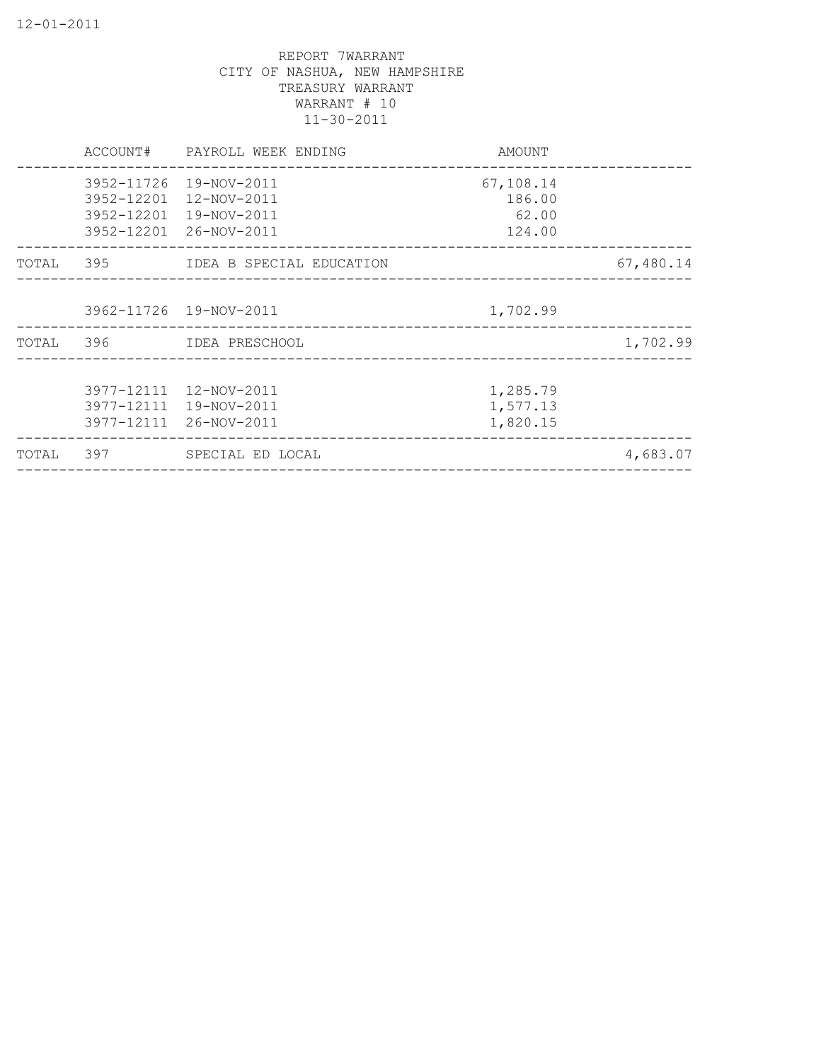REPORT 7WARRANT
CITY OF NASHUA, NEW HAMPSHIRE
TREASURY WARRANT
WARRANT # 10
11-30-2011

| | ACCOUNT# | PAYROLL WEEK ENDING | AMOUNT | |
|---|---|---|---|---|
| | 3952-11726 | 19-NOV-2011 | 67,108.14 | |
| | 3952-12201 | 12-NOV-2011 | 186.00 | |
| | 3952-12201 | 19-NOV-2011 | 62.00 | |
| | 3952-12201 | 26-NOV-2011 | 124.00 | |
| TOTAL | 395 | IDEA B SPECIAL EDUCATION | | 67,480.14 |
| | 3962-11726 | 19-NOV-2011 | 1,702.99 | |
| TOTAL | 396 | IDEA PRESCHOOL | | 1,702.99 |
| | 3977-12111 | 12-NOV-2011 | 1,285.79 | |
| | 3977-12111 | 19-NOV-2011 | 1,577.13 | |
| | 3977-12111 | 26-NOV-2011 | 1,820.15 | |
| TOTAL | 397 | SPECIAL ED LOCAL | | 4,683.07 |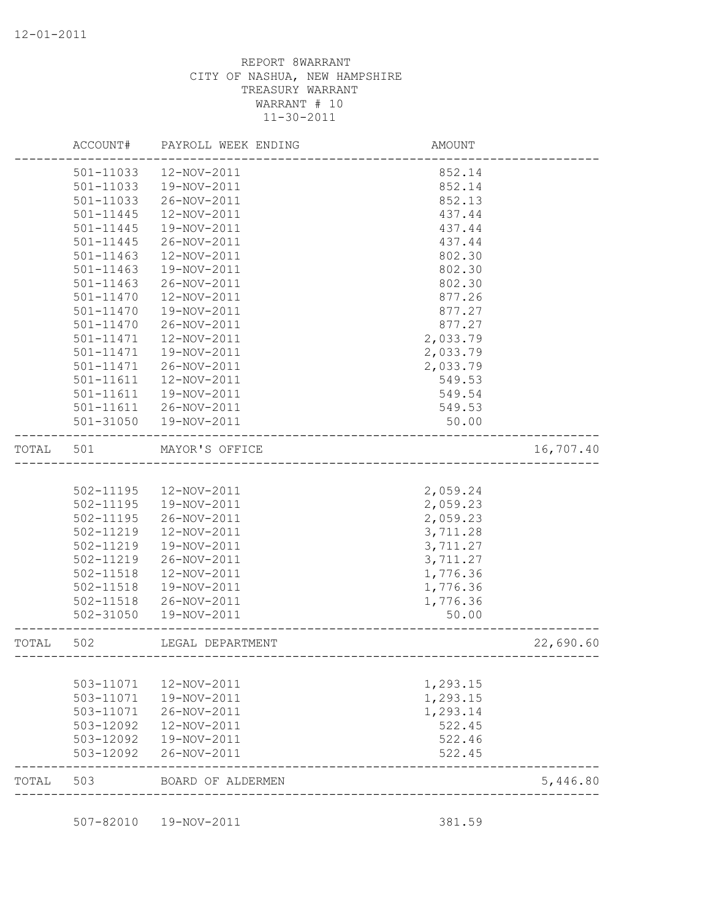12-01-2011

REPORT 8WARRANT
CITY OF NASHUA, NEW HAMPSHIRE
TREASURY WARRANT
WARRANT # 10
11-30-2011

| | ACCOUNT# | PAYROLL WEEK ENDING | AMOUNT | |
|---|---|---|---|---|
| | 501-11033 | 12-NOV-2011 | 852.14 | |
| | 501-11033 | 19-NOV-2011 | 852.14 | |
| | 501-11033 | 26-NOV-2011 | 852.13 | |
| | 501-11445 | 12-NOV-2011 | 437.44 | |
| | 501-11445 | 19-NOV-2011 | 437.44 | |
| | 501-11445 | 26-NOV-2011 | 437.44 | |
| | 501-11463 | 12-NOV-2011 | 802.30 | |
| | 501-11463 | 19-NOV-2011 | 802.30 | |
| | 501-11463 | 26-NOV-2011 | 802.30 | |
| | 501-11470 | 12-NOV-2011 | 877.26 | |
| | 501-11470 | 19-NOV-2011 | 877.27 | |
| | 501-11470 | 26-NOV-2011 | 877.27 | |
| | 501-11471 | 12-NOV-2011 | 2,033.79 | |
| | 501-11471 | 19-NOV-2011 | 2,033.79 | |
| | 501-11471 | 26-NOV-2011 | 2,033.79 | |
| | 501-11611 | 12-NOV-2011 | 549.53 | |
| | 501-11611 | 19-NOV-2011 | 549.54 | |
| | 501-11611 | 26-NOV-2011 | 549.53 | |
| | 501-31050 | 19-NOV-2011 | 50.00 | |
| TOTAL | 501 | MAYOR'S OFFICE | | 16,707.40 |
| | 502-11195 | 12-NOV-2011 | 2,059.24 | |
| | 502-11195 | 19-NOV-2011 | 2,059.23 | |
| | 502-11195 | 26-NOV-2011 | 2,059.23 | |
| | 502-11219 | 12-NOV-2011 | 3,711.28 | |
| | 502-11219 | 19-NOV-2011 | 3,711.27 | |
| | 502-11219 | 26-NOV-2011 | 3,711.27 | |
| | 502-11518 | 12-NOV-2011 | 1,776.36 | |
| | 502-11518 | 19-NOV-2011 | 1,776.36 | |
| | 502-11518 | 26-NOV-2011 | 1,776.36 | |
| | 502-31050 | 19-NOV-2011 | 50.00 | |
| TOTAL | 502 | LEGAL DEPARTMENT | | 22,690.60 |
| | 503-11071 | 12-NOV-2011 | 1,293.15 | |
| | 503-11071 | 19-NOV-2011 | 1,293.15 | |
| | 503-11071 | 26-NOV-2011 | 1,293.14 | |
| | 503-12092 | 12-NOV-2011 | 522.45 | |
| | 503-12092 | 19-NOV-2011 | 522.46 | |
| | 503-12092 | 26-NOV-2011 | 522.45 | |
| TOTAL | 503 | BOARD OF ALDERMEN | | 5,446.80 |
| | 507-82010 | 19-NOV-2011 | 381.59 | |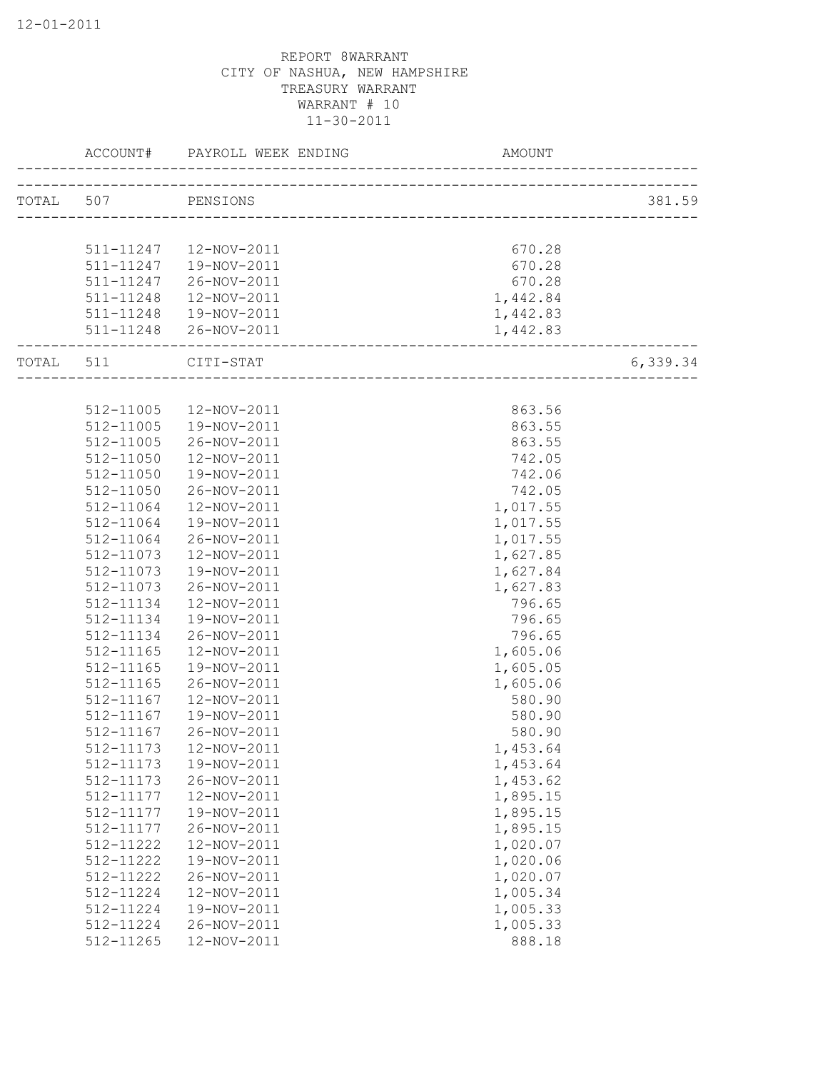REPORT 8WARRANT
CITY OF NASHUA, NEW HAMPSHIRE
TREASURY WARRANT
WARRANT # 10
11-30-2011

| | ACCOUNT# | PAYROLL WEEK ENDING | AMOUNT | |
|---|---|---|---|---|
| TOTAL | 507 | PENSIONS | | 381.59 |
| | 511-11247 | 12-NOV-2011 | 670.28 | |
| | 511-11247 | 19-NOV-2011 | 670.28 | |
| | 511-11247 | 26-NOV-2011 | 670.28 | |
| | 511-11248 | 12-NOV-2011 | 1,442.84 | |
| | 511-11248 | 19-NOV-2011 | 1,442.83 | |
| | 511-11248 | 26-NOV-2011 | 1,442.83 | |
| TOTAL | 511 | CITI-STAT | | 6,339.34 |
| | 512-11005 | 12-NOV-2011 | 863.56 | |
| | 512-11005 | 19-NOV-2011 | 863.55 | |
| | 512-11005 | 26-NOV-2011 | 863.55 | |
| | 512-11050 | 12-NOV-2011 | 742.05 | |
| | 512-11050 | 19-NOV-2011 | 742.06 | |
| | 512-11050 | 26-NOV-2011 | 742.05 | |
| | 512-11064 | 12-NOV-2011 | 1,017.55 | |
| | 512-11064 | 19-NOV-2011 | 1,017.55 | |
| | 512-11064 | 26-NOV-2011 | 1,017.55 | |
| | 512-11073 | 12-NOV-2011 | 1,627.85 | |
| | 512-11073 | 19-NOV-2011 | 1,627.84 | |
| | 512-11073 | 26-NOV-2011 | 1,627.83 | |
| | 512-11134 | 12-NOV-2011 | 796.65 | |
| | 512-11134 | 19-NOV-2011 | 796.65 | |
| | 512-11134 | 26-NOV-2011 | 796.65 | |
| | 512-11165 | 12-NOV-2011 | 1,605.06 | |
| | 512-11165 | 19-NOV-2011 | 1,605.05 | |
| | 512-11165 | 26-NOV-2011 | 1,605.06 | |
| | 512-11167 | 12-NOV-2011 | 580.90 | |
| | 512-11167 | 19-NOV-2011 | 580.90 | |
| | 512-11167 | 26-NOV-2011 | 580.90 | |
| | 512-11173 | 12-NOV-2011 | 1,453.64 | |
| | 512-11173 | 19-NOV-2011 | 1,453.64 | |
| | 512-11173 | 26-NOV-2011 | 1,453.62 | |
| | 512-11177 | 12-NOV-2011 | 1,895.15 | |
| | 512-11177 | 19-NOV-2011 | 1,895.15 | |
| | 512-11177 | 26-NOV-2011 | 1,895.15 | |
| | 512-11222 | 12-NOV-2011 | 1,020.07 | |
| | 512-11222 | 19-NOV-2011 | 1,020.06 | |
| | 512-11222 | 26-NOV-2011 | 1,020.07 | |
| | 512-11224 | 12-NOV-2011 | 1,005.34 | |
| | 512-11224 | 19-NOV-2011 | 1,005.33 | |
| | 512-11224 | 26-NOV-2011 | 1,005.33 | |
| | 512-11265 | 12-NOV-2011 | 888.18 | |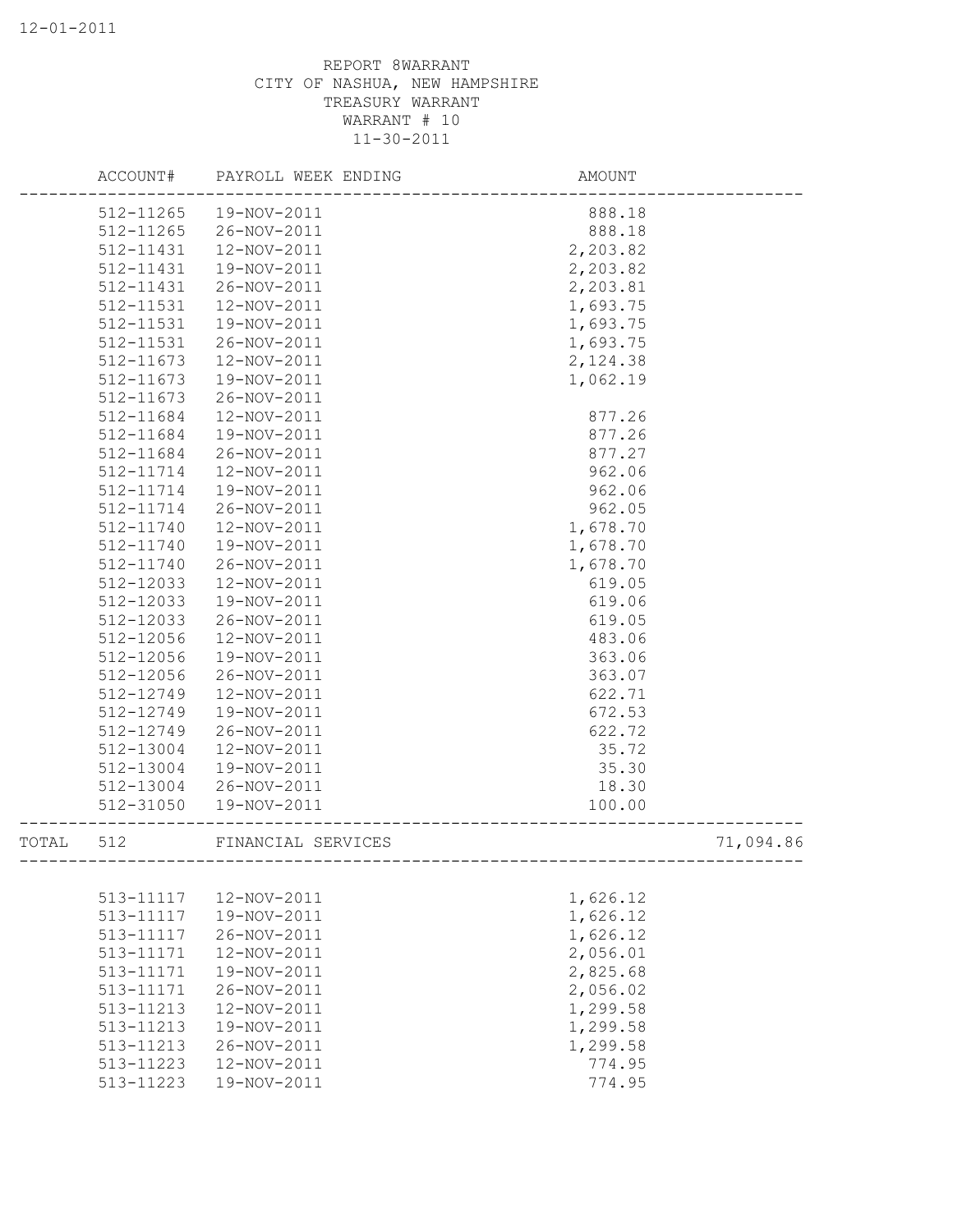REPORT 8WARRANT
CITY OF NASHUA, NEW HAMPSHIRE
TREASURY WARRANT
WARRANT # 10
11-30-2011

| ACCOUNT# | PAYROLL WEEK ENDING | AMOUNT | |
|---|---|---|---|
| 512-11265 | 19-NOV-2011 | 888.18 | |
| 512-11265 | 26-NOV-2011 | 888.18 | |
| 512-11431 | 12-NOV-2011 | 2,203.82 | |
| 512-11431 | 19-NOV-2011 | 2,203.82 | |
| 512-11431 | 26-NOV-2011 | 2,203.81 | |
| 512-11531 | 12-NOV-2011 | 1,693.75 | |
| 512-11531 | 19-NOV-2011 | 1,693.75 | |
| 512-11531 | 26-NOV-2011 | 1,693.75 | |
| 512-11673 | 12-NOV-2011 | 2,124.38 | |
| 512-11673 | 19-NOV-2011 | 1,062.19 | |
| 512-11673 | 26-NOV-2011 | | |
| 512-11684 | 12-NOV-2011 | 877.26 | |
| 512-11684 | 19-NOV-2011 | 877.26 | |
| 512-11684 | 26-NOV-2011 | 877.27 | |
| 512-11714 | 12-NOV-2011 | 962.06 | |
| 512-11714 | 19-NOV-2011 | 962.06 | |
| 512-11714 | 26-NOV-2011 | 962.05 | |
| 512-11740 | 12-NOV-2011 | 1,678.70 | |
| 512-11740 | 19-NOV-2011 | 1,678.70 | |
| 512-11740 | 26-NOV-2011 | 1,678.70 | |
| 512-12033 | 12-NOV-2011 | 619.05 | |
| 512-12033 | 19-NOV-2011 | 619.06 | |
| 512-12033 | 26-NOV-2011 | 619.05 | |
| 512-12056 | 12-NOV-2011 | 483.06 | |
| 512-12056 | 19-NOV-2011 | 363.06 | |
| 512-12056 | 26-NOV-2011 | 363.07 | |
| 512-12749 | 12-NOV-2011 | 622.71 | |
| 512-12749 | 19-NOV-2011 | 672.53 | |
| 512-12749 | 26-NOV-2011 | 622.72 | |
| 512-13004 | 12-NOV-2011 | 35.72 | |
| 512-13004 | 19-NOV-2011 | 35.30 | |
| 512-13004 | 26-NOV-2011 | 18.30 | |
| 512-31050 | 19-NOV-2011 | 100.00 | |
| TOTAL 512 | FINANCIAL SERVICES | | 71,094.86 |
| 513-11117 | 12-NOV-2011 | 1,626.12 | |
| 513-11117 | 19-NOV-2011 | 1,626.12 | |
| 513-11117 | 26-NOV-2011 | 1,626.12 | |
| 513-11171 | 12-NOV-2011 | 2,056.01 | |
| 513-11171 | 19-NOV-2011 | 2,825.68 | |
| 513-11171 | 26-NOV-2011 | 2,056.02 | |
| 513-11213 | 12-NOV-2011 | 1,299.58 | |
| 513-11213 | 19-NOV-2011 | 1,299.58 | |
| 513-11213 | 26-NOV-2011 | 1,299.58 | |
| 513-11223 | 12-NOV-2011 | 774.95 | |
| 513-11223 | 19-NOV-2011 | 774.95 | |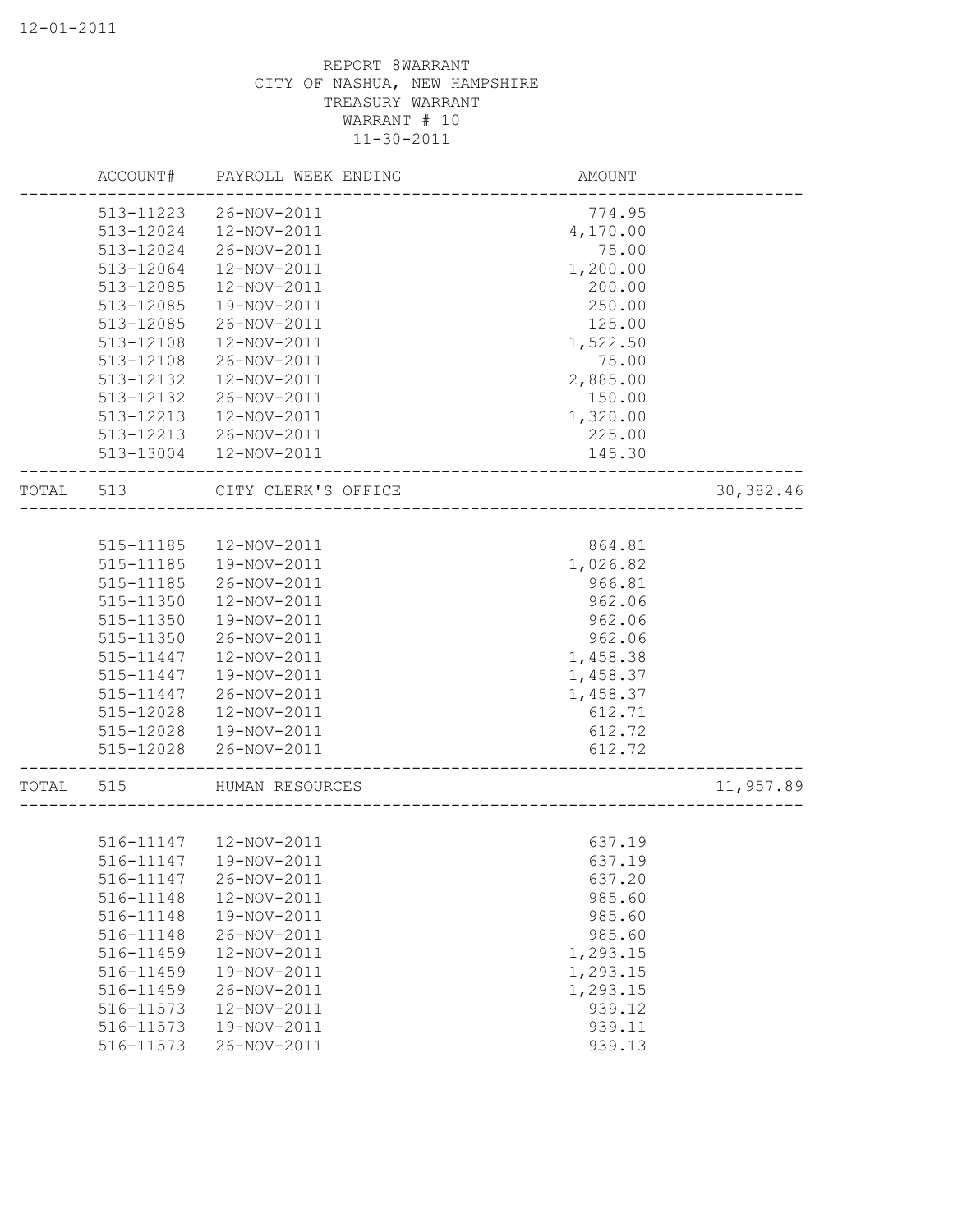REPORT 8WARRANT
CITY OF NASHUA, NEW HAMPSHIRE
TREASURY WARRANT
WARRANT # 10
11-30-2011

| | ACCOUNT# | PAYROLL WEEK ENDING | AMOUNT | |
|---|---|---|---|---|
| | 513-11223 | 26-NOV-2011 | 774.95 | |
| | 513-12024 | 12-NOV-2011 | 4,170.00 | |
| | 513-12024 | 26-NOV-2011 | 75.00 | |
| | 513-12064 | 12-NOV-2011 | 1,200.00 | |
| | 513-12085 | 12-NOV-2011 | 200.00 | |
| | 513-12085 | 19-NOV-2011 | 250.00 | |
| | 513-12085 | 26-NOV-2011 | 125.00 | |
| | 513-12108 | 12-NOV-2011 | 1,522.50 | |
| | 513-12108 | 26-NOV-2011 | 75.00 | |
| | 513-12132 | 12-NOV-2011 | 2,885.00 | |
| | 513-12132 | 26-NOV-2011 | 150.00 | |
| | 513-12213 | 12-NOV-2011 | 1,320.00 | |
| | 513-12213 | 26-NOV-2011 | 225.00 | |
| | 513-13004 | 12-NOV-2011 | 145.30 | |
| TOTAL | 513 | CITY CLERK'S OFFICE | | 30,382.46 |
| | 515-11185 | 12-NOV-2011 | 864.81 | |
| | 515-11185 | 19-NOV-2011 | 1,026.82 | |
| | 515-11185 | 26-NOV-2011 | 966.81 | |
| | 515-11350 | 12-NOV-2011 | 962.06 | |
| | 515-11350 | 19-NOV-2011 | 962.06 | |
| | 515-11350 | 26-NOV-2011 | 962.06 | |
| | 515-11447 | 12-NOV-2011 | 1,458.38 | |
| | 515-11447 | 19-NOV-2011 | 1,458.37 | |
| | 515-11447 | 26-NOV-2011 | 1,458.37 | |
| | 515-12028 | 12-NOV-2011 | 612.71 | |
| | 515-12028 | 19-NOV-2011 | 612.72 | |
| | 515-12028 | 26-NOV-2011 | 612.72 | |
| TOTAL | 515 | HUMAN RESOURCES | | 11,957.89 |
| | 516-11147 | 12-NOV-2011 | 637.19 | |
| | 516-11147 | 19-NOV-2011 | 637.19 | |
| | 516-11147 | 26-NOV-2011 | 637.20 | |
| | 516-11148 | 12-NOV-2011 | 985.60 | |
| | 516-11148 | 19-NOV-2011 | 985.60 | |
| | 516-11148 | 26-NOV-2011 | 985.60 | |
| | 516-11459 | 12-NOV-2011 | 1,293.15 | |
| | 516-11459 | 19-NOV-2011 | 1,293.15 | |
| | 516-11459 | 26-NOV-2011 | 1,293.15 | |
| | 516-11573 | 12-NOV-2011 | 939.12 | |
| | 516-11573 | 19-NOV-2011 | 939.11 | |
| | 516-11573 | 26-NOV-2011 | 939.13 | |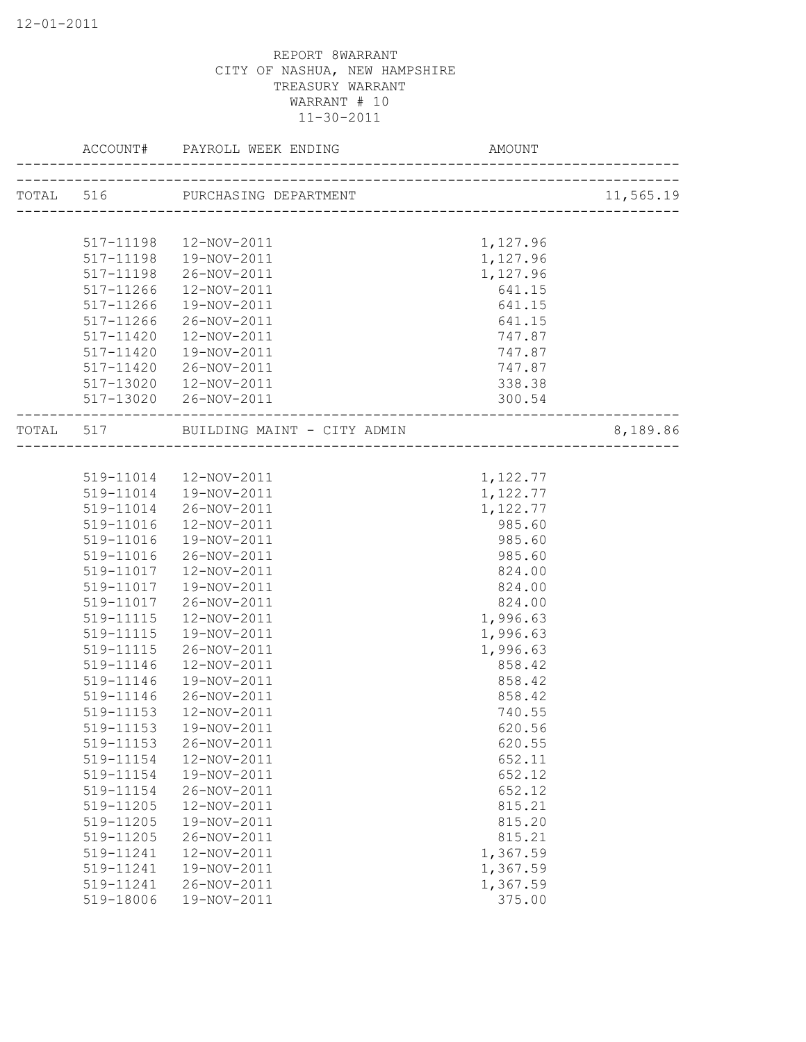REPORT 8WARRANT
CITY OF NASHUA, NEW HAMPSHIRE
TREASURY WARRANT
WARRANT # 10
11-30-2011

| | ACCOUNT# | PAYROLL WEEK ENDING | AMOUNT | |
|---|---|---|---|---|
| TOTAL | 516 | PURCHASING DEPARTMENT | | 11,565.19 |
| | 517-11198 | 12-NOV-2011 | 1,127.96 | |
| | 517-11198 | 19-NOV-2011 | 1,127.96 | |
| | 517-11198 | 26-NOV-2011 | 1,127.96 | |
| | 517-11266 | 12-NOV-2011 | 641.15 | |
| | 517-11266 | 19-NOV-2011 | 641.15 | |
| | 517-11266 | 26-NOV-2011 | 641.15 | |
| | 517-11420 | 12-NOV-2011 | 747.87 | |
| | 517-11420 | 19-NOV-2011 | 747.87 | |
| | 517-11420 | 26-NOV-2011 | 747.87 | |
| | 517-13020 | 12-NOV-2011 | 338.38 | |
| | 517-13020 | 26-NOV-2011 | 300.54 | |
| TOTAL | 517 | BUILDING MAINT - CITY ADMIN | | 8,189.86 |
| | 519-11014 | 12-NOV-2011 | 1,122.77 | |
| | 519-11014 | 19-NOV-2011 | 1,122.77 | |
| | 519-11014 | 26-NOV-2011 | 1,122.77 | |
| | 519-11016 | 12-NOV-2011 | 985.60 | |
| | 519-11016 | 19-NOV-2011 | 985.60 | |
| | 519-11016 | 26-NOV-2011 | 985.60 | |
| | 519-11017 | 12-NOV-2011 | 824.00 | |
| | 519-11017 | 19-NOV-2011 | 824.00 | |
| | 519-11017 | 26-NOV-2011 | 824.00 | |
| | 519-11115 | 12-NOV-2011 | 1,996.63 | |
| | 519-11115 | 19-NOV-2011 | 1,996.63 | |
| | 519-11115 | 26-NOV-2011 | 1,996.63 | |
| | 519-11146 | 12-NOV-2011 | 858.42 | |
| | 519-11146 | 19-NOV-2011 | 858.42 | |
| | 519-11146 | 26-NOV-2011 | 858.42 | |
| | 519-11153 | 12-NOV-2011 | 740.55 | |
| | 519-11153 | 19-NOV-2011 | 620.56 | |
| | 519-11153 | 26-NOV-2011 | 620.55 | |
| | 519-11154 | 12-NOV-2011 | 652.11 | |
| | 519-11154 | 19-NOV-2011 | 652.12 | |
| | 519-11154 | 26-NOV-2011 | 652.12 | |
| | 519-11205 | 12-NOV-2011 | 815.21 | |
| | 519-11205 | 19-NOV-2011 | 815.20 | |
| | 519-11205 | 26-NOV-2011 | 815.21 | |
| | 519-11241 | 12-NOV-2011 | 1,367.59 | |
| | 519-11241 | 19-NOV-2011 | 1,367.59 | |
| | 519-11241 | 26-NOV-2011 | 1,367.59 | |
| | 519-18006 | 19-NOV-2011 | 375.00 | |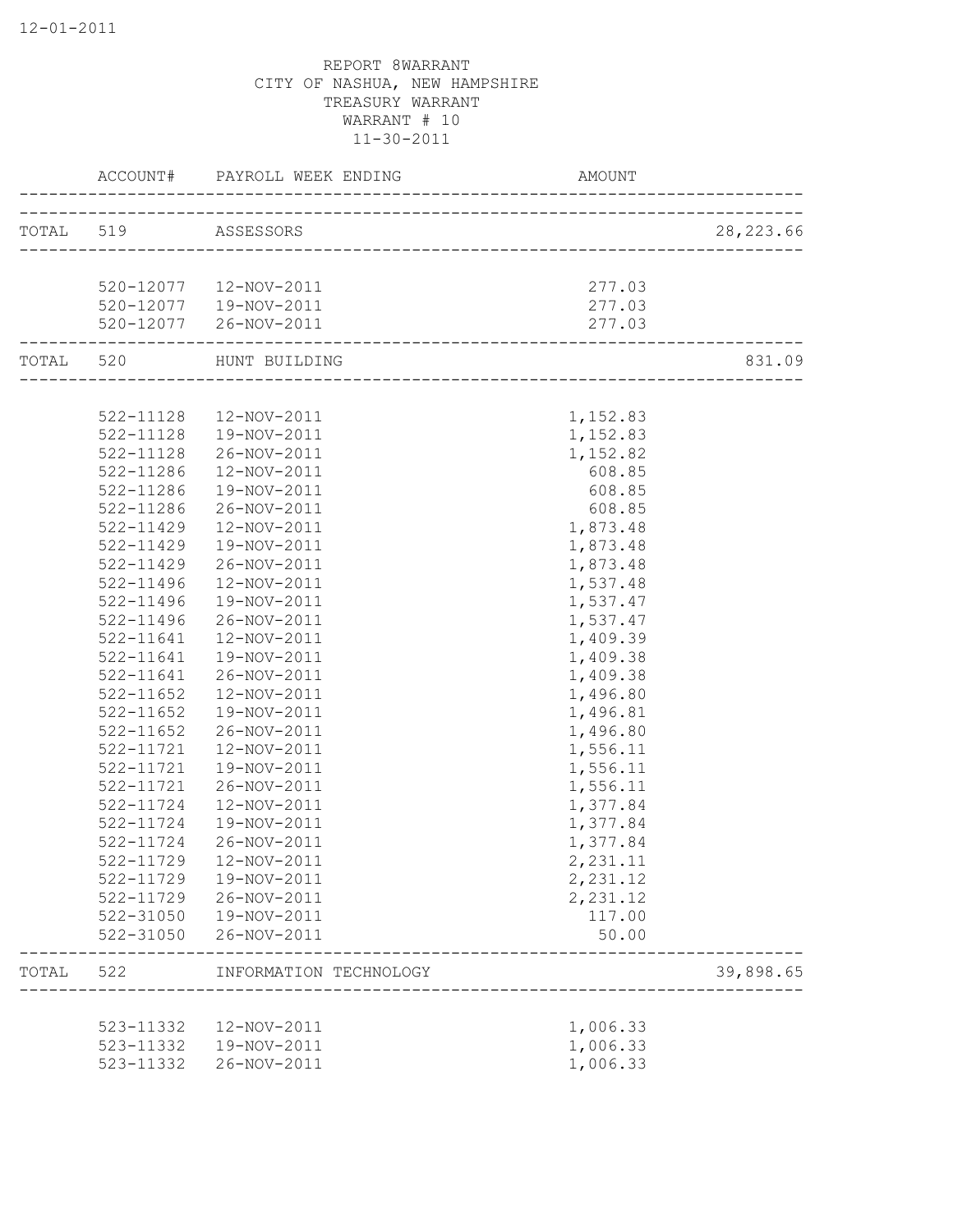REPORT 8WARRANT
CITY OF NASHUA, NEW HAMPSHIRE
TREASURY WARRANT
WARRANT # 10
11-30-2011

| | ACCOUNT# | PAYROLL WEEK ENDING | AMOUNT | |
|---|---|---|---|---|
| TOTAL | 519 | ASSESSORS | | 28,223.66 |
| | 520-12077 | 12-NOV-2011 | 277.03 | |
| | 520-12077 | 19-NOV-2011 | 277.03 | |
| | 520-12077 | 26-NOV-2011 | 277.03 | |
| TOTAL | 520 | HUNT BUILDING | | 831.09 |
| | 522-11128 | 12-NOV-2011 | 1,152.83 | |
| | 522-11128 | 19-NOV-2011 | 1,152.83 | |
| | 522-11128 | 26-NOV-2011 | 1,152.82 | |
| | 522-11286 | 12-NOV-2011 | 608.85 | |
| | 522-11286 | 19-NOV-2011 | 608.85 | |
| | 522-11286 | 26-NOV-2011 | 608.85 | |
| | 522-11429 | 12-NOV-2011 | 1,873.48 | |
| | 522-11429 | 19-NOV-2011 | 1,873.48 | |
| | 522-11429 | 26-NOV-2011 | 1,873.48 | |
| | 522-11496 | 12-NOV-2011 | 1,537.48 | |
| | 522-11496 | 19-NOV-2011 | 1,537.47 | |
| | 522-11496 | 26-NOV-2011 | 1,537.47 | |
| | 522-11641 | 12-NOV-2011 | 1,409.39 | |
| | 522-11641 | 19-NOV-2011 | 1,409.38 | |
| | 522-11641 | 26-NOV-2011 | 1,409.38 | |
| | 522-11652 | 12-NOV-2011 | 1,496.80 | |
| | 522-11652 | 19-NOV-2011 | 1,496.81 | |
| | 522-11652 | 26-NOV-2011 | 1,496.80 | |
| | 522-11721 | 12-NOV-2011 | 1,556.11 | |
| | 522-11721 | 19-NOV-2011 | 1,556.11 | |
| | 522-11721 | 26-NOV-2011 | 1,556.11 | |
| | 522-11724 | 12-NOV-2011 | 1,377.84 | |
| | 522-11724 | 19-NOV-2011 | 1,377.84 | |
| | 522-11724 | 26-NOV-2011 | 1,377.84 | |
| | 522-11729 | 12-NOV-2011 | 2,231.11 | |
| | 522-11729 | 19-NOV-2011 | 2,231.12 | |
| | 522-11729 | 26-NOV-2011 | 2,231.12 | |
| | 522-31050 | 19-NOV-2011 | 117.00 | |
| | 522-31050 | 26-NOV-2011 | 50.00 | |
| TOTAL | 522 | INFORMATION TECHNOLOGY | | 39,898.65 |
| | 523-11332 | 12-NOV-2011 | 1,006.33 | |
| | 523-11332 | 19-NOV-2011 | 1,006.33 | |
| | 523-11332 | 26-NOV-2011 | 1,006.33 | |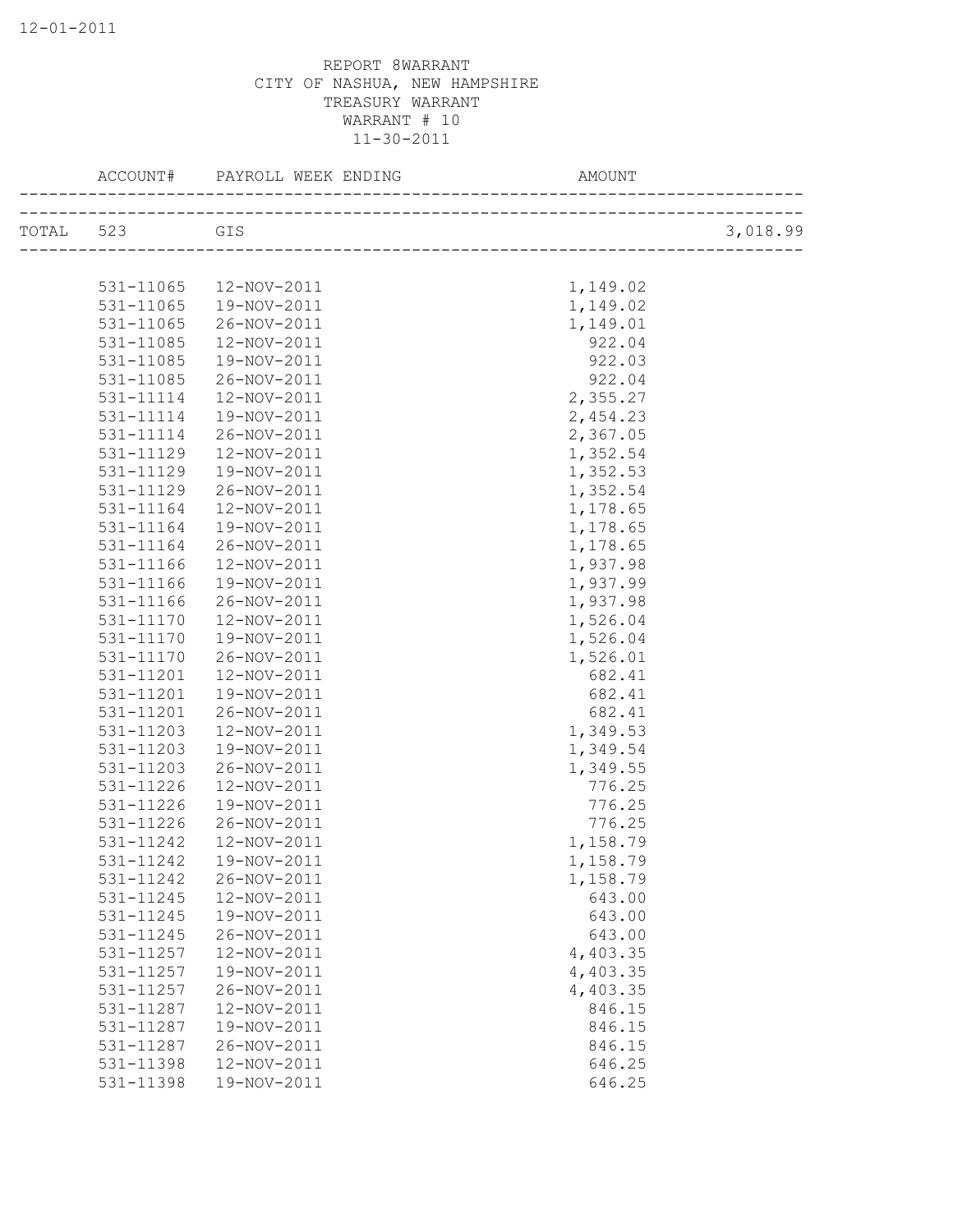12-01-2011

REPORT 8WARRANT
CITY OF NASHUA, NEW HAMPSHIRE
TREASURY WARRANT
WARRANT # 10
11-30-2011

| | ACCOUNT# | PAYROLL WEEK ENDING | AMOUNT | |
|---|---|---|---|---|
| TOTAL | 523 | GIS | | 3,018.99 |
| | 531-11065 | 12-NOV-2011 | 1,149.02 | |
| | 531-11065 | 19-NOV-2011 | 1,149.02 | |
| | 531-11065 | 26-NOV-2011 | 1,149.01 | |
| | 531-11085 | 12-NOV-2011 | 922.04 | |
| | 531-11085 | 19-NOV-2011 | 922.03 | |
| | 531-11085 | 26-NOV-2011 | 922.04 | |
| | 531-11114 | 12-NOV-2011 | 2,355.27 | |
| | 531-11114 | 19-NOV-2011 | 2,454.23 | |
| | 531-11114 | 26-NOV-2011 | 2,367.05 | |
| | 531-11129 | 12-NOV-2011 | 1,352.54 | |
| | 531-11129 | 19-NOV-2011 | 1,352.53 | |
| | 531-11129 | 26-NOV-2011 | 1,352.54 | |
| | 531-11164 | 12-NOV-2011 | 1,178.65 | |
| | 531-11164 | 19-NOV-2011 | 1,178.65 | |
| | 531-11164 | 26-NOV-2011 | 1,178.65 | |
| | 531-11166 | 12-NOV-2011 | 1,937.98 | |
| | 531-11166 | 19-NOV-2011 | 1,937.99 | |
| | 531-11166 | 26-NOV-2011 | 1,937.98 | |
| | 531-11170 | 12-NOV-2011 | 1,526.04 | |
| | 531-11170 | 19-NOV-2011 | 1,526.04 | |
| | 531-11170 | 26-NOV-2011 | 1,526.01 | |
| | 531-11201 | 12-NOV-2011 | 682.41 | |
| | 531-11201 | 19-NOV-2011 | 682.41 | |
| | 531-11201 | 26-NOV-2011 | 682.41 | |
| | 531-11203 | 12-NOV-2011 | 1,349.53 | |
| | 531-11203 | 19-NOV-2011 | 1,349.54 | |
| | 531-11203 | 26-NOV-2011 | 1,349.55 | |
| | 531-11226 | 12-NOV-2011 | 776.25 | |
| | 531-11226 | 19-NOV-2011 | 776.25 | |
| | 531-11226 | 26-NOV-2011 | 776.25 | |
| | 531-11242 | 12-NOV-2011 | 1,158.79 | |
| | 531-11242 | 19-NOV-2011 | 1,158.79 | |
| | 531-11242 | 26-NOV-2011 | 1,158.79 | |
| | 531-11245 | 12-NOV-2011 | 643.00 | |
| | 531-11245 | 19-NOV-2011 | 643.00 | |
| | 531-11245 | 26-NOV-2011 | 643.00 | |
| | 531-11257 | 12-NOV-2011 | 4,403.35 | |
| | 531-11257 | 19-NOV-2011 | 4,403.35 | |
| | 531-11257 | 26-NOV-2011 | 4,403.35 | |
| | 531-11287 | 12-NOV-2011 | 846.15 | |
| | 531-11287 | 19-NOV-2011 | 846.15 | |
| | 531-11287 | 26-NOV-2011 | 846.15 | |
| | 531-11398 | 12-NOV-2011 | 646.25 | |
| | 531-11398 | 19-NOV-2011 | 646.25 | |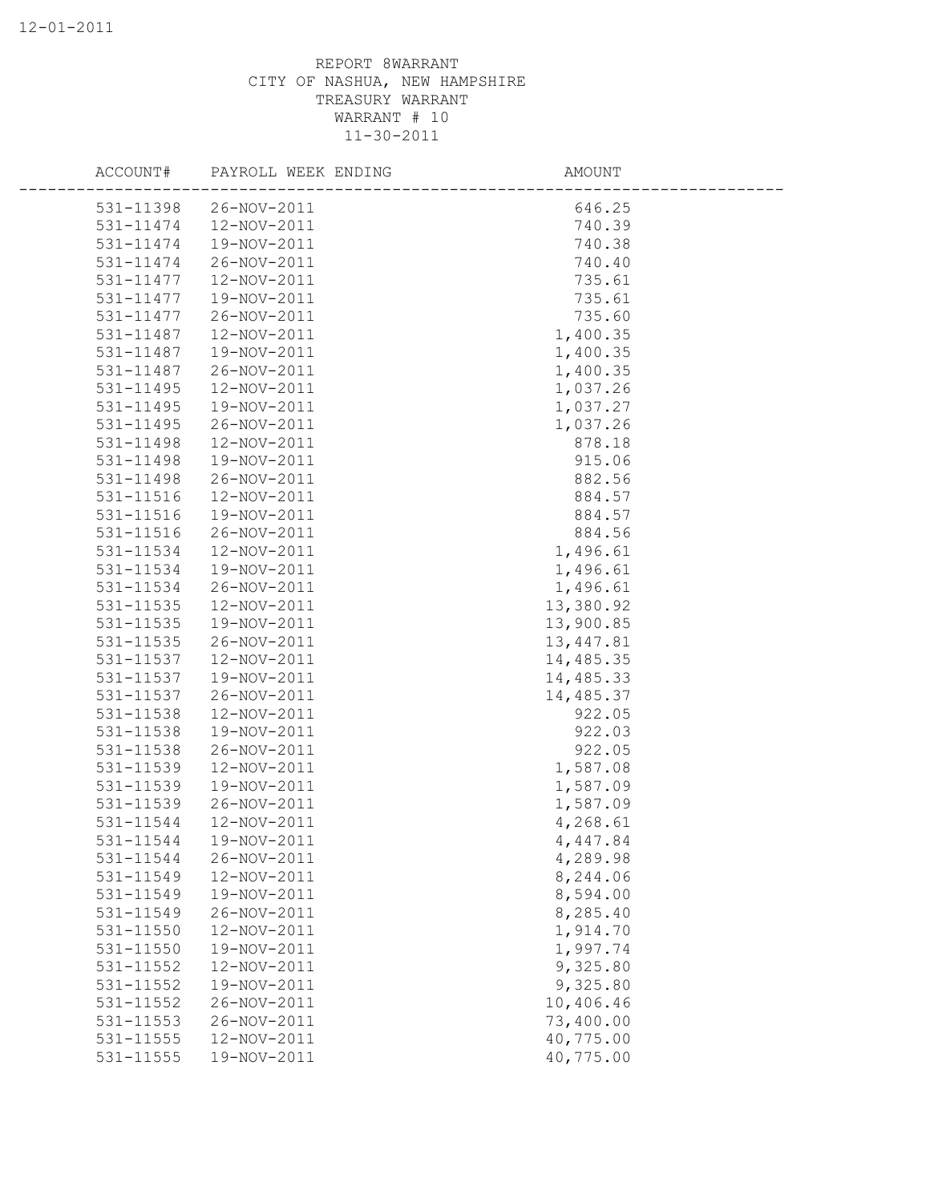REPORT 8WARRANT
CITY OF NASHUA, NEW HAMPSHIRE
TREASURY WARRANT
WARRANT # 10
11-30-2011

| ACCOUNT# | PAYROLL WEEK ENDING | AMOUNT |
|---|---|---|
| 531-11398 | 26-NOV-2011 | 646.25 |
| 531-11474 | 12-NOV-2011 | 740.39 |
| 531-11474 | 19-NOV-2011 | 740.38 |
| 531-11474 | 26-NOV-2011 | 740.40 |
| 531-11477 | 12-NOV-2011 | 735.61 |
| 531-11477 | 19-NOV-2011 | 735.61 |
| 531-11477 | 26-NOV-2011 | 735.60 |
| 531-11487 | 12-NOV-2011 | 1,400.35 |
| 531-11487 | 19-NOV-2011 | 1,400.35 |
| 531-11487 | 26-NOV-2011 | 1,400.35 |
| 531-11495 | 12-NOV-2011 | 1,037.26 |
| 531-11495 | 19-NOV-2011 | 1,037.27 |
| 531-11495 | 26-NOV-2011 | 1,037.26 |
| 531-11498 | 12-NOV-2011 | 878.18 |
| 531-11498 | 19-NOV-2011 | 915.06 |
| 531-11498 | 26-NOV-2011 | 882.56 |
| 531-11516 | 12-NOV-2011 | 884.57 |
| 531-11516 | 19-NOV-2011 | 884.57 |
| 531-11516 | 26-NOV-2011 | 884.56 |
| 531-11534 | 12-NOV-2011 | 1,496.61 |
| 531-11534 | 19-NOV-2011 | 1,496.61 |
| 531-11534 | 26-NOV-2011 | 1,496.61 |
| 531-11535 | 12-NOV-2011 | 13,380.92 |
| 531-11535 | 19-NOV-2011 | 13,900.85 |
| 531-11535 | 26-NOV-2011 | 13,447.81 |
| 531-11537 | 12-NOV-2011 | 14,485.35 |
| 531-11537 | 19-NOV-2011 | 14,485.33 |
| 531-11537 | 26-NOV-2011 | 14,485.37 |
| 531-11538 | 12-NOV-2011 | 922.05 |
| 531-11538 | 19-NOV-2011 | 922.03 |
| 531-11538 | 26-NOV-2011 | 922.05 |
| 531-11539 | 12-NOV-2011 | 1,587.08 |
| 531-11539 | 19-NOV-2011 | 1,587.09 |
| 531-11539 | 26-NOV-2011 | 1,587.09 |
| 531-11544 | 12-NOV-2011 | 4,268.61 |
| 531-11544 | 19-NOV-2011 | 4,447.84 |
| 531-11544 | 26-NOV-2011 | 4,289.98 |
| 531-11549 | 12-NOV-2011 | 8,244.06 |
| 531-11549 | 19-NOV-2011 | 8,594.00 |
| 531-11549 | 26-NOV-2011 | 8,285.40 |
| 531-11550 | 12-NOV-2011 | 1,914.70 |
| 531-11550 | 19-NOV-2011 | 1,997.74 |
| 531-11552 | 12-NOV-2011 | 9,325.80 |
| 531-11552 | 19-NOV-2011 | 9,325.80 |
| 531-11552 | 26-NOV-2011 | 10,406.46 |
| 531-11553 | 26-NOV-2011 | 73,400.00 |
| 531-11555 | 12-NOV-2011 | 40,775.00 |
| 531-11555 | 19-NOV-2011 | 40,775.00 |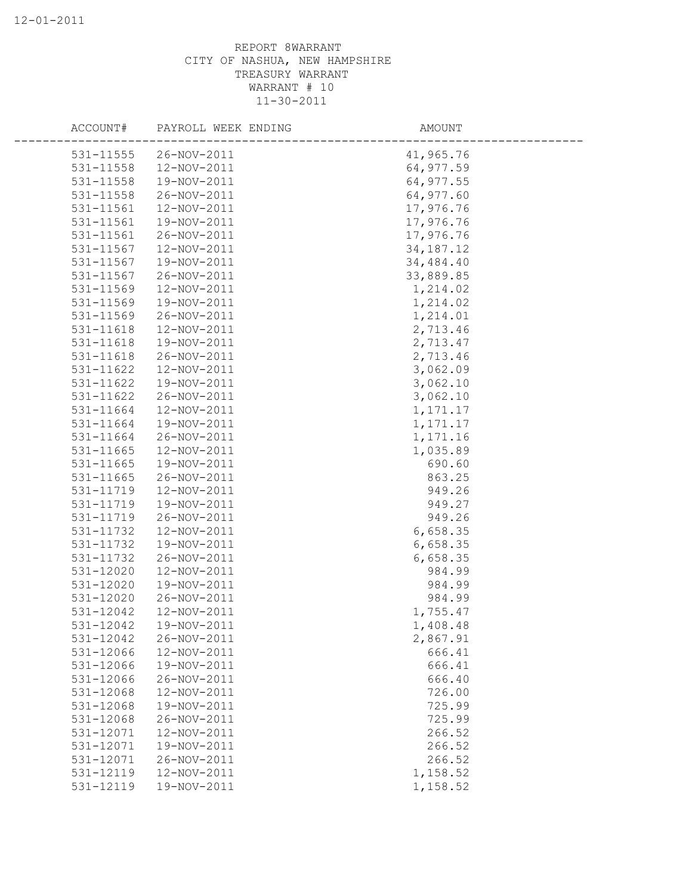REPORT 8WARRANT
CITY OF NASHUA, NEW HAMPSHIRE
TREASURY WARRANT
WARRANT # 10
11-30-2011

| ACCOUNT# | PAYROLL WEEK ENDING | AMOUNT |
|---|---|---|
| 531-11555 | 26-NOV-2011 | 41,965.76 |
| 531-11558 | 12-NOV-2011 | 64,977.59 |
| 531-11558 | 19-NOV-2011 | 64,977.55 |
| 531-11558 | 26-NOV-2011 | 64,977.60 |
| 531-11561 | 12-NOV-2011 | 17,976.76 |
| 531-11561 | 19-NOV-2011 | 17,976.76 |
| 531-11561 | 26-NOV-2011 | 17,976.76 |
| 531-11567 | 12-NOV-2011 | 34,187.12 |
| 531-11567 | 19-NOV-2011 | 34,484.40 |
| 531-11567 | 26-NOV-2011 | 33,889.85 |
| 531-11569 | 12-NOV-2011 | 1,214.02 |
| 531-11569 | 19-NOV-2011 | 1,214.02 |
| 531-11569 | 26-NOV-2011 | 1,214.01 |
| 531-11618 | 12-NOV-2011 | 2,713.46 |
| 531-11618 | 19-NOV-2011 | 2,713.47 |
| 531-11618 | 26-NOV-2011 | 2,713.46 |
| 531-11622 | 12-NOV-2011 | 3,062.09 |
| 531-11622 | 19-NOV-2011 | 3,062.10 |
| 531-11622 | 26-NOV-2011 | 3,062.10 |
| 531-11664 | 12-NOV-2011 | 1,171.17 |
| 531-11664 | 19-NOV-2011 | 1,171.17 |
| 531-11664 | 26-NOV-2011 | 1,171.16 |
| 531-11665 | 12-NOV-2011 | 1,035.89 |
| 531-11665 | 19-NOV-2011 | 690.60 |
| 531-11665 | 26-NOV-2011 | 863.25 |
| 531-11719 | 12-NOV-2011 | 949.26 |
| 531-11719 | 19-NOV-2011 | 949.27 |
| 531-11719 | 26-NOV-2011 | 949.26 |
| 531-11732 | 12-NOV-2011 | 6,658.35 |
| 531-11732 | 19-NOV-2011 | 6,658.35 |
| 531-11732 | 26-NOV-2011 | 6,658.35 |
| 531-12020 | 12-NOV-2011 | 984.99 |
| 531-12020 | 19-NOV-2011 | 984.99 |
| 531-12020 | 26-NOV-2011 | 984.99 |
| 531-12042 | 12-NOV-2011 | 1,755.47 |
| 531-12042 | 19-NOV-2011 | 1,408.48 |
| 531-12042 | 26-NOV-2011 | 2,867.91 |
| 531-12066 | 12-NOV-2011 | 666.41 |
| 531-12066 | 19-NOV-2011 | 666.41 |
| 531-12066 | 26-NOV-2011 | 666.40 |
| 531-12068 | 12-NOV-2011 | 726.00 |
| 531-12068 | 19-NOV-2011 | 725.99 |
| 531-12068 | 26-NOV-2011 | 725.99 |
| 531-12071 | 12-NOV-2011 | 266.52 |
| 531-12071 | 19-NOV-2011 | 266.52 |
| 531-12071 | 26-NOV-2011 | 266.52 |
| 531-12119 | 12-NOV-2011 | 1,158.52 |
| 531-12119 | 19-NOV-2011 | 1,158.52 |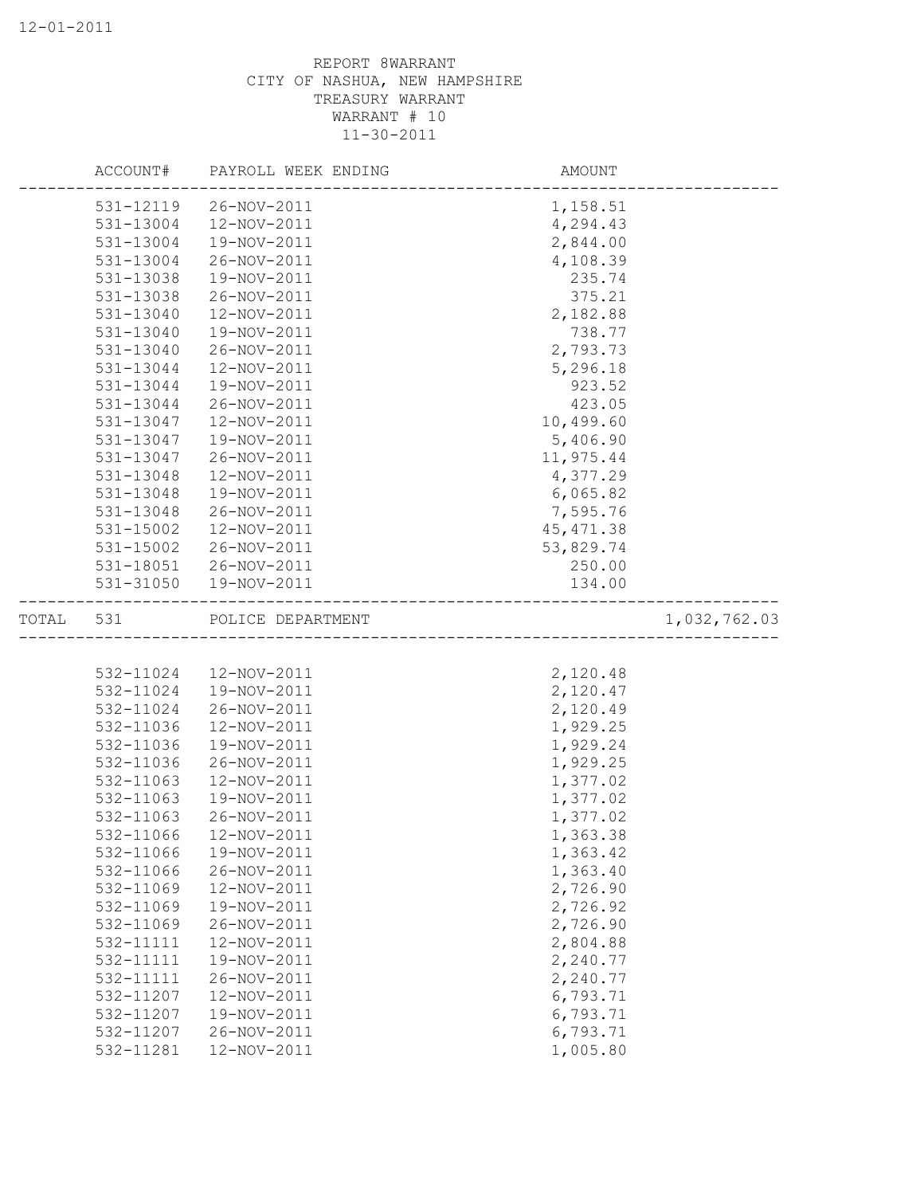REPORT 8WARRANT
CITY OF NASHUA, NEW HAMPSHIRE
TREASURY WARRANT
WARRANT # 10
11-30-2011

| | ACCOUNT# | PAYROLL WEEK ENDING | AMOUNT | |
|---|---|---|---|---|
| | 531-12119 | 26-NOV-2011 | 1,158.51 | |
| | 531-13004 | 12-NOV-2011 | 4,294.43 | |
| | 531-13004 | 19-NOV-2011 | 2,844.00 | |
| | 531-13004 | 26-NOV-2011 | 4,108.39 | |
| | 531-13038 | 19-NOV-2011 | 235.74 | |
| | 531-13038 | 26-NOV-2011 | 375.21 | |
| | 531-13040 | 12-NOV-2011 | 2,182.88 | |
| | 531-13040 | 19-NOV-2011 | 738.77 | |
| | 531-13040 | 26-NOV-2011 | 2,793.73 | |
| | 531-13044 | 12-NOV-2011 | 5,296.18 | |
| | 531-13044 | 19-NOV-2011 | 923.52 | |
| | 531-13044 | 26-NOV-2011 | 423.05 | |
| | 531-13047 | 12-NOV-2011 | 10,499.60 | |
| | 531-13047 | 19-NOV-2011 | 5,406.90 | |
| | 531-13047 | 26-NOV-2011 | 11,975.44 | |
| | 531-13048 | 12-NOV-2011 | 4,377.29 | |
| | 531-13048 | 19-NOV-2011 | 6,065.82 | |
| | 531-13048 | 26-NOV-2011 | 7,595.76 | |
| | 531-15002 | 12-NOV-2011 | 45,471.38 | |
| | 531-15002 | 26-NOV-2011 | 53,829.74 | |
| | 531-18051 | 26-NOV-2011 | 250.00 | |
| | 531-31050 | 19-NOV-2011 | 134.00 | |
| TOTAL | 531 | POLICE DEPARTMENT | | 1,032,762.03 |
| | 532-11024 | 12-NOV-2011 | 2,120.48 | |
| | 532-11024 | 19-NOV-2011 | 2,120.47 | |
| | 532-11024 | 26-NOV-2011 | 2,120.49 | |
| | 532-11036 | 12-NOV-2011 | 1,929.25 | |
| | 532-11036 | 19-NOV-2011 | 1,929.24 | |
| | 532-11036 | 26-NOV-2011 | 1,929.25 | |
| | 532-11063 | 12-NOV-2011 | 1,377.02 | |
| | 532-11063 | 19-NOV-2011 | 1,377.02 | |
| | 532-11063 | 26-NOV-2011 | 1,377.02 | |
| | 532-11066 | 12-NOV-2011 | 1,363.38 | |
| | 532-11066 | 19-NOV-2011 | 1,363.42 | |
| | 532-11066 | 26-NOV-2011 | 1,363.40 | |
| | 532-11069 | 12-NOV-2011 | 2,726.90 | |
| | 532-11069 | 19-NOV-2011 | 2,726.92 | |
| | 532-11069 | 26-NOV-2011 | 2,726.90 | |
| | 532-11111 | 12-NOV-2011 | 2,804.88 | |
| | 532-11111 | 19-NOV-2011 | 2,240.77 | |
| | 532-11111 | 26-NOV-2011 | 2,240.77 | |
| | 532-11207 | 12-NOV-2011 | 6,793.71 | |
| | 532-11207 | 19-NOV-2011 | 6,793.71 | |
| | 532-11207 | 26-NOV-2011 | 6,793.71 | |
| | 532-11281 | 12-NOV-2011 | 1,005.80 | |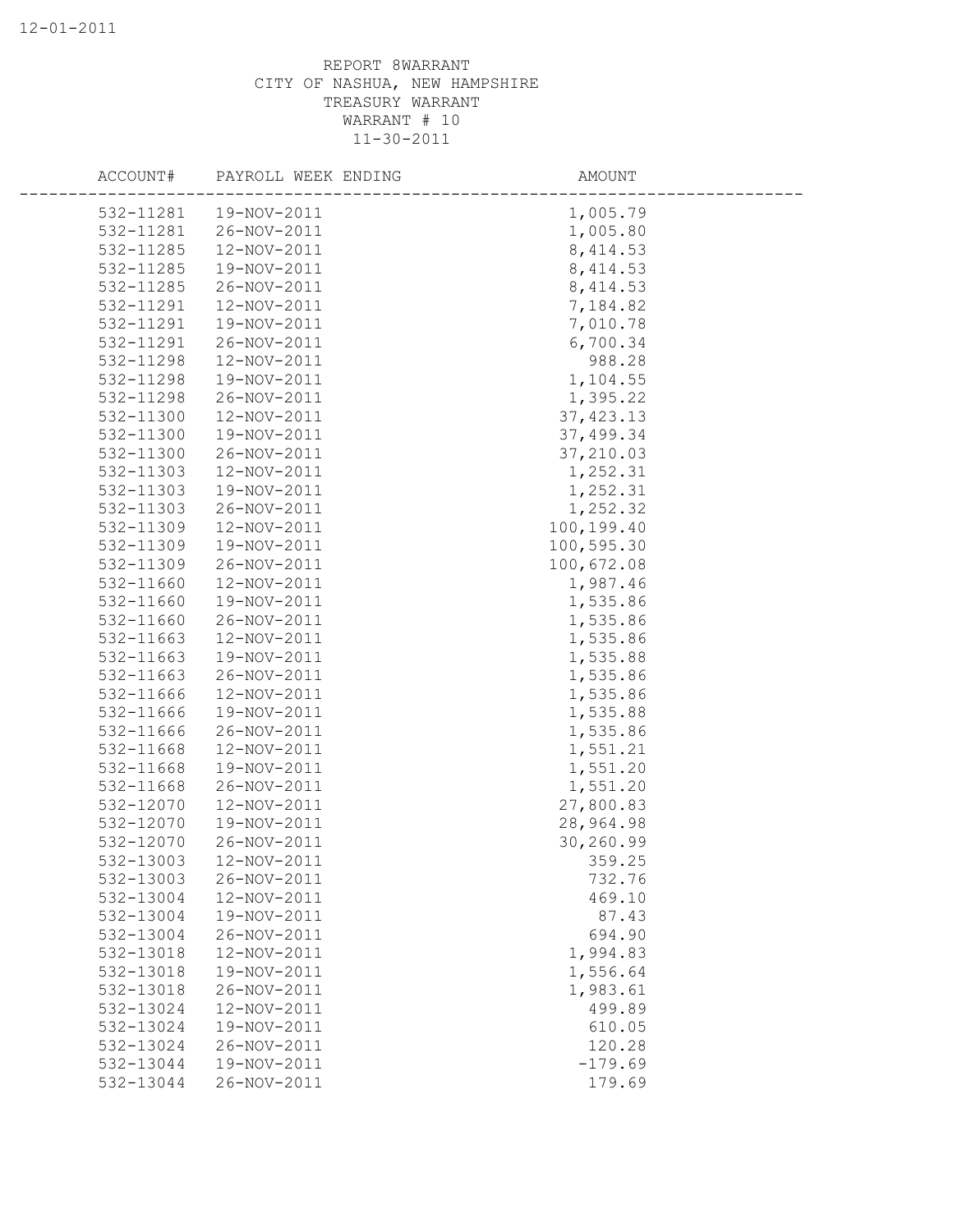REPORT 8WARRANT
CITY OF NASHUA, NEW HAMPSHIRE
TREASURY WARRANT
WARRANT # 10
11-30-2011

| ACCOUNT# | PAYROLL WEEK ENDING | AMOUNT |
|---|---|---|
| 532-11281 | 19-NOV-2011 | 1,005.79 |
| 532-11281 | 26-NOV-2011 | 1,005.80 |
| 532-11285 | 12-NOV-2011 | 8,414.53 |
| 532-11285 | 19-NOV-2011 | 8,414.53 |
| 532-11285 | 26-NOV-2011 | 8,414.53 |
| 532-11291 | 12-NOV-2011 | 7,184.82 |
| 532-11291 | 19-NOV-2011 | 7,010.78 |
| 532-11291 | 26-NOV-2011 | 6,700.34 |
| 532-11298 | 12-NOV-2011 | 988.28 |
| 532-11298 | 19-NOV-2011 | 1,104.55 |
| 532-11298 | 26-NOV-2011 | 1,395.22 |
| 532-11300 | 12-NOV-2011 | 37,423.13 |
| 532-11300 | 19-NOV-2011 | 37,499.34 |
| 532-11300 | 26-NOV-2011 | 37,210.03 |
| 532-11303 | 12-NOV-2011 | 1,252.31 |
| 532-11303 | 19-NOV-2011 | 1,252.31 |
| 532-11303 | 26-NOV-2011 | 1,252.32 |
| 532-11309 | 12-NOV-2011 | 100,199.40 |
| 532-11309 | 19-NOV-2011 | 100,595.30 |
| 532-11309 | 26-NOV-2011 | 100,672.08 |
| 532-11660 | 12-NOV-2011 | 1,987.46 |
| 532-11660 | 19-NOV-2011 | 1,535.86 |
| 532-11660 | 26-NOV-2011 | 1,535.86 |
| 532-11663 | 12-NOV-2011 | 1,535.86 |
| 532-11663 | 19-NOV-2011 | 1,535.88 |
| 532-11663 | 26-NOV-2011 | 1,535.86 |
| 532-11666 | 12-NOV-2011 | 1,535.86 |
| 532-11666 | 19-NOV-2011 | 1,535.88 |
| 532-11666 | 26-NOV-2011 | 1,535.86 |
| 532-11668 | 12-NOV-2011 | 1,551.21 |
| 532-11668 | 19-NOV-2011 | 1,551.20 |
| 532-11668 | 26-NOV-2011 | 1,551.20 |
| 532-12070 | 12-NOV-2011 | 27,800.83 |
| 532-12070 | 19-NOV-2011 | 28,964.98 |
| 532-12070 | 26-NOV-2011 | 30,260.99 |
| 532-13003 | 12-NOV-2011 | 359.25 |
| 532-13003 | 26-NOV-2011 | 732.76 |
| 532-13004 | 12-NOV-2011 | 469.10 |
| 532-13004 | 19-NOV-2011 | 87.43 |
| 532-13004 | 26-NOV-2011 | 694.90 |
| 532-13018 | 12-NOV-2011 | 1,994.83 |
| 532-13018 | 19-NOV-2011 | 1,556.64 |
| 532-13018 | 26-NOV-2011 | 1,983.61 |
| 532-13024 | 12-NOV-2011 | 499.89 |
| 532-13024 | 19-NOV-2011 | 610.05 |
| 532-13024 | 26-NOV-2011 | 120.28 |
| 532-13044 | 19-NOV-2011 | -179.69 |
| 532-13044 | 26-NOV-2011 | 179.69 |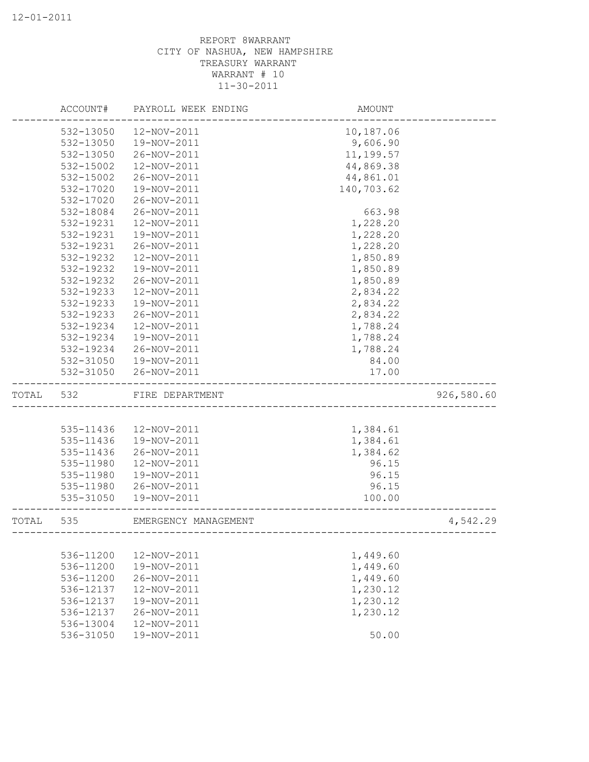REPORT 8WARRANT
CITY OF NASHUA, NEW HAMPSHIRE
TREASURY WARRANT
WARRANT # 10
11-30-2011

| | ACCOUNT# | PAYROLL WEEK ENDING | AMOUNT | |
|---|---|---|---|---|
| | 532-13050 | 12-NOV-2011 | 10,187.06 | |
| | 532-13050 | 19-NOV-2011 | 9,606.90 | |
| | 532-13050 | 26-NOV-2011 | 11,199.57 | |
| | 532-15002 | 12-NOV-2011 | 44,869.38 | |
| | 532-15002 | 26-NOV-2011 | 44,861.01 | |
| | 532-17020 | 19-NOV-2011 | 140,703.62 | |
| | 532-17020 | 26-NOV-2011 | | |
| | 532-18084 | 26-NOV-2011 | 663.98 | |
| | 532-19231 | 12-NOV-2011 | 1,228.20 | |
| | 532-19231 | 19-NOV-2011 | 1,228.20 | |
| | 532-19231 | 26-NOV-2011 | 1,228.20 | |
| | 532-19232 | 12-NOV-2011 | 1,850.89 | |
| | 532-19232 | 19-NOV-2011 | 1,850.89 | |
| | 532-19232 | 26-NOV-2011 | 1,850.89 | |
| | 532-19233 | 12-NOV-2011 | 2,834.22 | |
| | 532-19233 | 19-NOV-2011 | 2,834.22 | |
| | 532-19233 | 26-NOV-2011 | 2,834.22 | |
| | 532-19234 | 12-NOV-2011 | 1,788.24 | |
| | 532-19234 | 19-NOV-2011 | 1,788.24 | |
| | 532-19234 | 26-NOV-2011 | 1,788.24 | |
| | 532-31050 | 19-NOV-2011 | 84.00 | |
| | 532-31050 | 26-NOV-2011 | 17.00 | |
| TOTAL | 532 | FIRE DEPARTMENT | | 926,580.60 |
| | 535-11436 | 12-NOV-2011 | 1,384.61 | |
| | 535-11436 | 19-NOV-2011 | 1,384.61 | |
| | 535-11436 | 26-NOV-2011 | 1,384.62 | |
| | 535-11980 | 12-NOV-2011 | 96.15 | |
| | 535-11980 | 19-NOV-2011 | 96.15 | |
| | 535-11980 | 26-NOV-2011 | 96.15 | |
| | 535-31050 | 19-NOV-2011 | 100.00 | |
| TOTAL | 535 | EMERGENCY MANAGEMENT | | 4,542.29 |
| | 536-11200 | 12-NOV-2011 | 1,449.60 | |
| | 536-11200 | 19-NOV-2011 | 1,449.60 | |
| | 536-11200 | 26-NOV-2011 | 1,449.60 | |
| | 536-12137 | 12-NOV-2011 | 1,230.12 | |
| | 536-12137 | 19-NOV-2011 | 1,230.12 | |
| | 536-12137 | 26-NOV-2011 | 1,230.12 | |
| | 536-13004 | 12-NOV-2011 | | |
| | 536-31050 | 19-NOV-2011 | 50.00 | |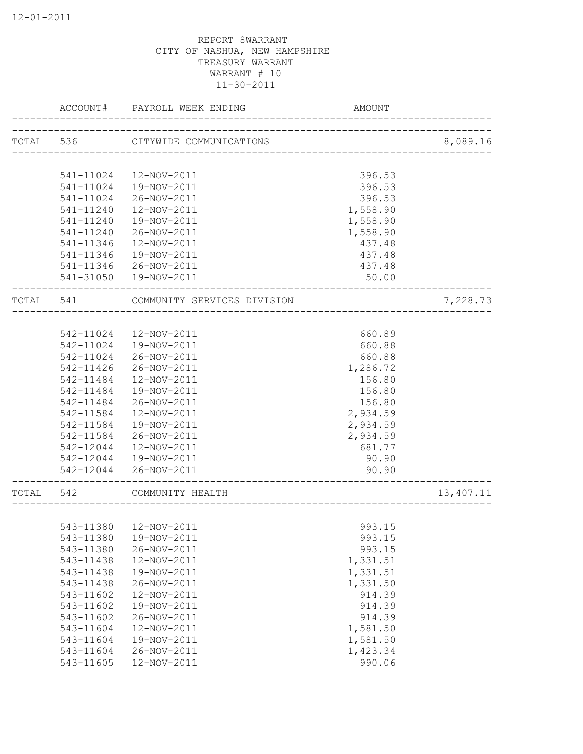12-01-2011

REPORT 8WARRANT
CITY OF NASHUA, NEW HAMPSHIRE
TREASURY WARRANT
WARRANT # 10
11-30-2011

| | ACCOUNT# | PAYROLL WEEK ENDING | AMOUNT | |
|---|---|---|---|---|
| TOTAL | 536 | CITYWIDE COMMUNICATIONS | | 8,089.16 |
| | 541-11024 | 12-NOV-2011 | 396.53 | |
| | 541-11024 | 19-NOV-2011 | 396.53 | |
| | 541-11024 | 26-NOV-2011 | 396.53 | |
| | 541-11240 | 12-NOV-2011 | 1,558.90 | |
| | 541-11240 | 19-NOV-2011 | 1,558.90 | |
| | 541-11240 | 26-NOV-2011 | 1,558.90 | |
| | 541-11346 | 12-NOV-2011 | 437.48 | |
| | 541-11346 | 19-NOV-2011 | 437.48 | |
| | 541-11346 | 26-NOV-2011 | 437.48 | |
| | 541-31050 | 19-NOV-2011 | 50.00 | |
| TOTAL | 541 | COMMUNITY SERVICES DIVISION | | 7,228.73 |
| | 542-11024 | 12-NOV-2011 | 660.89 | |
| | 542-11024 | 19-NOV-2011 | 660.88 | |
| | 542-11024 | 26-NOV-2011 | 660.88 | |
| | 542-11426 | 26-NOV-2011 | 1,286.72 | |
| | 542-11484 | 12-NOV-2011 | 156.80 | |
| | 542-11484 | 19-NOV-2011 | 156.80 | |
| | 542-11484 | 26-NOV-2011 | 156.80 | |
| | 542-11584 | 12-NOV-2011 | 2,934.59 | |
| | 542-11584 | 19-NOV-2011 | 2,934.59 | |
| | 542-11584 | 26-NOV-2011 | 2,934.59 | |
| | 542-12044 | 12-NOV-2011 | 681.77 | |
| | 542-12044 | 19-NOV-2011 | 90.90 | |
| | 542-12044 | 26-NOV-2011 | 90.90 | |
| TOTAL | 542 | COMMUNITY HEALTH | | 13,407.11 |
| | 543-11380 | 12-NOV-2011 | 993.15 | |
| | 543-11380 | 19-NOV-2011 | 993.15 | |
| | 543-11380 | 26-NOV-2011 | 993.15 | |
| | 543-11438 | 12-NOV-2011 | 1,331.51 | |
| | 543-11438 | 19-NOV-2011 | 1,331.51 | |
| | 543-11438 | 26-NOV-2011 | 1,331.50 | |
| | 543-11602 | 12-NOV-2011 | 914.39 | |
| | 543-11602 | 19-NOV-2011 | 914.39 | |
| | 543-11602 | 26-NOV-2011 | 914.39 | |
| | 543-11604 | 12-NOV-2011 | 1,581.50 | |
| | 543-11604 | 19-NOV-2011 | 1,581.50 | |
| | 543-11604 | 26-NOV-2011 | 1,423.34 | |
| | 543-11605 | 12-NOV-2011 | 990.06 | |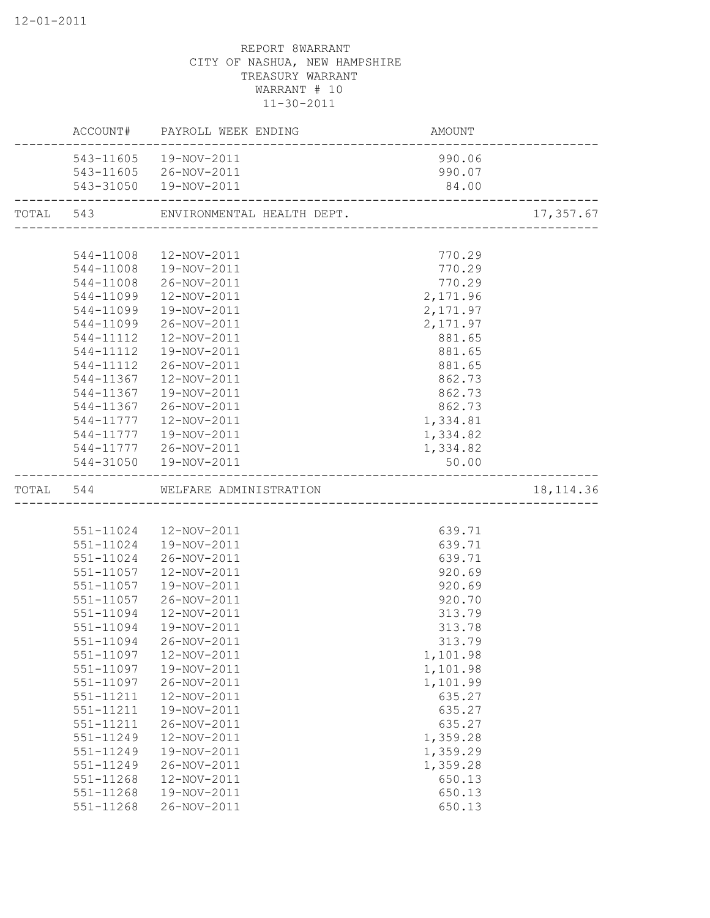REPORT 8WARRANT
CITY OF NASHUA, NEW HAMPSHIRE
TREASURY WARRANT
WARRANT # 10
11-30-2011

| | ACCOUNT# | PAYROLL WEEK ENDING | AMOUNT | |
|---|---|---|---|---|
| | 543-11605 | 19-NOV-2011 | 990.06 | |
| | 543-11605 | 26-NOV-2011 | 990.07 | |
| | 543-31050 | 19-NOV-2011 | 84.00 | |
| TOTAL | 543 | ENVIRONMENTAL HEALTH DEPT. | | 17,357.67 |
| | 544-11008 | 12-NOV-2011 | 770.29 | |
| | 544-11008 | 19-NOV-2011 | 770.29 | |
| | 544-11008 | 26-NOV-2011 | 770.29 | |
| | 544-11099 | 12-NOV-2011 | 2,171.96 | |
| | 544-11099 | 19-NOV-2011 | 2,171.97 | |
| | 544-11099 | 26-NOV-2011 | 2,171.97 | |
| | 544-11112 | 12-NOV-2011 | 881.65 | |
| | 544-11112 | 19-NOV-2011 | 881.65 | |
| | 544-11112 | 26-NOV-2011 | 881.65 | |
| | 544-11367 | 12-NOV-2011 | 862.73 | |
| | 544-11367 | 19-NOV-2011 | 862.73 | |
| | 544-11367 | 26-NOV-2011 | 862.73 | |
| | 544-11777 | 12-NOV-2011 | 1,334.81 | |
| | 544-11777 | 19-NOV-2011 | 1,334.82 | |
| | 544-11777 | 26-NOV-2011 | 1,334.82 | |
| | 544-31050 | 19-NOV-2011 | 50.00 | |
| TOTAL | 544 | WELFARE ADMINISTRATION | | 18,114.36 |
| | 551-11024 | 12-NOV-2011 | 639.71 | |
| | 551-11024 | 19-NOV-2011 | 639.71 | |
| | 551-11024 | 26-NOV-2011 | 639.71 | |
| | 551-11057 | 12-NOV-2011 | 920.69 | |
| | 551-11057 | 19-NOV-2011 | 920.69 | |
| | 551-11057 | 26-NOV-2011 | 920.70 | |
| | 551-11094 | 12-NOV-2011 | 313.79 | |
| | 551-11094 | 19-NOV-2011 | 313.78 | |
| | 551-11094 | 26-NOV-2011 | 313.79 | |
| | 551-11097 | 12-NOV-2011 | 1,101.98 | |
| | 551-11097 | 19-NOV-2011 | 1,101.98 | |
| | 551-11097 | 26-NOV-2011 | 1,101.99 | |
| | 551-11211 | 12-NOV-2011 | 635.27 | |
| | 551-11211 | 19-NOV-2011 | 635.27 | |
| | 551-11211 | 26-NOV-2011 | 635.27 | |
| | 551-11249 | 12-NOV-2011 | 1,359.28 | |
| | 551-11249 | 19-NOV-2011 | 1,359.29 | |
| | 551-11249 | 26-NOV-2011 | 1,359.28 | |
| | 551-11268 | 12-NOV-2011 | 650.13 | |
| | 551-11268 | 19-NOV-2011 | 650.13 | |
| | 551-11268 | 26-NOV-2011 | 650.13 | |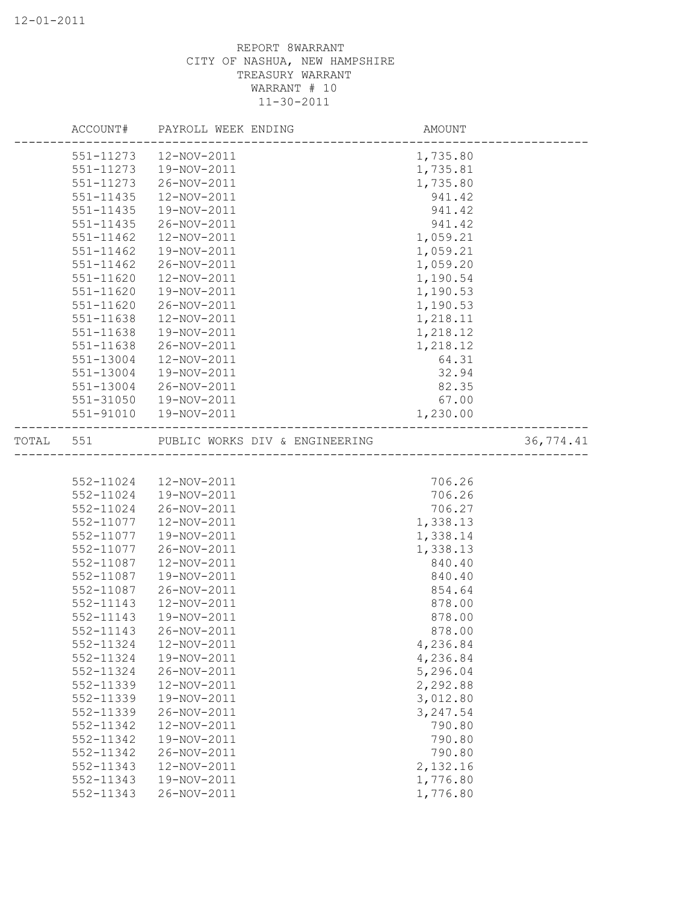REPORT 8WARRANT
CITY OF NASHUA, NEW HAMPSHIRE
TREASURY WARRANT
WARRANT # 10
11-30-2011

| | ACCOUNT# | PAYROLL WEEK ENDING | AMOUNT | |
|---|---|---|---|---|
| | 551-11273 | 12-NOV-2011 | 1,735.80 | |
| | 551-11273 | 19-NOV-2011 | 1,735.81 | |
| | 551-11273 | 26-NOV-2011 | 1,735.80 | |
| | 551-11435 | 12-NOV-2011 | 941.42 | |
| | 551-11435 | 19-NOV-2011 | 941.42 | |
| | 551-11435 | 26-NOV-2011 | 941.42 | |
| | 551-11462 | 12-NOV-2011 | 1,059.21 | |
| | 551-11462 | 19-NOV-2011 | 1,059.21 | |
| | 551-11462 | 26-NOV-2011 | 1,059.20 | |
| | 551-11620 | 12-NOV-2011 | 1,190.54 | |
| | 551-11620 | 19-NOV-2011 | 1,190.53 | |
| | 551-11620 | 26-NOV-2011 | 1,190.53 | |
| | 551-11638 | 12-NOV-2011 | 1,218.11 | |
| | 551-11638 | 19-NOV-2011 | 1,218.12 | |
| | 551-11638 | 26-NOV-2011 | 1,218.12 | |
| | 551-13004 | 12-NOV-2011 | 64.31 | |
| | 551-13004 | 19-NOV-2011 | 32.94 | |
| | 551-13004 | 26-NOV-2011 | 82.35 | |
| | 551-31050 | 19-NOV-2011 | 67.00 | |
| | 551-91010 | 19-NOV-2011 | 1,230.00 | |
| TOTAL | 551 | PUBLIC WORKS DIV & ENGINEERING | | 36,774.41 |
| | 552-11024 | 12-NOV-2011 | 706.26 | |
| | 552-11024 | 19-NOV-2011 | 706.26 | |
| | 552-11024 | 26-NOV-2011 | 706.27 | |
| | 552-11077 | 12-NOV-2011 | 1,338.13 | |
| | 552-11077 | 19-NOV-2011 | 1,338.14 | |
| | 552-11077 | 26-NOV-2011 | 1,338.13 | |
| | 552-11087 | 12-NOV-2011 | 840.40 | |
| | 552-11087 | 19-NOV-2011 | 840.40 | |
| | 552-11087 | 26-NOV-2011 | 854.64 | |
| | 552-11143 | 12-NOV-2011 | 878.00 | |
| | 552-11143 | 19-NOV-2011 | 878.00 | |
| | 552-11143 | 26-NOV-2011 | 878.00 | |
| | 552-11324 | 12-NOV-2011 | 4,236.84 | |
| | 552-11324 | 19-NOV-2011 | 4,236.84 | |
| | 552-11324 | 26-NOV-2011 | 5,296.04 | |
| | 552-11339 | 12-NOV-2011 | 2,292.88 | |
| | 552-11339 | 19-NOV-2011 | 3,012.80 | |
| | 552-11339 | 26-NOV-2011 | 3,247.54 | |
| | 552-11342 | 12-NOV-2011 | 790.80 | |
| | 552-11342 | 19-NOV-2011 | 790.80 | |
| | 552-11342 | 26-NOV-2011 | 790.80 | |
| | 552-11343 | 12-NOV-2011 | 2,132.16 | |
| | 552-11343 | 19-NOV-2011 | 1,776.80 | |
| | 552-11343 | 26-NOV-2011 | 1,776.80 | |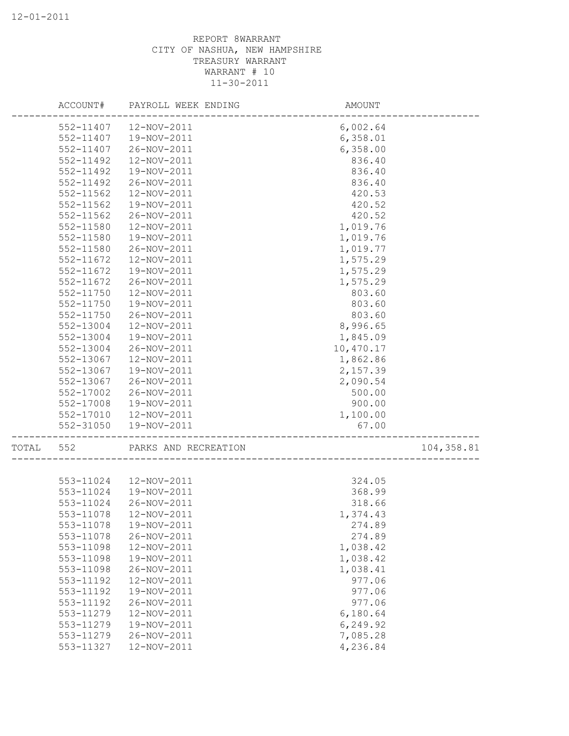REPORT 8WARRANT
CITY OF NASHUA, NEW HAMPSHIRE
TREASURY WARRANT
WARRANT # 10
11-30-2011

| | ACCOUNT# | PAYROLL WEEK ENDING | AMOUNT | |
|---|---|---|---|---|
| | 552-11407 | 12-NOV-2011 | 6,002.64 | |
| | 552-11407 | 19-NOV-2011 | 6,358.01 | |
| | 552-11407 | 26-NOV-2011 | 6,358.00 | |
| | 552-11492 | 12-NOV-2011 | 836.40 | |
| | 552-11492 | 19-NOV-2011 | 836.40 | |
| | 552-11492 | 26-NOV-2011 | 836.40 | |
| | 552-11562 | 12-NOV-2011 | 420.53 | |
| | 552-11562 | 19-NOV-2011 | 420.52 | |
| | 552-11562 | 26-NOV-2011 | 420.52 | |
| | 552-11580 | 12-NOV-2011 | 1,019.76 | |
| | 552-11580 | 19-NOV-2011 | 1,019.76 | |
| | 552-11580 | 26-NOV-2011 | 1,019.77 | |
| | 552-11672 | 12-NOV-2011 | 1,575.29 | |
| | 552-11672 | 19-NOV-2011 | 1,575.29 | |
| | 552-11672 | 26-NOV-2011 | 1,575.29 | |
| | 552-11750 | 12-NOV-2011 | 803.60 | |
| | 552-11750 | 19-NOV-2011 | 803.60 | |
| | 552-11750 | 26-NOV-2011 | 803.60 | |
| | 552-13004 | 12-NOV-2011 | 8,996.65 | |
| | 552-13004 | 19-NOV-2011 | 1,845.09 | |
| | 552-13004 | 26-NOV-2011 | 10,470.17 | |
| | 552-13067 | 12-NOV-2011 | 1,862.86 | |
| | 552-13067 | 19-NOV-2011 | 2,157.39 | |
| | 552-13067 | 26-NOV-2011 | 2,090.54 | |
| | 552-17002 | 26-NOV-2011 | 500.00 | |
| | 552-17008 | 19-NOV-2011 | 900.00 | |
| | 552-17010 | 12-NOV-2011 | 1,100.00 | |
| | 552-31050 | 19-NOV-2011 | 67.00 | |
| TOTAL | 552 | PARKS AND RECREATION | | 104,358.81 |
| | 553-11024 | 12-NOV-2011 | 324.05 | |
| | 553-11024 | 19-NOV-2011 | 368.99 | |
| | 553-11024 | 26-NOV-2011 | 318.66 | |
| | 553-11078 | 12-NOV-2011 | 1,374.43 | |
| | 553-11078 | 19-NOV-2011 | 274.89 | |
| | 553-11078 | 26-NOV-2011 | 274.89 | |
| | 553-11098 | 12-NOV-2011 | 1,038.42 | |
| | 553-11098 | 19-NOV-2011 | 1,038.42 | |
| | 553-11098 | 26-NOV-2011 | 1,038.41 | |
| | 553-11192 | 12-NOV-2011 | 977.06 | |
| | 553-11192 | 19-NOV-2011 | 977.06 | |
| | 553-11192 | 26-NOV-2011 | 977.06 | |
| | 553-11279 | 12-NOV-2011 | 6,180.64 | |
| | 553-11279 | 19-NOV-2011 | 6,249.92 | |
| | 553-11279 | 26-NOV-2011 | 7,085.28 | |
| | 553-11327 | 12-NOV-2011 | 4,236.84 | |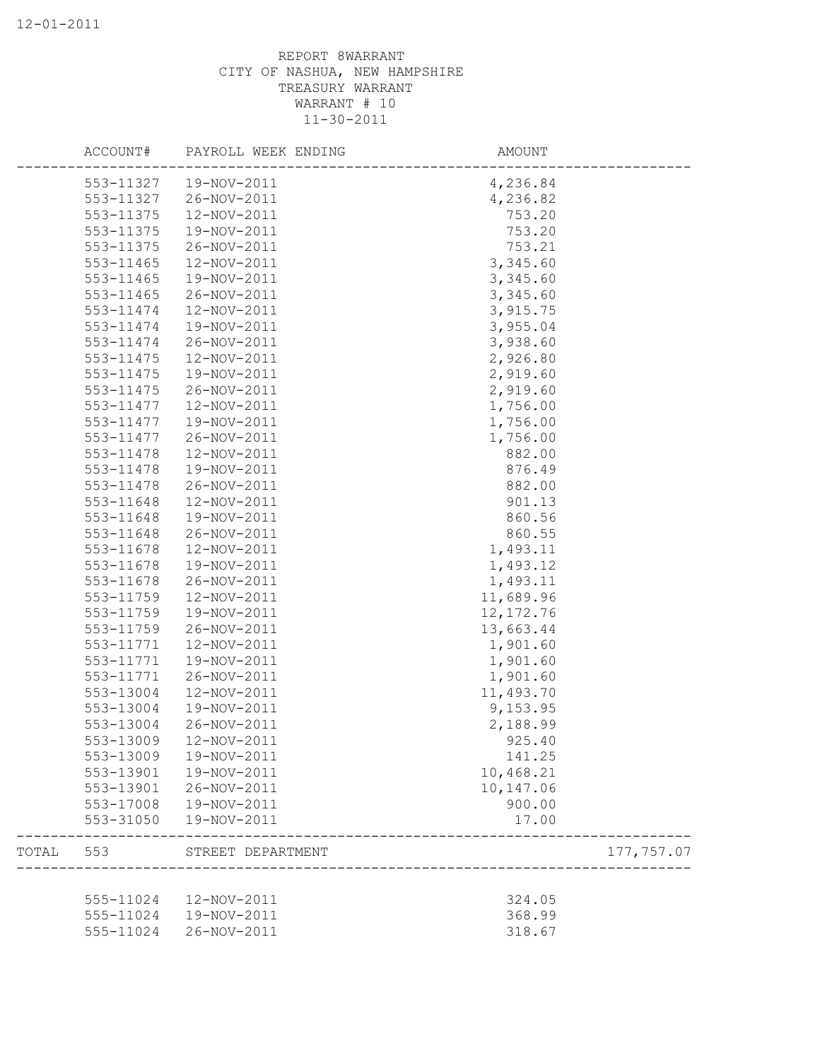REPORT 8WARRANT
CITY OF NASHUA, NEW HAMPSHIRE
TREASURY WARRANT
WARRANT # 10
11-30-2011

| | ACCOUNT# | PAYROLL WEEK ENDING | AMOUNT | |
|---|---|---|---|---|
| | 553-11327 | 19-NOV-2011 | 4,236.84 | |
| | 553-11327 | 26-NOV-2011 | 4,236.82 | |
| | 553-11375 | 12-NOV-2011 | 753.20 | |
| | 553-11375 | 19-NOV-2011 | 753.20 | |
| | 553-11375 | 26-NOV-2011 | 753.21 | |
| | 553-11465 | 12-NOV-2011 | 3,345.60 | |
| | 553-11465 | 19-NOV-2011 | 3,345.60 | |
| | 553-11465 | 26-NOV-2011 | 3,345.60 | |
| | 553-11474 | 12-NOV-2011 | 3,915.75 | |
| | 553-11474 | 19-NOV-2011 | 3,955.04 | |
| | 553-11474 | 26-NOV-2011 | 3,938.60 | |
| | 553-11475 | 12-NOV-2011 | 2,926.80 | |
| | 553-11475 | 19-NOV-2011 | 2,919.60 | |
| | 553-11475 | 26-NOV-2011 | 2,919.60 | |
| | 553-11477 | 12-NOV-2011 | 1,756.00 | |
| | 553-11477 | 19-NOV-2011 | 1,756.00 | |
| | 553-11477 | 26-NOV-2011 | 1,756.00 | |
| | 553-11478 | 12-NOV-2011 | 882.00 | |
| | 553-11478 | 19-NOV-2011 | 876.49 | |
| | 553-11478 | 26-NOV-2011 | 882.00 | |
| | 553-11648 | 12-NOV-2011 | 901.13 | |
| | 553-11648 | 19-NOV-2011 | 860.56 | |
| | 553-11648 | 26-NOV-2011 | 860.55 | |
| | 553-11678 | 12-NOV-2011 | 1,493.11 | |
| | 553-11678 | 19-NOV-2011 | 1,493.12 | |
| | 553-11678 | 26-NOV-2011 | 1,493.11 | |
| | 553-11759 | 12-NOV-2011 | 11,689.96 | |
| | 553-11759 | 19-NOV-2011 | 12,172.76 | |
| | 553-11759 | 26-NOV-2011 | 13,663.44 | |
| | 553-11771 | 12-NOV-2011 | 1,901.60 | |
| | 553-11771 | 19-NOV-2011 | 1,901.60 | |
| | 553-11771 | 26-NOV-2011 | 1,901.60 | |
| | 553-13004 | 12-NOV-2011 | 11,493.70 | |
| | 553-13004 | 19-NOV-2011 | 9,153.95 | |
| | 553-13004 | 26-NOV-2011 | 2,188.99 | |
| | 553-13009 | 12-NOV-2011 | 925.40 | |
| | 553-13009 | 19-NOV-2011 | 141.25 | |
| | 553-13901 | 19-NOV-2011 | 10,468.21 | |
| | 553-13901 | 26-NOV-2011 | 10,147.06 | |
| | 553-17008 | 19-NOV-2011 | 900.00 | |
| | 553-31050 | 19-NOV-2011 | 17.00 | |
| TOTAL | 553 | STREET DEPARTMENT | | 177,757.07 |
| | 555-11024 | 12-NOV-2011 | 324.05 | |
| | 555-11024 | 19-NOV-2011 | 368.99 | |
| | 555-11024 | 26-NOV-2011 | 318.67 | |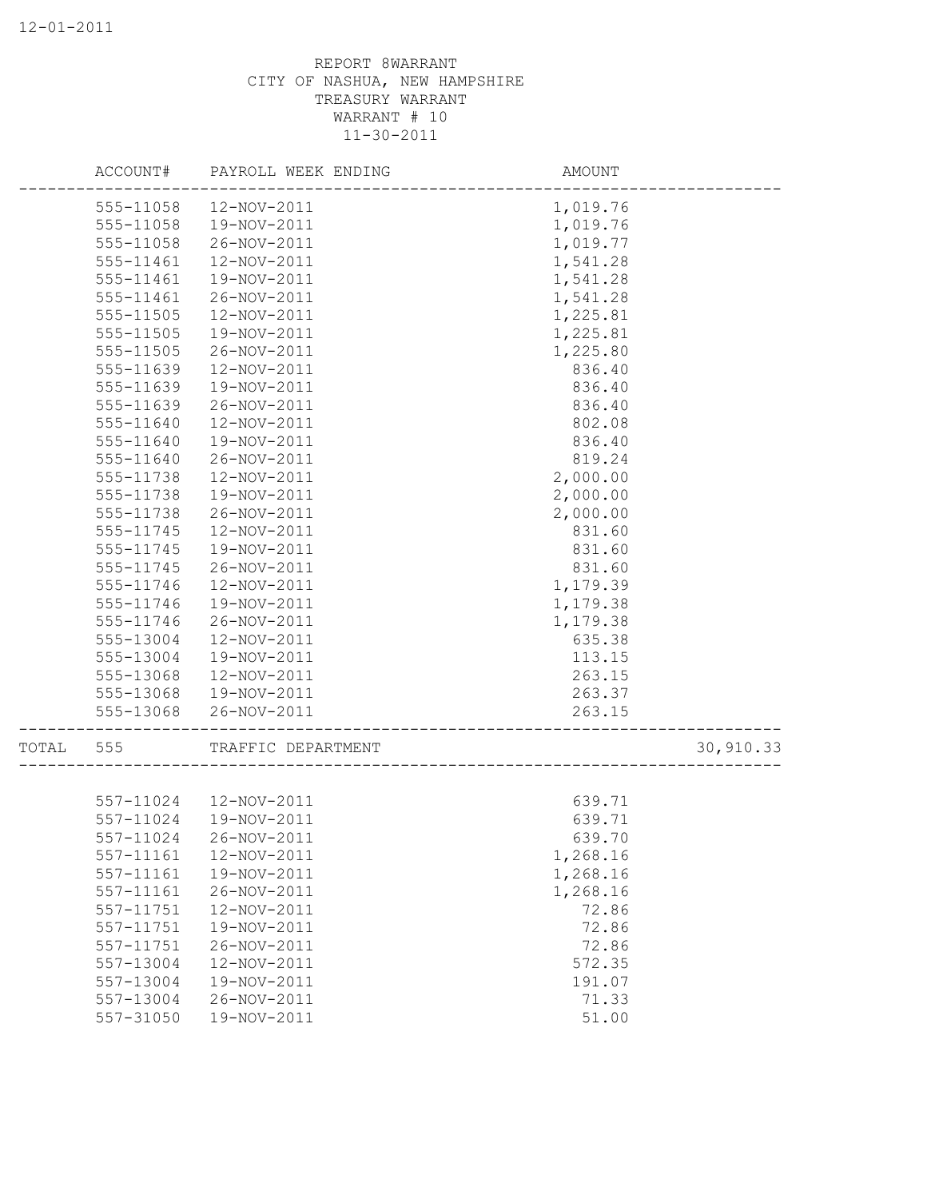12-01-2011

REPORT 8WARRANT
CITY OF NASHUA, NEW HAMPSHIRE
TREASURY WARRANT
WARRANT # 10
11-30-2011

| | ACCOUNT# | PAYROLL WEEK ENDING | AMOUNT | |
|---|---|---|---|---|
| | 555-11058 | 12-NOV-2011 | 1,019.76 | |
| | 555-11058 | 19-NOV-2011 | 1,019.76 | |
| | 555-11058 | 26-NOV-2011 | 1,019.77 | |
| | 555-11461 | 12-NOV-2011 | 1,541.28 | |
| | 555-11461 | 19-NOV-2011 | 1,541.28 | |
| | 555-11461 | 26-NOV-2011 | 1,541.28 | |
| | 555-11505 | 12-NOV-2011 | 1,225.81 | |
| | 555-11505 | 19-NOV-2011 | 1,225.81 | |
| | 555-11505 | 26-NOV-2011 | 1,225.80 | |
| | 555-11639 | 12-NOV-2011 | 836.40 | |
| | 555-11639 | 19-NOV-2011 | 836.40 | |
| | 555-11639 | 26-NOV-2011 | 836.40 | |
| | 555-11640 | 12-NOV-2011 | 802.08 | |
| | 555-11640 | 19-NOV-2011 | 836.40 | |
| | 555-11640 | 26-NOV-2011 | 819.24 | |
| | 555-11738 | 12-NOV-2011 | 2,000.00 | |
| | 555-11738 | 19-NOV-2011 | 2,000.00 | |
| | 555-11738 | 26-NOV-2011 | 2,000.00 | |
| | 555-11745 | 12-NOV-2011 | 831.60 | |
| | 555-11745 | 19-NOV-2011 | 831.60 | |
| | 555-11745 | 26-NOV-2011 | 831.60 | |
| | 555-11746 | 12-NOV-2011 | 1,179.39 | |
| | 555-11746 | 19-NOV-2011 | 1,179.38 | |
| | 555-11746 | 26-NOV-2011 | 1,179.38 | |
| | 555-13004 | 12-NOV-2011 | 635.38 | |
| | 555-13004 | 19-NOV-2011 | 113.15 | |
| | 555-13068 | 12-NOV-2011 | 263.15 | |
| | 555-13068 | 19-NOV-2011 | 263.37 | |
| | 555-13068 | 26-NOV-2011 | 263.15 | |
| TOTAL | 555 | TRAFFIC DEPARTMENT | | 30,910.33 |
| | 557-11024 | 12-NOV-2011 | 639.71 | |
| | 557-11024 | 19-NOV-2011 | 639.71 | |
| | 557-11024 | 26-NOV-2011 | 639.70 | |
| | 557-11161 | 12-NOV-2011 | 1,268.16 | |
| | 557-11161 | 19-NOV-2011 | 1,268.16 | |
| | 557-11161 | 26-NOV-2011 | 1,268.16 | |
| | 557-11751 | 12-NOV-2011 | 72.86 | |
| | 557-11751 | 19-NOV-2011 | 72.86 | |
| | 557-11751 | 26-NOV-2011 | 72.86 | |
| | 557-13004 | 12-NOV-2011 | 572.35 | |
| | 557-13004 | 19-NOV-2011 | 191.07 | |
| | 557-13004 | 26-NOV-2011 | 71.33 | |
| | 557-31050 | 19-NOV-2011 | 51.00 | |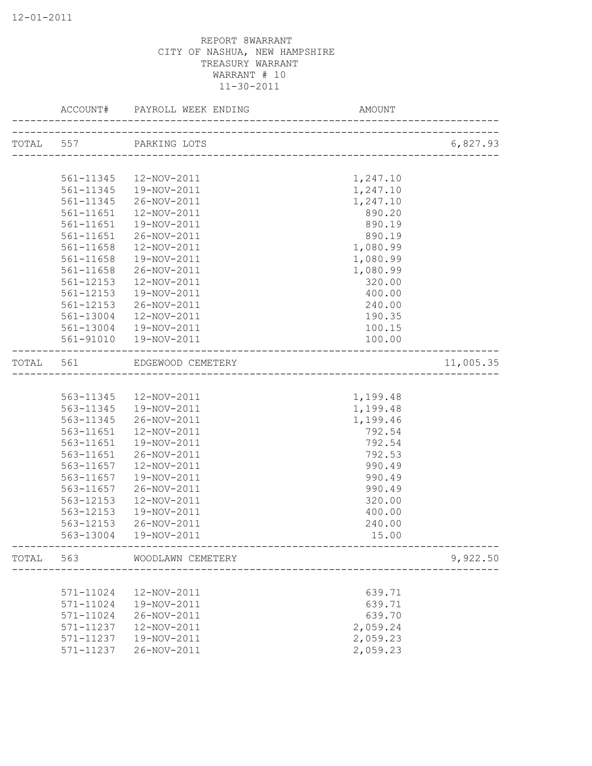12-01-2011

REPORT 8WARRANT
CITY OF NASHUA, NEW HAMPSHIRE
TREASURY WARRANT
WARRANT # 10
11-30-2011

| | ACCOUNT# | PAYROLL WEEK ENDING | AMOUNT | |
|---|---|---|---|---|
| TOTAL | 557 | PARKING LOTS | | 6,827.93 |
| | 561-11345 | 12-NOV-2011 | 1,247.10 | |
| | 561-11345 | 19-NOV-2011 | 1,247.10 | |
| | 561-11345 | 26-NOV-2011 | 1,247.10 | |
| | 561-11651 | 12-NOV-2011 | 890.20 | |
| | 561-11651 | 19-NOV-2011 | 890.19 | |
| | 561-11651 | 26-NOV-2011 | 890.19 | |
| | 561-11658 | 12-NOV-2011 | 1,080.99 | |
| | 561-11658 | 19-NOV-2011 | 1,080.99 | |
| | 561-11658 | 26-NOV-2011 | 1,080.99 | |
| | 561-12153 | 12-NOV-2011 | 320.00 | |
| | 561-12153 | 19-NOV-2011 | 400.00 | |
| | 561-12153 | 26-NOV-2011 | 240.00 | |
| | 561-13004 | 12-NOV-2011 | 190.35 | |
| | 561-13004 | 19-NOV-2011 | 100.15 | |
| | 561-91010 | 19-NOV-2011 | 100.00 | |
| TOTAL | 561 | EDGEWOOD CEMETERY | | 11,005.35 |
| | 563-11345 | 12-NOV-2011 | 1,199.48 | |
| | 563-11345 | 19-NOV-2011 | 1,199.48 | |
| | 563-11345 | 26-NOV-2011 | 1,199.46 | |
| | 563-11651 | 12-NOV-2011 | 792.54 | |
| | 563-11651 | 19-NOV-2011 | 792.54 | |
| | 563-11651 | 26-NOV-2011 | 792.53 | |
| | 563-11657 | 12-NOV-2011 | 990.49 | |
| | 563-11657 | 19-NOV-2011 | 990.49 | |
| | 563-11657 | 26-NOV-2011 | 990.49 | |
| | 563-12153 | 12-NOV-2011 | 320.00 | |
| | 563-12153 | 19-NOV-2011 | 400.00 | |
| | 563-12153 | 26-NOV-2011 | 240.00 | |
| | 563-13004 | 19-NOV-2011 | 15.00 | |
| TOTAL | 563 | WOODLAWN CEMETERY | | 9,922.50 |
| | 571-11024 | 12-NOV-2011 | 639.71 | |
| | 571-11024 | 19-NOV-2011 | 639.71 | |
| | 571-11024 | 26-NOV-2011 | 639.70 | |
| | 571-11237 | 12-NOV-2011 | 2,059.24 | |
| | 571-11237 | 19-NOV-2011 | 2,059.23 | |
| | 571-11237 | 26-NOV-2011 | 2,059.23 | |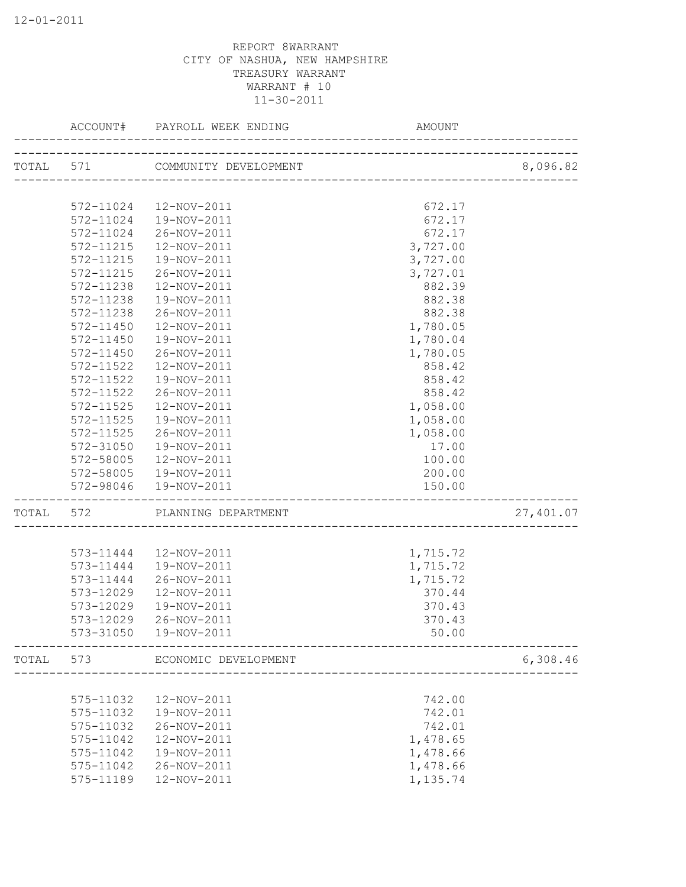REPORT 8WARRANT
CITY OF NASHUA, NEW HAMPSHIRE
TREASURY WARRANT
WARRANT # 10
11-30-2011

| | ACCOUNT# | PAYROLL WEEK ENDING | AMOUNT | |
|---|---|---|---|---|
| TOTAL | 571 | COMMUNITY DEVELOPMENT | | 8,096.82 |
| | 572-11024 | 12-NOV-2011 | 672.17 | |
| | 572-11024 | 19-NOV-2011 | 672.17 | |
| | 572-11024 | 26-NOV-2011 | 672.17 | |
| | 572-11215 | 12-NOV-2011 | 3,727.00 | |
| | 572-11215 | 19-NOV-2011 | 3,727.00 | |
| | 572-11215 | 26-NOV-2011 | 3,727.01 | |
| | 572-11238 | 12-NOV-2011 | 882.39 | |
| | 572-11238 | 19-NOV-2011 | 882.38 | |
| | 572-11238 | 26-NOV-2011 | 882.38 | |
| | 572-11450 | 12-NOV-2011 | 1,780.05 | |
| | 572-11450 | 19-NOV-2011 | 1,780.04 | |
| | 572-11450 | 26-NOV-2011 | 1,780.05 | |
| | 572-11522 | 12-NOV-2011 | 858.42 | |
| | 572-11522 | 19-NOV-2011 | 858.42 | |
| | 572-11522 | 26-NOV-2011 | 858.42 | |
| | 572-11525 | 12-NOV-2011 | 1,058.00 | |
| | 572-11525 | 19-NOV-2011 | 1,058.00 | |
| | 572-11525 | 26-NOV-2011 | 1,058.00 | |
| | 572-31050 | 19-NOV-2011 | 17.00 | |
| | 572-58005 | 12-NOV-2011 | 100.00 | |
| | 572-58005 | 19-NOV-2011 | 200.00 | |
| | 572-98046 | 19-NOV-2011 | 150.00 | |
| TOTAL | 572 | PLANNING DEPARTMENT | | 27,401.07 |
| | 573-11444 | 12-NOV-2011 | 1,715.72 | |
| | 573-11444 | 19-NOV-2011 | 1,715.72 | |
| | 573-11444 | 26-NOV-2011 | 1,715.72 | |
| | 573-12029 | 12-NOV-2011 | 370.44 | |
| | 573-12029 | 19-NOV-2011 | 370.43 | |
| | 573-12029 | 26-NOV-2011 | 370.43 | |
| | 573-31050 | 19-NOV-2011 | 50.00 | |
| TOTAL | 573 | ECONOMIC DEVELOPMENT | | 6,308.46 |
| | 575-11032 | 12-NOV-2011 | 742.00 | |
| | 575-11032 | 19-NOV-2011 | 742.01 | |
| | 575-11032 | 26-NOV-2011 | 742.01 | |
| | 575-11042 | 12-NOV-2011 | 1,478.65 | |
| | 575-11042 | 19-NOV-2011 | 1,478.66 | |
| | 575-11042 | 26-NOV-2011 | 1,478.66 | |
| | 575-11189 | 12-NOV-2011 | 1,135.74 | |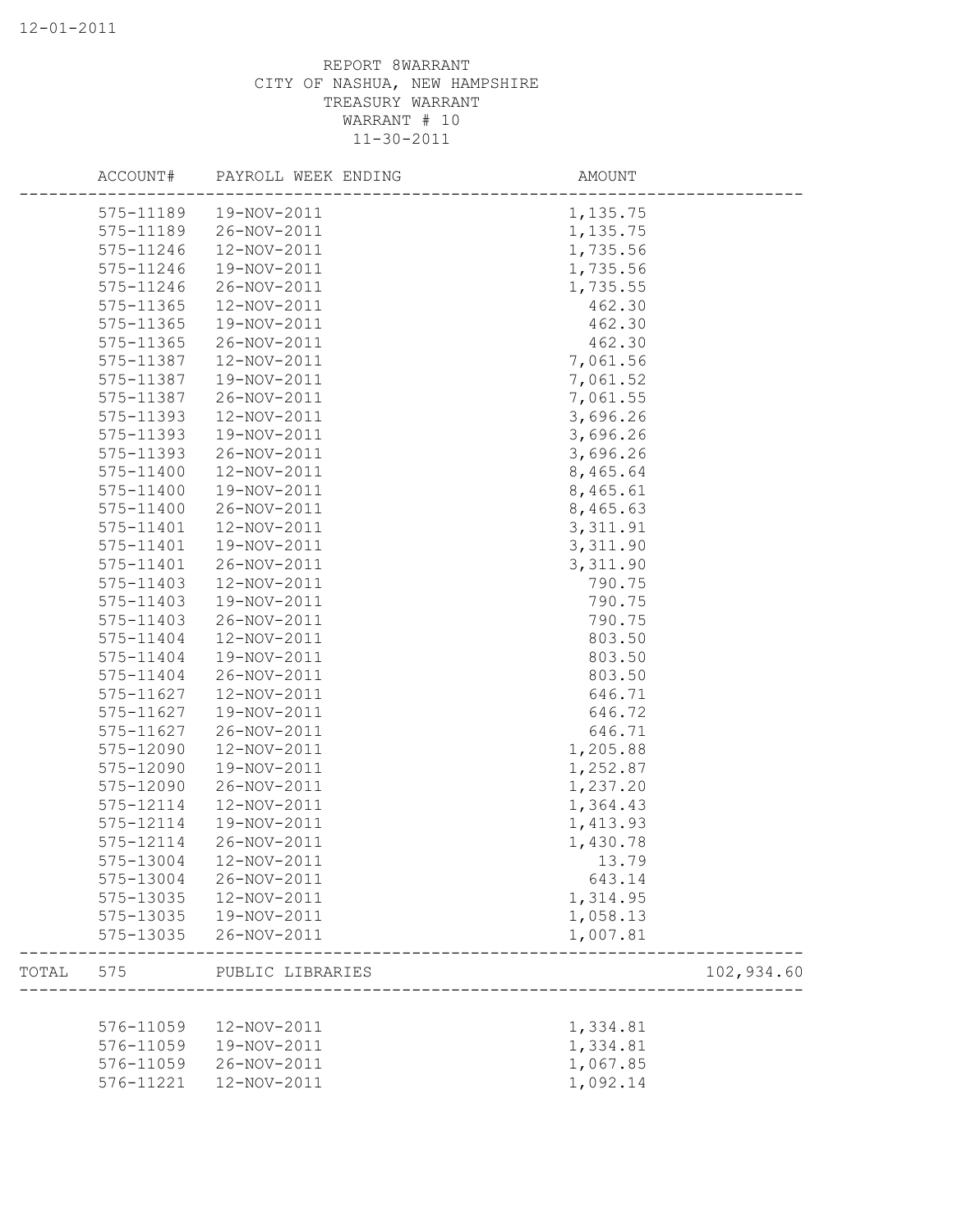REPORT 8WARRANT
CITY OF NASHUA, NEW HAMPSHIRE
TREASURY WARRANT
WARRANT # 10
11-30-2011

| ACCOUNT# | PAYROLL WEEK ENDING | AMOUNT | |
|---|---|---|---|
| 575-11189 | 19-NOV-2011 | 1,135.75 | |
| 575-11189 | 26-NOV-2011 | 1,135.75 | |
| 575-11246 | 12-NOV-2011 | 1,735.56 | |
| 575-11246 | 19-NOV-2011 | 1,735.56 | |
| 575-11246 | 26-NOV-2011 | 1,735.55 | |
| 575-11365 | 12-NOV-2011 | 462.30 | |
| 575-11365 | 19-NOV-2011 | 462.30 | |
| 575-11365 | 26-NOV-2011 | 462.30 | |
| 575-11387 | 12-NOV-2011 | 7,061.56 | |
| 575-11387 | 19-NOV-2011 | 7,061.52 | |
| 575-11387 | 26-NOV-2011 | 7,061.55 | |
| 575-11393 | 12-NOV-2011 | 3,696.26 | |
| 575-11393 | 19-NOV-2011 | 3,696.26 | |
| 575-11393 | 26-NOV-2011 | 3,696.26 | |
| 575-11400 | 12-NOV-2011 | 8,465.64 | |
| 575-11400 | 19-NOV-2011 | 8,465.61 | |
| 575-11400 | 26-NOV-2011 | 8,465.63 | |
| 575-11401 | 12-NOV-2011 | 3,311.91 | |
| 575-11401 | 19-NOV-2011 | 3,311.90 | |
| 575-11401 | 26-NOV-2011 | 3,311.90 | |
| 575-11403 | 12-NOV-2011 | 790.75 | |
| 575-11403 | 19-NOV-2011 | 790.75 | |
| 575-11403 | 26-NOV-2011 | 790.75 | |
| 575-11404 | 12-NOV-2011 | 803.50 | |
| 575-11404 | 19-NOV-2011 | 803.50 | |
| 575-11404 | 26-NOV-2011 | 803.50 | |
| 575-11627 | 12-NOV-2011 | 646.71 | |
| 575-11627 | 19-NOV-2011 | 646.72 | |
| 575-11627 | 26-NOV-2011 | 646.71 | |
| 575-12090 | 12-NOV-2011 | 1,205.88 | |
| 575-12090 | 19-NOV-2011 | 1,252.87 | |
| 575-12090 | 26-NOV-2011 | 1,237.20 | |
| 575-12114 | 12-NOV-2011 | 1,364.43 | |
| 575-12114 | 19-NOV-2011 | 1,413.93 | |
| 575-12114 | 26-NOV-2011 | 1,430.78 | |
| 575-13004 | 12-NOV-2011 | 13.79 | |
| 575-13004 | 26-NOV-2011 | 643.14 | |
| 575-13035 | 12-NOV-2011 | 1,314.95 | |
| 575-13035 | 19-NOV-2011 | 1,058.13 | |
| 575-13035 | 26-NOV-2011 | 1,007.81 | |
| TOTAL 575 | PUBLIC LIBRARIES | | 102,934.60 |
| 576-11059 | 12-NOV-2011 | 1,334.81 | |
| 576-11059 | 19-NOV-2011 | 1,334.81 | |
| 576-11059 | 26-NOV-2011 | 1,067.85 | |
| 576-11221 | 12-NOV-2011 | 1,092.14 | |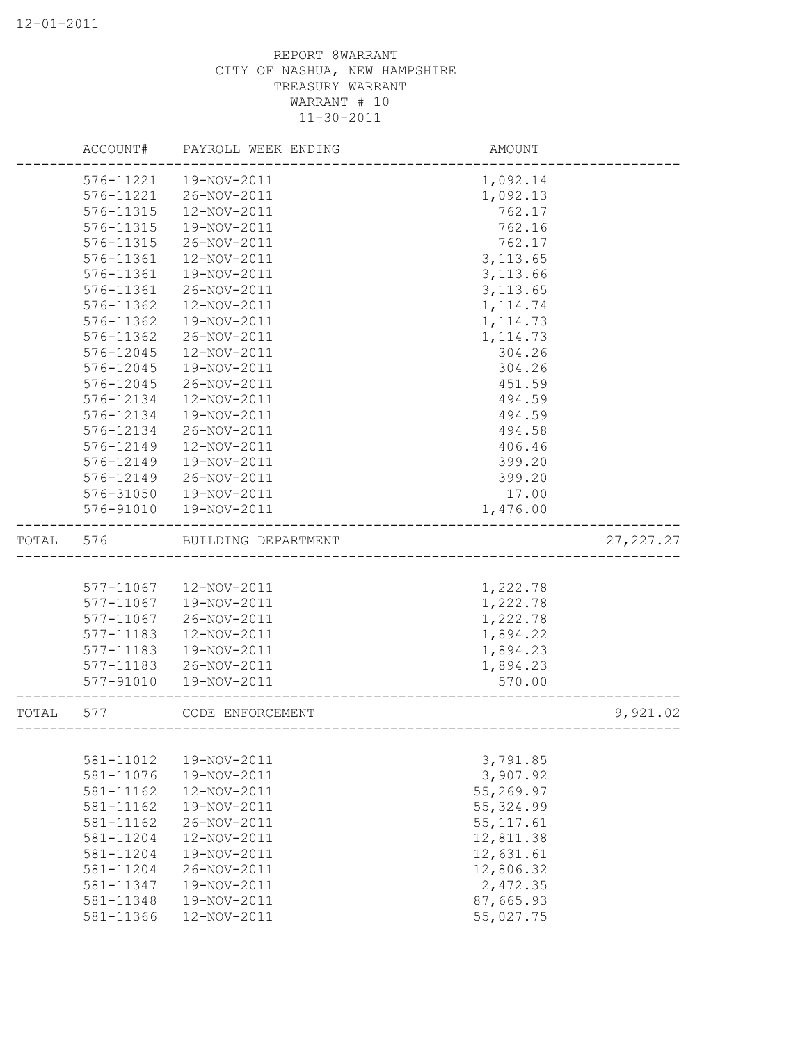REPORT 8WARRANT
CITY OF NASHUA, NEW HAMPSHIRE
TREASURY WARRANT
WARRANT # 10
11-30-2011

| ACCOUNT# | PAYROLL WEEK ENDING | AMOUNT | |
|---|---|---|---|
| 576-11221 | 19-NOV-2011 | 1,092.14 | |
| 576-11221 | 26-NOV-2011 | 1,092.13 | |
| 576-11315 | 12-NOV-2011 | 762.17 | |
| 576-11315 | 19-NOV-2011 | 762.16 | |
| 576-11315 | 26-NOV-2011 | 762.17 | |
| 576-11361 | 12-NOV-2011 | 3,113.65 | |
| 576-11361 | 19-NOV-2011 | 3,113.66 | |
| 576-11361 | 26-NOV-2011 | 3,113.65 | |
| 576-11362 | 12-NOV-2011 | 1,114.74 | |
| 576-11362 | 19-NOV-2011 | 1,114.73 | |
| 576-11362 | 26-NOV-2011 | 1,114.73 | |
| 576-12045 | 12-NOV-2011 | 304.26 | |
| 576-12045 | 19-NOV-2011 | 304.26 | |
| 576-12045 | 26-NOV-2011 | 451.59 | |
| 576-12134 | 12-NOV-2011 | 494.59 | |
| 576-12134 | 19-NOV-2011 | 494.59 | |
| 576-12134 | 26-NOV-2011 | 494.58 | |
| 576-12149 | 12-NOV-2011 | 406.46 | |
| 576-12149 | 19-NOV-2011 | 399.20 | |
| 576-12149 | 26-NOV-2011 | 399.20 | |
| 576-31050 | 19-NOV-2011 | 17.00 | |
| 576-91010 | 19-NOV-2011 | 1,476.00 | |
| TOTAL 576 | BUILDING DEPARTMENT | | 27,227.27 |
| 577-11067 | 12-NOV-2011 | 1,222.78 | |
| 577-11067 | 19-NOV-2011 | 1,222.78 | |
| 577-11067 | 26-NOV-2011 | 1,222.78 | |
| 577-11183 | 12-NOV-2011 | 1,894.22 | |
| 577-11183 | 19-NOV-2011 | 1,894.23 | |
| 577-11183 | 26-NOV-2011 | 1,894.23 | |
| 577-91010 | 19-NOV-2011 | 570.00 | |
| TOTAL 577 | CODE ENFORCEMENT | | 9,921.02 |
| 581-11012 | 19-NOV-2011 | 3,791.85 | |
| 581-11076 | 19-NOV-2011 | 3,907.92 | |
| 581-11162 | 12-NOV-2011 | 55,269.97 | |
| 581-11162 | 19-NOV-2011 | 55,324.99 | |
| 581-11162 | 26-NOV-2011 | 55,117.61 | |
| 581-11204 | 12-NOV-2011 | 12,811.38 | |
| 581-11204 | 19-NOV-2011 | 12,631.61 | |
| 581-11204 | 26-NOV-2011 | 12,806.32 | |
| 581-11347 | 19-NOV-2011 | 2,472.35 | |
| 581-11348 | 19-NOV-2011 | 87,665.93 | |
| 581-11366 | 12-NOV-2011 | 55,027.75 | |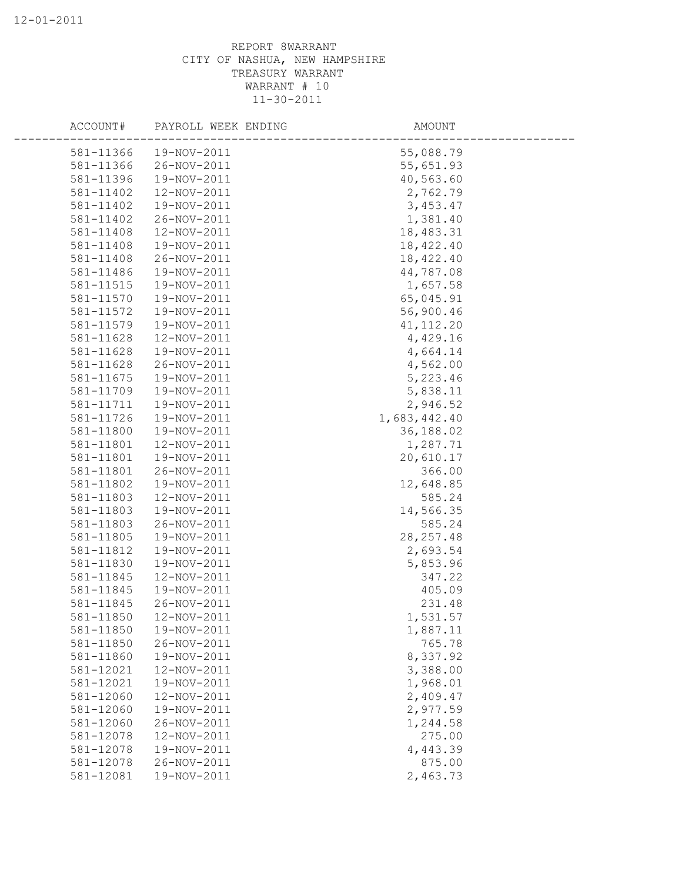REPORT 8WARRANT
CITY OF NASHUA, NEW HAMPSHIRE
TREASURY WARRANT
WARRANT # 10
11-30-2011

| ACCOUNT# | PAYROLL WEEK ENDING | AMOUNT |
|---|---|---|
| 581-11366 | 19-NOV-2011 | 55,088.79 |
| 581-11366 | 26-NOV-2011 | 55,651.93 |
| 581-11396 | 19-NOV-2011 | 40,563.60 |
| 581-11402 | 12-NOV-2011 | 2,762.79 |
| 581-11402 | 19-NOV-2011 | 3,453.47 |
| 581-11402 | 26-NOV-2011 | 1,381.40 |
| 581-11408 | 12-NOV-2011 | 18,483.31 |
| 581-11408 | 19-NOV-2011 | 18,422.40 |
| 581-11408 | 26-NOV-2011 | 18,422.40 |
| 581-11486 | 19-NOV-2011 | 44,787.08 |
| 581-11515 | 19-NOV-2011 | 1,657.58 |
| 581-11570 | 19-NOV-2011 | 65,045.91 |
| 581-11572 | 19-NOV-2011 | 56,900.46 |
| 581-11579 | 19-NOV-2011 | 41,112.20 |
| 581-11628 | 12-NOV-2011 | 4,429.16 |
| 581-11628 | 19-NOV-2011 | 4,664.14 |
| 581-11628 | 26-NOV-2011 | 4,562.00 |
| 581-11675 | 19-NOV-2011 | 5,223.46 |
| 581-11709 | 19-NOV-2011 | 5,838.11 |
| 581-11711 | 19-NOV-2011 | 2,946.52 |
| 581-11726 | 19-NOV-2011 | 1,683,442.40 |
| 581-11800 | 19-NOV-2011 | 36,188.02 |
| 581-11801 | 12-NOV-2011 | 1,287.71 |
| 581-11801 | 19-NOV-2011 | 20,610.17 |
| 581-11801 | 26-NOV-2011 | 366.00 |
| 581-11802 | 19-NOV-2011 | 12,648.85 |
| 581-11803 | 12-NOV-2011 | 585.24 |
| 581-11803 | 19-NOV-2011 | 14,566.35 |
| 581-11803 | 26-NOV-2011 | 585.24 |
| 581-11805 | 19-NOV-2011 | 28,257.48 |
| 581-11812 | 19-NOV-2011 | 2,693.54 |
| 581-11830 | 19-NOV-2011 | 5,853.96 |
| 581-11845 | 12-NOV-2011 | 347.22 |
| 581-11845 | 19-NOV-2011 | 405.09 |
| 581-11845 | 26-NOV-2011 | 231.48 |
| 581-11850 | 12-NOV-2011 | 1,531.57 |
| 581-11850 | 19-NOV-2011 | 1,887.11 |
| 581-11850 | 26-NOV-2011 | 765.78 |
| 581-11860 | 19-NOV-2011 | 8,337.92 |
| 581-12021 | 12-NOV-2011 | 3,388.00 |
| 581-12021 | 19-NOV-2011 | 1,968.01 |
| 581-12060 | 12-NOV-2011 | 2,409.47 |
| 581-12060 | 19-NOV-2011 | 2,977.59 |
| 581-12060 | 26-NOV-2011 | 1,244.58 |
| 581-12078 | 12-NOV-2011 | 275.00 |
| 581-12078 | 19-NOV-2011 | 4,443.39 |
| 581-12078 | 26-NOV-2011 | 875.00 |
| 581-12081 | 19-NOV-2011 | 2,463.73 |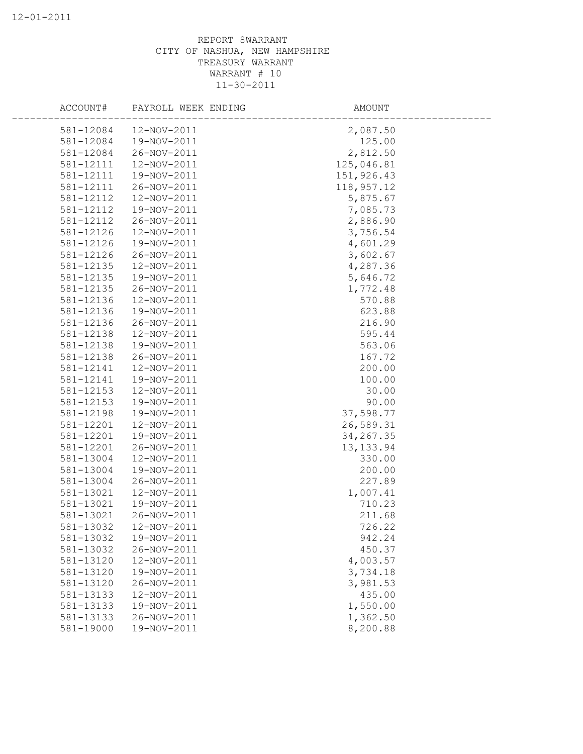REPORT 8WARRANT
CITY OF NASHUA, NEW HAMPSHIRE
TREASURY WARRANT
WARRANT # 10
11-30-2011

| ACCOUNT# | PAYROLL WEEK ENDING | AMOUNT |
|---|---|---|
| 581-12084 | 12-NOV-2011 | 2,087.50 |
| 581-12084 | 19-NOV-2011 | 125.00 |
| 581-12084 | 26-NOV-2011 | 2,812.50 |
| 581-12111 | 12-NOV-2011 | 125,046.81 |
| 581-12111 | 19-NOV-2011 | 151,926.43 |
| 581-12111 | 26-NOV-2011 | 118,957.12 |
| 581-12112 | 12-NOV-2011 | 5,875.67 |
| 581-12112 | 19-NOV-2011 | 7,085.73 |
| 581-12112 | 26-NOV-2011 | 2,886.90 |
| 581-12126 | 12-NOV-2011 | 3,756.54 |
| 581-12126 | 19-NOV-2011 | 4,601.29 |
| 581-12126 | 26-NOV-2011 | 3,602.67 |
| 581-12135 | 12-NOV-2011 | 4,287.36 |
| 581-12135 | 19-NOV-2011 | 5,646.72 |
| 581-12135 | 26-NOV-2011 | 1,772.48 |
| 581-12136 | 12-NOV-2011 | 570.88 |
| 581-12136 | 19-NOV-2011 | 623.88 |
| 581-12136 | 26-NOV-2011 | 216.90 |
| 581-12138 | 12-NOV-2011 | 595.44 |
| 581-12138 | 19-NOV-2011 | 563.06 |
| 581-12138 | 26-NOV-2011 | 167.72 |
| 581-12141 | 12-NOV-2011 | 200.00 |
| 581-12141 | 19-NOV-2011 | 100.00 |
| 581-12153 | 12-NOV-2011 | 30.00 |
| 581-12153 | 19-NOV-2011 | 90.00 |
| 581-12198 | 19-NOV-2011 | 37,598.77 |
| 581-12201 | 12-NOV-2011 | 26,589.31 |
| 581-12201 | 19-NOV-2011 | 34,267.35 |
| 581-12201 | 26-NOV-2011 | 13,133.94 |
| 581-13004 | 12-NOV-2011 | 330.00 |
| 581-13004 | 19-NOV-2011 | 200.00 |
| 581-13004 | 26-NOV-2011 | 227.89 |
| 581-13021 | 12-NOV-2011 | 1,007.41 |
| 581-13021 | 19-NOV-2011 | 710.23 |
| 581-13021 | 26-NOV-2011 | 211.68 |
| 581-13032 | 12-NOV-2011 | 726.22 |
| 581-13032 | 19-NOV-2011 | 942.24 |
| 581-13032 | 26-NOV-2011 | 450.37 |
| 581-13120 | 12-NOV-2011 | 4,003.57 |
| 581-13120 | 19-NOV-2011 | 3,734.18 |
| 581-13120 | 26-NOV-2011 | 3,981.53 |
| 581-13133 | 12-NOV-2011 | 435.00 |
| 581-13133 | 19-NOV-2011 | 1,550.00 |
| 581-13133 | 26-NOV-2011 | 1,362.50 |
| 581-19000 | 19-NOV-2011 | 8,200.88 |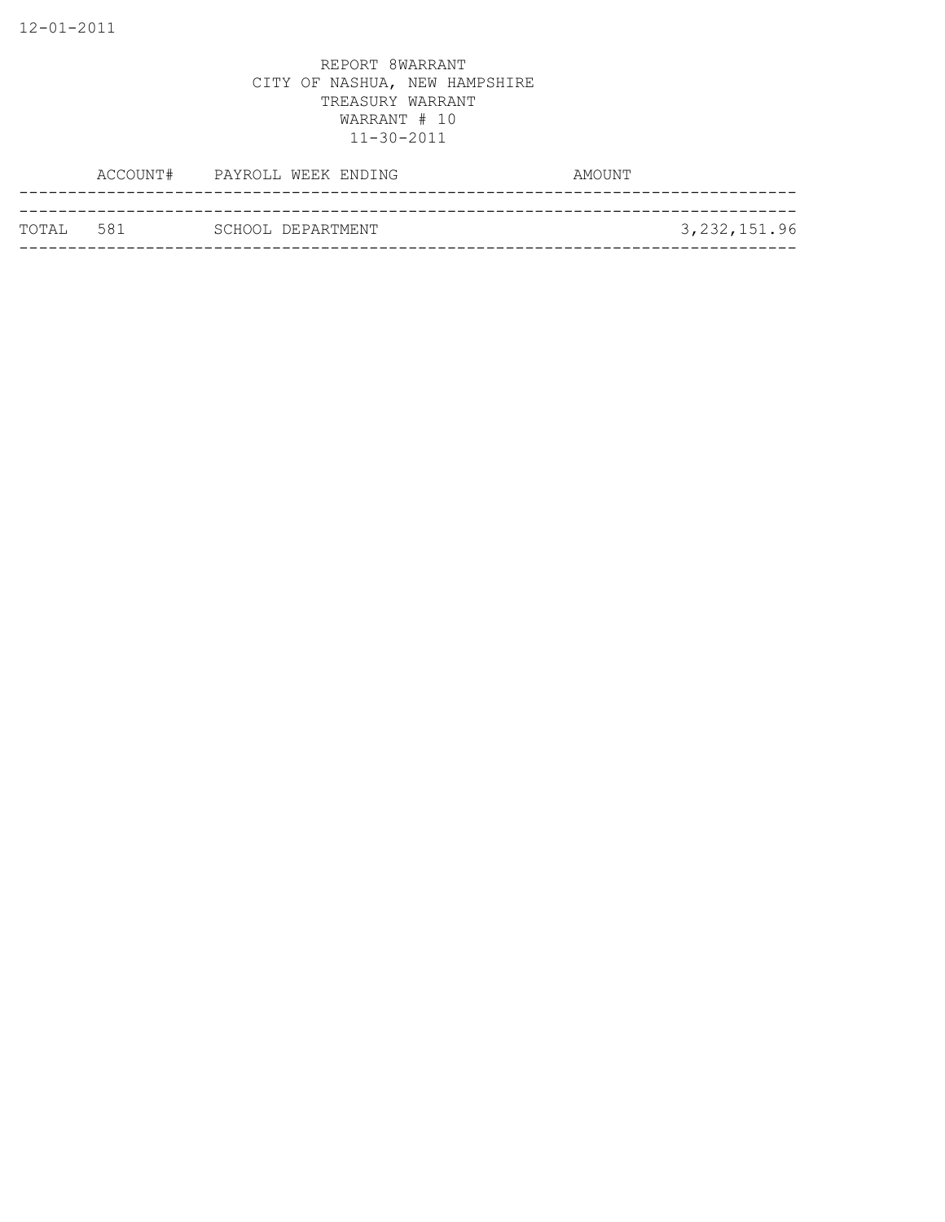12-01-2011

REPORT 8WARRANT
CITY OF NASHUA, NEW HAMPSHIRE
TREASURY WARRANT
WARRANT # 10
11-30-2011

| | ACCOUNT# | PAYROLL WEEK ENDING | AMOUNT |
|---|---|---|---|
| TOTAL | 581 | SCHOOL DEPARTMENT | 3,232,151.96 |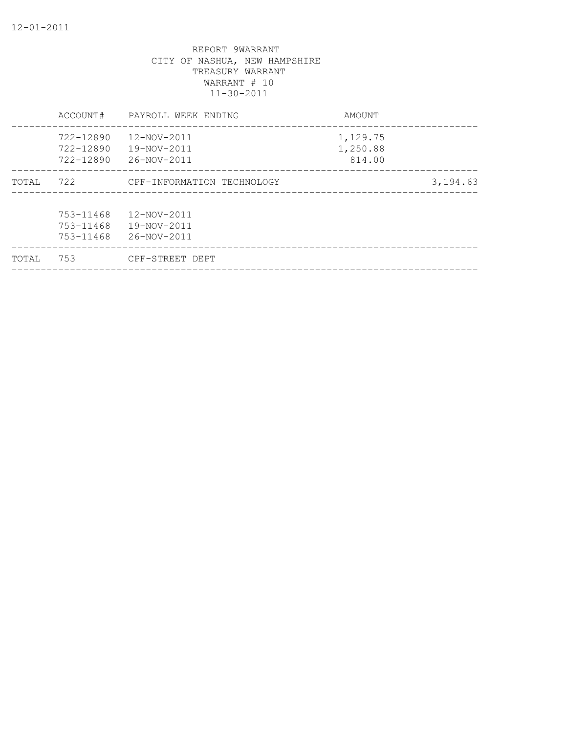REPORT 9WARRANT
CITY OF NASHUA, NEW HAMPSHIRE
TREASURY WARRANT
WARRANT # 10
11-30-2011

| | ACCOUNT# | PAYROLL WEEK ENDING | AMOUNT | |
|---|---|---|---|---|
| | 722-12890 | 12-NOV-2011 | 1,129.75 | |
| | 722-12890 | 19-NOV-2011 | 1,250.88 | |
| | 722-12890 | 26-NOV-2011 | 814.00 | |
| TOTAL | 722 | CPF-INFORMATION TECHNOLOGY | | 3,194.63 |
| | 753-11468 | 12-NOV-2011 | | |
| | 753-11468 | 19-NOV-2011 | | |
| | 753-11468 | 26-NOV-2011 | | |
| TOTAL | 753 | CPF-STREET DEPT | | |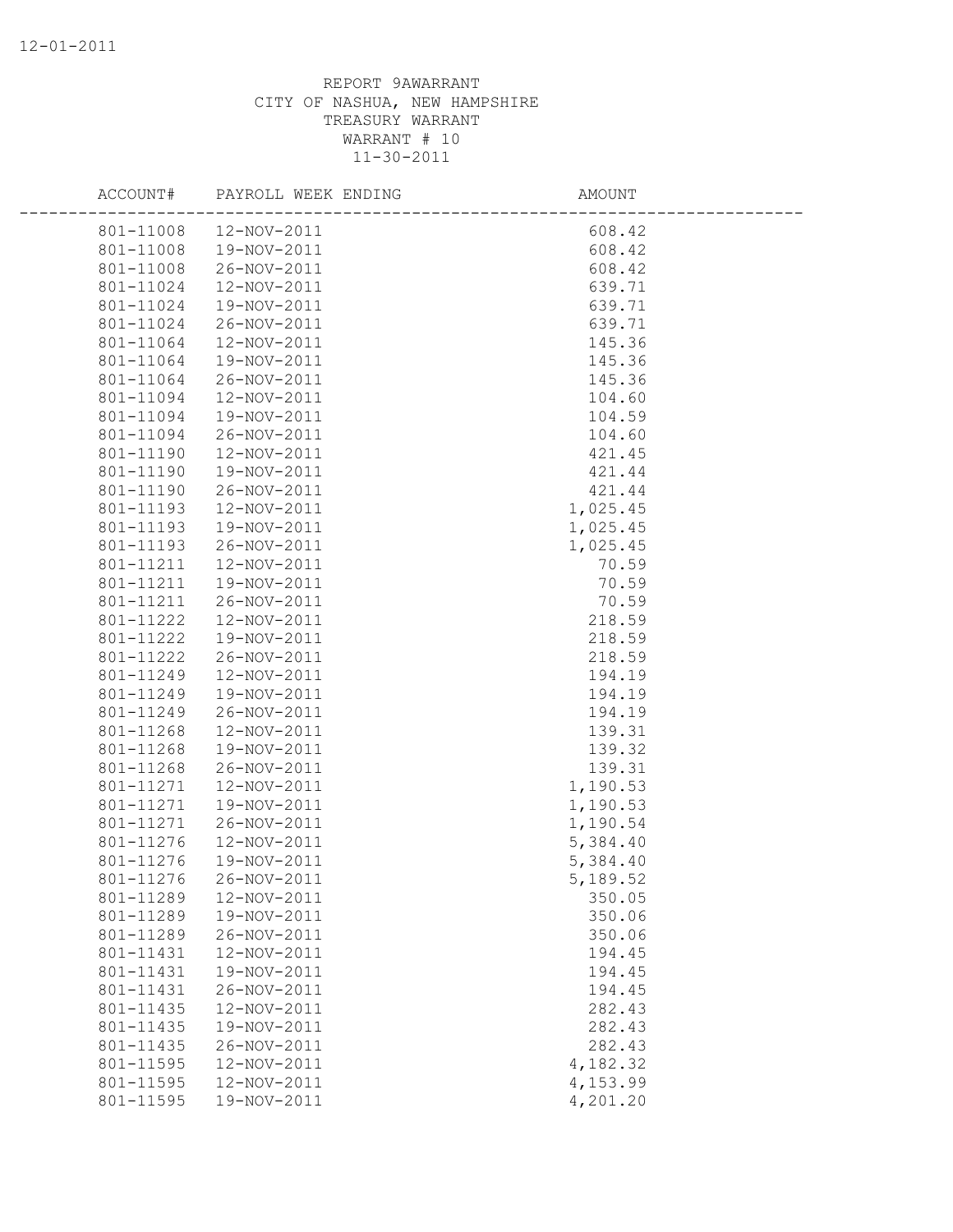REPORT 9AWARRANT
CITY OF NASHUA, NEW HAMPSHIRE
TREASURY WARRANT
WARRANT # 10
11-30-2011

| ACCOUNT# | PAYROLL WEEK ENDING | AMOUNT |
|---|---|---|
| 801-11008 | 12-NOV-2011 | 608.42 |
| 801-11008 | 19-NOV-2011 | 608.42 |
| 801-11008 | 26-NOV-2011 | 608.42 |
| 801-11024 | 12-NOV-2011 | 639.71 |
| 801-11024 | 19-NOV-2011 | 639.71 |
| 801-11024 | 26-NOV-2011 | 639.71 |
| 801-11064 | 12-NOV-2011 | 145.36 |
| 801-11064 | 19-NOV-2011 | 145.36 |
| 801-11064 | 26-NOV-2011 | 145.36 |
| 801-11094 | 12-NOV-2011 | 104.60 |
| 801-11094 | 19-NOV-2011 | 104.59 |
| 801-11094 | 26-NOV-2011 | 104.60 |
| 801-11190 | 12-NOV-2011 | 421.45 |
| 801-11190 | 19-NOV-2011 | 421.44 |
| 801-11190 | 26-NOV-2011 | 421.44 |
| 801-11193 | 12-NOV-2011 | 1,025.45 |
| 801-11193 | 19-NOV-2011 | 1,025.45 |
| 801-11193 | 26-NOV-2011 | 1,025.45 |
| 801-11211 | 12-NOV-2011 | 70.59 |
| 801-11211 | 19-NOV-2011 | 70.59 |
| 801-11211 | 26-NOV-2011 | 70.59 |
| 801-11222 | 12-NOV-2011 | 218.59 |
| 801-11222 | 19-NOV-2011 | 218.59 |
| 801-11222 | 26-NOV-2011 | 218.59 |
| 801-11249 | 12-NOV-2011 | 194.19 |
| 801-11249 | 19-NOV-2011 | 194.19 |
| 801-11249 | 26-NOV-2011 | 194.19 |
| 801-11268 | 12-NOV-2011 | 139.31 |
| 801-11268 | 19-NOV-2011 | 139.32 |
| 801-11268 | 26-NOV-2011 | 139.31 |
| 801-11271 | 12-NOV-2011 | 1,190.53 |
| 801-11271 | 19-NOV-2011 | 1,190.53 |
| 801-11271 | 26-NOV-2011 | 1,190.54 |
| 801-11276 | 12-NOV-2011 | 5,384.40 |
| 801-11276 | 19-NOV-2011 | 5,384.40 |
| 801-11276 | 26-NOV-2011 | 5,189.52 |
| 801-11289 | 12-NOV-2011 | 350.05 |
| 801-11289 | 19-NOV-2011 | 350.06 |
| 801-11289 | 26-NOV-2011 | 350.06 |
| 801-11431 | 12-NOV-2011 | 194.45 |
| 801-11431 | 19-NOV-2011 | 194.45 |
| 801-11431 | 26-NOV-2011 | 194.45 |
| 801-11435 | 12-NOV-2011 | 282.43 |
| 801-11435 | 19-NOV-2011 | 282.43 |
| 801-11435 | 26-NOV-2011 | 282.43 |
| 801-11595 | 12-NOV-2011 | 4,182.32 |
| 801-11595 | 12-NOV-2011 | 4,153.99 |
| 801-11595 | 19-NOV-2011 | 4,201.20 |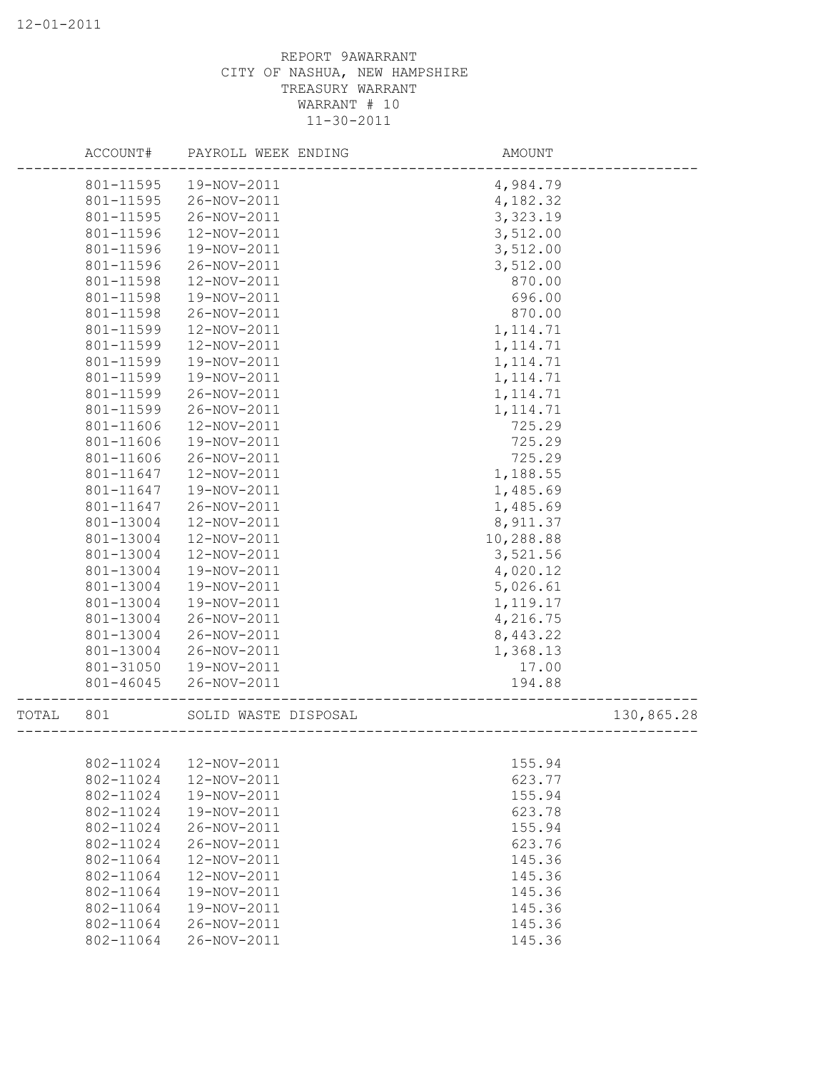REPORT 9AWARRANT
CITY OF NASHUA, NEW HAMPSHIRE
TREASURY WARRANT
WARRANT # 10
11-30-2011

| | ACCOUNT# | PAYROLL WEEK ENDING | AMOUNT | |
|---|---|---|---|---|
| | 801-11595 | 19-NOV-2011 | 4,984.79 | |
| | 801-11595 | 26-NOV-2011 | 4,182.32 | |
| | 801-11595 | 26-NOV-2011 | 3,323.19 | |
| | 801-11596 | 12-NOV-2011 | 3,512.00 | |
| | 801-11596 | 19-NOV-2011 | 3,512.00 | |
| | 801-11596 | 26-NOV-2011 | 3,512.00 | |
| | 801-11598 | 12-NOV-2011 | 870.00 | |
| | 801-11598 | 19-NOV-2011 | 696.00 | |
| | 801-11598 | 26-NOV-2011 | 870.00 | |
| | 801-11599 | 12-NOV-2011 | 1,114.71 | |
| | 801-11599 | 12-NOV-2011 | 1,114.71 | |
| | 801-11599 | 19-NOV-2011 | 1,114.71 | |
| | 801-11599 | 19-NOV-2011 | 1,114.71 | |
| | 801-11599 | 26-NOV-2011 | 1,114.71 | |
| | 801-11599 | 26-NOV-2011 | 1,114.71 | |
| | 801-11606 | 12-NOV-2011 | 725.29 | |
| | 801-11606 | 19-NOV-2011 | 725.29 | |
| | 801-11606 | 26-NOV-2011 | 725.29 | |
| | 801-11647 | 12-NOV-2011 | 1,188.55 | |
| | 801-11647 | 19-NOV-2011 | 1,485.69 | |
| | 801-11647 | 26-NOV-2011 | 1,485.69 | |
| | 801-13004 | 12-NOV-2011 | 8,911.37 | |
| | 801-13004 | 12-NOV-2011 | 10,288.88 | |
| | 801-13004 | 12-NOV-2011 | 3,521.56 | |
| | 801-13004 | 19-NOV-2011 | 4,020.12 | |
| | 801-13004 | 19-NOV-2011 | 5,026.61 | |
| | 801-13004 | 19-NOV-2011 | 1,119.17 | |
| | 801-13004 | 26-NOV-2011 | 4,216.75 | |
| | 801-13004 | 26-NOV-2011 | 8,443.22 | |
| | 801-13004 | 26-NOV-2011 | 1,368.13 | |
| | 801-31050 | 19-NOV-2011 | 17.00 | |
| | 801-46045 | 26-NOV-2011 | 194.88 | |
| TOTAL | 801 | SOLID WASTE DISPOSAL | | 130,865.28 |
| | 802-11024 | 12-NOV-2011 | 155.94 | |
| | 802-11024 | 12-NOV-2011 | 623.77 | |
| | 802-11024 | 19-NOV-2011 | 155.94 | |
| | 802-11024 | 19-NOV-2011 | 623.78 | |
| | 802-11024 | 26-NOV-2011 | 155.94 | |
| | 802-11024 | 26-NOV-2011 | 623.76 | |
| | 802-11064 | 12-NOV-2011 | 145.36 | |
| | 802-11064 | 12-NOV-2011 | 145.36 | |
| | 802-11064 | 19-NOV-2011 | 145.36 | |
| | 802-11064 | 19-NOV-2011 | 145.36 | |
| | 802-11064 | 26-NOV-2011 | 145.36 | |
| | 802-11064 | 26-NOV-2011 | 145.36 | |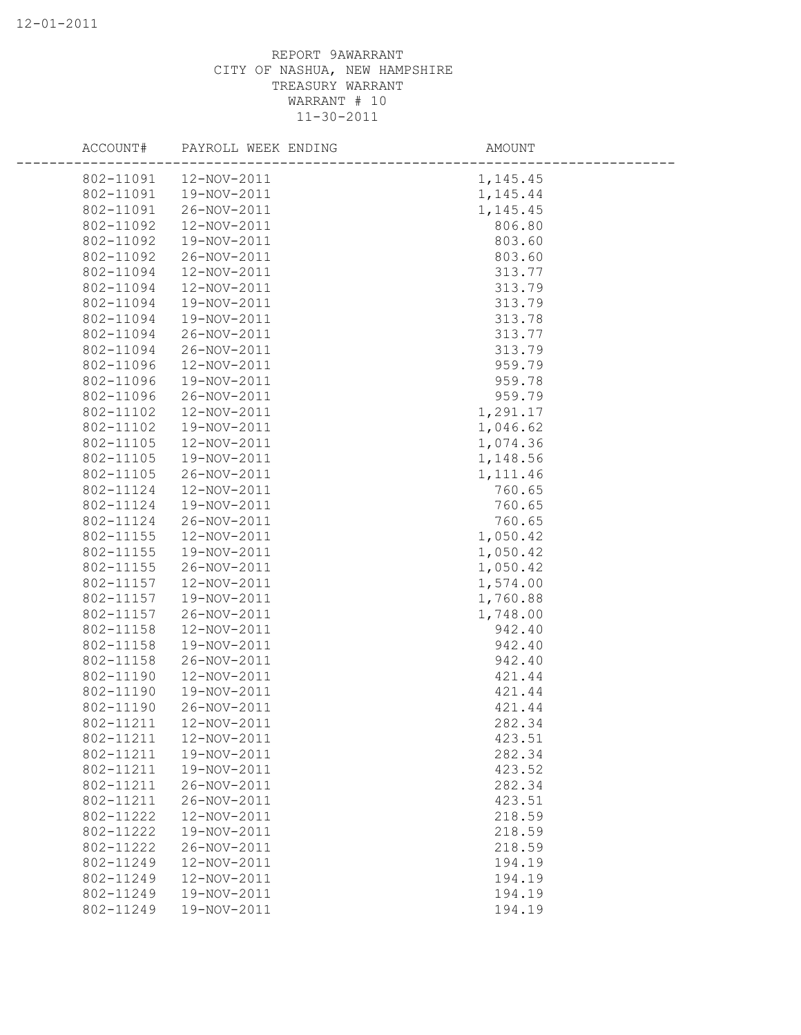REPORT 9AWARRANT
CITY OF NASHUA, NEW HAMPSHIRE
TREASURY WARRANT
WARRANT # 10
11-30-2011

| ACCOUNT# | PAYROLL WEEK ENDING | AMOUNT |
|---|---|---|
| 802-11091 | 12-NOV-2011 | 1,145.45 |
| 802-11091 | 19-NOV-2011 | 1,145.44 |
| 802-11091 | 26-NOV-2011 | 1,145.45 |
| 802-11092 | 12-NOV-2011 | 806.80 |
| 802-11092 | 19-NOV-2011 | 803.60 |
| 802-11092 | 26-NOV-2011 | 803.60 |
| 802-11094 | 12-NOV-2011 | 313.77 |
| 802-11094 | 12-NOV-2011 | 313.79 |
| 802-11094 | 19-NOV-2011 | 313.79 |
| 802-11094 | 19-NOV-2011 | 313.78 |
| 802-11094 | 26-NOV-2011 | 313.77 |
| 802-11094 | 26-NOV-2011 | 313.79 |
| 802-11096 | 12-NOV-2011 | 959.79 |
| 802-11096 | 19-NOV-2011 | 959.78 |
| 802-11096 | 26-NOV-2011 | 959.79 |
| 802-11102 | 12-NOV-2011 | 1,291.17 |
| 802-11102 | 19-NOV-2011 | 1,046.62 |
| 802-11105 | 12-NOV-2011 | 1,074.36 |
| 802-11105 | 19-NOV-2011 | 1,148.56 |
| 802-11105 | 26-NOV-2011 | 1,111.46 |
| 802-11124 | 12-NOV-2011 | 760.65 |
| 802-11124 | 19-NOV-2011 | 760.65 |
| 802-11124 | 26-NOV-2011 | 760.65 |
| 802-11155 | 12-NOV-2011 | 1,050.42 |
| 802-11155 | 19-NOV-2011 | 1,050.42 |
| 802-11155 | 26-NOV-2011 | 1,050.42 |
| 802-11157 | 12-NOV-2011 | 1,574.00 |
| 802-11157 | 19-NOV-2011 | 1,760.88 |
| 802-11157 | 26-NOV-2011 | 1,748.00 |
| 802-11158 | 12-NOV-2011 | 942.40 |
| 802-11158 | 19-NOV-2011 | 942.40 |
| 802-11158 | 26-NOV-2011 | 942.40 |
| 802-11190 | 12-NOV-2011 | 421.44 |
| 802-11190 | 19-NOV-2011 | 421.44 |
| 802-11190 | 26-NOV-2011 | 421.44 |
| 802-11211 | 12-NOV-2011 | 282.34 |
| 802-11211 | 12-NOV-2011 | 423.51 |
| 802-11211 | 19-NOV-2011 | 282.34 |
| 802-11211 | 19-NOV-2011 | 423.52 |
| 802-11211 | 26-NOV-2011 | 282.34 |
| 802-11211 | 26-NOV-2011 | 423.51 |
| 802-11222 | 12-NOV-2011 | 218.59 |
| 802-11222 | 19-NOV-2011 | 218.59 |
| 802-11222 | 26-NOV-2011 | 218.59 |
| 802-11249 | 12-NOV-2011 | 194.19 |
| 802-11249 | 12-NOV-2011 | 194.19 |
| 802-11249 | 19-NOV-2011 | 194.19 |
| 802-11249 | 19-NOV-2011 | 194.19 |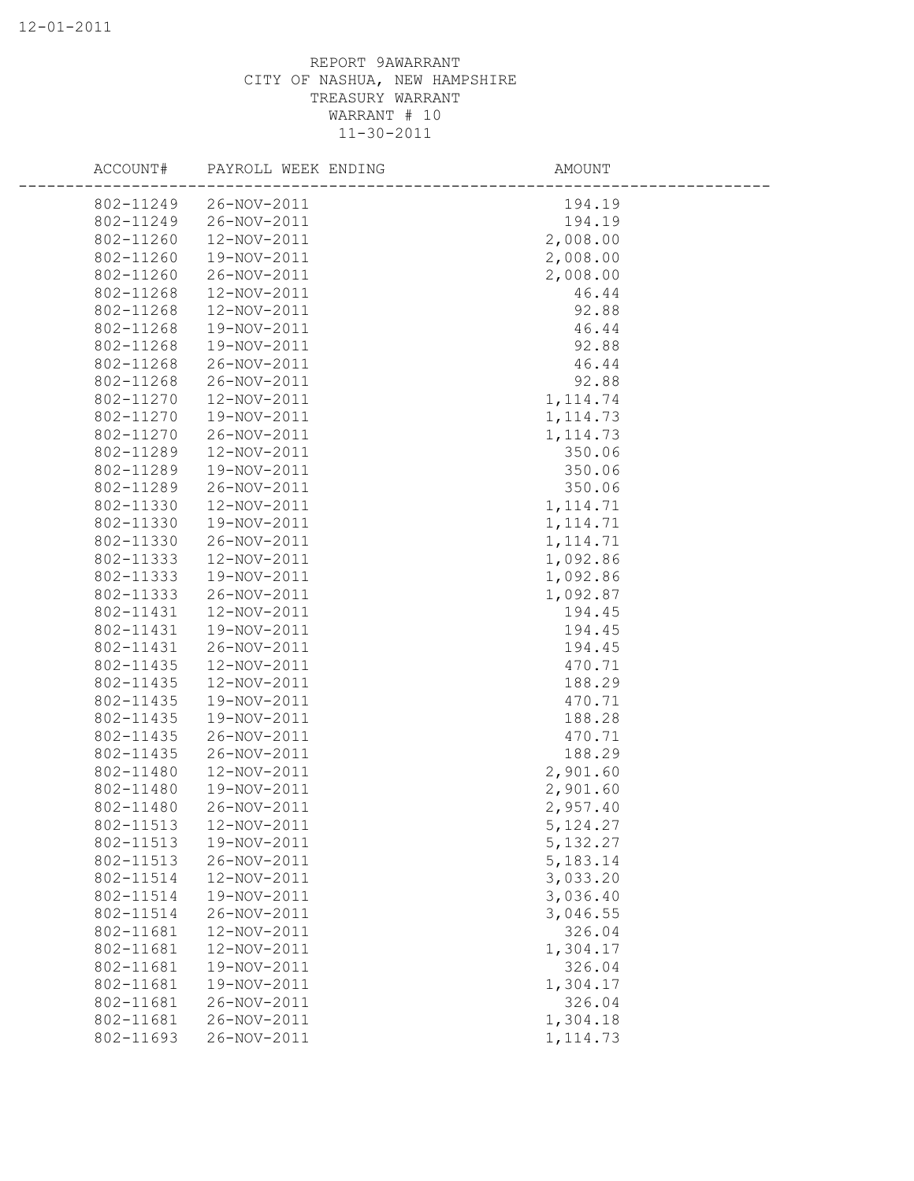REPORT 9AWARRANT
CITY OF NASHUA, NEW HAMPSHIRE
TREASURY WARRANT
WARRANT # 10
11-30-2011

| ACCOUNT# | PAYROLL WEEK ENDING | AMOUNT |
|---|---|---|
| 802-11249 | 26-NOV-2011 | 194.19 |
| 802-11249 | 26-NOV-2011 | 194.19 |
| 802-11260 | 12-NOV-2011 | 2,008.00 |
| 802-11260 | 19-NOV-2011 | 2,008.00 |
| 802-11260 | 26-NOV-2011 | 2,008.00 |
| 802-11268 | 12-NOV-2011 | 46.44 |
| 802-11268 | 12-NOV-2011 | 92.88 |
| 802-11268 | 19-NOV-2011 | 46.44 |
| 802-11268 | 19-NOV-2011 | 92.88 |
| 802-11268 | 26-NOV-2011 | 46.44 |
| 802-11268 | 26-NOV-2011 | 92.88 |
| 802-11270 | 12-NOV-2011 | 1,114.74 |
| 802-11270 | 19-NOV-2011 | 1,114.73 |
| 802-11270 | 26-NOV-2011 | 1,114.73 |
| 802-11289 | 12-NOV-2011 | 350.06 |
| 802-11289 | 19-NOV-2011 | 350.06 |
| 802-11289 | 26-NOV-2011 | 350.06 |
| 802-11330 | 12-NOV-2011 | 1,114.71 |
| 802-11330 | 19-NOV-2011 | 1,114.71 |
| 802-11330 | 26-NOV-2011 | 1,114.71 |
| 802-11333 | 12-NOV-2011 | 1,092.86 |
| 802-11333 | 19-NOV-2011 | 1,092.86 |
| 802-11333 | 26-NOV-2011 | 1,092.87 |
| 802-11431 | 12-NOV-2011 | 194.45 |
| 802-11431 | 19-NOV-2011 | 194.45 |
| 802-11431 | 26-NOV-2011 | 194.45 |
| 802-11435 | 12-NOV-2011 | 470.71 |
| 802-11435 | 12-NOV-2011 | 188.29 |
| 802-11435 | 19-NOV-2011 | 470.71 |
| 802-11435 | 19-NOV-2011 | 188.28 |
| 802-11435 | 26-NOV-2011 | 470.71 |
| 802-11435 | 26-NOV-2011 | 188.29 |
| 802-11480 | 12-NOV-2011 | 2,901.60 |
| 802-11480 | 19-NOV-2011 | 2,901.60 |
| 802-11480 | 26-NOV-2011 | 2,957.40 |
| 802-11513 | 12-NOV-2011 | 5,124.27 |
| 802-11513 | 19-NOV-2011 | 5,132.27 |
| 802-11513 | 26-NOV-2011 | 5,183.14 |
| 802-11514 | 12-NOV-2011 | 3,033.20 |
| 802-11514 | 19-NOV-2011 | 3,036.40 |
| 802-11514 | 26-NOV-2011 | 3,046.55 |
| 802-11681 | 12-NOV-2011 | 326.04 |
| 802-11681 | 12-NOV-2011 | 1,304.17 |
| 802-11681 | 19-NOV-2011 | 326.04 |
| 802-11681 | 19-NOV-2011 | 1,304.17 |
| 802-11681 | 26-NOV-2011 | 326.04 |
| 802-11681 | 26-NOV-2011 | 1,304.18 |
| 802-11693 | 26-NOV-2011 | 1,114.73 |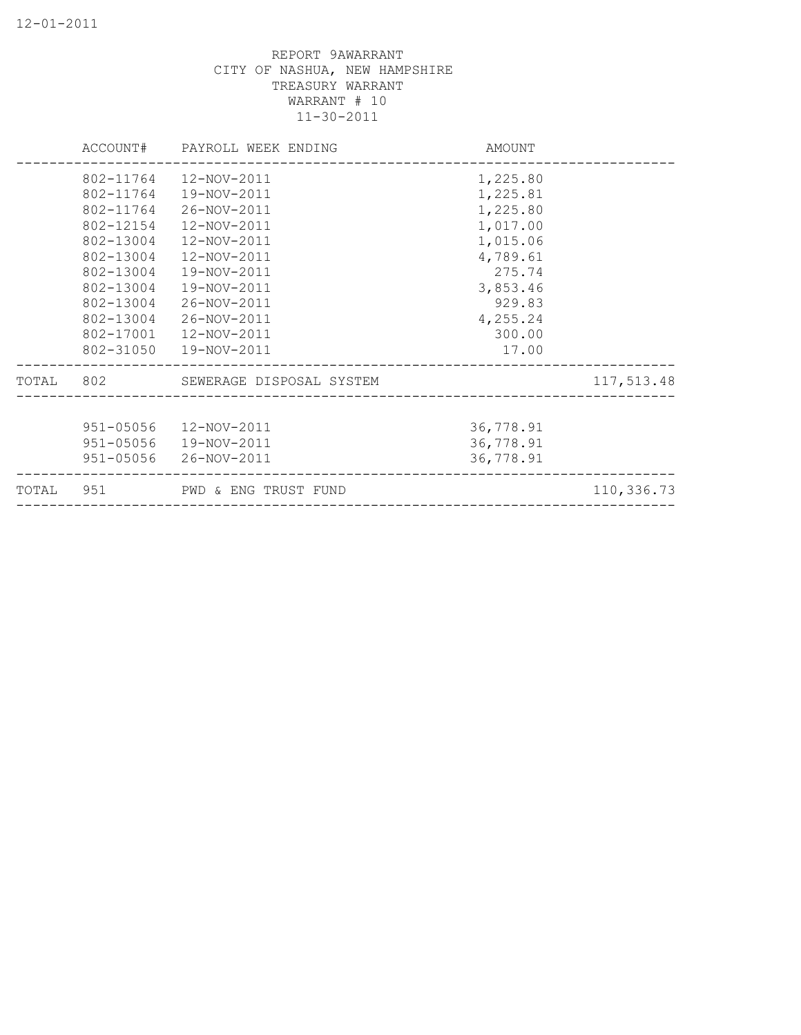REPORT 9AWARRANT
CITY OF NASHUA, NEW HAMPSHIRE
TREASURY WARRANT
WARRANT # 10
11-30-2011

| | ACCOUNT# | PAYROLL WEEK ENDING | AMOUNT | |
|---|---|---|---|---|
| | 802-11764 | 12-NOV-2011 | 1,225.80 | |
| | 802-11764 | 19-NOV-2011 | 1,225.81 | |
| | 802-11764 | 26-NOV-2011 | 1,225.80 | |
| | 802-12154 | 12-NOV-2011 | 1,017.00 | |
| | 802-13004 | 12-NOV-2011 | 1,015.06 | |
| | 802-13004 | 12-NOV-2011 | 4,789.61 | |
| | 802-13004 | 19-NOV-2011 | 275.74 | |
| | 802-13004 | 19-NOV-2011 | 3,853.46 | |
| | 802-13004 | 26-NOV-2011 | 929.83 | |
| | 802-13004 | 26-NOV-2011 | 4,255.24 | |
| | 802-17001 | 12-NOV-2011 | 300.00 | |
| | 802-31050 | 19-NOV-2011 | 17.00 | |
| TOTAL | 802 | SEWERAGE DISPOSAL SYSTEM | | 117,513.48 |
| | 951-05056 | 12-NOV-2011 | 36,778.91 | |
| | 951-05056 | 19-NOV-2011 | 36,778.91 | |
| | 951-05056 | 26-NOV-2011 | 36,778.91 | |
| TOTAL | 951 | PWD & ENG TRUST FUND | | 110,336.73 |